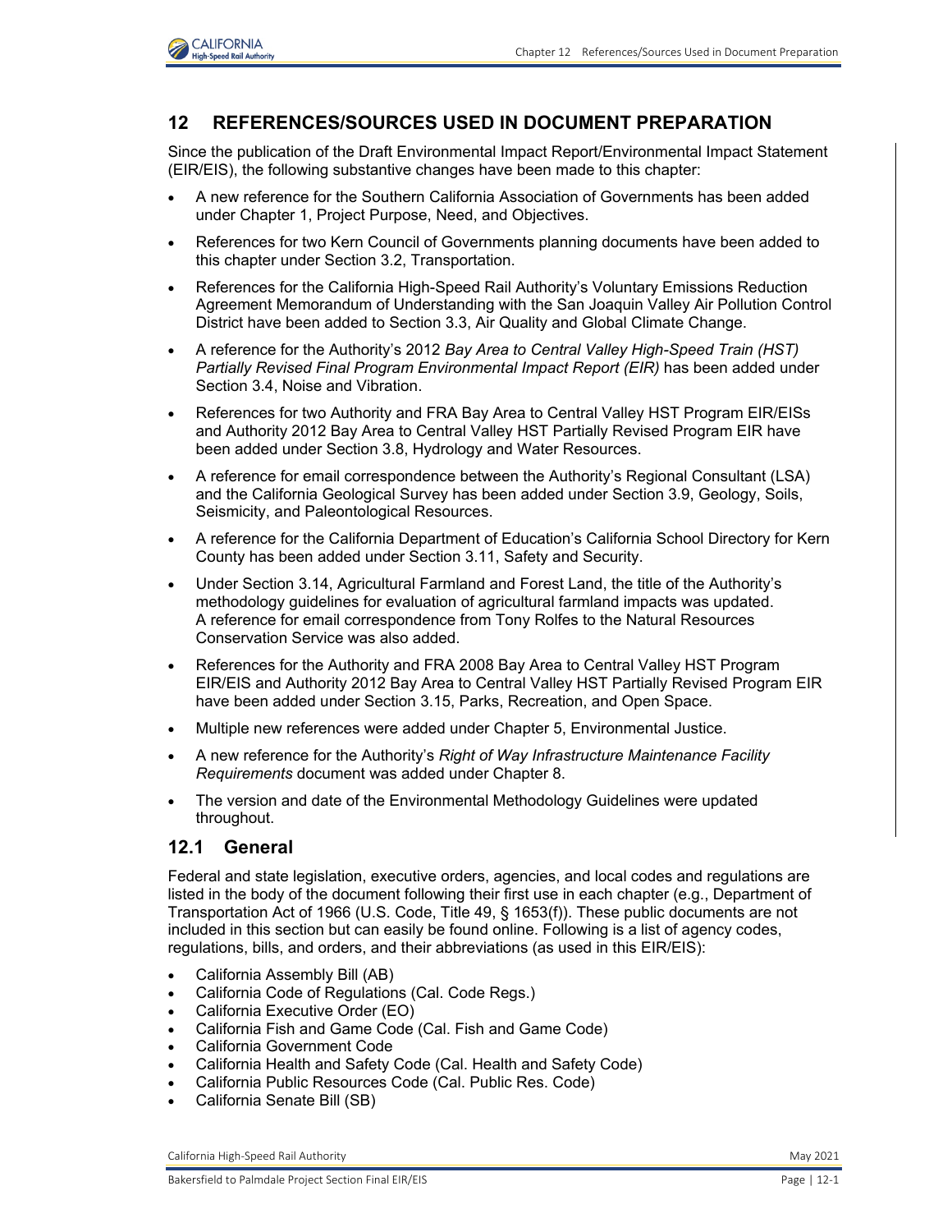# 12 REFERENCES/SOURCES USED IN DOCUMENT PREPARATION

Since the publication of the Draft Environmental Impact Report/Environmental Impact Statement (EIR/EIS), the following substantive changes have been made to this chapter:

- A new reference for the Southern California Association of Governments has been added under Chapter 1, Project Purpose, Need, and Objectives.
- References for two Kern Council of Governments planning documents have been added to this chapter under Section 3.2, Transportation.
- References for the California High-Speed Rail Authority's Voluntary Emissions Reduction Agreement Memorandum of Understanding with the San Joaquin Valley Air Pollution Control District have been added to Section 3.3, Air Quality and Global Climate Change.
- A reference for the Authority's 2012 *Bay Area to Central Valley High-Speed Train (HST) Partially Revised Final Program Environmental Impact Report (EIR)* has been added under Section 3.4, Noise and Vibration.
- References for two Authority and FRA Bay Area to Central Valley HST Program EIR/EISs and Authority 2012 Bay Area to Central Valley HST Partially Revised Program EIR have been added under Section 3.8, Hydrology and Water Resources.
- A reference for email correspondence between the Authority's Regional Consultant (LSA) and the California Geological Survey has been added under Section 3.9, Geology, Soils, Seismicity, and Paleontological Resources.
- A reference for the California Department of Education's California School Directory for Kern County has been added under Section 3.11, Safety and Security.
- Under Section 3.14, Agricultural Farmland and Forest Land, the title of the Authority's methodology guidelines for evaluation of agricultural farmland impacts was updated. A reference for email correspondence from Tony Rolfes to the Natural Resources Conservation Service was also added.
- References for the Authority and FRA 2008 Bay Area to Central Valley HST Program EIR/EIS and Authority 2012 Bay Area to Central Valley HST Partially Revised Program EIR have been added under Section 3.15, Parks, Recreation, and Open Space.
- Multiple new references were added under Chapter 5, Environmental Justice.
- A new reference for the Authority's *Right of Way Infrastructure Maintenance Facility Requirements* document was added under Chapter 8.
- The version and date of the Environmental Methodology Guidelines were updated throughout.

## 12.1 General

Federal and state legislation, executive orders, agencies, and local codes and regulations are listed in the body of the document following their first use in each chapter (e.g., Department of Transportation Act of 1966 (U.S. Code, Title 49, § 1653(f)). These public documents are not included in this section but can easily be found online. Following is a list of agency codes, regulations, bills, and orders, and their abbreviations (as used in this EIR/EIS):

- California Assembly Bill (AB)
- California Code of Regulations (Cal. Code Regs.)
- California Executive Order (EO)
- California Fish and Game Code (Cal. Fish and Game Code)
- California Government Code
- California Health and Safety Code (Cal. Health and Safety Code)
- California Public Resources Code (Cal. Public Res. Code)
- California Senate Bill (SB)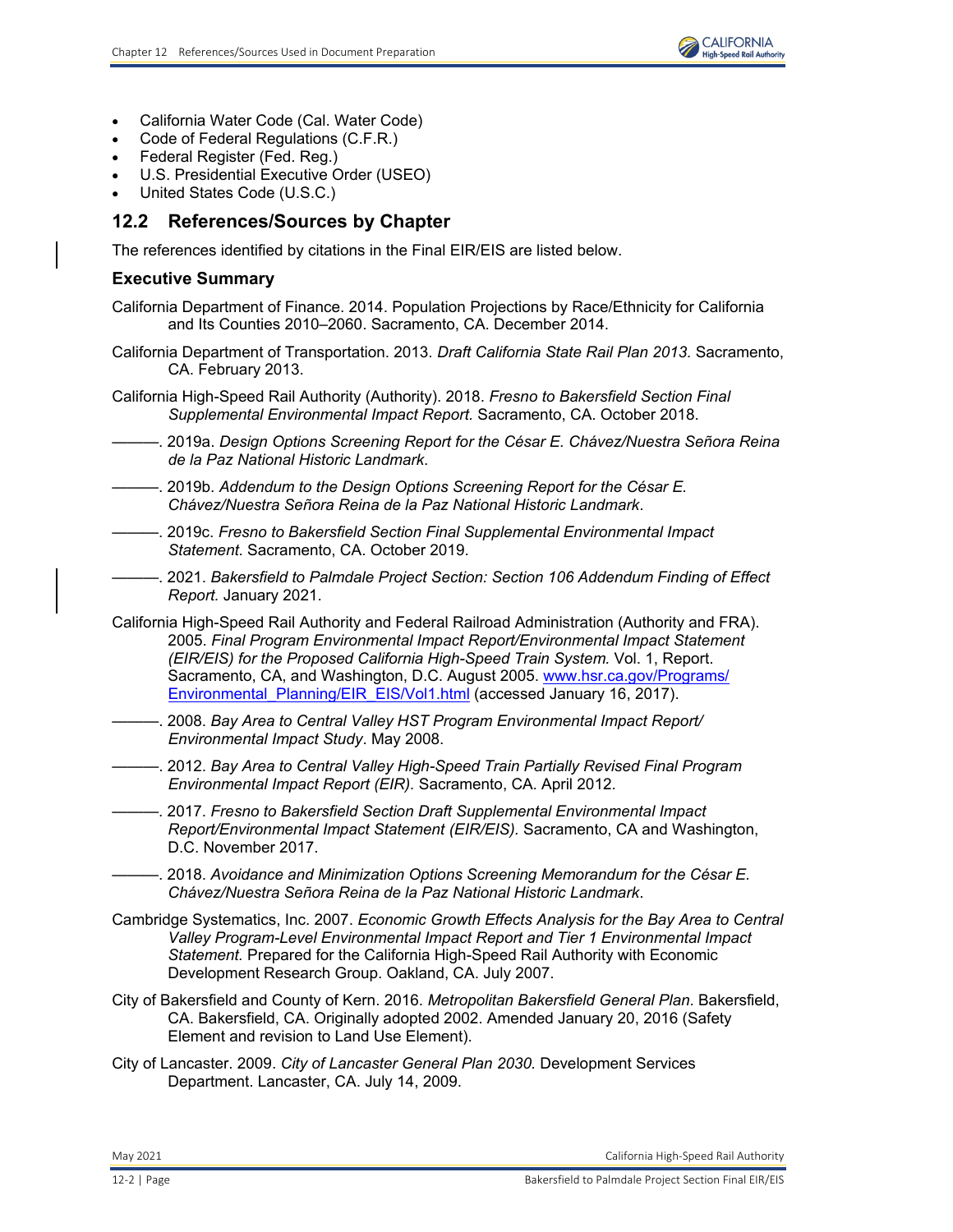- California Water Code (Cal. Water Code)
- Code of Federal Regulations (C.F.R.)
- Federal Register (Fed. Reg.)
- U.S. Presidential Executive Order (USEO)
- United States Code (U.S.C.)

## 12.2 References/Sources by Chapter

The references identified by citations in the Final EIR/EIS are listed below.

### Executive Summary

California Department of Finance. 2014. Population Projections by Race/Ethnicity for California and Its Counties 2010–2060. Sacramento, CA. December 2014.

California Department of Transportation. 2013. *Draft California State Rail Plan 2013.* Sacramento, CA. February 2013.

California High-Speed Rail Authority (Authority). 2018. *Fresno to Bakersfield Section Final Supplemental Environmental Impact Report.* Sacramento, CA. October 2018.

———. 2019a. *Design Options Screening Report for the César E. Chávez/Nuestra Señora Reina de la Paz National Historic Landmark*.

———. 2019b. *Addendum to the Design Options Screening Report for the César E. Chávez/Nuestra Señora Reina de la Paz National Historic Landmark*.

———. 2019c. *Fresno to Bakersfield Section Final Supplemental Environmental Impact Statement*. Sacramento, CA. October 2019.

———. 2021. *Bakersfield to Palmdale Project Section: Section 106 Addendum Finding of Effect Report.* January 2021.

California High-Speed Rail Authority and Federal Railroad Administration (Authority and FRA). 2005. *Final Program Environmental Impact Report/Environmental Impact Statement (EIR/EIS) for the Proposed California High-Speed Train System.* Vol. 1, Report. Sacramento, CA, and Washington, D.C. August 2005. www.hsr.ca.gov/Programs/Environmental_Planning/EIR_EIS/Vol1.html (accessed January 16, 2017).

———. 2008. *Bay Area to Central Valley HST Program Environmental Impact Report/ Environmental Impact Study*. May 2008.

———. 2012. *Bay Area to Central Valley High-Speed Train Partially Revised Final Program Environmental Impact Report (EIR).* Sacramento, CA. April 2012.

———. 2017. *Fresno to Bakersfield Section Draft Supplemental Environmental Impact Report/Environmental Impact Statement (EIR/EIS).* Sacramento, CA and Washington, D.C. November 2017.

———. 2018. *Avoidance and Minimization Options Screening Memorandum for the César E. Chávez/Nuestra Señora Reina de la Paz National Historic Landmark*.

Cambridge Systematics, Inc. 2007. *Economic Growth Effects Analysis for the Bay Area to Central Valley Program-Level Environmental Impact Report and Tier 1 Environmental Impact Statement.* Prepared for the California High-Speed Rail Authority with Economic Development Research Group. Oakland, CA. July 2007.

City of Bakersfield and County of Kern. 2016. *Metropolitan Bakersfield General Plan*. Bakersfield, CA. Bakersfield, CA. Originally adopted 2002. Amended January 20, 2016 (Safety Element and revision to Land Use Element).

City of Lancaster. 2009. *City of Lancaster General Plan 2030.* Development Services Department. Lancaster, CA. July 14, 2009.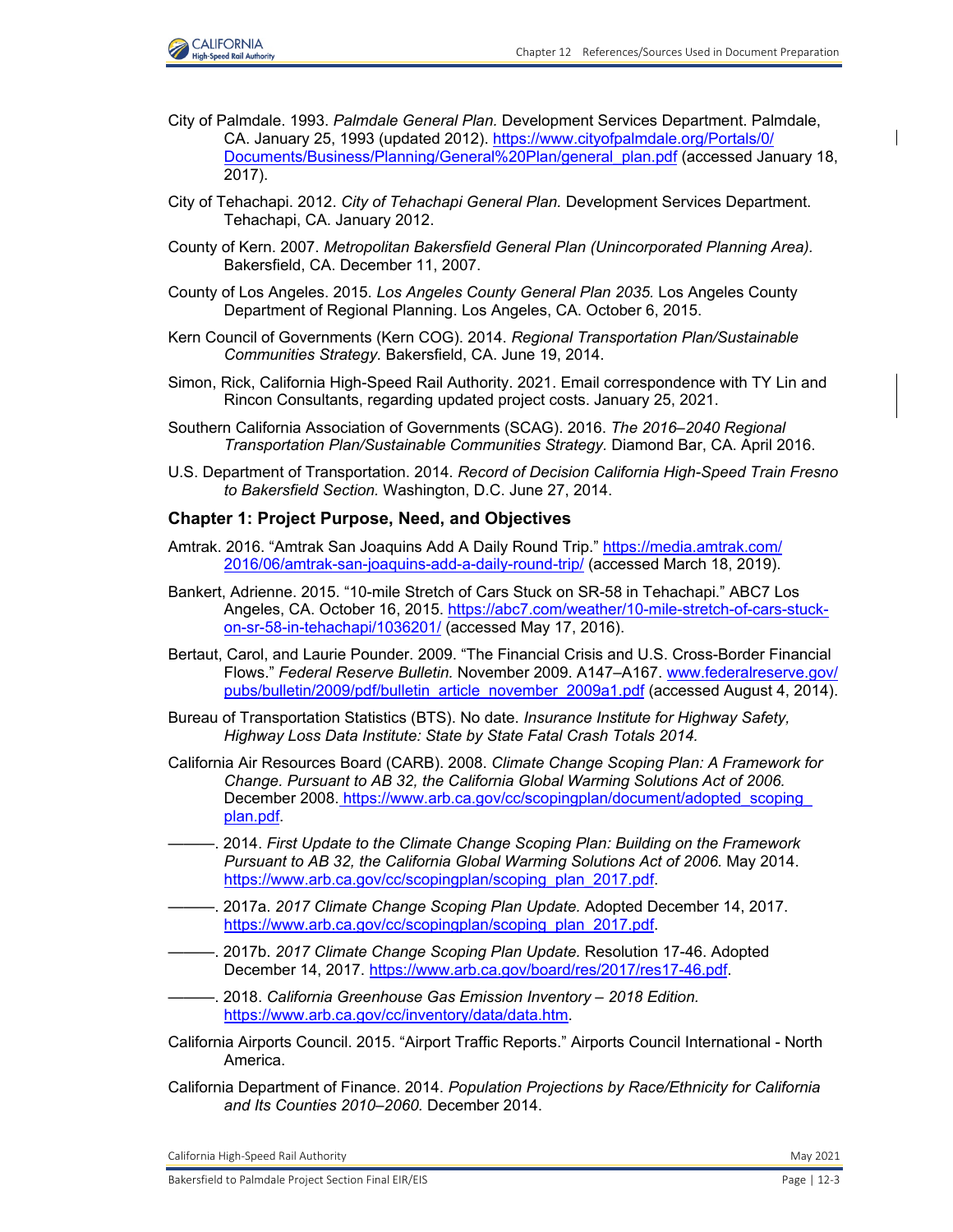City of Palmdale. 1993. *Palmdale General Plan.* Development Services Department. Palmdale, CA. January 25, 1993 (updated 2012). https://www.cityofpalmdale.org/Portals/0/Documents/Business/Planning/General%20Plan/general_plan.pdf (accessed January 18, 2017).

City of Tehachapi. 2012. *City of Tehachapi General Plan.* Development Services Department. Tehachapi, CA. January 2012.

County of Kern. 2007. *Metropolitan Bakersfield General Plan (Unincorporated Planning Area).* Bakersfield, CA. December 11, 2007.

County of Los Angeles. 2015. *Los Angeles County General Plan 2035.* Los Angeles County Department of Regional Planning. Los Angeles, CA. October 6, 2015.

Kern Council of Governments (Kern COG). 2014. *Regional Transportation Plan/Sustainable Communities Strategy.* Bakersfield, CA. June 19, 2014.

Simon, Rick, California High-Speed Rail Authority. 2021. Email correspondence with TY Lin and Rincon Consultants, regarding updated project costs. January 25, 2021.

Southern California Association of Governments (SCAG). 2016. *The 2016–2040 Regional Transportation Plan/Sustainable Communities Strategy.* Diamond Bar, CA. April 2016.

U.S. Department of Transportation. 2014. *Record of Decision California High-Speed Train Fresno to Bakersfield Section.* Washington, D.C. June 27, 2014.

### Chapter 1: Project Purpose, Need, and Objectives

Amtrak. 2016. "Amtrak San Joaquins Add A Daily Round Trip." https://media.amtrak.com/2016/06/amtrak-san-joaquins-add-a-daily-round-trip/ (accessed March 18, 2019).

Bankert, Adrienne. 2015. "10-mile Stretch of Cars Stuck on SR-58 in Tehachapi." ABC7 Los Angeles, CA. October 16, 2015. https://abc7.com/weather/10-mile-stretch-of-cars-stuck-on-sr-58-in-tehachapi/1036201/ (accessed May 17, 2016).

Bertaut, Carol, and Laurie Pounder. 2009. "The Financial Crisis and U.S. Cross-Border Financial Flows." *Federal Reserve Bulletin.* November 2009. A147–A167. www.federalreserve.gov/pubs/bulletin/2009/pdf/bulletin_article_november_2009a1.pdf (accessed August 4, 2014).

Bureau of Transportation Statistics (BTS). No date. *Insurance Institute for Highway Safety, Highway Loss Data Institute: State by State Fatal Crash Totals 2014.*

California Air Resources Board (CARB). 2008. *Climate Change Scoping Plan: A Framework for Change. Pursuant to AB 32, the California Global Warming Solutions Act of 2006.* December 2008. https://www.arb.ca.gov/cc/scopingplan/document/adopted_scoping_plan.pdf.

———. 2014. *First Update to the Climate Change Scoping Plan: Building on the Framework Pursuant to AB 32, the California Global Warming Solutions Act of 2006.* May 2014. https://www.arb.ca.gov/cc/scopingplan/scoping_plan_2017.pdf.

———. 2017a. *2017 Climate Change Scoping Plan Update.* Adopted December 14, 2017. https://www.arb.ca.gov/cc/scopingplan/scoping_plan_2017.pdf.

———. 2017b. *2017 Climate Change Scoping Plan Update.* Resolution 17-46. Adopted December 14, 2017. https://www.arb.ca.gov/board/res/2017/res17-46.pdf.

———. 2018. *California Greenhouse Gas Emission Inventory – 2018 Edition.* https://www.arb.ca.gov/cc/inventory/data/data.htm.

California Airports Council. 2015. "Airport Traffic Reports." Airports Council International - North America.

California Department of Finance. 2014. *Population Projections by Race/Ethnicity for California and Its Counties 2010–2060.* December 2014.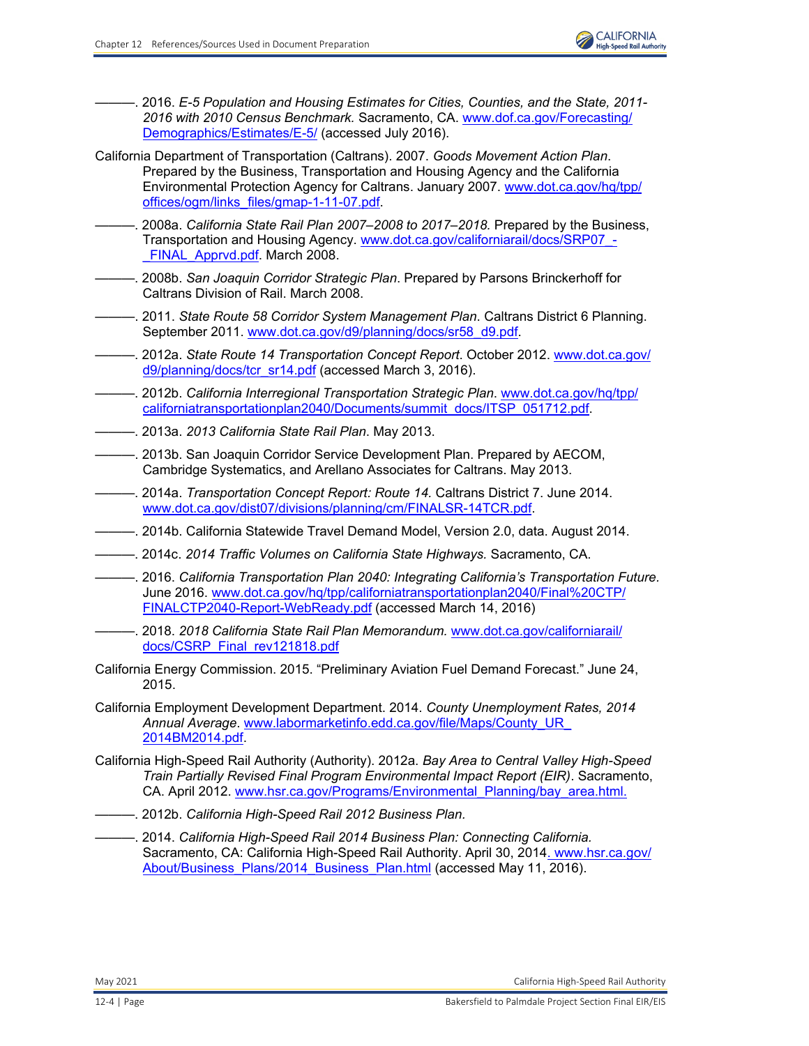———. 2016. *E-5 Population and Housing Estimates for Cities, Counties, and the State, 2011-2016 with 2010 Census Benchmark.* Sacramento, CA. www.dof.ca.gov/Forecasting/Demographics/Estimates/E-5/ (accessed July 2016).

California Department of Transportation (Caltrans). 2007. *Goods Movement Action Plan*. Prepared by the Business, Transportation and Housing Agency and the California Environmental Protection Agency for Caltrans. January 2007. www.dot.ca.gov/hq/tpp/offices/ogm/links_files/gmap-1-11-07.pdf.

———. 2008a. *California State Rail Plan 2007–2008 to 2017–2018.* Prepared by the Business, Transportation and Housing Agency. www.dot.ca.gov/californiarail/docs/SRP07_-_FINAL_Apprvd.pdf. March 2008.

———. 2008b. *San Joaquin Corridor Strategic Plan*. Prepared by Parsons Brinckerhoff for Caltrans Division of Rail. March 2008.

———. 2011. *State Route 58 Corridor System Management Plan*. Caltrans District 6 Planning. September 2011. www.dot.ca.gov/d9/planning/docs/sr58_d9.pdf.

———. 2012a. *State Route 14 Transportation Concept Report*. October 2012. www.dot.ca.gov/d9/planning/docs/tcr_sr14.pdf (accessed March 3, 2016).

———. 2012b. *California Interregional Transportation Strategic Plan*. www.dot.ca.gov/hq/tpp/californiatransportationplan2040/Documents/summit_docs/ITSP_051712.pdf.

———. 2013a. *2013 California State Rail Plan*. May 2013.

———. 2013b. San Joaquin Corridor Service Development Plan. Prepared by AECOM, Cambridge Systematics, and Arellano Associates for Caltrans. May 2013.

———. 2014a. *Transportation Concept Report: Route 14.* Caltrans District 7. June 2014. www.dot.ca.gov/dist07/divisions/planning/cm/FINALSR-14TCR.pdf.

———. 2014b. California Statewide Travel Demand Model, Version 2.0, data. August 2014.

———. 2014c. *2014 Traffic Volumes on California State Highways.* Sacramento, CA.

———. 2016. *California Transportation Plan 2040: Integrating California's Transportation Future.* June 2016. www.dot.ca.gov/hq/tpp/californiatransportationplan2040/Final%20CTP/FINALCTP2040-Report-WebReady.pdf (accessed March 14, 2016)

———. 2018. *2018 California State Rail Plan Memorandum.* www.dot.ca.gov/californiarail/docs/CSRP_Final_rev121818.pdf

California Energy Commission. 2015. "Preliminary Aviation Fuel Demand Forecast." June 24, 2015.

California Employment Development Department. 2014. *County Unemployment Rates, 2014 Annual Average*. www.labormarketinfo.edd.ca.gov/file/Maps/County_UR_2014BM2014.pdf.

California High-Speed Rail Authority (Authority). 2012a. *Bay Area to Central Valley High-Speed Train Partially Revised Final Program Environmental Impact Report (EIR)*. Sacramento, CA. April 2012. www.hsr.ca.gov/Programs/Environmental_Planning/bay_area.html.

———. 2012b. *California High-Speed Rail 2012 Business Plan.*

———. 2014. *California High-Speed Rail 2014 Business Plan: Connecting California.* Sacramento, CA: California High-Speed Rail Authority. April 30, 2014. www.hsr.ca.gov/About/Business_Plans/2014_Business_Plan.html (accessed May 11, 2016).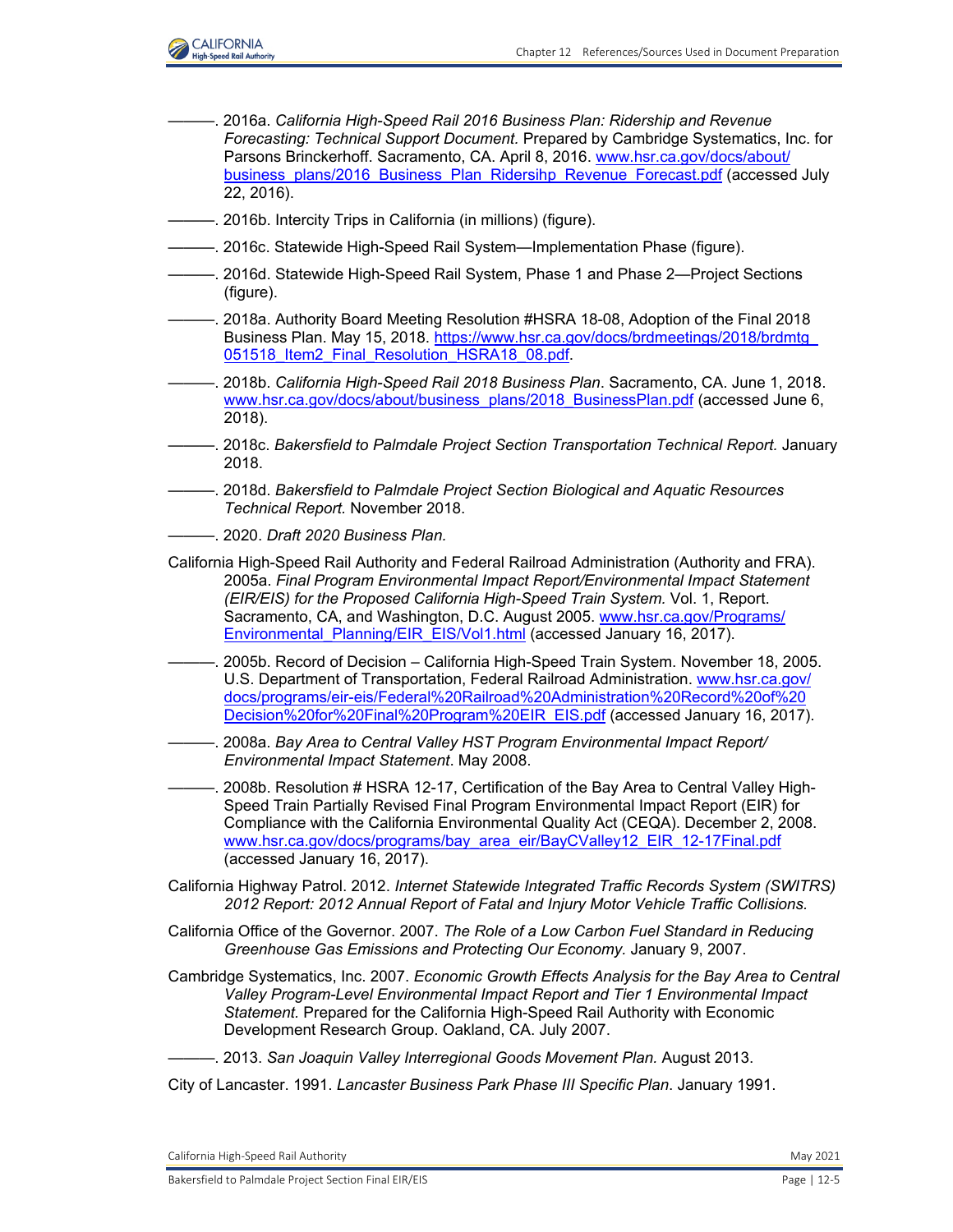———. 2016a. *California High-Speed Rail 2016 Business Plan: Ridership and Revenue Forecasting: Technical Support Document.* Prepared by Cambridge Systematics, Inc. for Parsons Brinckerhoff. Sacramento, CA. April 8, 2016. www.hsr.ca.gov/docs/about/business_plans/2016_Business_Plan_Ridersihp_Revenue_Forecast.pdf (accessed July 22, 2016).

———. 2016b. Intercity Trips in California (in millions) (figure).

———. 2016c. Statewide High-Speed Rail System—Implementation Phase (figure).

———. 2016d. Statewide High-Speed Rail System, Phase 1 and Phase 2—Project Sections (figure).

———. 2018a. Authority Board Meeting Resolution #HSRA 18-08, Adoption of the Final 2018 Business Plan. May 15, 2018. https://www.hsr.ca.gov/docs/brdmeetings/2018/brdmtg_051518_Item2_Final_Resolution_HSRA18_08.pdf.

———. 2018b. *California High-Speed Rail 2018 Business Plan*. Sacramento, CA. June 1, 2018. www.hsr.ca.gov/docs/about/business_plans/2018_BusinessPlan.pdf (accessed June 6, 2018).

———. 2018c. *Bakersfield to Palmdale Project Section Transportation Technical Report.* January 2018.

———. 2018d. *Bakersfield to Palmdale Project Section Biological and Aquatic Resources Technical Report.* November 2018.

———. 2020. *Draft 2020 Business Plan.*

California High-Speed Rail Authority and Federal Railroad Administration (Authority and FRA). 2005a. *Final Program Environmental Impact Report/Environmental Impact Statement (EIR/EIS) for the Proposed California High-Speed Train System.* Vol. 1, Report. Sacramento, CA, and Washington, D.C. August 2005. www.hsr.ca.gov/Programs/Environmental_Planning/EIR_EIS/Vol1.html (accessed January 16, 2017).

———. 2005b. Record of Decision – California High-Speed Train System. November 18, 2005. U.S. Department of Transportation, Federal Railroad Administration. www.hsr.ca.gov/docs/programs/eir-eis/Federal%20Railroad%20Administration%20Record%20of%20Decision%20for%20Final%20Program%20EIR_EIS.pdf (accessed January 16, 2017).

———. 2008a. *Bay Area to Central Valley HST Program Environmental Impact Report/ Environmental Impact Statement*. May 2008.

———. 2008b. Resolution # HSRA 12-17, Certification of the Bay Area to Central Valley High-Speed Train Partially Revised Final Program Environmental Impact Report (EIR) for Compliance with the California Environmental Quality Act (CEQA). December 2, 2008. www.hsr.ca.gov/docs/programs/bay_area_eir/BayCValley12_EIR_12-17Final.pdf (accessed January 16, 2017).

California Highway Patrol. 2012. *Internet Statewide Integrated Traffic Records System (SWITRS) 2012 Report: 2012 Annual Report of Fatal and Injury Motor Vehicle Traffic Collisions.*

California Office of the Governor. 2007. *The Role of a Low Carbon Fuel Standard in Reducing Greenhouse Gas Emissions and Protecting Our Economy.* January 9, 2007.

Cambridge Systematics, Inc. 2007. *Economic Growth Effects Analysis for the Bay Area to Central Valley Program-Level Environmental Impact Report and Tier 1 Environmental Impact Statement.* Prepared for the California High-Speed Rail Authority with Economic Development Research Group. Oakland, CA. July 2007.

———. 2013. *San Joaquin Valley Interregional Goods Movement Plan.* August 2013.

City of Lancaster. 1991. *Lancaster Business Park Phase III Specific Plan*. January 1991.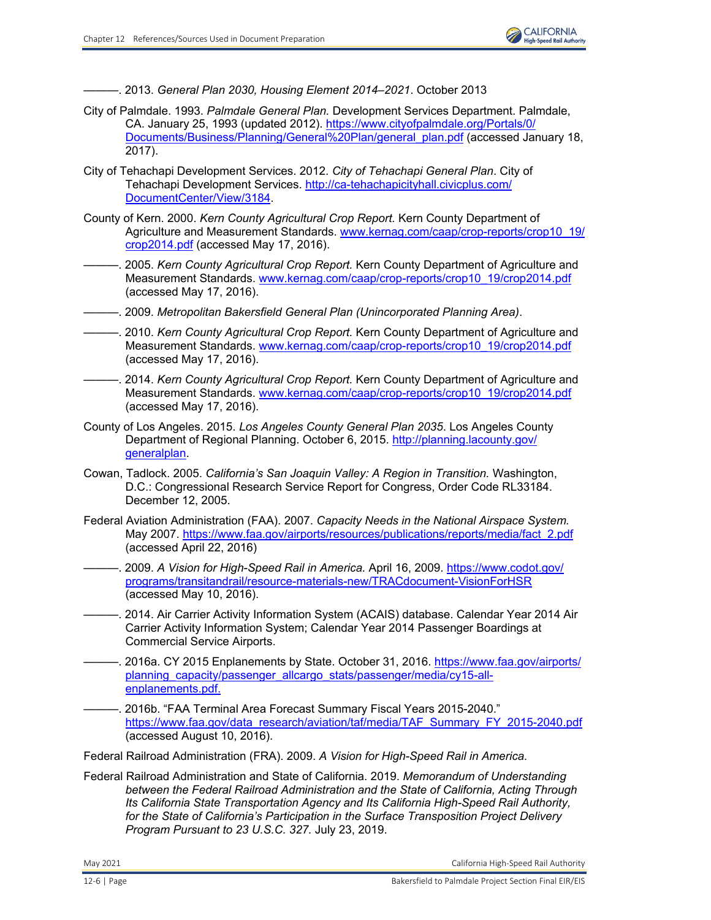———. 2013. *General Plan 2030, Housing Element 2014–2021*. October 2013

City of Palmdale. 1993. *Palmdale General Plan.* Development Services Department. Palmdale, CA. January 25, 1993 (updated 2012). https://www.cityofpalmdale.org/Portals/0/Documents/Business/Planning/General%20Plan/general_plan.pdf (accessed January 18, 2017).

City of Tehachapi Development Services. 2012. *City of Tehachapi General Plan*. City of Tehachapi Development Services. http://ca-tehachapicityhall.civicplus.com/DocumentCenter/View/3184.

County of Kern. 2000. *Kern County Agricultural Crop Report.* Kern County Department of Agriculture and Measurement Standards. www.kernag.com/caap/crop-reports/crop10_19/crop2014.pdf (accessed May 17, 2016).

———. 2005. *Kern County Agricultural Crop Report.* Kern County Department of Agriculture and Measurement Standards. www.kernag.com/caap/crop-reports/crop10_19/crop2014.pdf (accessed May 17, 2016).

———. 2009. *Metropolitan Bakersfield General Plan (Unincorporated Planning Area)*.

———. 2010. *Kern County Agricultural Crop Report.* Kern County Department of Agriculture and Measurement Standards. www.kernag.com/caap/crop-reports/crop10_19/crop2014.pdf (accessed May 17, 2016).

———. 2014. *Kern County Agricultural Crop Report.* Kern County Department of Agriculture and Measurement Standards. www.kernag.com/caap/crop-reports/crop10_19/crop2014.pdf (accessed May 17, 2016).

County of Los Angeles. 2015. *Los Angeles County General Plan 2035*. Los Angeles County Department of Regional Planning. October 6, 2015. http://planning.lacounty.gov/generalplan.

Cowan, Tadlock. 2005. *California's San Joaquin Valley: A Region in Transition.* Washington, D.C.: Congressional Research Service Report for Congress, Order Code RL33184. December 12, 2005.

Federal Aviation Administration (FAA). 2007. *Capacity Needs in the National Airspace System.* May 2007. https://www.faa.gov/airports/resources/publications/reports/media/fact_2.pdf (accessed April 22, 2016)

———. 2009. *A Vision for High-Speed Rail in America.* April 16, 2009. https://www.codot.gov/programs/transitandrail/resource-materials-new/TRACdocument-VisionForHSR (accessed May 10, 2016).

———. 2014. Air Carrier Activity Information System (ACAIS) database. Calendar Year 2014 Air Carrier Activity Information System; Calendar Year 2014 Passenger Boardings at Commercial Service Airports.

———. 2016a. CY 2015 Enplanements by State. October 31, 2016. https://www.faa.gov/airports/planning_capacity/passenger_allcargo_stats/passenger/media/cy15-all-enplanements.pdf.

———. 2016b. "FAA Terminal Area Forecast Summary Fiscal Years 2015-2040." https://www.faa.gov/data_research/aviation/taf/media/TAF_Summary_FY_2015-2040.pdf (accessed August 10, 2016).

Federal Railroad Administration (FRA). 2009. *A Vision for High-Speed Rail in America.*

Federal Railroad Administration and State of California. 2019. *Memorandum of Understanding between the Federal Railroad Administration and the State of California, Acting Through Its California State Transportation Agency and Its California High-Speed Rail Authority, for the State of California's Participation in the Surface Transposition Project Delivery Program Pursuant to 23 U.S.C. 327.* July 23, 2019.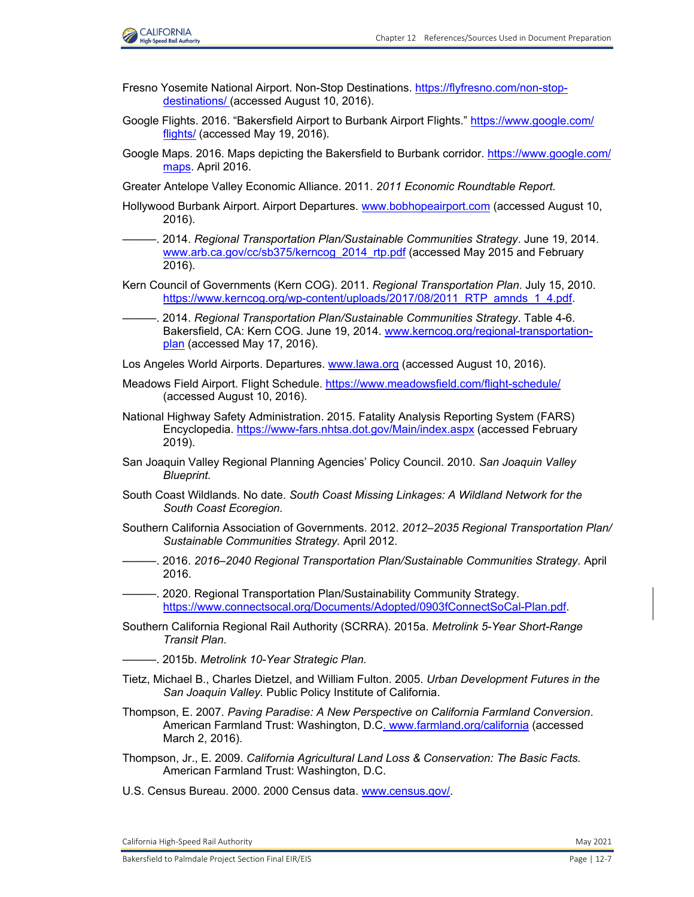Fresno Yosemite National Airport. Non-Stop Destinations. https://flyfresno.com/non-stop-destinations/ (accessed August 10, 2016).

Google Flights. 2016. "Bakersfield Airport to Burbank Airport Flights." https://www.google.com/flights/ (accessed May 19, 2016).

Google Maps. 2016. Maps depicting the Bakersfield to Burbank corridor. https://www.google.com/maps. April 2016.

Greater Antelope Valley Economic Alliance. 2011. *2011 Economic Roundtable Report.*

Hollywood Burbank Airport. Airport Departures. www.bobhopeairport.com (accessed August 10, 2016).

———. 2014. *Regional Transportation Plan/Sustainable Communities Strategy*. June 19, 2014. www.arb.ca.gov/cc/sb375/kerncog_2014_rtp.pdf (accessed May 2015 and February 2016).

Kern Council of Governments (Kern COG). 2011. *Regional Transportation Plan*. July 15, 2010. https://www.kerncog.org/wp-content/uploads/2017/08/2011_RTP_amnds_1_4.pdf.

———. 2014. *Regional Transportation Plan/Sustainable Communities Strategy*. Table 4-6. Bakersfield, CA: Kern COG. June 19, 2014. www.kerncog.org/regional-transportation-plan (accessed May 17, 2016).

Los Angeles World Airports. Departures. www.lawa.org (accessed August 10, 2016).

Meadows Field Airport. Flight Schedule. https://www.meadowsfield.com/flight-schedule/ (accessed August 10, 2016).

National Highway Safety Administration. 2015. Fatality Analysis Reporting System (FARS) Encyclopedia. https://www-fars.nhtsa.dot.gov/Main/index.aspx (accessed February 2019).

San Joaquin Valley Regional Planning Agencies' Policy Council. 2010. *San Joaquin Valley Blueprint.*

South Coast Wildlands. No date. *South Coast Missing Linkages: A Wildland Network for the South Coast Ecoregion.*

Southern California Association of Governments. 2012. *2012–2035 Regional Transportation Plan/ Sustainable Communities Strategy.* April 2012.

———. 2016. *2016–2040 Regional Transportation Plan/Sustainable Communities Strategy.* April 2016.

———. 2020. Regional Transportation Plan/Sustainability Community Strategy. https://www.connectsocal.org/Documents/Adopted/0903fConnectSoCal-Plan.pdf.

Southern California Regional Rail Authority (SCRRA). 2015a. *Metrolink 5-Year Short-Range Transit Plan.*

———. 2015b. *Metrolink 10-Year Strategic Plan.*

Tietz, Michael B., Charles Dietzel, and William Fulton. 2005. *Urban Development Futures in the San Joaquin Valley.* Public Policy Institute of California.

Thompson, E. 2007. *Paving Paradise: A New Perspective on California Farmland Conversion*. American Farmland Trust: Washington, D.C. www.farmland.org/california (accessed March 2, 2016).

Thompson, Jr., E. 2009. *California Agricultural Land Loss & Conservation: The Basic Facts.* American Farmland Trust: Washington, D.C.

U.S. Census Bureau. 2000. 2000 Census data. www.census.gov/.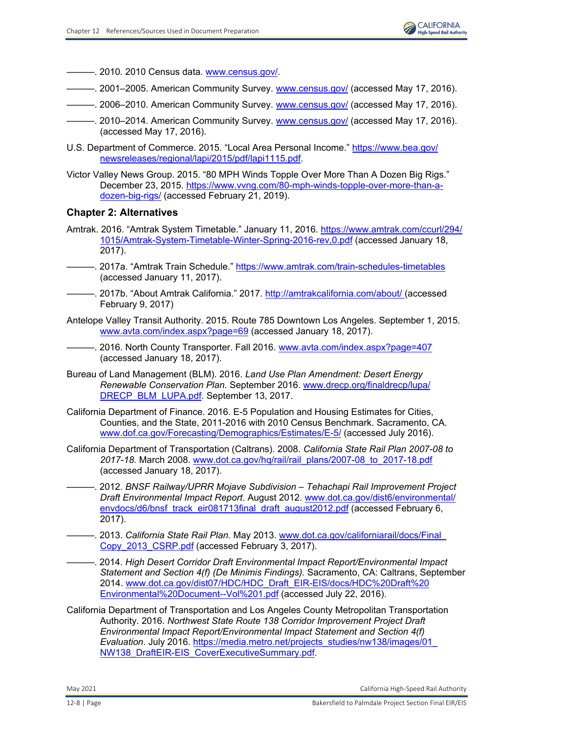———. 2010. 2010 Census data. www.census.gov/.

———. 2001–2005. American Community Survey. www.census.gov/ (accessed May 17, 2016).

———. 2006–2010. American Community Survey. www.census.gov/ (accessed May 17, 2016).

———. 2010–2014. American Community Survey. www.census.gov/ (accessed May 17, 2016). (accessed May 17, 2016).

U.S. Department of Commerce. 2015. “Local Area Personal Income.” https://www.bea.gov/newsreleases/regional/lapi/2015/pdf/lapi1115.pdf.

Victor Valley News Group. 2015. “80 MPH Winds Topple Over More Than A Dozen Big Rigs.” December 23, 2015. https://www.vvng.com/80-mph-winds-topple-over-more-than-a-dozen-big-rigs/ (accessed February 21, 2019).

### Chapter 2: Alternatives

Amtrak. 2016. “Amtrak System Timetable.” January 11, 2016. https://www.amtrak.com/ccurl/294/1015/Amtrak-System-Timetable-Winter-Spring-2016-rev,0.pdf (accessed January 18, 2017).

———. 2017a. “Amtrak Train Schedule.” https://www.amtrak.com/train-schedules-timetables (accessed January 11, 2017).

———. 2017b. “About Amtrak California.” 2017. http://amtrakcalifornia.com/about/ (accessed February 9, 2017)

Antelope Valley Transit Authority. 2015. Route 785 Downtown Los Angeles. September 1, 2015. www.avta.com/index.aspx?page=69 (accessed January 18, 2017).

———. 2016. North County Transporter. Fall 2016. www.avta.com/index.aspx?page=407 (accessed January 18, 2017).

Bureau of Land Management (BLM). 2016. *Land Use Plan Amendment: Desert Energy Renewable Conservation Plan*. September 2016. www.drecp.org/finaldrecp/lupa/DRECP_BLM_LUPA.pdf. September 13, 2017.

California Department of Finance. 2016. E-5 Population and Housing Estimates for Cities, Counties, and the State, 2011-2016 with 2010 Census Benchmark. Sacramento, CA. www.dof.ca.gov/Forecasting/Demographics/Estimates/E-5/ (accessed July 2016).

California Department of Transportation (Caltrans). 2008. *California State Rail Plan 2007-08 to 2017-18.* March 2008. www.dot.ca.gov/hq/rail/rail_plans/2007-08_to_2017-18.pdf (accessed January 18, 2017).

———. 2012. *BNSF Railway/UPRR Mojave Subdivision – Tehachapi Rail Improvement Project Draft Environmental Impact Report*. August 2012. www.dot.ca.gov/dist6/environmental/envdocs/d6/bnsf_track_eir081713final_draft_august2012.pdf (accessed February 6, 2017).

———. 2013. *California State Rail Plan*. May 2013. www.dot.ca.gov/californiarail/docs/Final_Copy_2013_CSRP.pdf (accessed February 3, 2017).

———. 2014. *High Desert Corridor Draft Environmental Impact Report/Environmental Impact Statement and Section 4(f) (De Minimis Findings).* Sacramento, CA: Caltrans, September 2014. www.dot.ca.gov/dist07/HDC/HDC_Draft_EIR-EIS/docs/HDC%20Draft%20Environmental%20Document--Vol%201.pdf (accessed July 22, 2016).

California Department of Transportation and Los Angeles County Metropolitan Transportation Authority. 2016. *Northwest State Route 138 Corridor Improvement Project Draft Environmental Impact Report/Environmental Impact Statement and Section 4(f) Evaluation*. July 2016. https://media.metro.net/projects_studies/nw138/images/01_NW138_DraftEIR-EIS_CoverExecutiveSummary.pdf.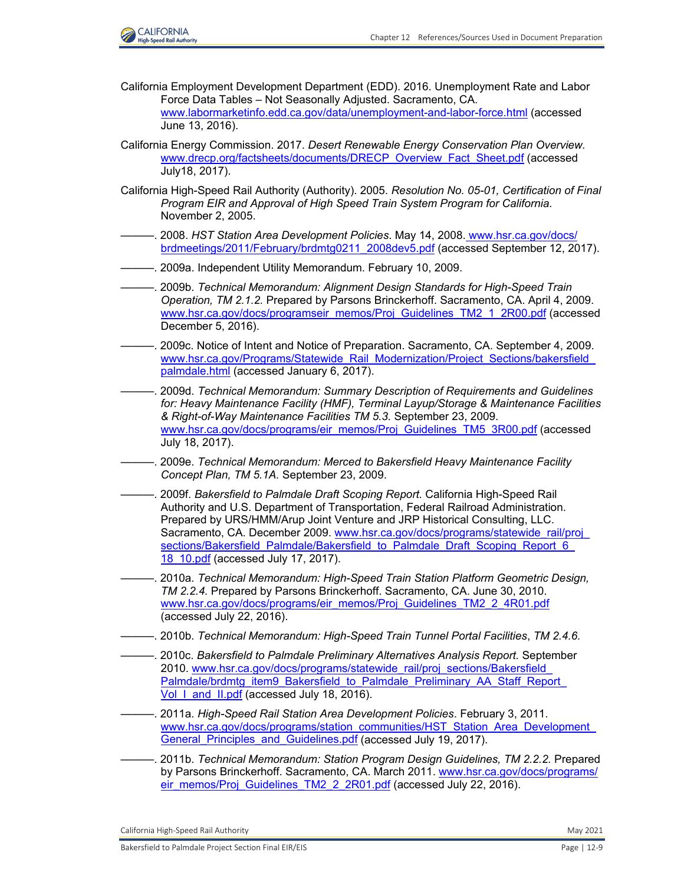California Employment Development Department (EDD). 2016. Unemployment Rate and Labor Force Data Tables – Not Seasonally Adjusted. Sacramento, CA. www.labormarketinfo.edd.ca.gov/data/unemployment-and-labor-force.html (accessed June 13, 2016).

California Energy Commission. 2017. *Desert Renewable Energy Conservation Plan Overview.* www.drecp.org/factsheets/documents/DRECP_Overview_Fact_Sheet.pdf (accessed July18, 2017).

California High-Speed Rail Authority (Authority). 2005. *Resolution No. 05-01, Certification of Final Program EIR and Approval of High Speed Train System Program for California.* November 2, 2005.

———. 2008. *HST Station Area Development Policies*. May 14, 2008. www.hsr.ca.gov/docs/brdmeetings/2011/February/brdmtg0211_2008dev5.pdf (accessed September 12, 2017).

———. 2009a. Independent Utility Memorandum. February 10, 2009.

———. 2009b. *Technical Memorandum: Alignment Design Standards for High-Speed Train Operation, TM 2.1.2.* Prepared by Parsons Brinckerhoff. Sacramento, CA. April 4, 2009. www.hsr.ca.gov/docs/programseir_memos/Proj_Guidelines_TM2_1_2R00.pdf (accessed December 5, 2016).

———. 2009c. Notice of Intent and Notice of Preparation. Sacramento, CA. September 4, 2009. www.hsr.ca.gov/Programs/Statewide_Rail_Modernization/Project_Sections/bakersfield_palmdale.html (accessed January 6, 2017).

———. 2009d. *Technical Memorandum: Summary Description of Requirements and Guidelines for: Heavy Maintenance Facility (HMF), Terminal Layup/Storage & Maintenance Facilities & Right-of-Way Maintenance Facilities TM 5.3.* September 23, 2009. www.hsr.ca.gov/docs/programs/eir_memos/Proj_Guidelines_TM5_3R00.pdf (accessed July 18, 2017).

———. 2009e. *Technical Memorandum: Merced to Bakersfield Heavy Maintenance Facility Concept Plan, TM 5.1A.* September 23, 2009.

———. 2009f. *Bakersfield to Palmdale Draft Scoping Report.* California High-Speed Rail Authority and U.S. Department of Transportation, Federal Railroad Administration. Prepared by URS/HMM/Arup Joint Venture and JRP Historical Consulting, LLC. Sacramento, CA. December 2009. www.hsr.ca.gov/docs/programs/statewide_rail/proj_sections/Bakersfield_Palmdale/Bakersfield_to_Palmdale_Draft_Scoping_Report_6_18_10.pdf (accessed July 17, 2017).

———. 2010a. *Technical Memorandum: High-Speed Train Station Platform Geometric Design, TM 2.2.4.* Prepared by Parsons Brinckerhoff. Sacramento, CA. June 30, 2010. www.hsr.ca.gov/docs/programs/eir_memos/Proj_Guidelines_TM2_2_4R01.pdf (accessed July 22, 2016).

———. 2010b. *Technical Memorandum: High-Speed Train Tunnel Portal Facilities*, *TM 2.4.6.*

———. 2010c. *Bakersfield to Palmdale Preliminary Alternatives Analysis Report.* September 2010. www.hsr.ca.gov/docs/programs/statewide_rail/proj_sections/Bakersfield_Palmdale/brdmtg_item9_Bakersfield_to_Palmdale_Preliminary_AA_Staff_Report_Vol_I_and_II.pdf (accessed July 18, 2016).

———. 2011a. *High-Speed Rail Station Area Development Policies*. February 3, 2011. www.hsr.ca.gov/docs/programs/station_communities/HST_Station_Area_Development_General_Principles_and_Guidelines.pdf (accessed July 19, 2017).

———. 2011b. *Technical Memorandum: Station Program Design Guidelines, TM 2.2.2.* Prepared by Parsons Brinckerhoff. Sacramento, CA. March 2011. www.hsr.ca.gov/docs/programs/eir_memos/Proj_Guidelines_TM2_2_2R01.pdf (accessed July 22, 2016).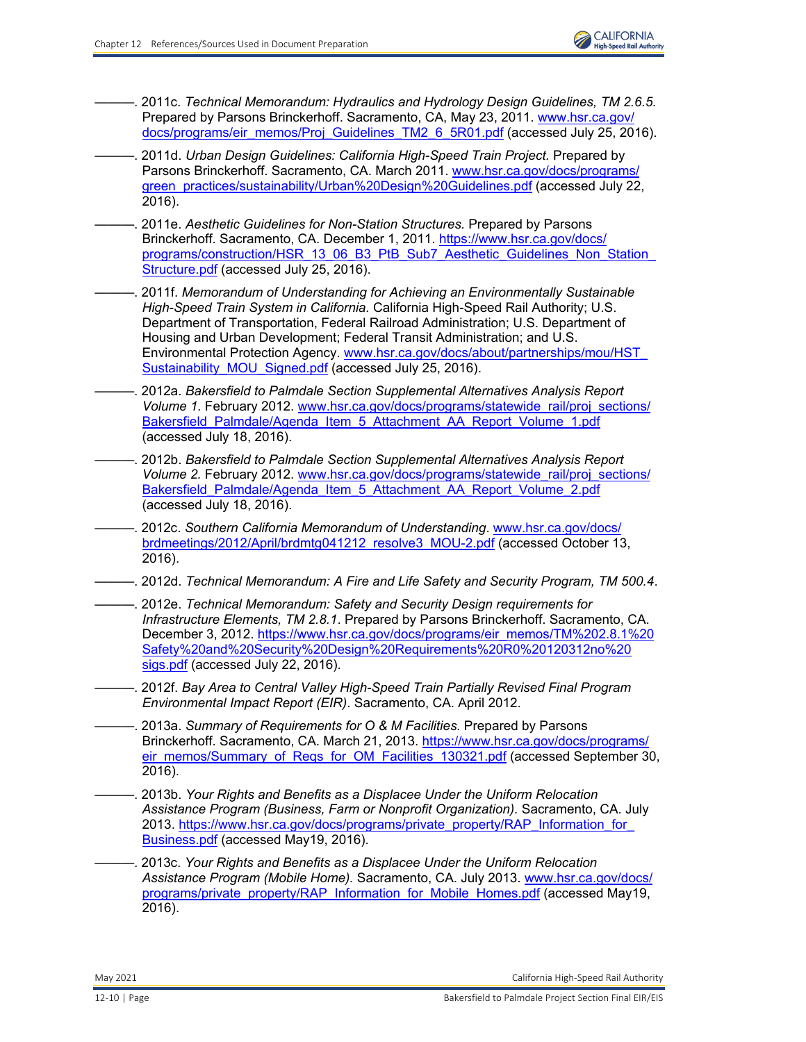———. 2011c. *Technical Memorandum: Hydraulics and Hydrology Design Guidelines, TM 2.6.5.* Prepared by Parsons Brinckerhoff. Sacramento, CA, May 23, 2011. www.hsr.ca.gov/docs/programs/eir_memos/Proj_Guidelines_TM2_6_5R01.pdf (accessed July 25, 2016).

———. 2011d. *Urban Design Guidelines: California High-Speed Train Project.* Prepared by Parsons Brinckerhoff. Sacramento, CA. March 2011. www.hsr.ca.gov/docs/programs/green_practices/sustainability/Urban%20Design%20Guidelines.pdf (accessed July 22, 2016).

———. 2011e. *Aesthetic Guidelines for Non-Station Structures.* Prepared by Parsons Brinckerhoff. Sacramento, CA. December 1, 2011. https://www.hsr.ca.gov/docs/programs/construction/HSR_13_06_B3_PtB_Sub7_Aesthetic_Guidelines_Non_Station_Structure.pdf (accessed July 25, 2016).

———. 2011f. *Memorandum of Understanding for Achieving an Environmentally Sustainable High-Speed Train System in California.* California High-Speed Rail Authority; U.S. Department of Transportation, Federal Railroad Administration; U.S. Department of Housing and Urban Development; Federal Transit Administration; and U.S. Environmental Protection Agency. www.hsr.ca.gov/docs/about/partnerships/mou/HST_Sustainability_MOU_Signed.pdf (accessed July 25, 2016).

———. 2012a. *Bakersfield to Palmdale Section Supplemental Alternatives Analysis Report Volume 1.* February 2012. www.hsr.ca.gov/docs/programs/statewide_rail/proj_sections/Bakersfield_Palmdale/Agenda_Item_5_Attachment_AA_Report_Volume_1.pdf (accessed July 18, 2016).

———. 2012b. *Bakersfield to Palmdale Section Supplemental Alternatives Analysis Report Volume 2.* February 2012. www.hsr.ca.gov/docs/programs/statewide_rail/proj_sections/Bakersfield_Palmdale/Agenda_Item_5_Attachment_AA_Report_Volume_2.pdf (accessed July 18, 2016).

———. 2012c. *Southern California Memorandum of Understanding*. www.hsr.ca.gov/docs/brdmeetings/2012/April/brdmtg041212_resolve3_MOU-2.pdf (accessed October 13, 2016).

———. 2012d. *Technical Memorandum: A Fire and Life Safety and Security Program, TM 500.4*.

———. 2012e. *Technical Memorandum: Safety and Security Design requirements for Infrastructure Elements, TM 2.8.1*. Prepared by Parsons Brinckerhoff. Sacramento, CA. December 3, 2012. https://www.hsr.ca.gov/docs/programs/eir_memos/TM%202.8.1%20Safety%20and%20Security%20Design%20Requirements%20R0%20120312no%20sigs.pdf (accessed July 22, 2016).

———. 2012f. *Bay Area to Central Valley High-Speed Train Partially Revised Final Program Environmental Impact Report (EIR)*. Sacramento, CA. April 2012.

———. 2013a. *Summary of Requirements for O & M Facilities.* Prepared by Parsons Brinckerhoff. Sacramento, CA. March 21, 2013. https://www.hsr.ca.gov/docs/programs/eir_memos/Summary_of_Reqs_for_OM_Facilities_130321.pdf (accessed September 30, 2016).

———. 2013b. *Your Rights and Benefits as a Displacee Under the Uniform Relocation Assistance Program (Business, Farm or Nonprofit Organization).* Sacramento, CA. July 2013. https://www.hsr.ca.gov/docs/programs/private_property/RAP_Information_for_Business.pdf (accessed May19, 2016).

———. 2013c. *Your Rights and Benefits as a Displacee Under the Uniform Relocation Assistance Program (Mobile Home).* Sacramento, CA. July 2013. www.hsr.ca.gov/docs/programs/private_property/RAP_Information_for_Mobile_Homes.pdf (accessed May19, 2016).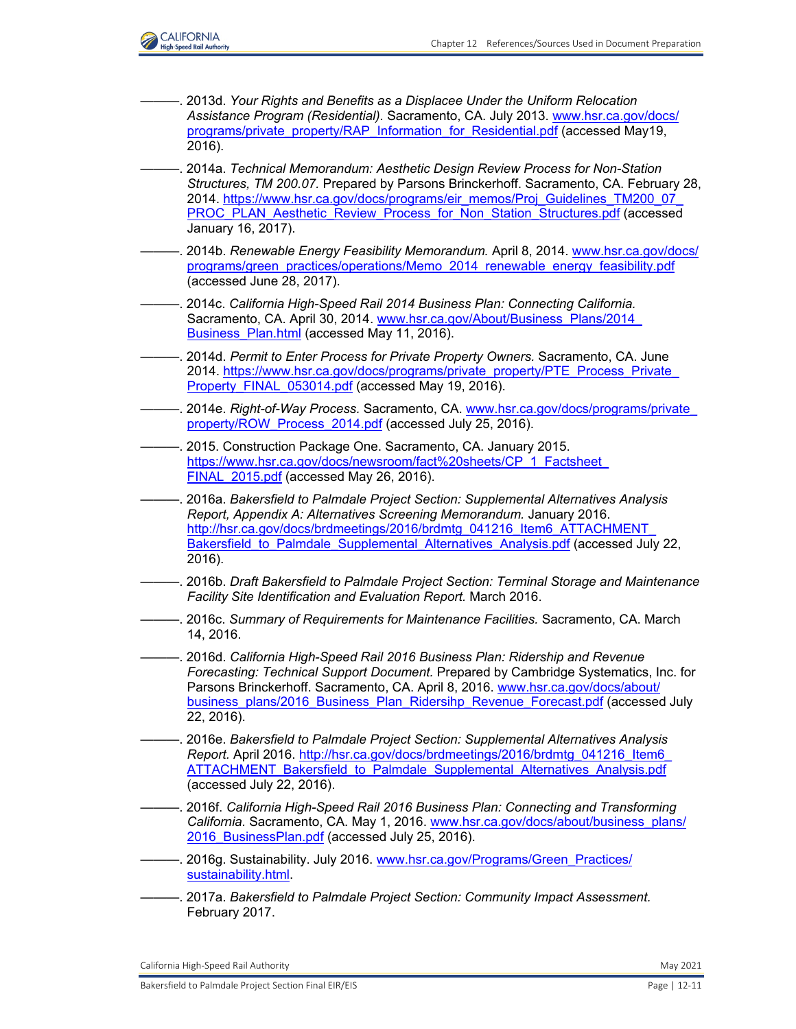———. 2013d. *Your Rights and Benefits as a Displacee Under the Uniform Relocation Assistance Program (Residential).* Sacramento, CA. July 2013. www.hsr.ca.gov/docs/programs/private_property/RAP_Information_for_Residential.pdf (accessed May19, 2016).

———. 2014a. *Technical Memorandum: Aesthetic Design Review Process for Non-Station Structures, TM 200.07.* Prepared by Parsons Brinckerhoff. Sacramento, CA. February 28, 2014. https://www.hsr.ca.gov/docs/programs/eir_memos/Proj_Guidelines_TM200_07_PROC_PLAN_Aesthetic_Review_Process_for_Non_Station_Structures.pdf (accessed January 16, 2017).

———. 2014b. *Renewable Energy Feasibility Memorandum.* April 8, 2014. www.hsr.ca.gov/docs/programs/green_practices/operations/Memo_2014_renewable_energy_feasibility.pdf (accessed June 28, 2017).

———. 2014c. *California High-Speed Rail 2014 Business Plan: Connecting California.* Sacramento, CA. April 30, 2014. www.hsr.ca.gov/About/Business_Plans/2014_Business_Plan.html (accessed May 11, 2016).

———. 2014d. *Permit to Enter Process for Private Property Owners.* Sacramento, CA. June 2014. https://www.hsr.ca.gov/docs/programs/private_property/PTE_Process_Private_Property_FINAL_053014.pdf (accessed May 19, 2016).

———. 2014e. *Right-of-Way Process.* Sacramento, CA. www.hsr.ca.gov/docs/programs/private_property/ROW_Process_2014.pdf (accessed July 25, 2016).

———. 2015. Construction Package One. Sacramento, CA. January 2015. https://www.hsr.ca.gov/docs/newsroom/fact%20sheets/CP_1_Factsheet_FINAL_2015.pdf (accessed May 26, 2016).

———. 2016a. *Bakersfield to Palmdale Project Section: Supplemental Alternatives Analysis Report, Appendix A: Alternatives Screening Memorandum.* January 2016. http://hsr.ca.gov/docs/brdmeetings/2016/brdmtg_041216_Item6_ATTACHMENT_Bakersfield_to_Palmdale_Supplemental_Alternatives_Analysis.pdf (accessed July 22, 2016).

———. 2016b. *Draft Bakersfield to Palmdale Project Section: Terminal Storage and Maintenance Facility Site Identification and Evaluation Report.* March 2016.

———. 2016c. *Summary of Requirements for Maintenance Facilities.* Sacramento, CA. March 14, 2016.

———. 2016d. *California High-Speed Rail 2016 Business Plan: Ridership and Revenue Forecasting: Technical Support Document.* Prepared by Cambridge Systematics, Inc. for Parsons Brinckerhoff. Sacramento, CA. April 8, 2016. www.hsr.ca.gov/docs/about/business_plans/2016_Business_Plan_Ridersihp_Revenue_Forecast.pdf (accessed July 22, 2016).

———. 2016e. *Bakersfield to Palmdale Project Section: Supplemental Alternatives Analysis Report.* April 2016. http://hsr.ca.gov/docs/brdmeetings/2016/brdmtg_041216_Item6_ATTACHMENT_Bakersfield_to_Palmdale_Supplemental_Alternatives_Analysis.pdf (accessed July 22, 2016).

———. 2016f. *California High-Speed Rail 2016 Business Plan: Connecting and Transforming California.* Sacramento, CA. May 1, 2016. www.hsr.ca.gov/docs/about/business_plans/2016_BusinessPlan.pdf (accessed July 25, 2016).

———. 2016g. Sustainability. July 2016. www.hsr.ca.gov/Programs/Green_Practices/sustainability.html.

———. 2017a. *Bakersfield to Palmdale Project Section: Community Impact Assessment.* February 2017.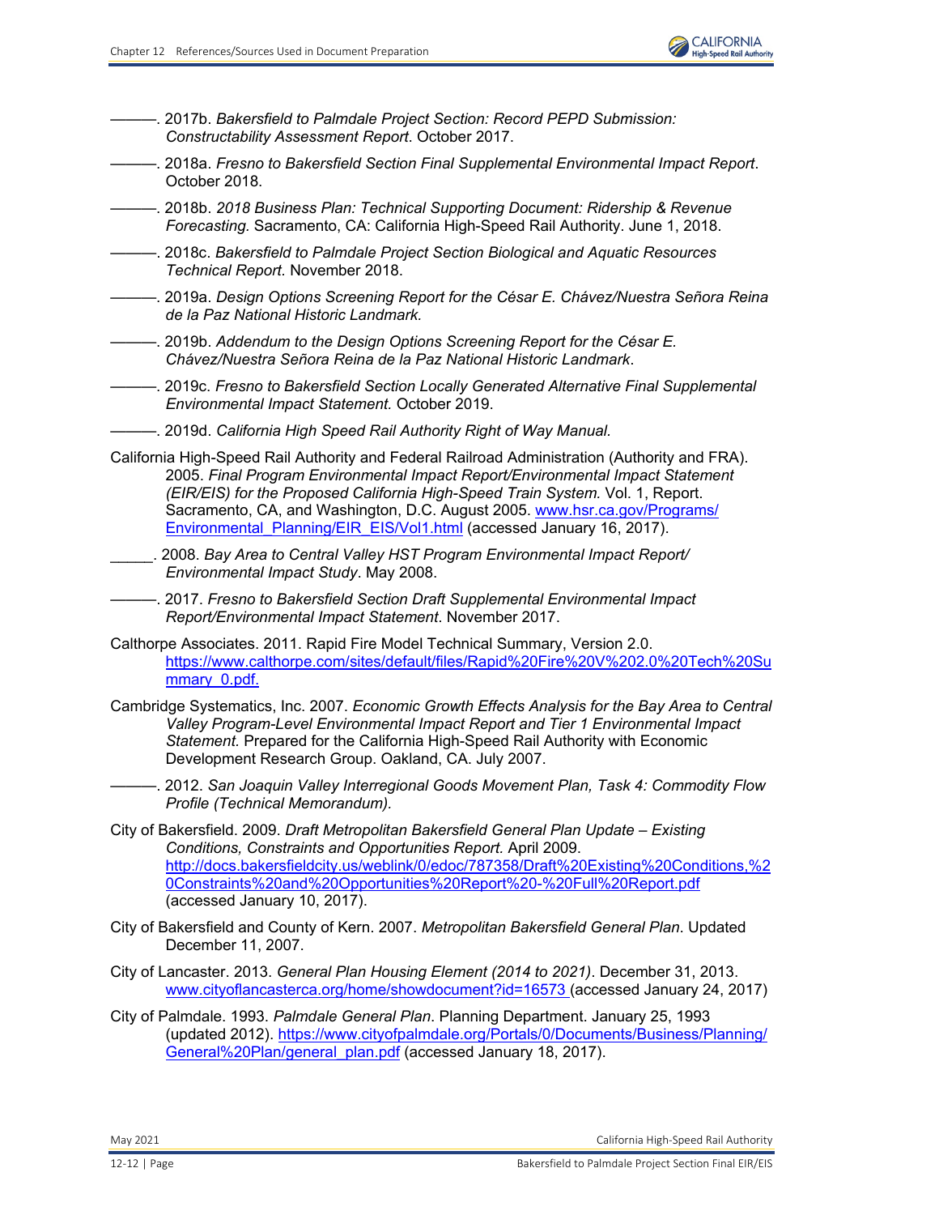———. 2017b. *Bakersfield to Palmdale Project Section: Record PEPD Submission: Constructability Assessment Report*. October 2017.

———. 2018a. *Fresno to Bakersfield Section Final Supplemental Environmental Impact Report*. October 2018.

———. 2018b. *2018 Business Plan: Technical Supporting Document: Ridership & Revenue Forecasting.* Sacramento, CA: California High-Speed Rail Authority. June 1, 2018.

———. 2018c. *Bakersfield to Palmdale Project Section Biological and Aquatic Resources Technical Report.* November 2018.

———. 2019a. *Design Options Screening Report for the César E. Chávez/Nuestra Señora Reina de la Paz National Historic Landmark.*

———. 2019b. *Addendum to the Design Options Screening Report for the César E. Chávez/Nuestra Señora Reina de la Paz National Historic Landmark*.

———. 2019c. *Fresno to Bakersfield Section Locally Generated Alternative Final Supplemental Environmental Impact Statement.* October 2019.

———. 2019d. *California High Speed Rail Authority Right of Way Manual*.

California High-Speed Rail Authority and Federal Railroad Administration (Authority and FRA). 2005. *Final Program Environmental Impact Report/Environmental Impact Statement (EIR/EIS) for the Proposed California High-Speed Train System.* Vol. 1, Report. Sacramento, CA, and Washington, D.C. August 2005. www.hsr.ca.gov/Programs/Environmental_Planning/EIR_EIS/Vol1.html (accessed January 16, 2017).

_____. 2008. *Bay Area to Central Valley HST Program Environmental Impact Report/ Environmental Impact Study*. May 2008.

———. 2017. *Fresno to Bakersfield Section Draft Supplemental Environmental Impact Report/Environmental Impact Statement*. November 2017.

Calthorpe Associates. 2011. Rapid Fire Model Technical Summary, Version 2.0. https://www.calthorpe.com/sites/default/files/Rapid%20Fire%20V%202.0%20Tech%20Summary_0.pdf.

Cambridge Systematics, Inc. 2007. *Economic Growth Effects Analysis for the Bay Area to Central Valley Program-Level Environmental Impact Report and Tier 1 Environmental Impact Statement.* Prepared for the California High-Speed Rail Authority with Economic Development Research Group. Oakland, CA. July 2007.

———. 2012. *San Joaquin Valley Interregional Goods Movement Plan, Task 4: Commodity Flow Profile (Technical Memorandum).*

City of Bakersfield. 2009. *Draft Metropolitan Bakersfield General Plan Update – Existing Conditions, Constraints and Opportunities Report.* April 2009. http://docs.bakersfieldcity.us/weblink/0/edoc/787358/Draft%20Existing%20Conditions,%20Constraints%20and%20Opportunities%20Report%20-%20Full%20Report.pdf (accessed January 10, 2017).

City of Bakersfield and County of Kern. 2007. *Metropolitan Bakersfield General Plan*. Updated December 11, 2007.

City of Lancaster. 2013. *General Plan Housing Element (2014 to 2021)*. December 31, 2013. www.cityoflancasterca.org/home/showdocument?id=16573 (accessed January 24, 2017)

City of Palmdale. 1993. *Palmdale General Plan*. Planning Department. January 25, 1993 (updated 2012). https://www.cityofpalmdale.org/Portals/0/Documents/Business/Planning/General%20Plan/general_plan.pdf (accessed January 18, 2017).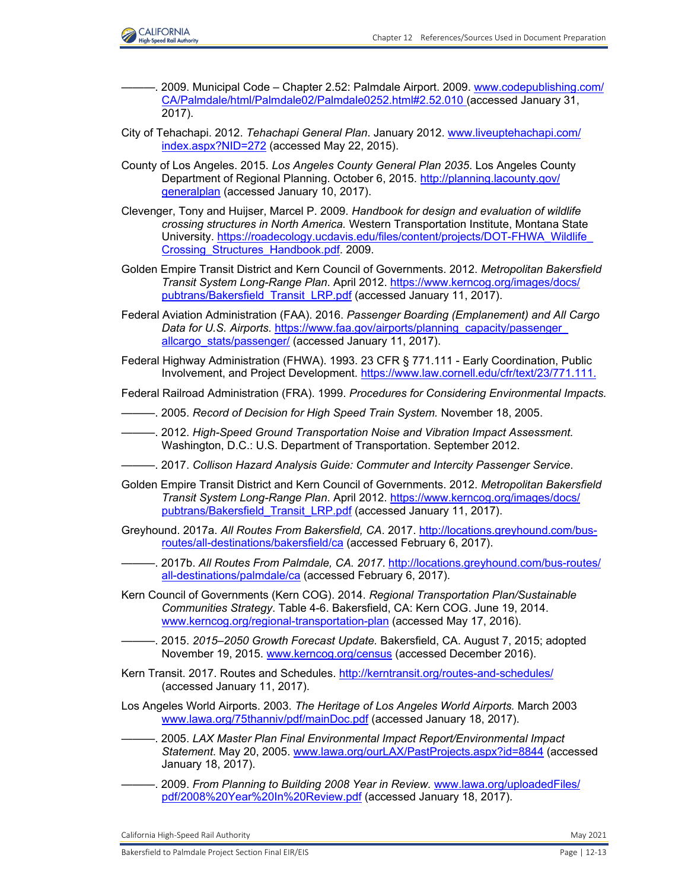———. 2009. Municipal Code – Chapter 2.52: Palmdale Airport. 2009. www.codepublishing.com/CA/Palmdale/html/Palmdale02/Palmdale0252.html#2.52.010 (accessed January 31, 2017).

City of Tehachapi. 2012. *Tehachapi General Plan*. January 2012. www.liveuptehachapi.com/index.aspx?NID=272 (accessed May 22, 2015).

County of Los Angeles. 2015. *Los Angeles County General Plan 2035*. Los Angeles County Department of Regional Planning. October 6, 2015. http://planning.lacounty.gov/generalplan (accessed January 10, 2017).

Clevenger, Tony and Huijser, Marcel P. 2009. *Handbook for design and evaluation of wildlife crossing structures in North America.* Western Transportation Institute, Montana State University. https://roadecology.ucdavis.edu/files/content/projects/DOT-FHWA_Wildlife_Crossing_Structures_Handbook.pdf. 2009.

Golden Empire Transit District and Kern Council of Governments. 2012. *Metropolitan Bakersfield Transit System Long-Range Plan*. April 2012. https://www.kerncog.org/images/docs/pubtrans/Bakersfield_Transit_LRP.pdf (accessed January 11, 2017).

Federal Aviation Administration (FAA). 2016. *Passenger Boarding (Emplanement) and All Cargo Data for U.S. Airports.* https://www.faa.gov/airports/planning_capacity/passenger_allcargo_stats/passenger/ (accessed January 11, 2017).

Federal Highway Administration (FHWA). 1993. 23 CFR § 771.111 - Early Coordination, Public Involvement, and Project Development. https://www.law.cornell.edu/cfr/text/23/771.111.

Federal Railroad Administration (FRA). 1999. *Procedures for Considering Environmental Impacts.*

———. 2005. *Record of Decision for High Speed Train System.* November 18, 2005.

———. 2012. *High-Speed Ground Transportation Noise and Vibration Impact Assessment.* Washington, D.C.: U.S. Department of Transportation. September 2012.

———. 2017. *Collison Hazard Analysis Guide: Commuter and Intercity Passenger Service*.

Golden Empire Transit District and Kern Council of Governments. 2012. *Metropolitan Bakersfield Transit System Long-Range Plan*. April 2012. https://www.kerncog.org/images/docs/pubtrans/Bakersfield_Transit_LRP.pdf (accessed January 11, 2017).

Greyhound. 2017a. *All Routes From Bakersfield, CA*. 2017. http://locations.greyhound.com/bus-routes/all-destinations/bakersfield/ca (accessed February 6, 2017).

———. 2017b. *All Routes From Palmdale, CA. 2017*. http://locations.greyhound.com/bus-routes/all-destinations/palmdale/ca (accessed February 6, 2017).

Kern Council of Governments (Kern COG). 2014. *Regional Transportation Plan/Sustainable Communities Strategy*. Table 4-6. Bakersfield, CA: Kern COG. June 19, 2014. www.kerncog.org/regional-transportation-plan (accessed May 17, 2016).

———. 2015. *2015–2050 Growth Forecast Update.* Bakersfield, CA. August 7, 2015; adopted November 19, 2015. www.kerncog.org/census (accessed December 2016).

Kern Transit. 2017. Routes and Schedules. http://kerntransit.org/routes-and-schedules/ (accessed January 11, 2017).

Los Angeles World Airports. 2003. *The Heritage of Los Angeles World Airports.* March 2003 www.lawa.org/75thanniv/pdf/mainDoc.pdf (accessed January 18, 2017).

———. 2005. *LAX Master Plan Final Environmental Impact Report/Environmental Impact Statement*. May 20, 2005. www.lawa.org/ourLAX/PastProjects.aspx?id=8844 (accessed January 18, 2017).

———. 2009. *From Planning to Building 2008 Year in Review.* www.lawa.org/uploadedFiles/pdf/2008%20Year%20In%20Review.pdf (accessed January 18, 2017).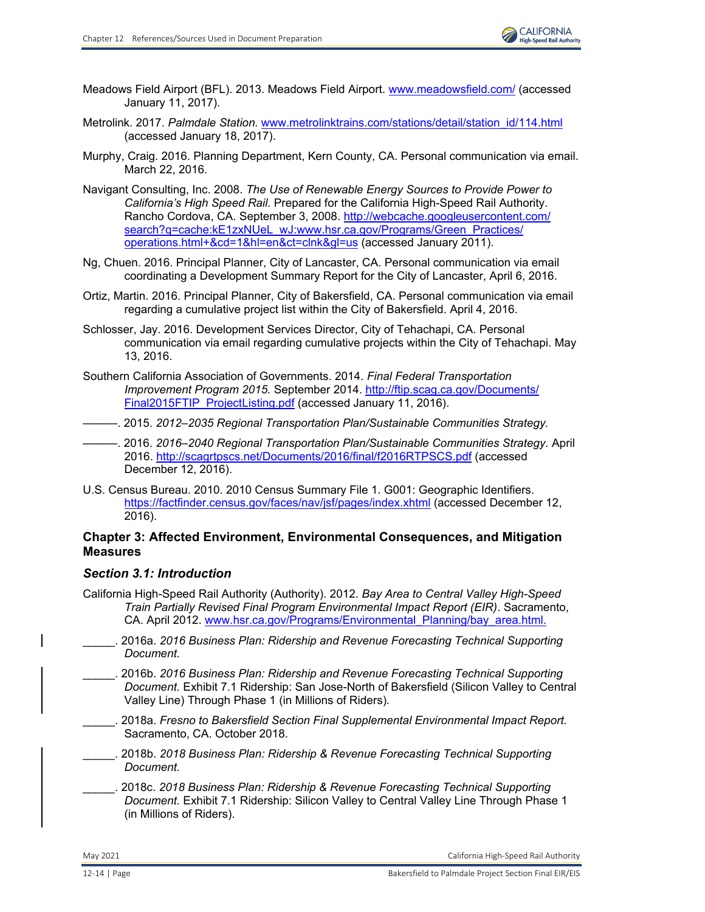Meadows Field Airport (BFL). 2013. Meadows Field Airport. www.meadowsfield.com/ (accessed January 11, 2017).

Metrolink. 2017. *Palmdale Station.* www.metrolinktrains.com/stations/detail/station_id/114.html (accessed January 18, 2017).

Murphy, Craig. 2016. Planning Department, Kern County, CA. Personal communication via email. March 22, 2016.

Navigant Consulting, Inc. 2008. *The Use of Renewable Energy Sources to Provide Power to California's High Speed Rail*. Prepared for the California High-Speed Rail Authority. Rancho Cordova, CA. September 3, 2008. http://webcache.googleusercontent.com/search?q=cache:kE1zxNUeL_wJ:www.hsr.ca.gov/Programs/Green_Practices/operations.html+&cd=1&hl=en&ct=clnk&gl=us (accessed January 2011).

Ng, Chuen. 2016. Principal Planner, City of Lancaster, CA. Personal communication via email coordinating a Development Summary Report for the City of Lancaster, April 6, 2016.

Ortiz, Martin. 2016. Principal Planner, City of Bakersfield, CA. Personal communication via email regarding a cumulative project list within the City of Bakersfield. April 4, 2016.

Schlosser, Jay. 2016. Development Services Director, City of Tehachapi, CA. Personal communication via email regarding cumulative projects within the City of Tehachapi. May 13, 2016.

Southern California Association of Governments. 2014. *Final Federal Transportation Improvement Program 2015.* September 2014. http://ftip.scag.ca.gov/Documents/Final2015FTIP_ProjectListing.pdf (accessed January 11, 2016).

———. 2015. *2012–2035 Regional Transportation Plan/Sustainable Communities Strategy.*

———. 2016. *2016–2040 Regional Transportation Plan/Sustainable Communities Strategy.* April 2016. http://scagrtpscs.net/Documents/2016/final/f2016RTPSCS.pdf (accessed December 12, 2016).

U.S. Census Bureau. 2010. 2010 Census Summary File 1. G001: Geographic Identifiers. https://factfinder.census.gov/faces/nav/jsf/pages/index.xhtml (accessed December 12, 2016).

### Chapter 3: Affected Environment, Environmental Consequences, and Mitigation Measures

#### *Section 3.1: Introduction*

California High-Speed Rail Authority (Authority). 2012. *Bay Area to Central Valley High-Speed Train Partially Revised Final Program Environmental Impact Report (EIR)*. Sacramento, CA. April 2012. www.hsr.ca.gov/Programs/Environmental_Planning/bay_area.html.

_____. 2016a. *2016 Business Plan: Ridership and Revenue Forecasting Technical Supporting Document.*

_____. 2016b. *2016 Business Plan: Ridership and Revenue Forecasting Technical Supporting Document.* Exhibit 7.1 Ridership: San Jose-North of Bakersfield (Silicon Valley to Central Valley Line) Through Phase 1 (in Millions of Riders).

_____. 2018a. *Fresno to Bakersfield Section Final Supplemental Environmental Impact Report.* Sacramento, CA. October 2018.

_____. 2018b. *2018 Business Plan: Ridership & Revenue Forecasting Technical Supporting Document.*

_____. 2018c. *2018 Business Plan: Ridership & Revenue Forecasting Technical Supporting Document.* Exhibit 7.1 Ridership: Silicon Valley to Central Valley Line Through Phase 1 (in Millions of Riders).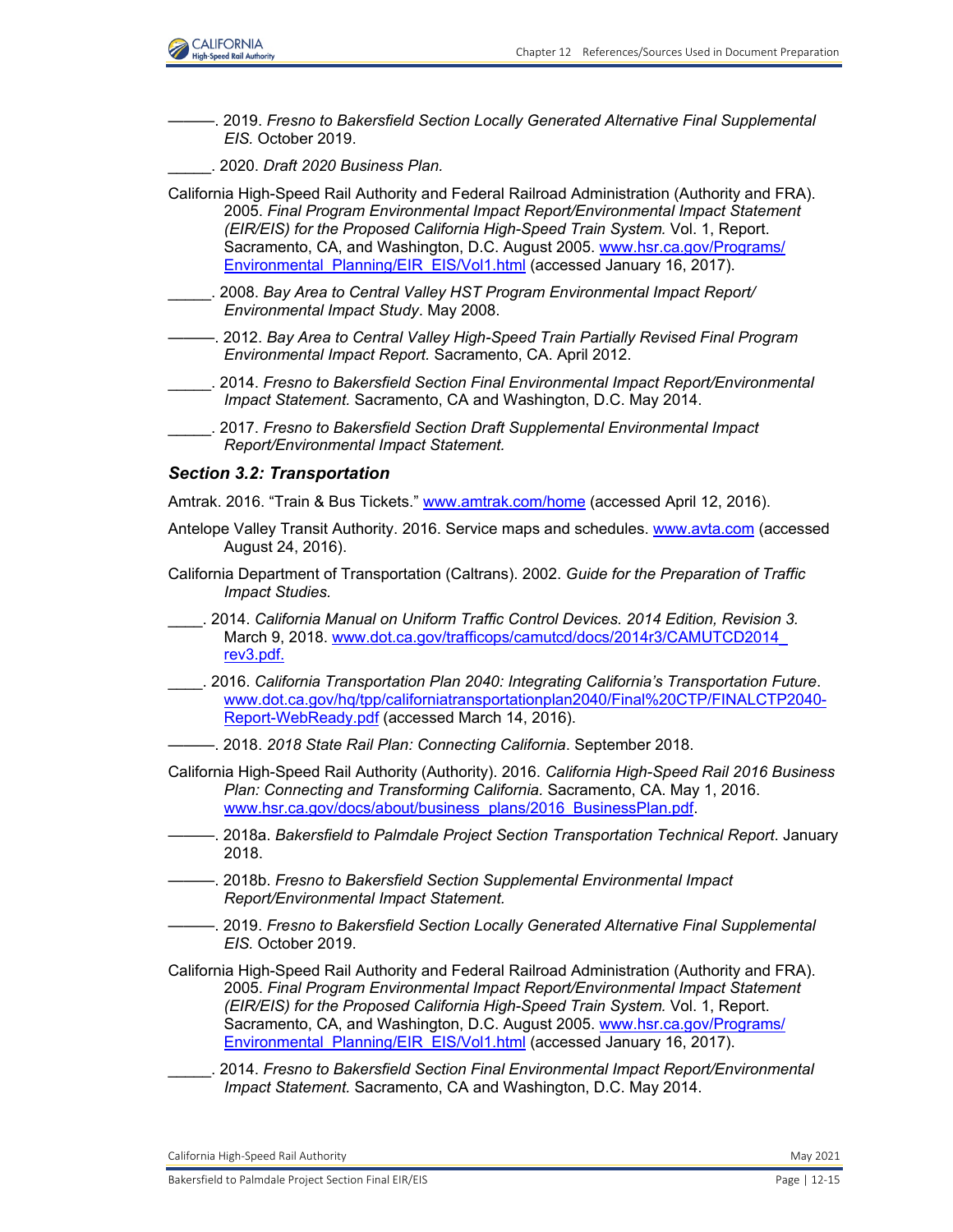———. 2019. *Fresno to Bakersfield Section Locally Generated Alternative Final Supplemental EIS.* October 2019.

_____. 2020. *Draft 2020 Business Plan.*

California High-Speed Rail Authority and Federal Railroad Administration (Authority and FRA). 2005. *Final Program Environmental Impact Report/Environmental Impact Statement (EIR/EIS) for the Proposed California High-Speed Train System.* Vol. 1, Report. Sacramento, CA, and Washington, D.C. August 2005. www.hsr.ca.gov/Programs/Environmental_Planning/EIR_EIS/Vol1.html (accessed January 16, 2017).

_____. 2008. *Bay Area to Central Valley HST Program Environmental Impact Report/ Environmental Impact Study*. May 2008.

———. 2012. *Bay Area to Central Valley High-Speed Train Partially Revised Final Program Environmental Impact Report.* Sacramento, CA. April 2012.

_____. 2014. *Fresno to Bakersfield Section Final Environmental Impact Report/Environmental Impact Statement.* Sacramento, CA and Washington, D.C. May 2014.

_____. 2017. *Fresno to Bakersfield Section Draft Supplemental Environmental Impact Report/Environmental Impact Statement.*

### *Section 3.2: Transportation*

Amtrak. 2016. "Train & Bus Tickets." www.amtrak.com/home (accessed April 12, 2016).

Antelope Valley Transit Authority. 2016. Service maps and schedules. www.avta.com (accessed August 24, 2016).

California Department of Transportation (Caltrans). 2002. *Guide for the Preparation of Traffic Impact Studies.*

____. 2014. *California Manual on Uniform Traffic Control Devices. 2014 Edition, Revision 3.* March 9, 2018. www.dot.ca.gov/trafficops/camutcd/docs/2014r3/CAMUTCD2014_rev3.pdf.

____. 2016. *California Transportation Plan 2040: Integrating California's Transportation Future*. www.dot.ca.gov/hq/tpp/californiatransportationplan2040/Final%20CTP/FINALCTP2040-Report-WebReady.pdf (accessed March 14, 2016).

———. 2018. *2018 State Rail Plan: Connecting California*. September 2018.

California High-Speed Rail Authority (Authority). 2016. *California High-Speed Rail 2016 Business Plan: Connecting and Transforming California.* Sacramento, CA. May 1, 2016. www.hsr.ca.gov/docs/about/business_plans/2016_BusinessPlan.pdf.

———. 2018a. *Bakersfield to Palmdale Project Section Transportation Technical Report*. January 2018.

———. 2018b. *Fresno to Bakersfield Section Supplemental Environmental Impact Report/Environmental Impact Statement.*

———. 2019. *Fresno to Bakersfield Section Locally Generated Alternative Final Supplemental EIS.* October 2019.

California High-Speed Rail Authority and Federal Railroad Administration (Authority and FRA). 2005. *Final Program Environmental Impact Report/Environmental Impact Statement (EIR/EIS) for the Proposed California High-Speed Train System.* Vol. 1, Report. Sacramento, CA, and Washington, D.C. August 2005. www.hsr.ca.gov/Programs/Environmental_Planning/EIR_EIS/Vol1.html (accessed January 16, 2017).

_____. 2014. *Fresno to Bakersfield Section Final Environmental Impact Report/Environmental Impact Statement.* Sacramento, CA and Washington, D.C. May 2014.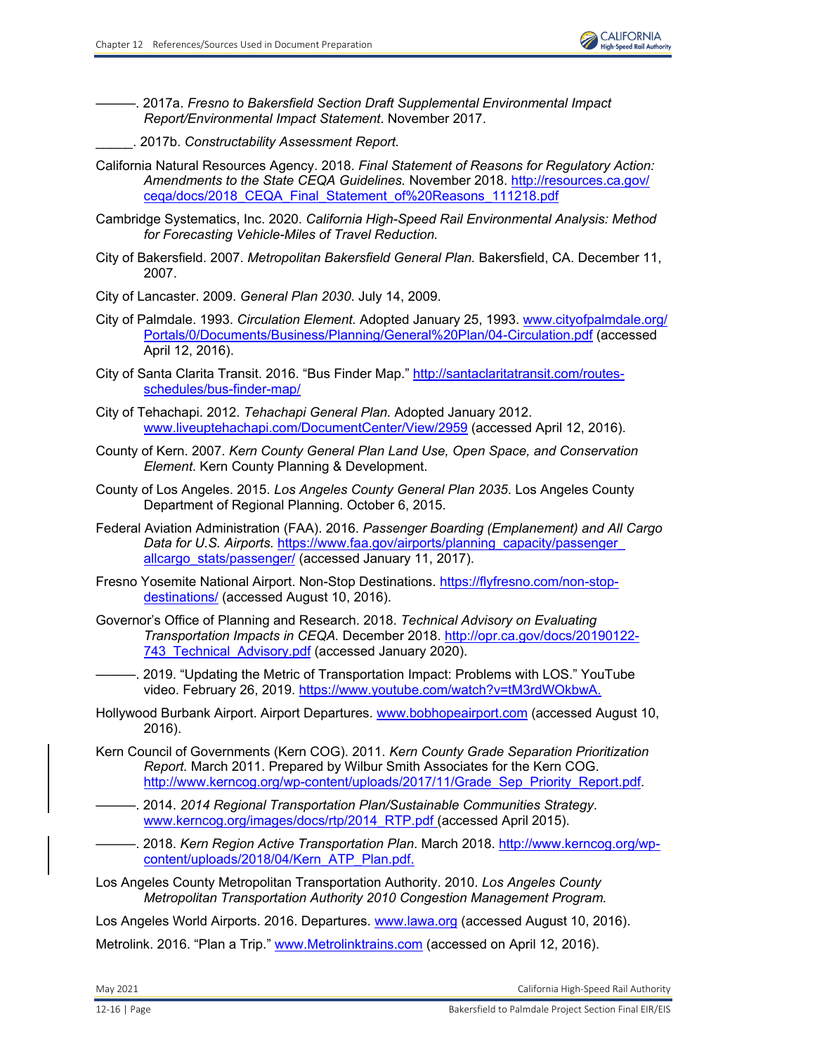———. 2017a. *Fresno to Bakersfield Section Draft Supplemental Environmental Impact Report/Environmental Impact Statement*. November 2017.

_____. 2017b. *Constructability Assessment Report.*

California Natural Resources Agency. 2018. *Final Statement of Reasons for Regulatory Action: Amendments to the State CEQA Guidelines.* November 2018. http://resources.ca.gov/ceqa/docs/2018_CEQA_Final_Statement_of%20Reasons_111218.pdf

Cambridge Systematics, Inc. 2020. *California High-Speed Rail Environmental Analysis: Method for Forecasting Vehicle-Miles of Travel Reduction.*

City of Bakersfield. 2007. *Metropolitan Bakersfield General Plan.* Bakersfield, CA. December 11, 2007.

City of Lancaster. 2009. *General Plan 2030*. July 14, 2009.

City of Palmdale. 1993. *Circulation Element.* Adopted January 25, 1993. www.cityofpalmdale.org/Portals/0/Documents/Business/Planning/General%20Plan/04-Circulation.pdf (accessed April 12, 2016).

City of Santa Clarita Transit. 2016. "Bus Finder Map." http://santaclaritatransit.com/routes-schedules/bus-finder-map/

City of Tehachapi. 2012. *Tehachapi General Plan.* Adopted January 2012. www.liveuptehachapi.com/DocumentCenter/View/2959 (accessed April 12, 2016).

County of Kern. 2007. *Kern County General Plan Land Use, Open Space, and Conservation Element*. Kern County Planning & Development.

County of Los Angeles. 2015. *Los Angeles County General Plan 2035*. Los Angeles County Department of Regional Planning. October 6, 2015.

Federal Aviation Administration (FAA). 2016. *Passenger Boarding (Emplanement) and All Cargo Data for U.S. Airports.* https://www.faa.gov/airports/planning_capacity/passenger_allcargo_stats/passenger/ (accessed January 11, 2017).

Fresno Yosemite National Airport. Non-Stop Destinations. https://flyfresno.com/non-stop-destinations/ (accessed August 10, 2016).

Governor's Office of Planning and Research. 2018. *Technical Advisory on Evaluating Transportation Impacts in CEQA.* December 2018. http://opr.ca.gov/docs/20190122-743_Technical_Advisory.pdf (accessed January 2020).

———. 2019. "Updating the Metric of Transportation Impact: Problems with LOS." YouTube video. February 26, 2019. https://www.youtube.com/watch?v=tM3rdWOkbwA.

Hollywood Burbank Airport. Airport Departures. www.bobhopeairport.com (accessed August 10, 2016).

Kern Council of Governments (Kern COG). 2011. *Kern County Grade Separation Prioritization Report.* March 2011. Prepared by Wilbur Smith Associates for the Kern COG. http://www.kerncog.org/wp-content/uploads/2017/11/Grade_Sep_Priority_Report.pdf.

———. 2014. *2014 Regional Transportation Plan/Sustainable Communities Strategy*. www.kerncog.org/images/docs/rtp/2014_RTP.pdf (accessed April 2015).

———. 2018. *Kern Region Active Transportation Plan*. March 2018. http://www.kerncog.org/wp-content/uploads/2018/04/Kern_ATP_Plan.pdf.

Los Angeles County Metropolitan Transportation Authority. 2010. *Los Angeles County Metropolitan Transportation Authority 2010 Congestion Management Program.*

Los Angeles World Airports. 2016. Departures. www.lawa.org (accessed August 10, 2016).

Metrolink. 2016. "Plan a Trip." www.Metrolinktrains.com (accessed on April 12, 2016).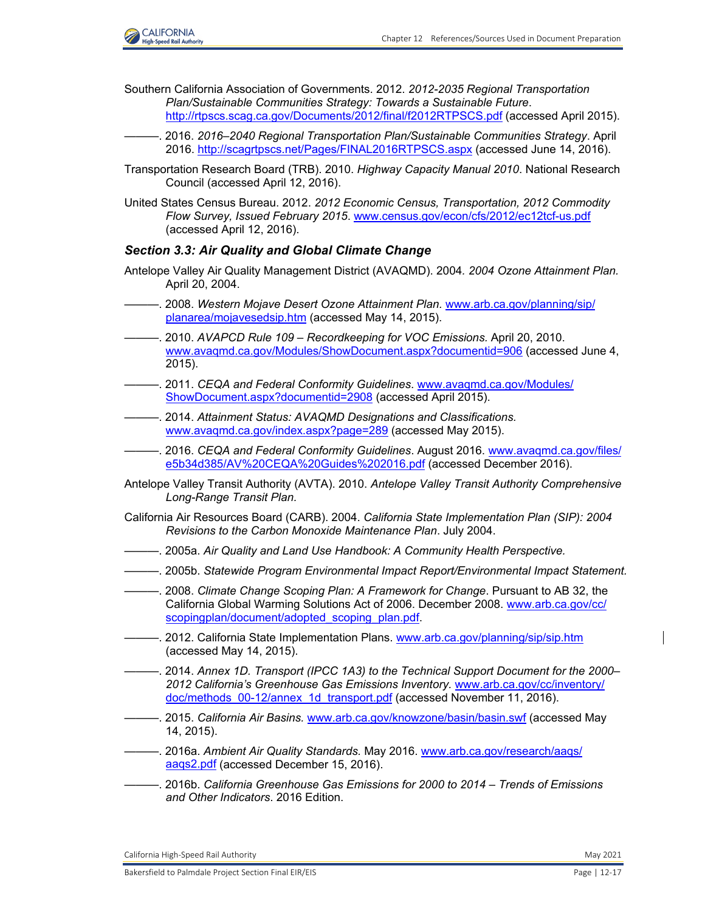Southern California Association of Governments. 2012. *2012-2035 Regional Transportation Plan/Sustainable Communities Strategy: Towards a Sustainable Future*. http://rtpscs.scag.ca.gov/Documents/2012/final/f2012RTPSCS.pdf (accessed April 2015).

———. 2016. *2016–2040 Regional Transportation Plan/Sustainable Communities Strategy*. April 2016. http://scagrtpscs.net/Pages/FINAL2016RTPSCS.aspx (accessed June 14, 2016).

Transportation Research Board (TRB). 2010. *Highway Capacity Manual 2010*. National Research Council (accessed April 12, 2016).

United States Census Bureau. 2012. *2012 Economic Census, Transportation, 2012 Commodity Flow Survey, Issued February 2015*. www.census.gov/econ/cfs/2012/ec12tcf-us.pdf (accessed April 12, 2016).

### *Section 3.3: Air Quality and Global Climate Change*

Antelope Valley Air Quality Management District (AVAQMD). 2004. *2004 Ozone Attainment Plan.* April 20, 2004.

———. 2008. *Western Mojave Desert Ozone Attainment Plan*. www.arb.ca.gov/planning/sip/planarea/mojavesedsip.htm (accessed May 14, 2015).

———. 2010. *AVAPCD Rule 109 – Recordkeeping for VOC Emissions.* April 20, 2010. www.avaqmd.ca.gov/Modules/ShowDocument.aspx?documentid=906 (accessed June 4, 2015).

———. 2011. *CEQA and Federal Conformity Guidelines*. www.avaqmd.ca.gov/Modules/ShowDocument.aspx?documentid=2908 (accessed April 2015).

———. 2014. *Attainment Status: AVAQMD Designations and Classifications.* www.avaqmd.ca.gov/index.aspx?page=289 (accessed May 2015).

———. 2016. *CEQA and Federal Conformity Guidelines*. August 2016. www.avaqmd.ca.gov/files/e5b34d385/AV%20CEQA%20Guides%202016.pdf (accessed December 2016).

Antelope Valley Transit Authority (AVTA). 2010. *Antelope Valley Transit Authority Comprehensive Long-Range Transit Plan.*

California Air Resources Board (CARB). 2004. *California State Implementation Plan (SIP): 2004 Revisions to the Carbon Monoxide Maintenance Plan*. July 2004.

———. 2005a. *Air Quality and Land Use Handbook: A Community Health Perspective.*

———. 2005b. *Statewide Program Environmental Impact Report/Environmental Impact Statement.*

———. 2008. *Climate Change Scoping Plan: A Framework for Change*. Pursuant to AB 32, the California Global Warming Solutions Act of 2006. December 2008. www.arb.ca.gov/cc/scopingplan/document/adopted_scoping_plan.pdf.

———. 2012. California State Implementation Plans. www.arb.ca.gov/planning/sip/sip.htm (accessed May 14, 2015).

———. 2014. *Annex 1D. Transport (IPCC 1A3) to the Technical Support Document for the 2000–2012 California's Greenhouse Gas Emissions Inventory*. www.arb.ca.gov/cc/inventory/doc/methods_00-12/annex_1d_transport.pdf (accessed November 11, 2016).

———. 2015. *California Air Basins.* www.arb.ca.gov/knowzone/basin/basin.swf (accessed May 14, 2015).

———. 2016a. *Ambient Air Quality Standards.* May 2016. www.arb.ca.gov/research/aaqs/aaqs2.pdf (accessed December 15, 2016).

———. 2016b. *California Greenhouse Gas Emissions for 2000 to 2014 – Trends of Emissions and Other Indicators*. 2016 Edition.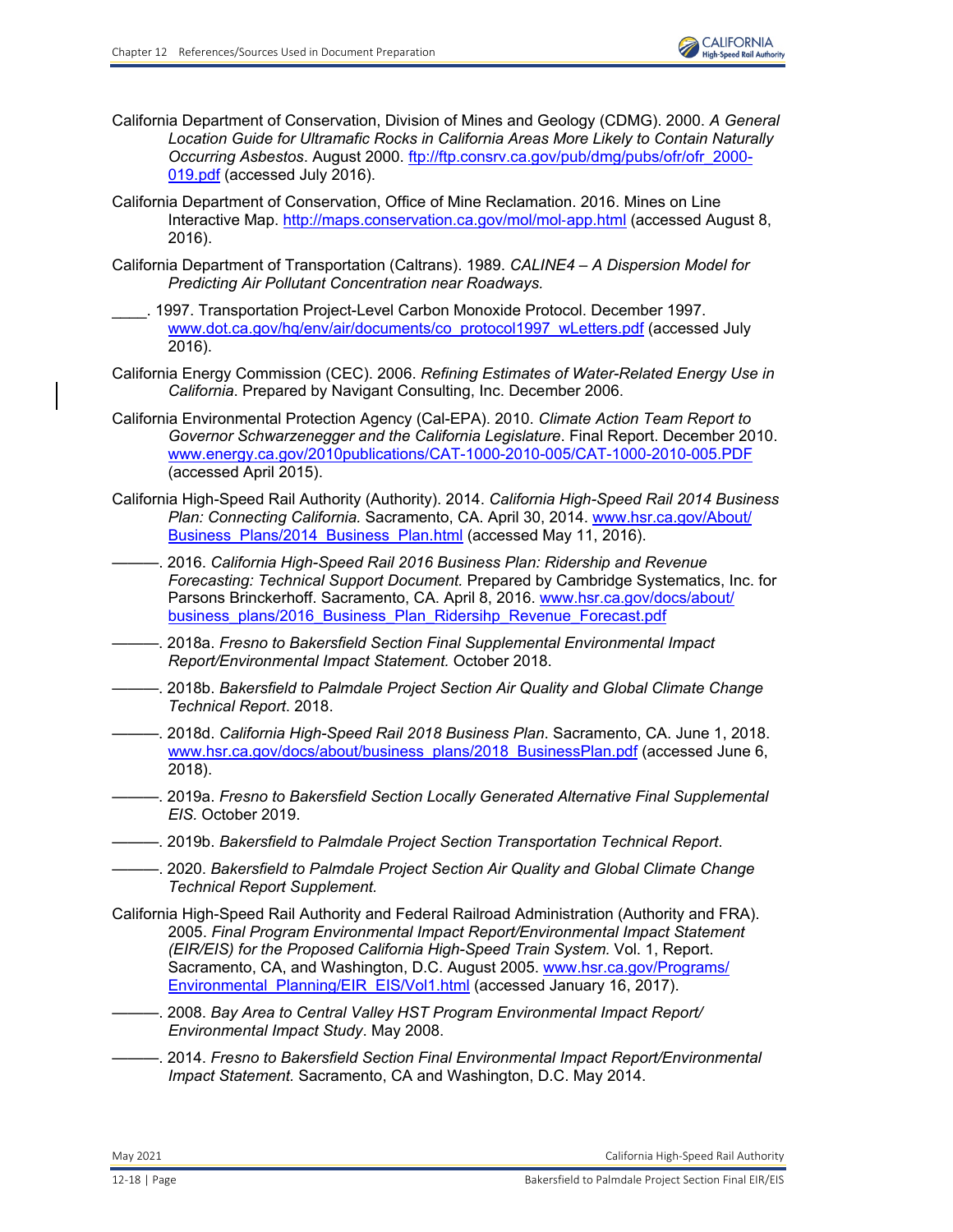California Department of Conservation, Division of Mines and Geology (CDMG). 2000. *A General Location Guide for Ultramafic Rocks in California Areas More Likely to Contain Naturally Occurring Asbestos*. August 2000. ftp://ftp.consrv.ca.gov/pub/dmg/pubs/ofr/ofr_2000-019.pdf (accessed July 2016).

California Department of Conservation, Office of Mine Reclamation. 2016. Mines on Line Interactive Map. http://maps.conservation.ca.gov/mol/mol-app.html (accessed August 8, 2016).

California Department of Transportation (Caltrans). 1989. *CALINE4 – A Dispersion Model for Predicting Air Pollutant Concentration near Roadways.*

____. 1997. Transportation Project-Level Carbon Monoxide Protocol. December 1997. www.dot.ca.gov/hq/env/air/documents/co_protocol1997_wLetters.pdf (accessed July 2016).

California Energy Commission (CEC). 2006. *Refining Estimates of Water-Related Energy Use in California*. Prepared by Navigant Consulting, Inc. December 2006.

California Environmental Protection Agency (Cal-EPA). 2010. *Climate Action Team Report to Governor Schwarzenegger and the California Legislature*. Final Report. December 2010. www.energy.ca.gov/2010publications/CAT-1000-2010-005/CAT-1000-2010-005.PDF (accessed April 2015).

California High-Speed Rail Authority (Authority). 2014. *California High-Speed Rail 2014 Business Plan: Connecting California.* Sacramento, CA. April 30, 2014. www.hsr.ca.gov/About/Business_Plans/2014_Business_Plan.html (accessed May 11, 2016).

———. 2016. *California High-Speed Rail 2016 Business Plan: Ridership and Revenue Forecasting: Technical Support Document.* Prepared by Cambridge Systematics, Inc. for Parsons Brinckerhoff. Sacramento, CA. April 8, 2016. www.hsr.ca.gov/docs/about/business_plans/2016_Business_Plan_Ridersihp_Revenue_Forecast.pdf

———. 2018a. *Fresno to Bakersfield Section Final Supplemental Environmental Impact Report/Environmental Impact Statement.* October 2018.

———. 2018b. *Bakersfield to Palmdale Project Section Air Quality and Global Climate Change Technical Report*. 2018.

———. 2018d. *California High-Speed Rail 2018 Business Plan*. Sacramento, CA. June 1, 2018. www.hsr.ca.gov/docs/about/business_plans/2018_BusinessPlan.pdf (accessed June 6, 2018).

———. 2019a. *Fresno to Bakersfield Section Locally Generated Alternative Final Supplemental EIS.* October 2019.

———. 2019b. *Bakersfield to Palmdale Project Section Transportation Technical Report*.

———. 2020. *Bakersfield to Palmdale Project Section Air Quality and Global Climate Change Technical Report Supplement.*

California High-Speed Rail Authority and Federal Railroad Administration (Authority and FRA). 2005. *Final Program Environmental Impact Report/Environmental Impact Statement (EIR/EIS) for the Proposed California High-Speed Train System.* Vol. 1, Report. Sacramento, CA, and Washington, D.C. August 2005. www.hsr.ca.gov/Programs/Environmental_Planning/EIR_EIS/Vol1.html (accessed January 16, 2017).

———. 2008. *Bay Area to Central Valley HST Program Environmental Impact Report/Environmental Impact Study*. May 2008.

———. 2014. *Fresno to Bakersfield Section Final Environmental Impact Report/Environmental Impact Statement.* Sacramento, CA and Washington, D.C. May 2014.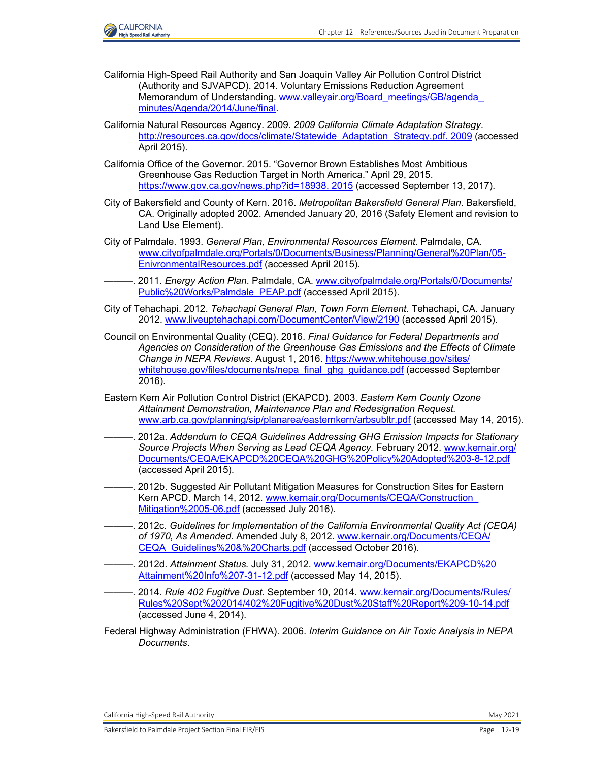California High-Speed Rail Authority and San Joaquin Valley Air Pollution Control District (Authority and SJVAPCD). 2014. Voluntary Emissions Reduction Agreement Memorandum of Understanding. www.valleyair.org/Board_meetings/GB/agenda_minutes/Agenda/2014/June/final.

California Natural Resources Agency. 2009. *2009 California Climate Adaptation Strategy*. http://resources.ca.gov/docs/climate/Statewide_Adaptation_Strategy.pdf. 2009 (accessed April 2015).

California Office of the Governor. 2015. "Governor Brown Establishes Most Ambitious Greenhouse Gas Reduction Target in North America." April 29, 2015. https://www.gov.ca.gov/news.php?id=18938. 2015 (accessed September 13, 2017).

City of Bakersfield and County of Kern. 2016. *Metropolitan Bakersfield General Plan*. Bakersfield, CA. Originally adopted 2002. Amended January 20, 2016 (Safety Element and revision to Land Use Element).

City of Palmdale. 1993. *General Plan, Environmental Resources Element*. Palmdale, CA. www.cityofpalmdale.org/Portals/0/Documents/Business/Planning/General%20Plan/05-EnivronmentalResources.pdf (accessed April 2015).

———. 2011. *Energy Action Plan*. Palmdale, CA. www.cityofpalmdale.org/Portals/0/Documents/Public%20Works/Palmdale_PEAP.pdf (accessed April 2015).

City of Tehachapi. 2012. *Tehachapi General Plan, Town Form Element*. Tehachapi, CA. January 2012. www.liveuptehachapi.com/DocumentCenter/View/2190 (accessed April 2015).

Council on Environmental Quality (CEQ). 2016. *Final Guidance for Federal Departments and Agencies on Consideration of the Greenhouse Gas Emissions and the Effects of Climate Change in NEPA Reviews*. August 1, 2016. https://www.whitehouse.gov/sites/whitehouse.gov/files/documents/nepa_final_ghg_guidance.pdf (accessed September 2016).

Eastern Kern Air Pollution Control District (EKAPCD). 2003. *Eastern Kern County Ozone Attainment Demonstration, Maintenance Plan and Redesignation Request.* www.arb.ca.gov/planning/sip/planarea/easternkern/arbsubltr.pdf (accessed May 14, 2015).

———. 2012a. *Addendum to CEQA Guidelines Addressing GHG Emission Impacts for Stationary Source Projects When Serving as Lead CEQA Agency.* February 2012. www.kernair.org/Documents/CEQA/EKAPCD%20CEQA%20GHG%20Policy%20Adopted%203-8-12.pdf (accessed April 2015).

———. 2012b. Suggested Air Pollutant Mitigation Measures for Construction Sites for Eastern Kern APCD. March 14, 2012. www.kernair.org/Documents/CEQA/Construction_Mitigation%2005-06.pdf (accessed July 2016).

———. 2012c. *Guidelines for Implementation of the California Environmental Quality Act (CEQA) of 1970, As Amended.* Amended July 8, 2012. www.kernair.org/Documents/CEQA/CEQA_Guidelines%20&%20Charts.pdf (accessed October 2016).

———. 2012d. *Attainment Status.* July 31, 2012. www.kernair.org/Documents/EKAPCD%20Attainment%20Info%207-31-12.pdf (accessed May 14, 2015).

———. 2014. *Rule 402 Fugitive Dust.* September 10, 2014. www.kernair.org/Documents/Rules/Rules%20Sept%202014/402%20Fugitive%20Dust%20Staff%20Report%209-10-14.pdf (accessed June 4, 2014).

Federal Highway Administration (FHWA). 2006. *Interim Guidance on Air Toxic Analysis in NEPA Documents*.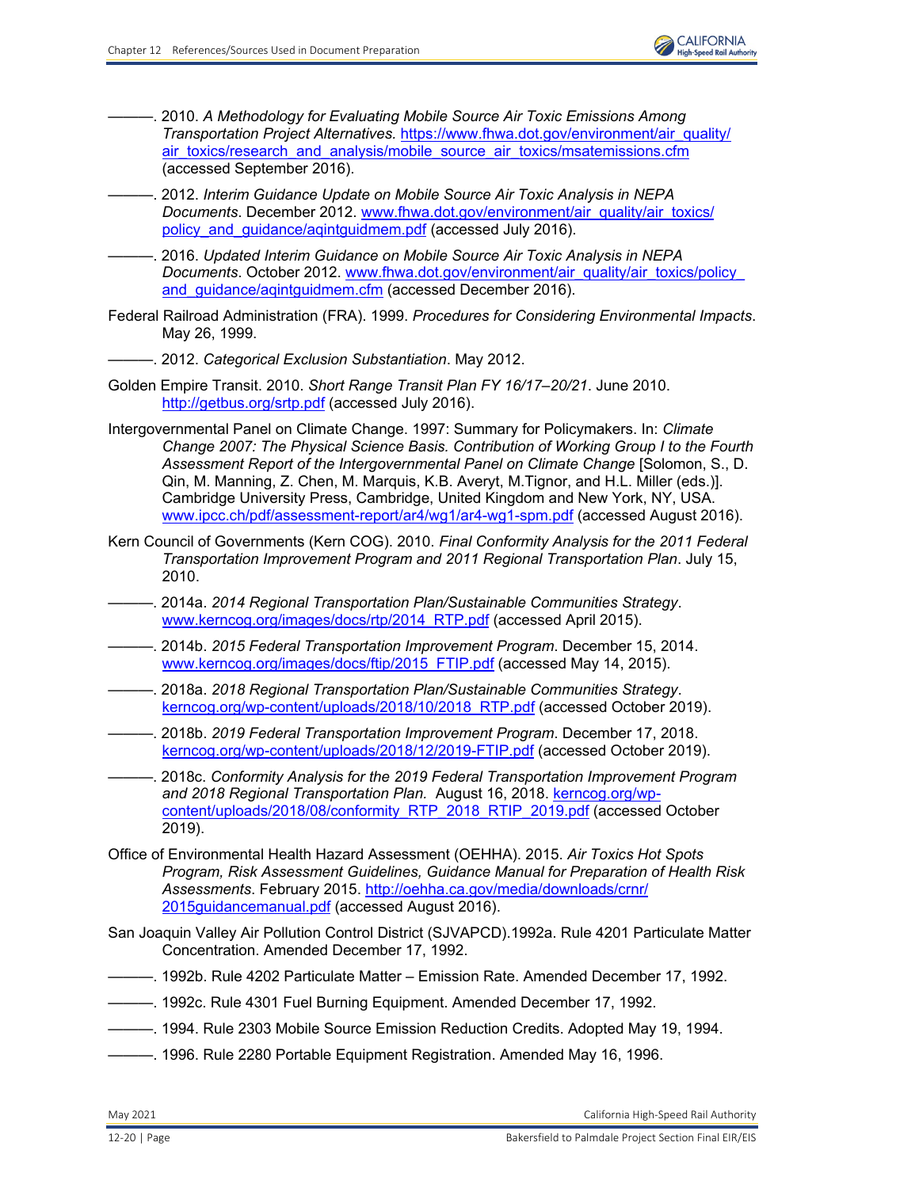———. 2010. *A Methodology for Evaluating Mobile Source Air Toxic Emissions Among Transportation Project Alternatives.* https://www.fhwa.dot.gov/environment/air_quality/air_toxics/research_and_analysis/mobile_source_air_toxics/msatemissions.cfm (accessed September 2016).

———. 2012. *Interim Guidance Update on Mobile Source Air Toxic Analysis in NEPA Documents*. December 2012. www.fhwa.dot.gov/environment/air_quality/air_toxics/policy_and_guidance/aqintguidmem.pdf (accessed July 2016).

———. 2016. *Updated Interim Guidance on Mobile Source Air Toxic Analysis in NEPA Documents*. October 2012. www.fhwa.dot.gov/environment/air_quality/air_toxics/policy_and_guidance/aqintguidmem.cfm (accessed December 2016).

Federal Railroad Administration (FRA). 1999. *Procedures for Considering Environmental Impacts*. May 26, 1999.

———. 2012. *Categorical Exclusion Substantiation*. May 2012.

Golden Empire Transit. 2010. *Short Range Transit Plan FY 16/17–20/21*. June 2010. http://getbus.org/srtp.pdf (accessed July 2016).

Intergovernmental Panel on Climate Change. 1997: Summary for Policymakers. In: *Climate Change 2007: The Physical Science Basis. Contribution of Working Group I to the Fourth Assessment Report of the Intergovernmental Panel on Climate Change* [Solomon, S., D. Qin, M. Manning, Z. Chen, M. Marquis, K.B. Averyt, M.Tignor, and H.L. Miller (eds.)]. Cambridge University Press, Cambridge, United Kingdom and New York, NY, USA. www.ipcc.ch/pdf/assessment-report/ar4/wg1/ar4-wg1-spm.pdf (accessed August 2016).

Kern Council of Governments (Kern COG). 2010. *Final Conformity Analysis for the 2011 Federal Transportation Improvement Program and 2011 Regional Transportation Plan*. July 15, 2010.

———. 2014a. *2014 Regional Transportation Plan/Sustainable Communities Strategy*. www.kerncog.org/images/docs/rtp/2014_RTP.pdf (accessed April 2015).

———. 2014b. *2015 Federal Transportation Improvement Program*. December 15, 2014. www.kerncog.org/images/docs/ftip/2015_FTIP.pdf (accessed May 14, 2015).

———. 2018a. *2018 Regional Transportation Plan/Sustainable Communities Strategy*. kerncog.org/wp-content/uploads/2018/10/2018_RTP.pdf (accessed October 2019).

———. 2018b. *2019 Federal Transportation Improvement Program*. December 17, 2018. kerncog.org/wp-content/uploads/2018/12/2019-FTIP.pdf (accessed October 2019).

———. 2018c. *Conformity Analysis for the 2019 Federal Transportation Improvement Program and 2018 Regional Transportation Plan.* August 16, 2018. kerncog.org/wp-content/uploads/2018/08/conformity_RTP_2018_RTIP_2019.pdf (accessed October 2019).

Office of Environmental Health Hazard Assessment (OEHHA). 2015. *Air Toxics Hot Spots Program, Risk Assessment Guidelines, Guidance Manual for Preparation of Health Risk Assessments*. February 2015. http://oehha.ca.gov/media/downloads/crnr/2015guidancemanual.pdf (accessed August 2016).

San Joaquin Valley Air Pollution Control District (SJVAPCD).1992a. Rule 4201 Particulate Matter Concentration. Amended December 17, 1992.

———. 1992b. Rule 4202 Particulate Matter – Emission Rate. Amended December 17, 1992.

———. 1992c. Rule 4301 Fuel Burning Equipment. Amended December 17, 1992.

———. 1994. Rule 2303 Mobile Source Emission Reduction Credits. Adopted May 19, 1994.

———. 1996. Rule 2280 Portable Equipment Registration. Amended May 16, 1996.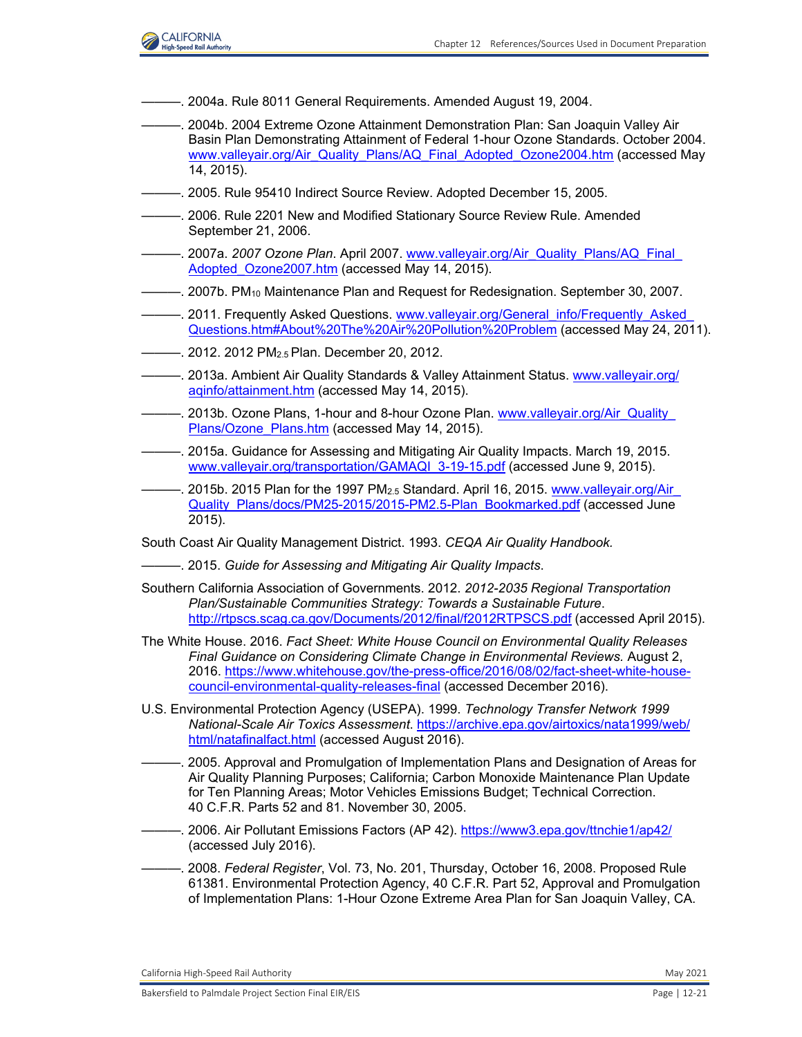———. 2004a. Rule 8011 General Requirements. Amended August 19, 2004.

———. 2004b. 2004 Extreme Ozone Attainment Demonstration Plan: San Joaquin Valley Air Basin Plan Demonstrating Attainment of Federal 1-hour Ozone Standards. October 2004. www.valleyair.org/Air_Quality_Plans/AQ_Final_Adopted_Ozone2004.htm (accessed May 14, 2015).

———. 2005. Rule 95410 Indirect Source Review. Adopted December 15, 2005.

———. 2006. Rule 2201 New and Modified Stationary Source Review Rule. Amended September 21, 2006.

———. 2007a. *2007 Ozone Plan*. April 2007. www.valleyair.org/Air_Quality_Plans/AQ_Final_Adopted_Ozone2007.htm (accessed May 14, 2015).

———. 2007b. $PM_{10}$ Maintenance Plan and Request for Redesignation. September 30, 2007.

———. 2011. Frequently Asked Questions. www.valleyair.org/General_info/Frequently_Asked_Questions.htm#About%20The%20Air%20Pollution%20Problem (accessed May 24, 2011).

———. 2012. 2012 $PM_{2.5}$ Plan. December 20, 2012.

———. 2013a. Ambient Air Quality Standards & Valley Attainment Status. www.valleyair.org/aqinfo/attainment.htm (accessed May 14, 2015).

———. 2013b. Ozone Plans, 1-hour and 8-hour Ozone Plan. www.valleyair.org/Air_Quality_Plans/Ozone_Plans.htm (accessed May 14, 2015).

———. 2015a. Guidance for Assessing and Mitigating Air Quality Impacts. March 19, 2015. www.valleyair.org/transportation/GAMAQI_3-19-15.pdf (accessed June 9, 2015).

———. 2015b. 2015 Plan for the 1997 $PM_{2.5}$ Standard. April 16, 2015. www.valleyair.org/Air_Quality_Plans/docs/PM25-2015/2015-PM2.5-Plan_Bookmarked.pdf (accessed June 2015).

South Coast Air Quality Management District. 1993. *CEQA Air Quality Handbook.*

———. 2015. *Guide for Assessing and Mitigating Air Quality Impacts*.

Southern California Association of Governments. 2012. *2012-2035 Regional Transportation Plan/Sustainable Communities Strategy: Towards a Sustainable Future*. http://rtpscs.scag.ca.gov/Documents/2012/final/f2012RTPSCS.pdf (accessed April 2015).

The White House. 2016. *Fact Sheet: White House Council on Environmental Quality Releases Final Guidance on Considering Climate Change in Environmental Reviews.* August 2, 2016. https://www.whitehouse.gov/the-press-office/2016/08/02/fact-sheet-white-house-council-environmental-quality-releases-final (accessed December 2016).

U.S. Environmental Protection Agency (USEPA). 1999. *Technology Transfer Network 1999 National-Scale Air Toxics Assessment*. https://archive.epa.gov/airtoxics/nata1999/web/html/natafinalfact.html (accessed August 2016).

———. 2005. Approval and Promulgation of Implementation Plans and Designation of Areas for Air Quality Planning Purposes; California; Carbon Monoxide Maintenance Plan Update for Ten Planning Areas; Motor Vehicles Emissions Budget; Technical Correction. 40 C.F.R. Parts 52 and 81. November 30, 2005.

———. 2006. Air Pollutant Emissions Factors (AP 42). https://www3.epa.gov/ttnchie1/ap42/ (accessed July 2016).

———. 2008. *Federal Register*, Vol. 73, No. 201, Thursday, October 16, 2008. Proposed Rule 61381. Environmental Protection Agency, 40 C.F.R. Part 52, Approval and Promulgation of Implementation Plans: 1-Hour Ozone Extreme Area Plan for San Joaquin Valley, CA.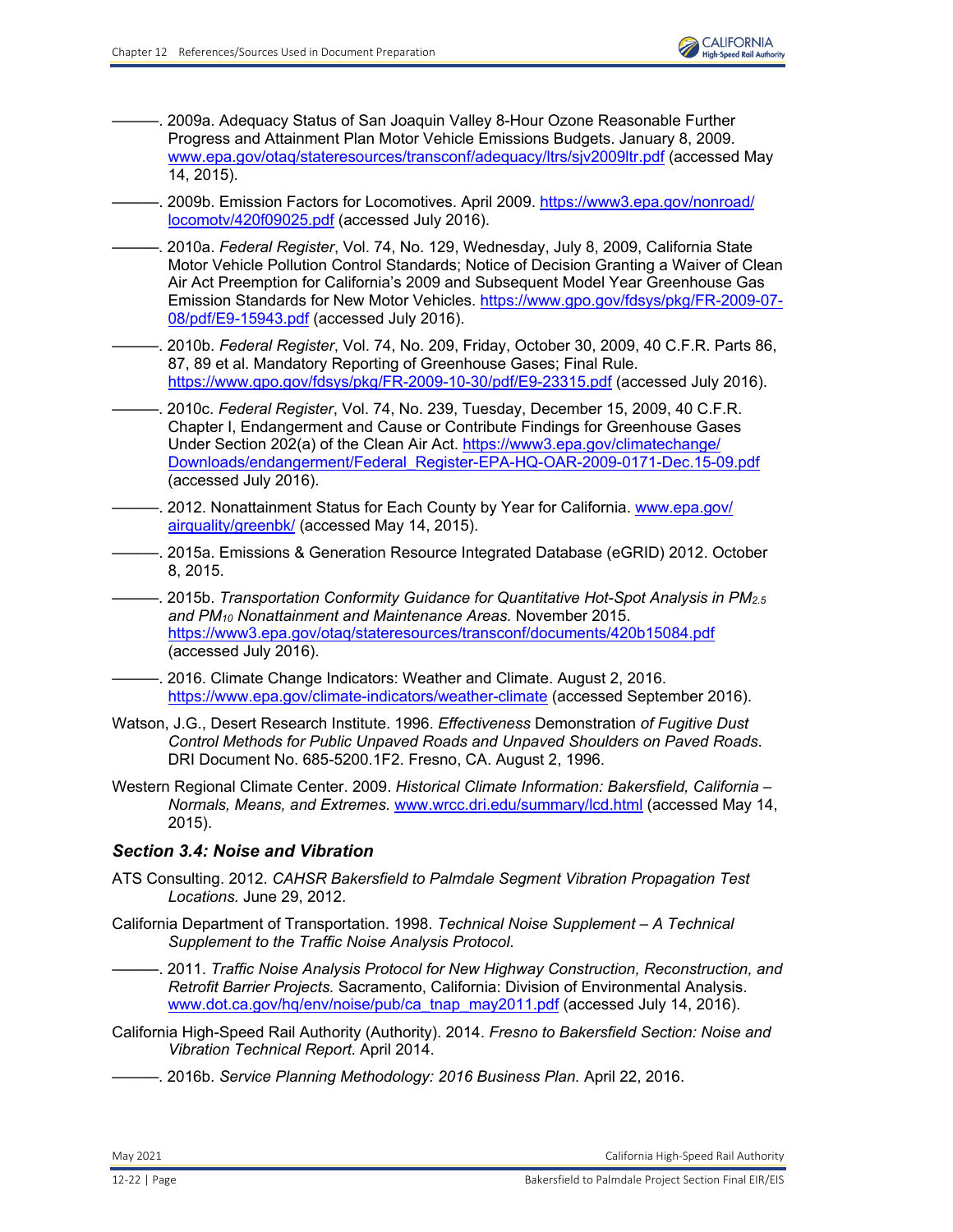———. 2009a. Adequacy Status of San Joaquin Valley 8-Hour Ozone Reasonable Further Progress and Attainment Plan Motor Vehicle Emissions Budgets. January 8, 2009. www.epa.gov/otaq/stateresources/transconf/adequacy/ltrs/sjv2009ltr.pdf (accessed May 14, 2015).

———. 2009b. Emission Factors for Locomotives. April 2009. https://www3.epa.gov/nonroad/locomotv/420f09025.pdf (accessed July 2016).

———. 2010a. *Federal Register*, Vol. 74, No. 129, Wednesday, July 8, 2009, California State Motor Vehicle Pollution Control Standards; Notice of Decision Granting a Waiver of Clean Air Act Preemption for California's 2009 and Subsequent Model Year Greenhouse Gas Emission Standards for New Motor Vehicles. https://www.gpo.gov/fdsys/pkg/FR-2009-07-08/pdf/E9-15943.pdf (accessed July 2016).

———. 2010b. *Federal Register*, Vol. 74, No. 209, Friday, October 30, 2009, 40 C.F.R. Parts 86, 87, 89 et al. Mandatory Reporting of Greenhouse Gases; Final Rule. https://www.gpo.gov/fdsys/pkg/FR-2009-10-30/pdf/E9-23315.pdf (accessed July 2016).

———. 2010c. *Federal Register*, Vol. 74, No. 239, Tuesday, December 15, 2009, 40 C.F.R. Chapter I, Endangerment and Cause or Contribute Findings for Greenhouse Gases Under Section 202(a) of the Clean Air Act. https://www3.epa.gov/climatechange/Downloads/endangerment/Federal_Register-EPA-HQ-OAR-2009-0171-Dec.15-09.pdf (accessed July 2016).

———. 2012. Nonattainment Status for Each County by Year for California. www.epa.gov/airquality/greenbk/ (accessed May 14, 2015).

———. 2015a. Emissions & Generation Resource Integrated Database (eGRID) 2012. October 8, 2015.

———. 2015b. *Transportation Conformity Guidance for Quantitative Hot-Spot Analysis in $PM_{2.5}$ and $PM_{10}$ Nonattainment and Maintenance Areas.* November 2015. https://www3.epa.gov/otaq/stateresources/transconf/documents/420b15084.pdf (accessed July 2016).

———. 2016. Climate Change Indicators: Weather and Climate. August 2, 2016. https://www.epa.gov/climate-indicators/weather-climate (accessed September 2016).

Watson, J.G., Desert Research Institute. 1996. *Effectiveness* Demonstration *of Fugitive Dust Control Methods for Public Unpaved Roads and Unpaved Shoulders on Paved Roads*. DRI Document No. 685-5200.1F2. Fresno, CA. August 2, 1996.

Western Regional Climate Center. 2009. *Historical Climate Information: Bakersfield, California – Normals, Means, and Extremes*. www.wrcc.dri.edu/summary/lcd.html (accessed May 14, 2015).

### *Section 3.4: Noise and Vibration*

ATS Consulting. 2012. *CAHSR Bakersfield to Palmdale Segment Vibration Propagation Test Locations.* June 29, 2012.

California Department of Transportation. 1998. *Technical Noise Supplement – A Technical Supplement to the Traffic Noise Analysis Protocol*.

———. 2011. *Traffic Noise Analysis Protocol for New Highway Construction, Reconstruction, and Retrofit Barrier Projects.* Sacramento, California: Division of Environmental Analysis. www.dot.ca.gov/hq/env/noise/pub/ca_tnap_may2011.pdf (accessed July 14, 2016).

California High-Speed Rail Authority (Authority). 2014. *Fresno to Bakersfield Section: Noise and Vibration Technical Report*. April 2014.

———. 2016b. *Service Planning Methodology: 2016 Business Plan.* April 22, 2016.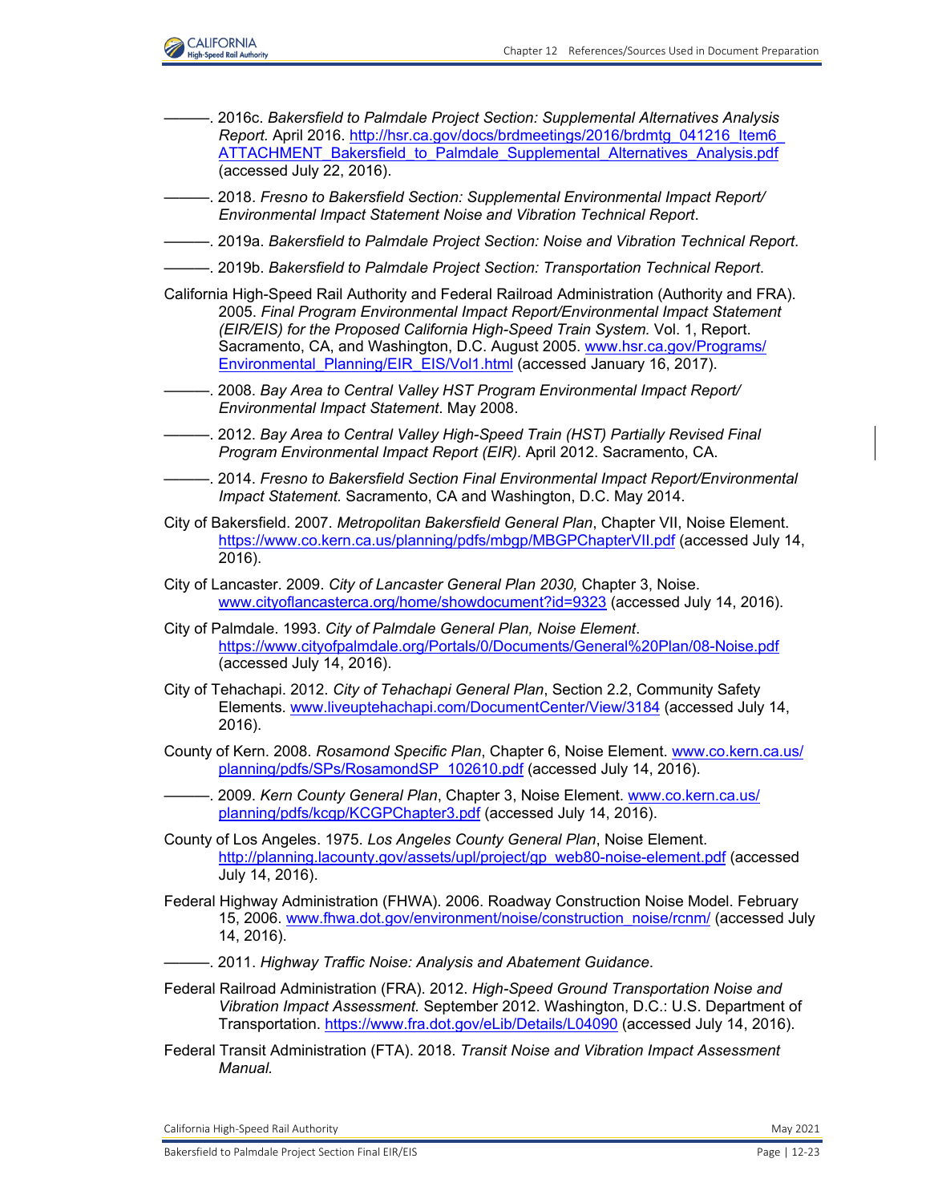———. 2016c. *Bakersfield to Palmdale Project Section: Supplemental Alternatives Analysis Report.* April 2016. http://hsr.ca.gov/docs/brdmeetings/2016/brdmtg_041216_Item6_ATTACHMENT_Bakersfield_to_Palmdale_Supplemental_Alternatives_Analysis.pdf (accessed July 22, 2016).

———. 2018. *Fresno to Bakersfield Section: Supplemental Environmental Impact Report/ Environmental Impact Statement Noise and Vibration Technical Report*.

———. 2019a. *Bakersfield to Palmdale Project Section: Noise and Vibration Technical Report*.

———. 2019b. *Bakersfield to Palmdale Project Section: Transportation Technical Report*.

California High-Speed Rail Authority and Federal Railroad Administration (Authority and FRA). 2005. *Final Program Environmental Impact Report/Environmental Impact Statement (EIR/EIS) for the Proposed California High-Speed Train System.* Vol. 1, Report. Sacramento, CA, and Washington, D.C. August 2005. www.hsr.ca.gov/Programs/Environmental_Planning/EIR_EIS/Vol1.html (accessed January 16, 2017).

———. 2008. *Bay Area to Central Valley HST Program Environmental Impact Report/ Environmental Impact Statement*. May 2008.

———. 2012. *Bay Area to Central Valley High-Speed Train (HST) Partially Revised Final Program Environmental Impact Report (EIR).* April 2012. Sacramento, CA.

———. 2014. *Fresno to Bakersfield Section Final Environmental Impact Report/Environmental Impact Statement.* Sacramento, CA and Washington, D.C. May 2014.

City of Bakersfield. 2007. *Metropolitan Bakersfield General Plan*, Chapter VII, Noise Element. https://www.co.kern.ca.us/planning/pdfs/mbgp/MBGPChapterVII.pdf (accessed July 14, 2016).

City of Lancaster. 2009. *City of Lancaster General Plan 2030,* Chapter 3, Noise. www.cityoflancasterca.org/home/showdocument?id=9323 (accessed July 14, 2016).

City of Palmdale. 1993. *City of Palmdale General Plan, Noise Element*. https://www.cityofpalmdale.org/Portals/0/Documents/General%20Plan/08-Noise.pdf (accessed July 14, 2016).

City of Tehachapi. 2012. *City of Tehachapi General Plan*, Section 2.2, Community Safety Elements. www.liveuptehachapi.com/DocumentCenter/View/3184 (accessed July 14, 2016).

County of Kern. 2008. *Rosamond Specific Plan*, Chapter 6, Noise Element. www.co.kern.ca.us/planning/pdfs/SPs/RosamondSP_102610.pdf (accessed July 14, 2016).

———. 2009. *Kern County General Plan*, Chapter 3, Noise Element. www.co.kern.ca.us/planning/pdfs/kcgp/KCGPChapter3.pdf (accessed July 14, 2016).

County of Los Angeles. 1975. *Los Angeles County General Plan*, Noise Element. http://planning.lacounty.gov/assets/upl/project/gp_web80-noise-element.pdf (accessed July 14, 2016).

Federal Highway Administration (FHWA). 2006. Roadway Construction Noise Model. February 15, 2006. www.fhwa.dot.gov/environment/noise/construction_noise/rcnm/ (accessed July 14, 2016).

———. 2011. *Highway Traffic Noise: Analysis and Abatement Guidance*.

Federal Railroad Administration (FRA). 2012. *High-Speed Ground Transportation Noise and Vibration Impact Assessment.* September 2012. Washington, D.C.: U.S. Department of Transportation. https://www.fra.dot.gov/eLib/Details/L04090 (accessed July 14, 2016).

Federal Transit Administration (FTA). 2018. *Transit Noise and Vibration Impact Assessment Manual.*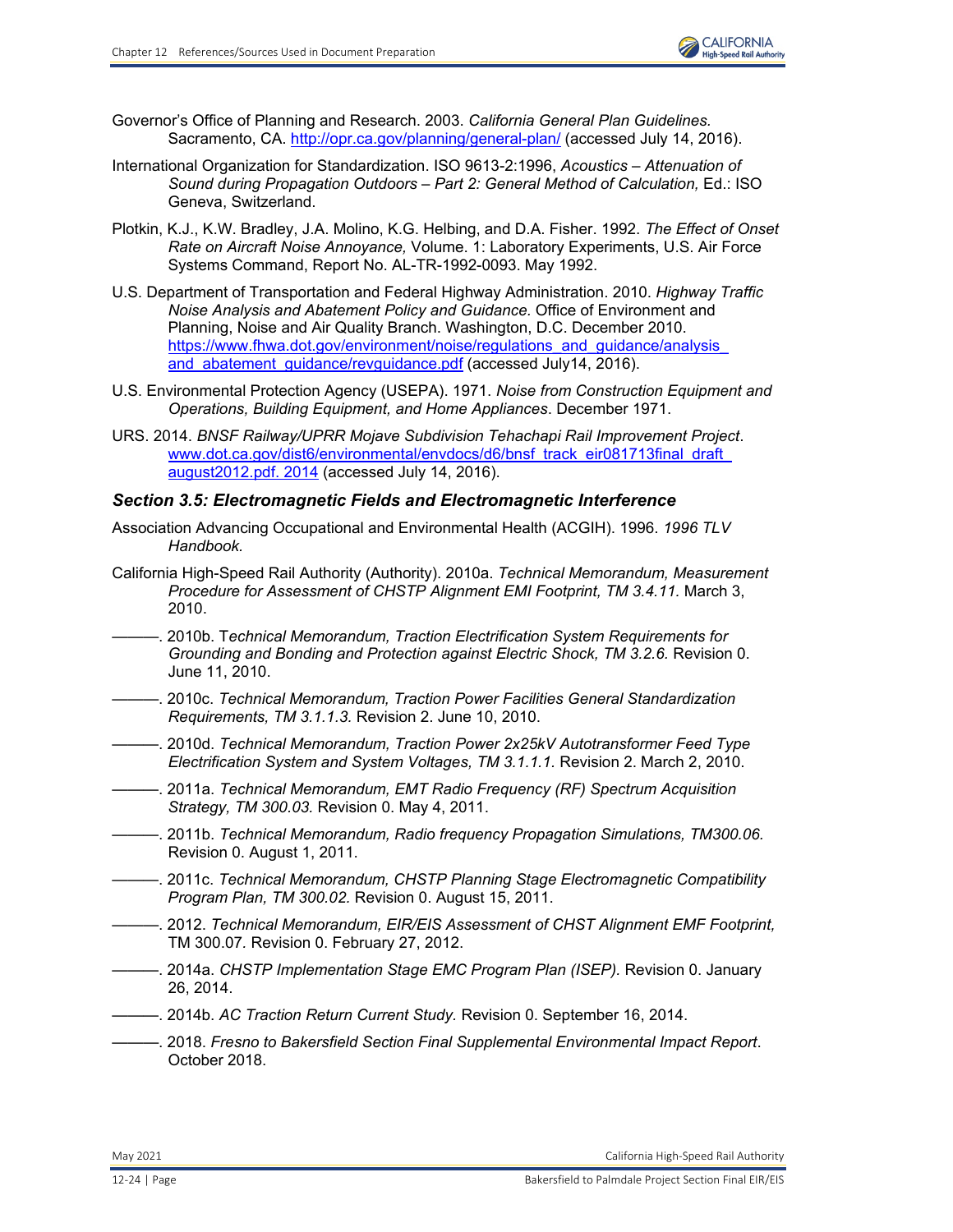Governor's Office of Planning and Research. 2003. *California General Plan Guidelines.* Sacramento, CA. http://opr.ca.gov/planning/general-plan/ (accessed July 14, 2016).

International Organization for Standardization. ISO 9613-2:1996, *Acoustics – Attenuation of Sound during Propagation Outdoors – Part 2: General Method of Calculation,* Ed.: ISO Geneva, Switzerland.

Plotkin, K.J., K.W. Bradley, J.A. Molino, K.G. Helbing, and D.A. Fisher. 1992. *The Effect of Onset Rate on Aircraft Noise Annoyance,* Volume. 1: Laboratory Experiments, U.S. Air Force Systems Command, Report No. AL-TR-1992-0093. May 1992.

U.S. Department of Transportation and Federal Highway Administration. 2010. *Highway Traffic Noise Analysis and Abatement Policy and Guidance.* Office of Environment and Planning, Noise and Air Quality Branch. Washington, D.C. December 2010. https://www.fhwa.dot.gov/environment/noise/regulations_and_guidance/analysis_and_abatement_guidance/revguidance.pdf (accessed July14, 2016).

U.S. Environmental Protection Agency (USEPA). 1971. *Noise from Construction Equipment and Operations, Building Equipment, and Home Appliances*. December 1971.

URS. 2014. *BNSF Railway/UPRR Mojave Subdivision Tehachapi Rail Improvement Project*. www.dot.ca.gov/dist6/environmental/envdocs/d6/bnsf_track_eir081713final_draft_august2012.pdf. 2014 (accessed July 14, 2016).

### *Section 3.5: Electromagnetic Fields and Electromagnetic Interference*

Association Advancing Occupational and Environmental Health (ACGIH). 1996. *1996 TLV Handbook.*

California High-Speed Rail Authority (Authority). 2010a. *Technical Memorandum, Measurement Procedure for Assessment of CHSTP Alignment EMI Footprint, TM 3.4.11.* March 3, 2010.

———. 2010b. T*echnical Memorandum, Traction Electrification System Requirements for Grounding and Bonding and Protection against Electric Shock, TM 3.2.6.* Revision 0. June 11, 2010.

———. 2010c. *Technical Memorandum, Traction Power Facilities General Standardization Requirements, TM 3.1.1.3.* Revision 2. June 10, 2010.

———. 2010d. *Technical Memorandum, Traction Power 2x25kV Autotransformer Feed Type Electrification System and System Voltages, TM 3.1.1.1.* Revision 2. March 2, 2010.

———. 2011a. *Technical Memorandum, EMT Radio Frequency (RF) Spectrum Acquisition Strategy, TM 300.03.* Revision 0. May 4, 2011.

———. 2011b. *Technical Memorandum, Radio frequency Propagation Simulations, TM300.06.* Revision 0. August 1, 2011.

———. 2011c. *Technical Memorandum, CHSTP Planning Stage Electromagnetic Compatibility Program Plan, TM 300.02.* Revision 0. August 15, 2011.

———. 2012. *Technical Memorandum, EIR/EIS Assessment of CHST Alignment EMF Footprint,* TM 300.07*.* Revision 0. February 27, 2012.

———. 2014a. *CHSTP Implementation Stage EMC Program Plan (ISEP).* Revision 0. January 26, 2014.

———. 2014b. *AC Traction Return Current Study.* Revision 0. September 16, 2014.

———. 2018. *Fresno to Bakersfield Section Final Supplemental Environmental Impact Report*. October 2018.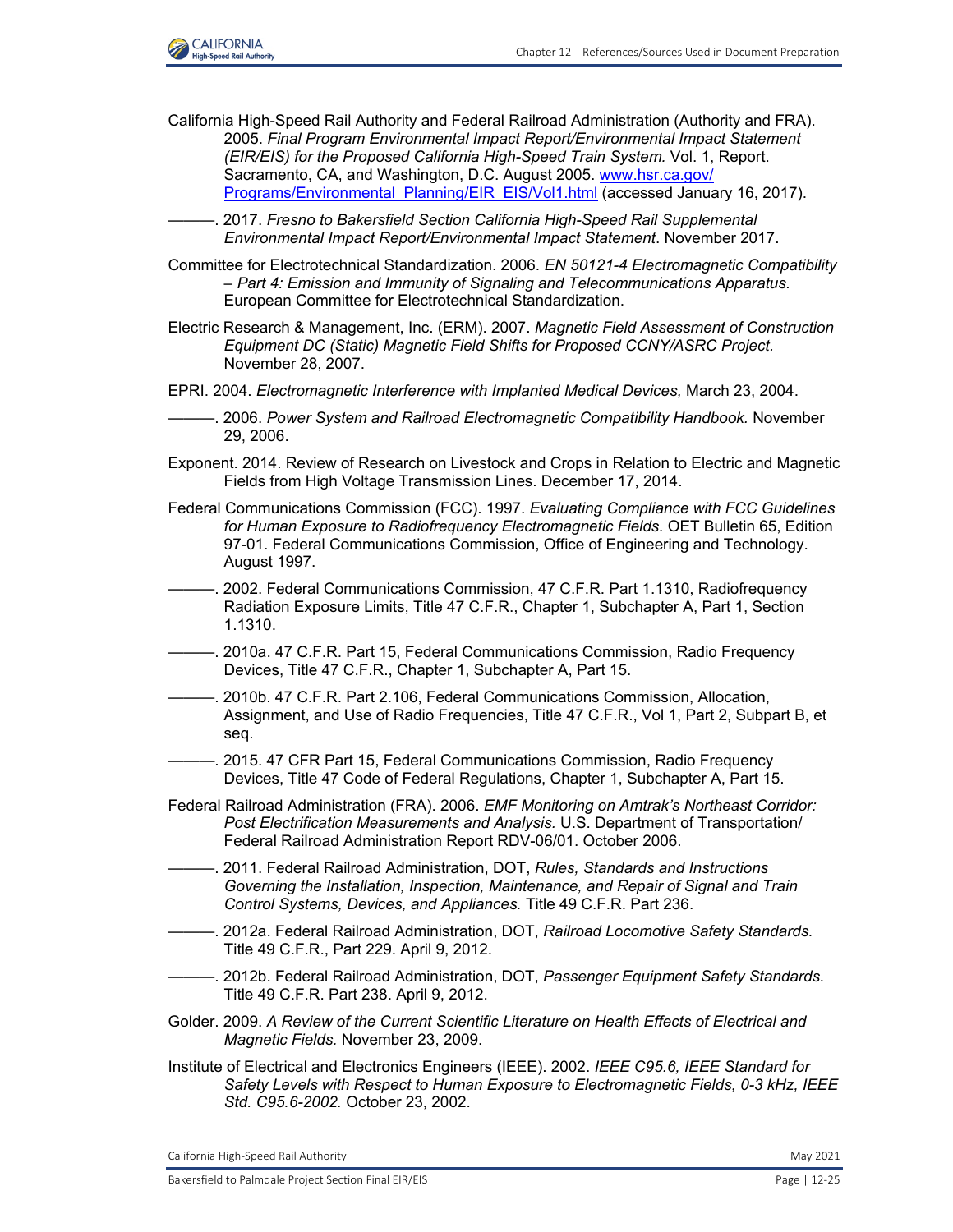California High-Speed Rail Authority and Federal Railroad Administration (Authority and FRA). 2005. *Final Program Environmental Impact Report/Environmental Impact Statement (EIR/EIS) for the Proposed California High-Speed Train System.* Vol. 1, Report. Sacramento, CA, and Washington, D.C. August 2005. [www.hsr.ca.gov/Programs/Environmental_Planning/EIR_EIS/Vol1.html](www.hsr.ca.gov/Programs/Environmental_Planning/EIR_EIS/Vol1.html) (accessed January 16, 2017).

———. 2017. *Fresno to Bakersfield Section California High-Speed Rail Supplemental Environmental Impact Report/Environmental Impact Statement*. November 2017.

Committee for Electrotechnical Standardization. 2006. *EN 50121-4 Electromagnetic Compatibility – Part 4: Emission and Immunity of Signaling and Telecommunications Apparatus.* European Committee for Electrotechnical Standardization.

Electric Research & Management, Inc. (ERM). 2007. *Magnetic Field Assessment of Construction Equipment DC (Static) Magnetic Field Shifts for Proposed CCNY/ASRC Project.* November 28, 2007.

EPRI. 2004. *Electromagnetic Interference with Implanted Medical Devices,* March 23, 2004.

———. 2006. *Power System and Railroad Electromagnetic Compatibility Handbook.* November 29, 2006.

Exponent. 2014. Review of Research on Livestock and Crops in Relation to Electric and Magnetic Fields from High Voltage Transmission Lines. December 17, 2014.

Federal Communications Commission (FCC). 1997. *Evaluating Compliance with FCC Guidelines for Human Exposure to Radiofrequency Electromagnetic Fields.* OET Bulletin 65, Edition 97-01. Federal Communications Commission, Office of Engineering and Technology. August 1997.

———. 2002. Federal Communications Commission, 47 C.F.R. Part 1.1310, Radiofrequency Radiation Exposure Limits, Title 47 C.F.R., Chapter 1, Subchapter A, Part 1, Section 1.1310.

———. 2010a. 47 C.F.R. Part 15, Federal Communications Commission, Radio Frequency Devices, Title 47 C.F.R., Chapter 1, Subchapter A, Part 15.

———. 2010b. 47 C.F.R. Part 2.106, Federal Communications Commission, Allocation, Assignment, and Use of Radio Frequencies, Title 47 C.F.R., Vol 1, Part 2, Subpart B, et seq.

———. 2015. 47 CFR Part 15, Federal Communications Commission, Radio Frequency Devices, Title 47 Code of Federal Regulations, Chapter 1, Subchapter A, Part 15.

Federal Railroad Administration (FRA). 2006. *EMF Monitoring on Amtrak's Northeast Corridor: Post Electrification Measurements and Analysis.* U.S. Department of Transportation/ Federal Railroad Administration Report RDV-06/01. October 2006.

———. 2011. Federal Railroad Administration, DOT, *Rules, Standards and Instructions Governing the Installation, Inspection, Maintenance, and Repair of Signal and Train Control Systems, Devices, and Appliances.* Title 49 C.F.R. Part 236.

———. 2012a. Federal Railroad Administration, DOT, *Railroad Locomotive Safety Standards.* Title 49 C.F.R., Part 229. April 9, 2012.

———. 2012b. Federal Railroad Administration, DOT, *Passenger Equipment Safety Standards.* Title 49 C.F.R. Part 238. April 9, 2012.

Golder. 2009. *A Review of the Current Scientific Literature on Health Effects of Electrical and Magnetic Fields.* November 23, 2009.

Institute of Electrical and Electronics Engineers (IEEE). 2002. *IEEE C95.6, IEEE Standard for Safety Levels with Respect to Human Exposure to Electromagnetic Fields, 0-3 kHz, IEEE Std. C95.6-2002.* October 23, 2002.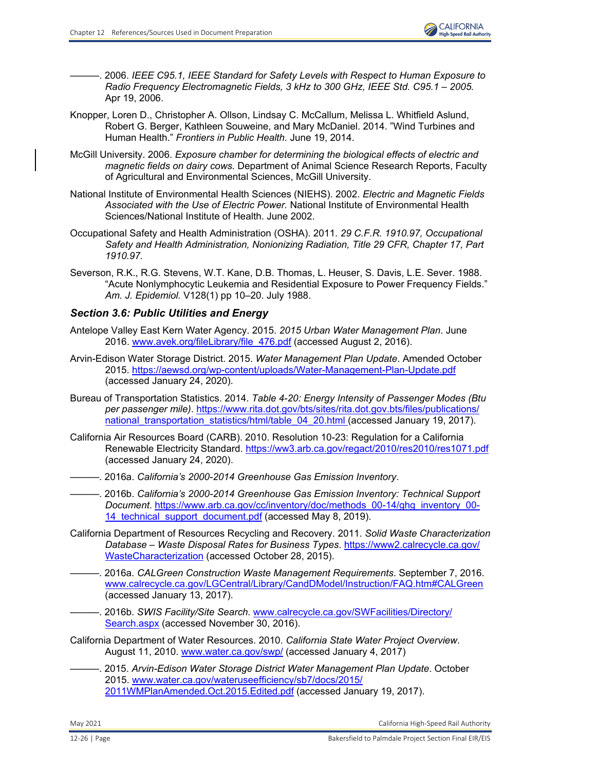———. 2006. *IEEE C95.1, IEEE Standard for Safety Levels with Respect to Human Exposure to Radio Frequency Electromagnetic Fields, 3 kHz to 300 GHz, IEEE Std. C95.1 – 2005.* Apr 19, 2006.

Knopper, Loren D., Christopher A. Ollson, Lindsay C. McCallum, Melissa L. Whitfield Aslund, Robert G. Berger, Kathleen Souweine, and Mary McDaniel. 2014. "Wind Turbines and Human Health." *Frontiers in Public Health.* June 19, 2014.

McGill University. 2006. *Exposure chamber for determining the biological effects of electric and magnetic fields on dairy cows.* Department of Animal Science Research Reports, Faculty of Agricultural and Environmental Sciences, McGill University.

National Institute of Environmental Health Sciences (NIEHS). 2002. *Electric and Magnetic Fields Associated with the Use of Electric Power.* National Institute of Environmental Health Sciences/National Institute of Health. June 2002.

Occupational Safety and Health Administration (OSHA). 2011. *29 C.F.R. 1910.97, Occupational Safety and Health Administration, Nonionizing Radiation, Title 29 CFR, Chapter 17, Part 1910.97.*

Severson, R.K., R.G. Stevens, W.T. Kane, D.B. Thomas, L. Heuser, S. Davis, L.E. Sever. 1988. "Acute Nonlymphocytic Leukemia and Residential Exposure to Power Frequency Fields." *Am. J. Epidemiol.* V128(1) pp 10–20. July 1988.

### Section 3.6: Public Utilities and Energy

Antelope Valley East Kern Water Agency. 2015. *2015 Urban Water Management Plan*. June 2016. www.avek.org/fileLibrary/file_476.pdf (accessed August 2, 2016).

Arvin-Edison Water Storage District. 2015. *Water Management Plan Update*. Amended October 2015. https://aewsd.org/wp-content/uploads/Water-Management-Plan-Update.pdf (accessed January 24, 2020).

Bureau of Transportation Statistics. 2014. *Table 4-20: Energy Intensity of Passenger Modes (Btu per passenger mile)*. https://www.rita.dot.gov/bts/sites/rita.dot.gov.bts/files/publications/national_transportation_statistics/html/table_04_20.html (accessed January 19, 2017).

California Air Resources Board (CARB). 2010. Resolution 10-23: Regulation for a California Renewable Electricity Standard. https://ww3.arb.ca.gov/regact/2010/res2010/res1071.pdf (accessed January 24, 2020).

———. 2016a. *California's 2000-2014 Greenhouse Gas Emission Inventory*.

———. 2016b. *California's 2000-2014 Greenhouse Gas Emission Inventory: Technical Support Document*. https://www.arb.ca.gov/cc/inventory/doc/methods_00-14/ghg_inventory_00-14_technical_support_document.pdf (accessed May 8, 2019).

California Department of Resources Recycling and Recovery. 2011. *Solid Waste Characterization Database – Waste Disposal Rates for Business Types*. https://www2.calrecycle.ca.gov/WasteCharacterization (accessed October 28, 2015).

———. 2016a. *CALGreen Construction Waste Management Requirements*. September 7, 2016. www.calrecycle.ca.gov/LGCentral/Library/CandDModel/Instruction/FAQ.htm#CALGreen (accessed January 13, 2017).

———. 2016b. *SWIS Facility/Site Search.* www.calrecycle.ca.gov/SWFacilities/Directory/Search.aspx (accessed November 30, 2016).

California Department of Water Resources. 2010. *California State Water Project Overview*. August 11, 2010. www.water.ca.gov/swp/ (accessed January 4, 2017)

———. 2015. *Arvin-Edison Water Storage District Water Management Plan Update*. October 2015. www.water.ca.gov/wateruseefficiency/sb7/docs/2015/2011WMPlanAmended.Oct.2015.Edited.pdf (accessed January 19, 2017).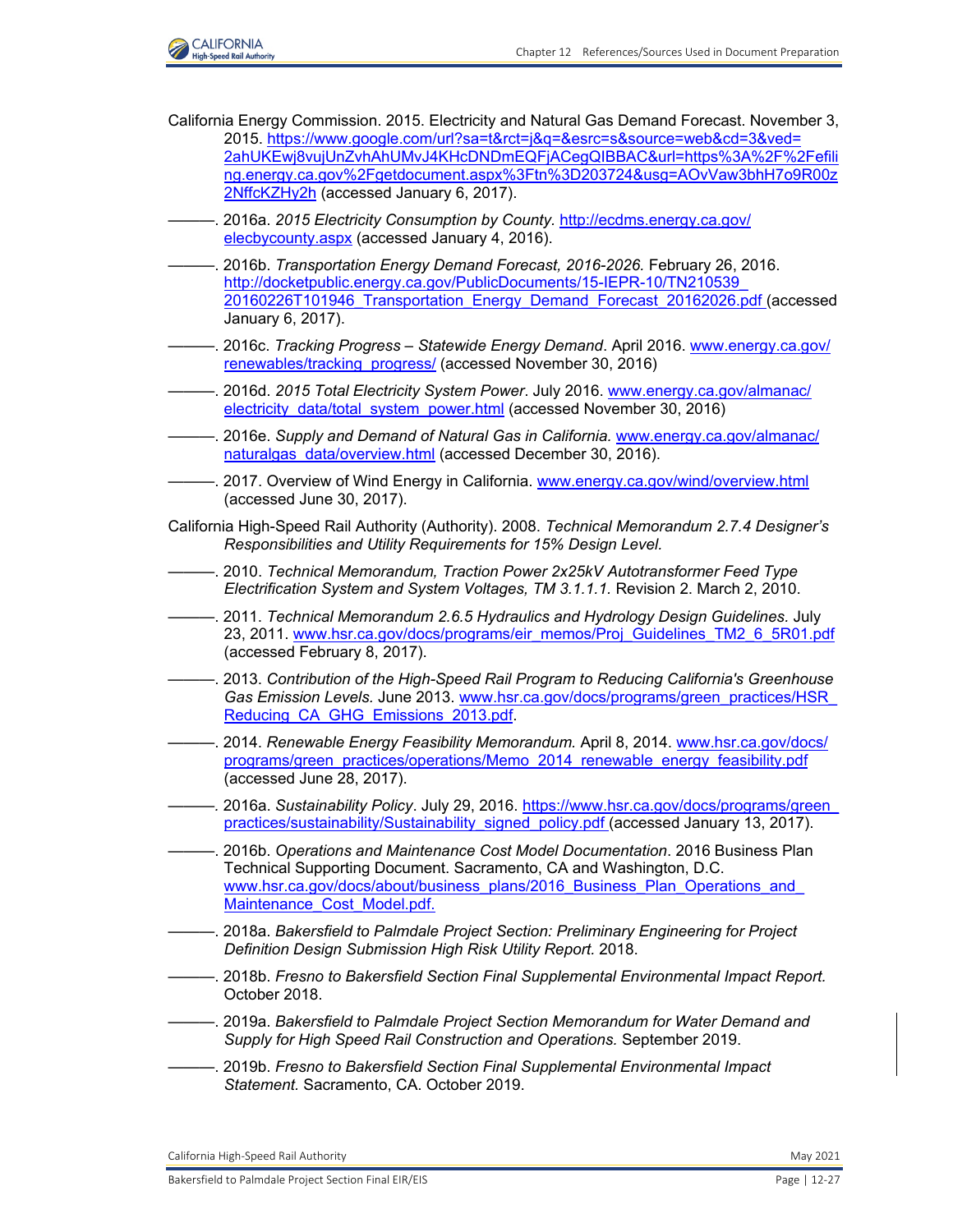California Energy Commission. 2015. Electricity and Natural Gas Demand Forecast. November 3, 2015. https://www.google.com/url?sa=t&rct=j&q=&esrc=s&source=web&cd=3&ved=2ahUKEwj8vujUnZvhAhUMvJ4KHcDNDmEQFjACegQIBBAC&url=https%3A%2F%2Fefiling.energy.ca.gov%2Fgetdocument.aspx%3Ftn%3D203724&usg=AOvVaw3bhH7o9R00z2NffcKZHy2h (accessed January 6, 2017).

———. 2016a. *2015 Electricity Consumption by County*. http://ecdms.energy.ca.gov/elecbycounty.aspx (accessed January 4, 2016).

———. 2016b. *Transportation Energy Demand Forecast, 2016-2026.* February 26, 2016. http://docketpublic.energy.ca.gov/PublicDocuments/15-IEPR-10/TN210539_20160226T101946_Transportation_Energy_Demand_Forecast_20162026.pdf (accessed January 6, 2017).

———. 2016c. *Tracking Progress – Statewide Energy Demand*. April 2016. www.energy.ca.gov/renewables/tracking_progress/ (accessed November 30, 2016)

———. 2016d. *2015 Total Electricity System Power*. July 2016. www.energy.ca.gov/almanac/electricity_data/total_system_power.html (accessed November 30, 2016)

———. 2016e. *Supply and Demand of Natural Gas in California.* www.energy.ca.gov/almanac/naturalgas_data/overview.html (accessed December 30, 2016).

———. 2017. Overview of Wind Energy in California. www.energy.ca.gov/wind/overview.html (accessed June 30, 2017).

California High-Speed Rail Authority (Authority). 2008. *Technical Memorandum 2.7.4 Designer's Responsibilities and Utility Requirements for 15% Design Level.*

———. 2010. *Technical Memorandum, Traction Power 2x25kV Autotransformer Feed Type Electrification System and System Voltages, TM 3.1.1.1.* Revision 2. March 2, 2010.

———. 2011. *Technical Memorandum 2.6.5 Hydraulics and Hydrology Design Guidelines.* July 23, 2011. www.hsr.ca.gov/docs/programs/eir_memos/Proj_Guidelines_TM2_6_5R01.pdf (accessed February 8, 2017).

———. 2013. *Contribution of the High-Speed Rail Program to Reducing California's Greenhouse Gas Emission Levels.* June 2013. www.hsr.ca.gov/docs/programs/green_practices/HSR_Reducing_CA_GHG_Emissions_2013.pdf.

———. 2014. *Renewable Energy Feasibility Memorandum.* April 8, 2014. www.hsr.ca.gov/docs/programs/green_practices/operations/Memo_2014_renewable_energy_feasibility.pdf (accessed June 28, 2017).

———. 2016a. *Sustainability Policy*. July 29, 2016. https://www.hsr.ca.gov/docs/programs/green_practices/sustainability/Sustainability_signed_policy.pdf (accessed January 13, 2017).

———. 2016b. *Operations and Maintenance Cost Model Documentation*. 2016 Business Plan Technical Supporting Document. Sacramento, CA and Washington, D.C. www.hsr.ca.gov/docs/about/business_plans/2016_Business_Plan_Operations_and_Maintenance_Cost_Model.pdf.

———. 2018a. *Bakersfield to Palmdale Project Section: Preliminary Engineering for Project Definition Design Submission High Risk Utility Report.* 2018.

———. 2018b. *Fresno to Bakersfield Section Final Supplemental Environmental Impact Report*. October 2018.

———. 2019a. *Bakersfield to Palmdale Project Section Memorandum for Water Demand and Supply for High Speed Rail Construction and Operations.* September 2019.

———. 2019b. *Fresno to Bakersfield Section Final Supplemental Environmental Impact Statement.* Sacramento, CA. October 2019.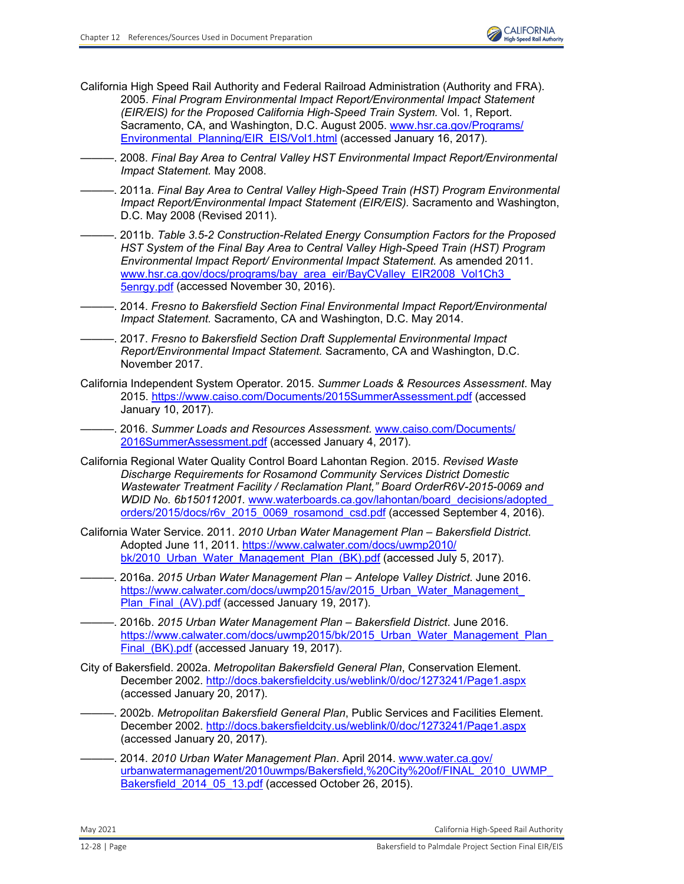California High Speed Rail Authority and Federal Railroad Administration (Authority and FRA). 2005. *Final Program Environmental Impact Report/Environmental Impact Statement (EIR/EIS) for the Proposed California High-Speed Train System.* Vol. 1, Report. Sacramento, CA, and Washington, D.C. August 2005. www.hsr.ca.gov/Programs/Environmental_Planning/EIR_EIS/Vol1.html (accessed January 16, 2017).

———. 2008. *Final Bay Area to Central Valley HST Environmental Impact Report/Environmental Impact Statement.* May 2008.

———. 2011a. *Final Bay Area to Central Valley High-Speed Train (HST) Program Environmental Impact Report/Environmental Impact Statement (EIR/EIS).* Sacramento and Washington, D.C. May 2008 (Revised 2011).

———. 2011b. *Table 3.5-2 Construction-Related Energy Consumption Factors for the Proposed HST System of the Final Bay Area to Central Valley High-Speed Train (HST) Program Environmental Impact Report/ Environmental Impact Statement.* As amended 2011. www.hsr.ca.gov/docs/programs/bay_area_eir/BayCValley_EIR2008_Vol1Ch3_5enrgy.pdf (accessed November 30, 2016).

———. 2014. *Fresno to Bakersfield Section Final Environmental Impact Report/Environmental Impact Statement.* Sacramento, CA and Washington, D.C. May 2014.

———. 2017. *Fresno to Bakersfield Section Draft Supplemental Environmental Impact Report/Environmental Impact Statement.* Sacramento, CA and Washington, D.C. November 2017.

California Independent System Operator. 2015. *Summer Loads & Resources Assessment*. May 2015. https://www.caiso.com/Documents/2015SummerAssessment.pdf (accessed January 10, 2017).

———. 2016. *Summer Loads and Resources Assessment.* www.caiso.com/Documents/2016SummerAssessment.pdf (accessed January 4, 2017).

California Regional Water Quality Control Board Lahontan Region. 2015. *Revised Waste Discharge Requirements for Rosamond Community Services District Domestic Wastewater Treatment Facility / Reclamation Plant," Board OrderR6V-2015-0069 and WDID No. 6b150112001.* www.waterboards.ca.gov/lahontan/board_decisions/adopted_orders/2015/docs/r6v_2015_0069_rosamond_csd.pdf (accessed September 4, 2016).

California Water Service. 2011. *2010 Urban Water Management Plan – Bakersfield District.* Adopted June 11, 2011. https://www.calwater.com/docs/uwmp2010/bk/2010_Urban_Water_Management_Plan_(BK).pdf (accessed July 5, 2017).

———. 2016a. *2015 Urban Water Management Plan – Antelope Valley District*. June 2016. https://www.calwater.com/docs/uwmp2015/av/2015_Urban_Water_Management_Plan_Final_(AV).pdf (accessed January 19, 2017).

———. 2016b. *2015 Urban Water Management Plan – Bakersfield District*. June 2016. https://www.calwater.com/docs/uwmp2015/bk/2015_Urban_Water_Management_Plan_Final_(BK).pdf (accessed January 19, 2017).

City of Bakersfield. 2002a. *Metropolitan Bakersfield General Plan*, Conservation Element. December 2002. http://docs.bakersfieldcity.us/weblink/0/doc/1273241/Page1.aspx (accessed January 20, 2017).

———. 2002b. *Metropolitan Bakersfield General Plan*, Public Services and Facilities Element. December 2002. http://docs.bakersfieldcity.us/weblink/0/doc/1273241/Page1.aspx (accessed January 20, 2017).

———. 2014. *2010 Urban Water Management Plan*. April 2014. www.water.ca.gov/urbanwatermanagement/2010uwmps/Bakersfield,%20City%20of/FINAL_2010_UWMP_Bakersfield_2014_05_13.pdf (accessed October 26, 2015).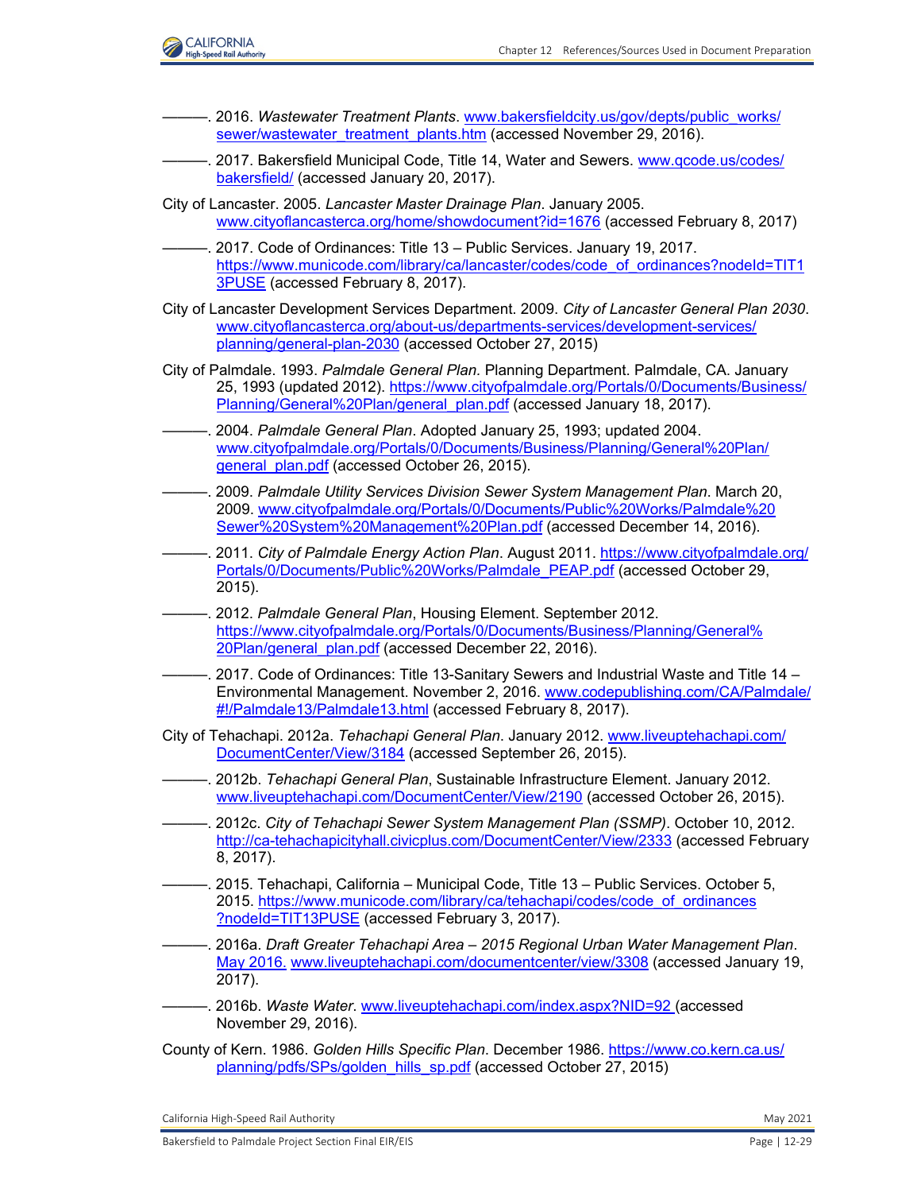———. 2016. *Wastewater Treatment Plants*. www.bakersfieldcity.us/gov/depts/public_works/sewer/wastewater_treatment_plants.htm (accessed November 29, 2016).

———. 2017. Bakersfield Municipal Code, Title 14, Water and Sewers. www.qcode.us/codes/bakersfield/ (accessed January 20, 2017).

City of Lancaster. 2005. *Lancaster Master Drainage Plan*. January 2005. www.cityoflancasterca.org/home/showdocument?id=1676 (accessed February 8, 2017)

———. 2017. Code of Ordinances: Title 13 – Public Services. January 19, 2017. https://www.municode.com/library/ca/lancaster/codes/code_of_ordinances?nodeId=TIT13PUSE (accessed February 8, 2017).

City of Lancaster Development Services Department. 2009. *City of Lancaster General Plan 2030*. www.cityoflancasterca.org/about-us/departments-services/development-services/planning/general-plan-2030 (accessed October 27, 2015)

City of Palmdale. 1993. *Palmdale General Plan.* Planning Department. Palmdale, CA. January 25, 1993 (updated 2012). https://www.cityofpalmdale.org/Portals/0/Documents/Business/Planning/General%20Plan/general_plan.pdf (accessed January 18, 2017).

———. 2004. *Palmdale General Plan*. Adopted January 25, 1993; updated 2004. www.cityofpalmdale.org/Portals/0/Documents/Business/Planning/General%20Plan/general_plan.pdf (accessed October 26, 2015).

———. 2009. *Palmdale Utility Services Division Sewer System Management Plan*. March 20, 2009. www.cityofpalmdale.org/Portals/0/Documents/Public%20Works/Palmdale%20Sewer%20System%20Management%20Plan.pdf (accessed December 14, 2016).

———. 2011. *City of Palmdale Energy Action Plan*. August 2011. https://www.cityofpalmdale.org/Portals/0/Documents/Public%20Works/Palmdale_PEAP.pdf (accessed October 29, 2015).

———. 2012. *Palmdale General Plan*, Housing Element. September 2012. https://www.cityofpalmdale.org/Portals/0/Documents/Business/Planning/General%20Plan/general_plan.pdf (accessed December 22, 2016).

———. 2017. Code of Ordinances: Title 13-Sanitary Sewers and Industrial Waste and Title 14 – Environmental Management. November 2, 2016. www.codepublishing.com/CA/Palmdale/#!/Palmdale13/Palmdale13.html (accessed February 8, 2017).

City of Tehachapi. 2012a. *Tehachapi General Plan*. January 2012. www.liveuptehachapi.com/DocumentCenter/View/3184 (accessed September 26, 2015).

———. 2012b. *Tehachapi General Plan*, Sustainable Infrastructure Element. January 2012. www.liveuptehachapi.com/DocumentCenter/View/2190 (accessed October 26, 2015).

———. 2012c. *City of Tehachapi Sewer System Management Plan (SSMP)*. October 10, 2012. http://ca-tehachapicityhall.civicplus.com/DocumentCenter/View/2333 (accessed February 8, 2017).

———. 2015. Tehachapi, California – Municipal Code, Title 13 – Public Services. October 5, 2015. https://www.municode.com/library/ca/tehachapi/codes/code_of_ordinances?nodeId=TIT13PUSE (accessed February 3, 2017).

———. 2016a. *Draft Greater Tehachapi Area – 2015 Regional Urban Water Management Plan*. May 2016. www.liveuptehachapi.com/documentcenter/view/3308 (accessed January 19, 2017).

———. 2016b. *Waste Water*. www.liveuptehachapi.com/index.aspx?NID=92 (accessed November 29, 2016).

County of Kern. 1986. *Golden Hills Specific Plan*. December 1986. https://www.co.kern.ca.us/planning/pdfs/SPs/golden_hills_sp.pdf (accessed October 27, 2015)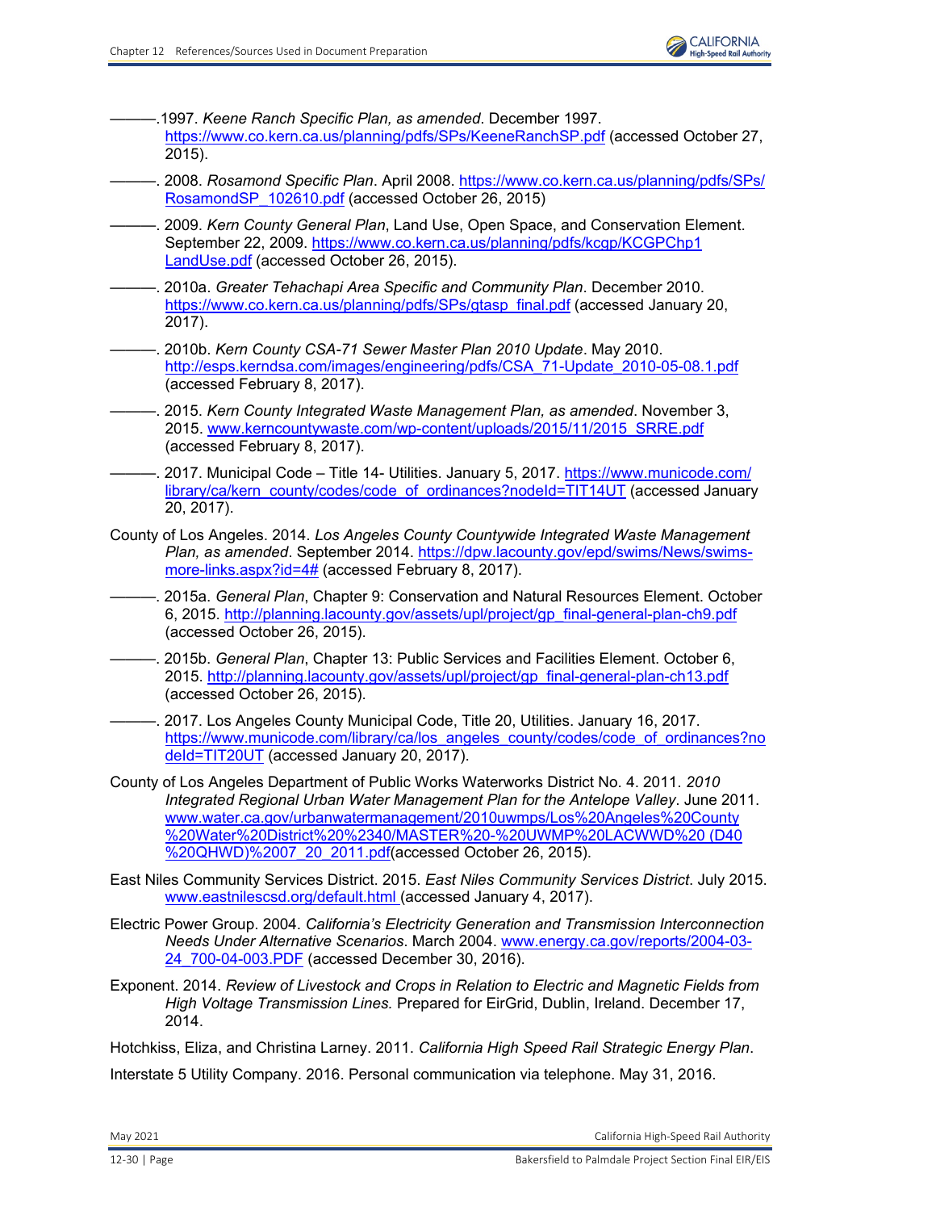———.1997. *Keene Ranch Specific Plan, as amended*. December 1997. https://www.co.kern.ca.us/planning/pdfs/SPs/KeeneRanchSP.pdf (accessed October 27, 2015).

———. 2008. *Rosamond Specific Plan*. April 2008. https://www.co.kern.ca.us/planning/pdfs/SPs/RosamondSP_102610.pdf (accessed October 26, 2015)

———. 2009. *Kern County General Plan*, Land Use, Open Space, and Conservation Element. September 22, 2009. https://www.co.kern.ca.us/planning/pdfs/kcgp/KCGPChp1LandUse.pdf (accessed October 26, 2015).

———. 2010a. *Greater Tehachapi Area Specific and Community Plan*. December 2010. https://www.co.kern.ca.us/planning/pdfs/SPs/gtasp_final.pdf (accessed January 20, 2017).

———. 2010b. *Kern County CSA-71 Sewer Master Plan 2010 Update*. May 2010. http://esps.kerndsa.com/images/engineering/pdfs/CSA_71-Update_2010-05-08.1.pdf (accessed February 8, 2017).

———. 2015. *Kern County Integrated Waste Management Plan, as amended*. November 3, 2015. www.kerncountywaste.com/wp-content/uploads/2015/11/2015_SRRE.pdf (accessed February 8, 2017).

———. 2017. Municipal Code – Title 14- Utilities. January 5, 2017. https://www.municode.com/library/ca/kern_county/codes/code_of_ordinances?nodeId=TIT14UT (accessed January 20, 2017).

County of Los Angeles. 2014. *Los Angeles County Countywide Integrated Waste Management Plan, as amended*. September 2014. https://dpw.lacounty.gov/epd/swims/News/swims-more-links.aspx?id=4# (accessed February 8, 2017).

———. 2015a. *General Plan*, Chapter 9: Conservation and Natural Resources Element. October 6, 2015. http://planning.lacounty.gov/assets/upl/project/gp_final-general-plan-ch9.pdf (accessed October 26, 2015).

———. 2015b. *General Plan*, Chapter 13: Public Services and Facilities Element. October 6, 2015. http://planning.lacounty.gov/assets/upl/project/gp_final-general-plan-ch13.pdf (accessed October 26, 2015).

———. 2017. Los Angeles County Municipal Code, Title 20, Utilities. January 16, 2017. https://www.municode.com/library/ca/los_angeles_county/codes/code_of_ordinances?nodeId=TIT20UT (accessed January 20, 2017).

County of Los Angeles Department of Public Works Waterworks District No. 4. 2011. *2010 Integrated Regional Urban Water Management Plan for the Antelope Valley*. June 2011. www.water.ca.gov/urbanwatermanagement/2010uwmps/Los%20Angeles%20County%20Water%20District%20%2340/MASTER%20-%20UWMP%20LACWWD%20 (D40%20QHWD)%2007_20_2011.pdf(accessed October 26, 2015).

East Niles Community Services District. 2015. *East Niles Community Services District*. July 2015. www.eastnilescsd.org/default.html (accessed January 4, 2017).

Electric Power Group. 2004. *California's Electricity Generation and Transmission Interconnection Needs Under Alternative Scenarios*. March 2004. www.energy.ca.gov/reports/2004-03-24_700-04-003.PDF (accessed December 30, 2016).

Exponent. 2014. *Review of Livestock and Crops in Relation to Electric and Magnetic Fields from High Voltage Transmission Lines.* Prepared for EirGrid, Dublin, Ireland. December 17, 2014.

Hotchkiss, Eliza, and Christina Larney. 2011. *California High Speed Rail Strategic Energy Plan*.

Interstate 5 Utility Company. 2016. Personal communication via telephone. May 31, 2016.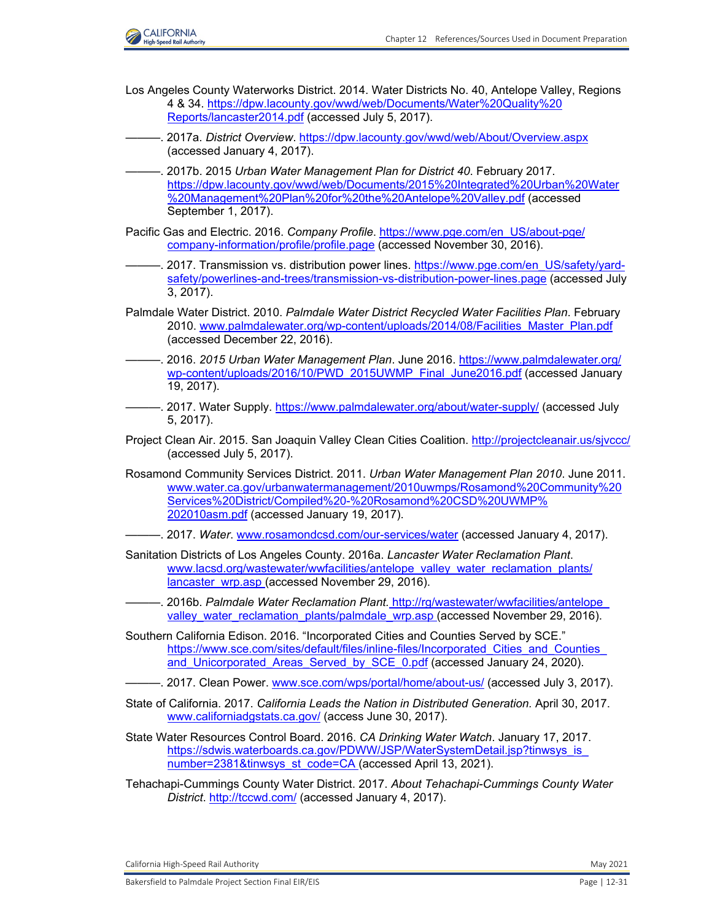Los Angeles County Waterworks District. 2014. Water Districts No. 40, Antelope Valley, Regions 4 & 34. https://dpw.lacounty.gov/wwd/web/Documents/Water%20Quality%20Reports/lancaster2014.pdf (accessed July 5, 2017).

———. 2017a. *District Overview*. https://dpw.lacounty.gov/wwd/web/About/Overview.aspx (accessed January 4, 2017).

———. 2017b. 2015 *Urban Water Management Plan for District 40*. February 2017. https://dpw.lacounty.gov/wwd/web/Documents/2015%20Integrated%20Urban%20Water%20Management%20Plan%20for%20the%20Antelope%20Valley.pdf (accessed September 1, 2017).

Pacific Gas and Electric. 2016. *Company Profile*. https://www.pge.com/en_US/about-pge/company-information/profile/profile.page (accessed November 30, 2016).

———. 2017. Transmission vs. distribution power lines. https://www.pge.com/en_US/safety/yard-safety/powerlines-and-trees/transmission-vs-distribution-power-lines.page (accessed July 3, 2017).

Palmdale Water District. 2010. *Palmdale Water District Recycled Water Facilities Plan*. February 2010. www.palmdalewater.org/wp-content/uploads/2014/08/Facilities_Master_Plan.pdf (accessed December 22, 2016).

———. 2016. *2015 Urban Water Management Plan*. June 2016. https://www.palmdalewater.org/wp-content/uploads/2016/10/PWD_2015UWMP_Final_June2016.pdf (accessed January 19, 2017).

———. 2017. Water Supply. https://www.palmdalewater.org/about/water-supply/ (accessed July 5, 2017).

Project Clean Air. 2015. San Joaquin Valley Clean Cities Coalition. http://projectcleanair.us/sjvccc/ (accessed July 5, 2017).

Rosamond Community Services District. 2011. *Urban Water Management Plan 2010*. June 2011. www.water.ca.gov/urbanwatermanagement/2010uwmps/Rosamond%20Community%20Services%20District/Compiled%20-%20Rosamond%20CSD%20UWMP%202010asm.pdf (accessed January 19, 2017).

———. 2017. *Water*. www.rosamondcsd.com/our-services/water (accessed January 4, 2017).

Sanitation Districts of Los Angeles County. 2016a. *Lancaster Water Reclamation Plant*. www.lacsd.org/wastewater/wwfacilities/antelope_valley_water_reclamation_plants/lancaster_wrp.asp (accessed November 29, 2016).

———. 2016b. *Palmdale Water Reclamation Plant*. http://rg/wastewater/wwfacilities/antelope_valley_water_reclamation_plants/palmdale_wrp.asp (accessed November 29, 2016).

Southern California Edison. 2016. "Incorporated Cities and Counties Served by SCE." https://www.sce.com/sites/default/files/inline-files/Incorporated_Cities_and_Counties_and_Unicorporated_Areas_Served_by_SCE_0.pdf (accessed January 24, 2020).

———. 2017. Clean Power. www.sce.com/wps/portal/home/about-us/ (accessed July 3, 2017).

State of California. 2017. *California Leads the Nation in Distributed Generation.* April 30, 2017. www.californiadgstats.ca.gov/ (access June 30, 2017).

State Water Resources Control Board. 2016. *CA Drinking Water Watch*. January 17, 2017. https://sdwis.waterboards.ca.gov/PDWW/JSP/WaterSystemDetail.jsp?tinwsys_is_number=2381&tinwsys_st_code=CA (accessed April 13, 2021).

Tehachapi-Cummings County Water District. 2017. *About Tehachapi-Cummings County Water District*. http://tccwd.com/ (accessed January 4, 2017).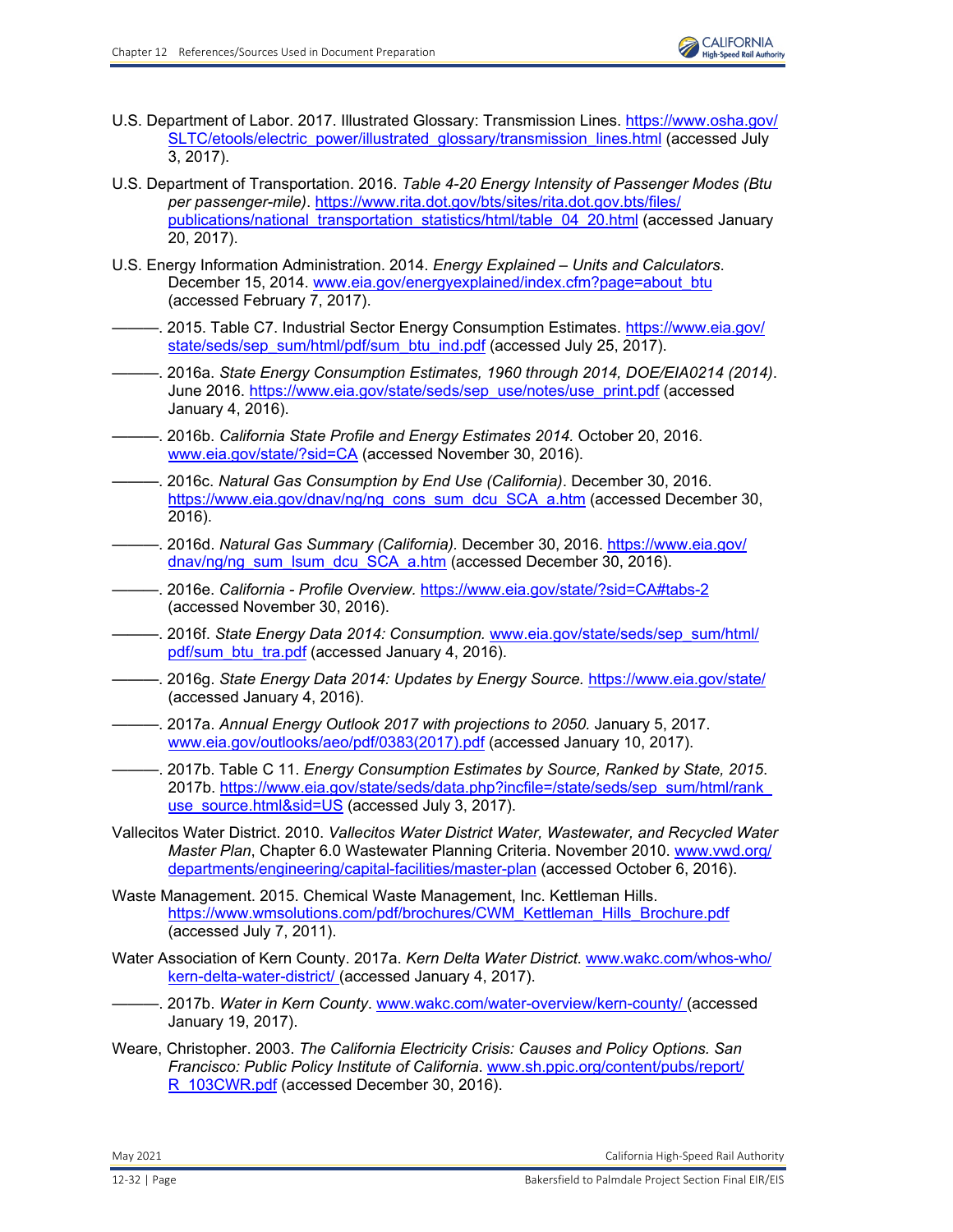U.S. Department of Labor. 2017. Illustrated Glossary: Transmission Lines. https://www.osha.gov/SLTC/etools/electric_power/illustrated_glossary/transmission_lines.html (accessed July 3, 2017).

U.S. Department of Transportation. 2016. *Table 4-20 Energy Intensity of Passenger Modes (Btu per passenger-mile)*. https://www.rita.dot.gov/bts/sites/rita.dot.gov.bts/files/publications/national_transportation_statistics/html/table_04_20.html (accessed January 20, 2017).

U.S. Energy Information Administration. 2014. *Energy Explained – Units and Calculators*. December 15, 2014. www.eia.gov/energyexplained/index.cfm?page=about_btu (accessed February 7, 2017).

———. 2015. Table C7. Industrial Sector Energy Consumption Estimates. https://www.eia.gov/state/seds/sep_sum/html/pdf/sum_btu_ind.pdf (accessed July 25, 2017).

———. 2016a. *State Energy Consumption Estimates, 1960 through 2014, DOE/EIA0214 (2014)*. June 2016. https://www.eia.gov/state/seds/sep_use/notes/use_print.pdf (accessed January 4, 2016).

———. 2016b. *California State Profile and Energy Estimates 2014.* October 20, 2016. www.eia.gov/state/?sid=CA (accessed November 30, 2016).

———. 2016c. *Natural Gas Consumption by End Use (California)*. December 30, 2016. https://www.eia.gov/dnav/ng/ng_cons_sum_dcu_SCA_a.htm (accessed December 30, 2016).

———. 2016d. *Natural Gas Summary (California)*. December 30, 2016. https://www.eia.gov/dnav/ng/ng_sum_lsum_dcu_SCA_a.htm (accessed December 30, 2016).

———. 2016e. *California - Profile Overview.* https://www.eia.gov/state/?sid=CA#tabs-2 (accessed November 30, 2016).

———. 2016f. *State Energy Data 2014: Consumption.* www.eia.gov/state/seds/sep_sum/html/pdf/sum_btu_tra.pdf (accessed January 4, 2016).

———. 2016g. *State Energy Data 2014: Updates by Energy Source.* https://www.eia.gov/state/ (accessed January 4, 2016).

———. 2017a. *Annual Energy Outlook 2017 with projections to 2050.* January 5, 2017. www.eia.gov/outlooks/aeo/pdf/0383(2017).pdf (accessed January 10, 2017).

———. 2017b. Table C 11. *Energy Consumption Estimates by Source, Ranked by State, 2015*. 2017b. https://www.eia.gov/state/seds/data.php?incfile=/state/seds/sep_sum/html/rank_use_source.html&sid=US (accessed July 3, 2017).

Vallecitos Water District. 2010. *Vallecitos Water District Water, Wastewater, and Recycled Water Master Plan*, Chapter 6.0 Wastewater Planning Criteria. November 2010. www.vwd.org/departments/engineering/capital-facilities/master-plan (accessed October 6, 2016).

Waste Management. 2015. Chemical Waste Management, Inc. Kettleman Hills. https://www.wmsolutions.com/pdf/brochures/CWM_Kettleman_Hills_Brochure.pdf (accessed July 7, 2011).

Water Association of Kern County. 2017a. *Kern Delta Water District*. www.wakc.com/whos-who/kern-delta-water-district/ (accessed January 4, 2017).

———. 2017b. *Water in Kern County*. www.wakc.com/water-overview/kern-county/ (accessed January 19, 2017).

Weare, Christopher. 2003. *The California Electricity Crisis: Causes and Policy Options. San Francisco: Public Policy Institute of California*. www.sh.ppic.org/content/pubs/report/R_103CWR.pdf (accessed December 30, 2016).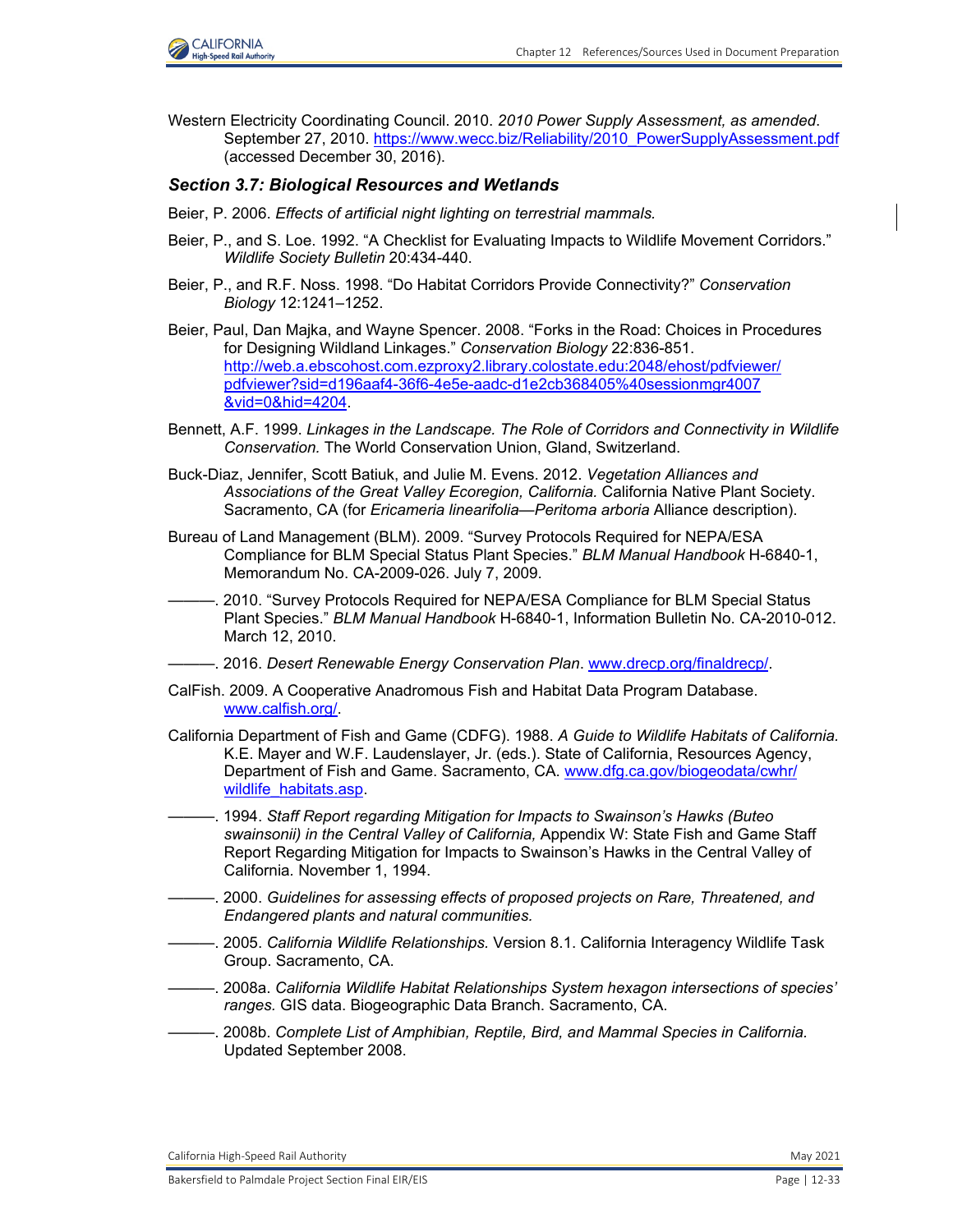Western Electricity Coordinating Council. 2010. *2010 Power Supply Assessment, as amended*. September 27, 2010. https://www.wecc.biz/Reliability/2010_PowerSupplyAssessment.pdf (accessed December 30, 2016).

### *Section 3.7: Biological Resources and Wetlands*

Beier, P. 2006. *Effects of artificial night lighting on terrestrial mammals.*

Beier, P., and S. Loe. 1992. "A Checklist for Evaluating Impacts to Wildlife Movement Corridors." *Wildlife Society Bulletin* 20:434-440.

Beier, P., and R.F. Noss. 1998. "Do Habitat Corridors Provide Connectivity?" *Conservation Biology* 12:1241–1252.

Beier, Paul, Dan Majka, and Wayne Spencer. 2008. "Forks in the Road: Choices in Procedures for Designing Wildland Linkages." *Conservation Biology* 22:836-851. http://web.a.ebscohost.com.ezproxy2.library.colostate.edu:2048/ehost/pdfviewer/pdfviewer?sid=d196aaf4-36f6-4e5e-aadc-d1e2cb368405%40sessionmgr4007&vid=0&hid=4204.

Bennett, A.F. 1999. *Linkages in the Landscape. The Role of Corridors and Connectivity in Wildlife Conservation.* The World Conservation Union, Gland, Switzerland.

Buck-Diaz, Jennifer, Scott Batiuk, and Julie M. Evens. 2012. *Vegetation Alliances and Associations of the Great Valley Ecoregion, California.* California Native Plant Society. Sacramento, CA (for *Ericameria linearifolia—Peritoma arboria* Alliance description).

Bureau of Land Management (BLM). 2009. "Survey Protocols Required for NEPA/ESA Compliance for BLM Special Status Plant Species." *BLM Manual Handbook* H-6840-1, Memorandum No. CA-2009-026. July 7, 2009.

———. 2010. "Survey Protocols Required for NEPA/ESA Compliance for BLM Special Status Plant Species." *BLM Manual Handbook* H-6840-1, Information Bulletin No. CA-2010-012. March 12, 2010.

———. 2016. *Desert Renewable Energy Conservation Plan*. www.drecp.org/finaldrecp/.

CalFish. 2009. A Cooperative Anadromous Fish and Habitat Data Program Database. www.calfish.org/.

California Department of Fish and Game (CDFG). 1988. *A Guide to Wildlife Habitats of California.* K.E. Mayer and W.F. Laudenslayer, Jr. (eds.). State of California, Resources Agency, Department of Fish and Game. Sacramento, CA. www.dfg.ca.gov/biogeodata/cwhr/wildlife_habitats.asp.

———. 1994. *Staff Report regarding Mitigation for Impacts to Swainson's Hawks (Buteo swainsonii) in the Central Valley of California,* Appendix W: State Fish and Game Staff Report Regarding Mitigation for Impacts to Swainson's Hawks in the Central Valley of California. November 1, 1994.

———. 2000. *Guidelines for assessing effects of proposed projects on Rare, Threatened, and Endangered plants and natural communities.*

———. 2005. *California Wildlife Relationships.* Version 8.1. California Interagency Wildlife Task Group. Sacramento, CA.

———. 2008a. *California Wildlife Habitat Relationships System hexagon intersections of species' ranges.* GIS data. Biogeographic Data Branch. Sacramento, CA.

———. 2008b. *Complete List of Amphibian, Reptile, Bird, and Mammal Species in California.* Updated September 2008.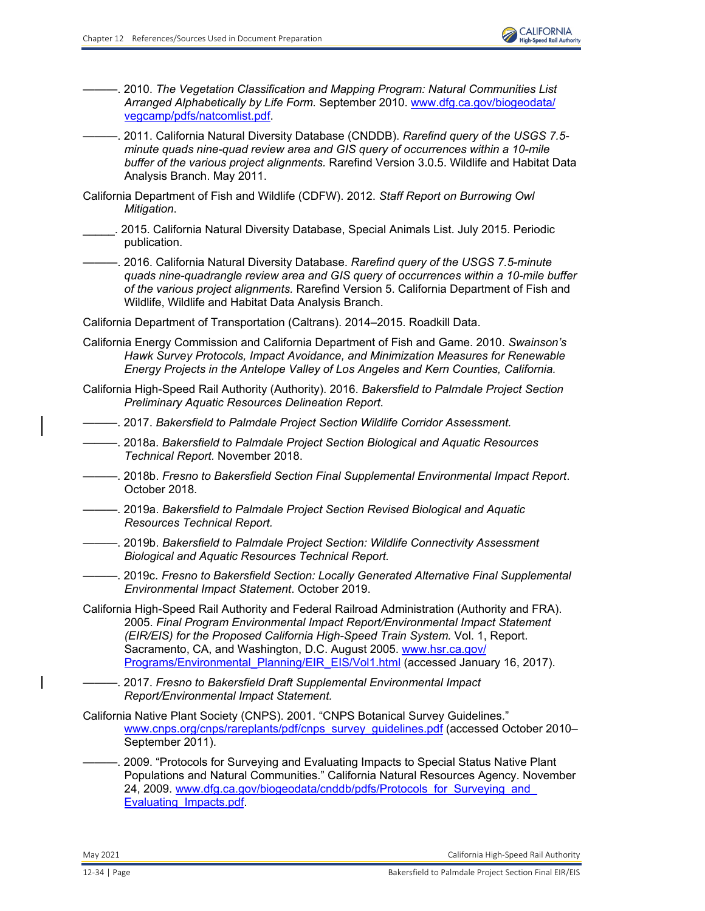———. 2010. *The Vegetation Classification and Mapping Program: Natural Communities List Arranged Alphabetically by Life Form.* September 2010. [www.dfg.ca.gov/biogeodata/vegcamp/pdfs/natcomlist.pdf](www.dfg.ca.gov/biogeodata/vegcamp/pdfs/natcomlist.pdf).

———. 2011. California Natural Diversity Database (CNDDB). *Rarefind query of the USGS 7.5-minute quads nine-quad review area and GIS query of occurrences within a 10-mile buffer of the various project alignments.* Rarefind Version 3.0.5. Wildlife and Habitat Data Analysis Branch. May 2011.

California Department of Fish and Wildlife (CDFW). 2012. *Staff Report on Burrowing Owl Mitigation.*

_____. 2015. California Natural Diversity Database, Special Animals List. July 2015. Periodic publication.

———. 2016. California Natural Diversity Database. *Rarefind query of the USGS 7.5-minute quads nine-quadrangle review area and GIS query of occurrences within a 10-mile buffer of the various project alignments.* Rarefind Version 5. California Department of Fish and Wildlife, Wildlife and Habitat Data Analysis Branch.

California Department of Transportation (Caltrans). 2014–2015. Roadkill Data.

California Energy Commission and California Department of Fish and Game. 2010. *Swainson's Hawk Survey Protocols, Impact Avoidance, and Minimization Measures for Renewable Energy Projects in the Antelope Valley of Los Angeles and Kern Counties, California.*

California High-Speed Rail Authority (Authority). 2016. *Bakersfield to Palmdale Project Section Preliminary Aquatic Resources Delineation Report.*

———. 2017. *Bakersfield to Palmdale Project Section Wildlife Corridor Assessment.*

———. 2018a. *Bakersfield to Palmdale Project Section Biological and Aquatic Resources Technical Report.* November 2018.

———. 2018b. *Fresno to Bakersfield Section Final Supplemental Environmental Impact Report*. October 2018.

———. 2019a. *Bakersfield to Palmdale Project Section Revised Biological and Aquatic Resources Technical Report.*

———. 2019b. *Bakersfield to Palmdale Project Section: Wildlife Connectivity Assessment Biological and Aquatic Resources Technical Report.*

———. 2019c. *Fresno to Bakersfield Section: Locally Generated Alternative Final Supplemental Environmental Impact Statement*. October 2019.

California High-Speed Rail Authority and Federal Railroad Administration (Authority and FRA). 2005. *Final Program Environmental Impact Report/Environmental Impact Statement (EIR/EIS) for the Proposed California High-Speed Train System.* Vol. 1, Report. Sacramento, CA, and Washington, D.C. August 2005. [www.hsr.ca.gov/Programs/Environmental_Planning/EIR_EIS/Vol1.html](www.hsr.ca.gov/Programs/Environmental_Planning/EIR_EIS/Vol1.html) (accessed January 16, 2017).

———. 2017. *Fresno to Bakersfield Draft Supplemental Environmental Impact Report/Environmental Impact Statement.*

California Native Plant Society (CNPS). 2001. "CNPS Botanical Survey Guidelines." [www.cnps.org/cnps/rareplants/pdf/cnps_survey_guidelines.pdf](www.cnps.org/cnps/rareplants/pdf/cnps_survey_guidelines.pdf) (accessed October 2010–September 2011).

———. 2009. "Protocols for Surveying and Evaluating Impacts to Special Status Native Plant Populations and Natural Communities." California Natural Resources Agency. November 24, 2009. [www.dfg.ca.gov/biogeodata/cnddb/pdfs/Protocols_for_Surveying_and_Evaluating_Impacts.pdf](www.dfg.ca.gov/biogeodata/cnddb/pdfs/Protocols_for_Surveying_and_Evaluating_Impacts.pdf).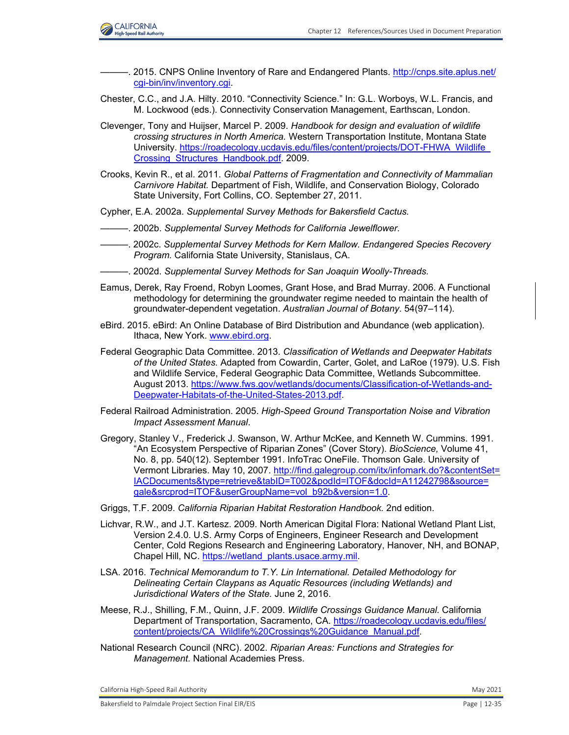———. 2015. CNPS Online Inventory of Rare and Endangered Plants. http://cnps.site.aplus.net/cgi-bin/inv/inventory.cgi.

Chester, C.C., and J.A. Hilty. 2010. "Connectivity Science." In: G.L. Worboys, W.L. Francis, and M. Lockwood (eds.). Connectivity Conservation Management, Earthscan, London.

Clevenger, Tony and Huijser, Marcel P. 2009. *Handbook for design and evaluation of wildlife crossing structures in North America.* Western Transportation Institute, Montana State University. https://roadecology.ucdavis.edu/files/content/projects/DOT-FHWA_Wildlife_Crossing_Structures_Handbook.pdf. 2009.

Crooks, Kevin R., et al. 2011. *Global Patterns of Fragmentation and Connectivity of Mammalian Carnivore Habitat.* Department of Fish, Wildlife, and Conservation Biology, Colorado State University, Fort Collins, CO. September 27, 2011.

Cypher, E.A. 2002a. *Supplemental Survey Methods for Bakersfield Cactus.*

———. 2002b. *Supplemental Survey Methods for California Jewelflower.*

———. 2002c. *Supplemental Survey Methods for Kern Mallow. Endangered Species Recovery Program.* California State University, Stanislaus, CA.

———. 2002d. *Supplemental Survey Methods for San Joaquin Woolly-Threads.*

Eamus, Derek, Ray Froend, Robyn Loomes, Grant Hose, and Brad Murray. 2006. A Functional methodology for determining the groundwater regime needed to maintain the health of groundwater-dependent vegetation. *Australian Journal of Botany*. 54(97–114).

eBird. 2015. eBird: An Online Database of Bird Distribution and Abundance (web application). Ithaca, New York. www.ebird.org.

Federal Geographic Data Committee. 2013. *Classification of Wetlands and Deepwater Habitats of the United States.* Adapted from Cowardin, Carter, Golet, and LaRoe (1979). U.S. Fish and Wildlife Service, Federal Geographic Data Committee, Wetlands Subcommittee. August 2013. https://www.fws.gov/wetlands/documents/Classification-of-Wetlands-and-Deepwater-Habitats-of-the-United-States-2013.pdf.

Federal Railroad Administration. 2005. *High-Speed Ground Transportation Noise and Vibration Impact Assessment Manual*.

Gregory, Stanley V., Frederick J. Swanson, W. Arthur McKee, and Kenneth W. Cummins. 1991. "An Ecosystem Perspective of Riparian Zones" (Cover Story). *BioScience,* Volume 41, No. 8, pp. 540(12). September 1991. InfoTrac OneFile. Thomson Gale. University of Vermont Libraries. May 10, 2007. http://find.galegroup.com/itx/infomark.do?&contentSet=IACDocuments&type=retrieve&tabID=T002&podId=ITOF&docId=A11242798&source=gale&srcprod=ITOF&userGroupName=vol_b92b&version=1.0.

Griggs, T.F. 2009. *California Riparian Habitat Restoration Handbook.* 2nd edition.

Lichvar, R.W., and J.T. Kartesz. 2009. North American Digital Flora: National Wetland Plant List, Version 2.4.0. U.S. Army Corps of Engineers, Engineer Research and Development Center, Cold Regions Research and Engineering Laboratory, Hanover, NH, and BONAP, Chapel Hill, NC. https://wetland_plants.usace.army.mil.

LSA. 2016. *Technical Memorandum to T.Y. Lin International. Detailed Methodology for Delineating Certain Claypans as Aquatic Resources (including Wetlands) and Jurisdictional Waters of the State.* June 2, 2016.

Meese, R.J., Shilling, F.M., Quinn, J.F. 2009. *Wildlife Crossings Guidance Manual.* California Department of Transportation, Sacramento, CA. https://roadecology.ucdavis.edu/files/content/projects/CA_Wildlife%20Crossings%20Guidance_Manual.pdf.

National Research Council (NRC). 2002. *Riparian Areas: Functions and Strategies for Management.* National Academies Press.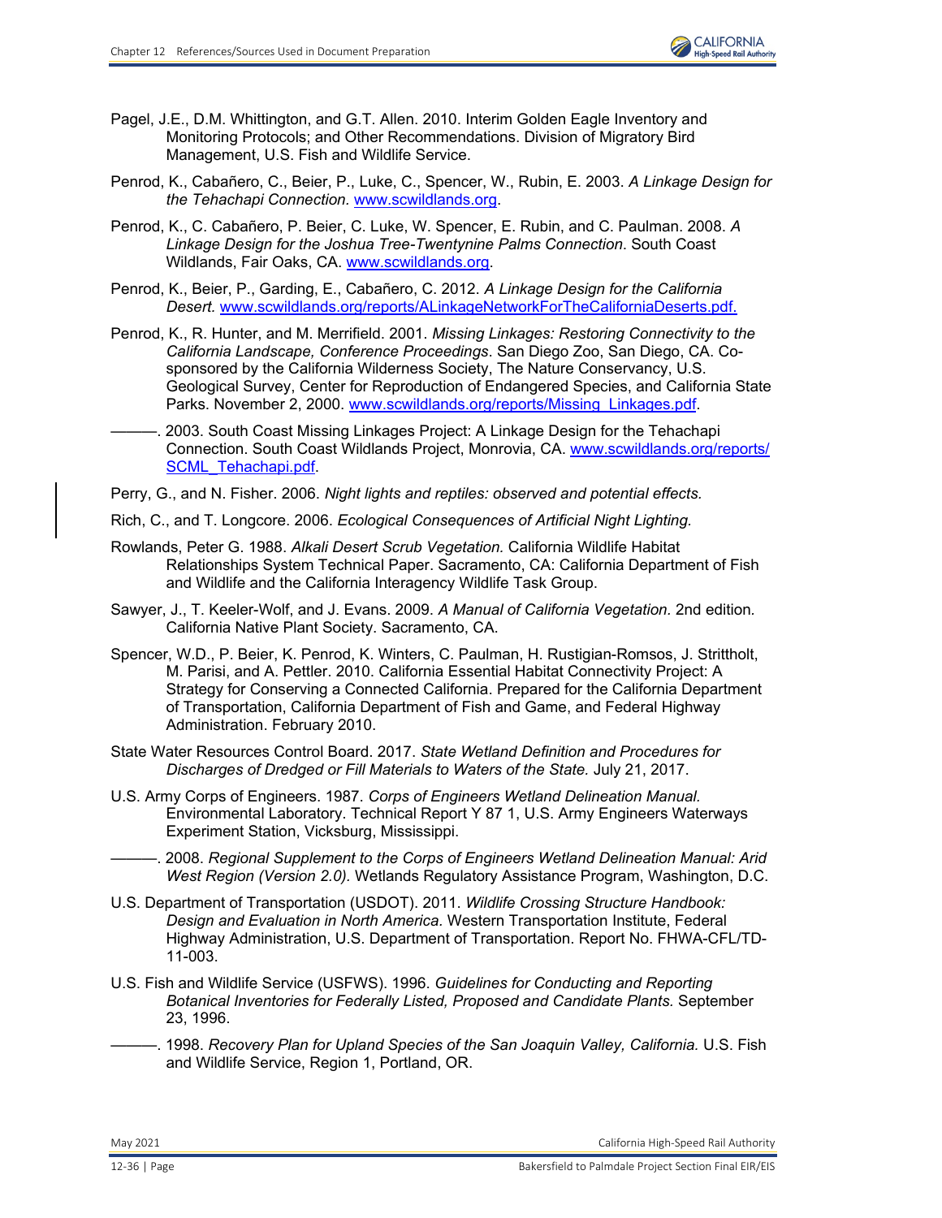Pagel, J.E., D.M. Whittington, and G.T. Allen. 2010. Interim Golden Eagle Inventory and Monitoring Protocols; and Other Recommendations. Division of Migratory Bird Management, U.S. Fish and Wildlife Service.

Penrod, K., Cabañero, C., Beier, P., Luke, C., Spencer, W., Rubin, E. 2003. *A Linkage Design for the Tehachapi Connection.* www.scwildlands.org.

Penrod, K., C. Cabañero, P. Beier, C. Luke, W. Spencer, E. Rubin, and C. Paulman. 2008. *A Linkage Design for the Joshua Tree-Twentynine Palms Connection*. South Coast Wildlands, Fair Oaks, CA. www.scwildlands.org.

Penrod, K., Beier, P., Garding, E., Cabañero, C. 2012. *A Linkage Design for the California Desert.* www.scwildlands.org/reports/ALinkageNetworkForTheCaliforniaDeserts.pdf.

Penrod, K., R. Hunter, and M. Merrifield. 2001. *Missing Linkages: Restoring Connectivity to the California Landscape, Conference Proceedings*. San Diego Zoo, San Diego, CA. Co-sponsored by the California Wilderness Society, The Nature Conservancy, U.S. Geological Survey, Center for Reproduction of Endangered Species, and California State Parks. November 2, 2000. www.scwildlands.org/reports/Missing_Linkages.pdf.

———. 2003. South Coast Missing Linkages Project: A Linkage Design for the Tehachapi Connection. South Coast Wildlands Project, Monrovia, CA. www.scwildlands.org/reports/SCML_Tehachapi.pdf.

Perry, G., and N. Fisher. 2006. *Night lights and reptiles: observed and potential effects.*

Rich, C., and T. Longcore. 2006. *Ecological Consequences of Artificial Night Lighting.*

Rowlands, Peter G. 1988. *Alkali Desert Scrub Vegetation.* California Wildlife Habitat Relationships System Technical Paper. Sacramento, CA: California Department of Fish and Wildlife and the California Interagency Wildlife Task Group.

Sawyer, J., T. Keeler-Wolf, and J. Evans. 2009. *A Manual of California Vegetation.* 2nd edition. California Native Plant Society. Sacramento, CA.

Spencer, W.D., P. Beier, K. Penrod, K. Winters, C. Paulman, H. Rustigian-Romsos, J. Strittholt, M. Parisi, and A. Pettler. 2010. California Essential Habitat Connectivity Project: A Strategy for Conserving a Connected California. Prepared for the California Department of Transportation, California Department of Fish and Game, and Federal Highway Administration. February 2010.

State Water Resources Control Board. 2017. *State Wetland Definition and Procedures for Discharges of Dredged or Fill Materials to Waters of the State.* July 21, 2017.

U.S. Army Corps of Engineers. 1987. *Corps of Engineers Wetland Delineation Manual.* Environmental Laboratory. Technical Report Y 87 1, U.S. Army Engineers Waterways Experiment Station, Vicksburg, Mississippi.

———. 2008. *Regional Supplement to the Corps of Engineers Wetland Delineation Manual: Arid West Region (Version 2.0).* Wetlands Regulatory Assistance Program, Washington, D.C.

U.S. Department of Transportation (USDOT). 2011. *Wildlife Crossing Structure Handbook: Design and Evaluation in North America.* Western Transportation Institute, Federal Highway Administration, U.S. Department of Transportation. Report No. FHWA-CFL/TD-11-003.

U.S. Fish and Wildlife Service (USFWS). 1996. *Guidelines for Conducting and Reporting Botanical Inventories for Federally Listed, Proposed and Candidate Plants.* September 23, 1996.

———. 1998. *Recovery Plan for Upland Species of the San Joaquin Valley, California.* U.S. Fish and Wildlife Service, Region 1, Portland, OR.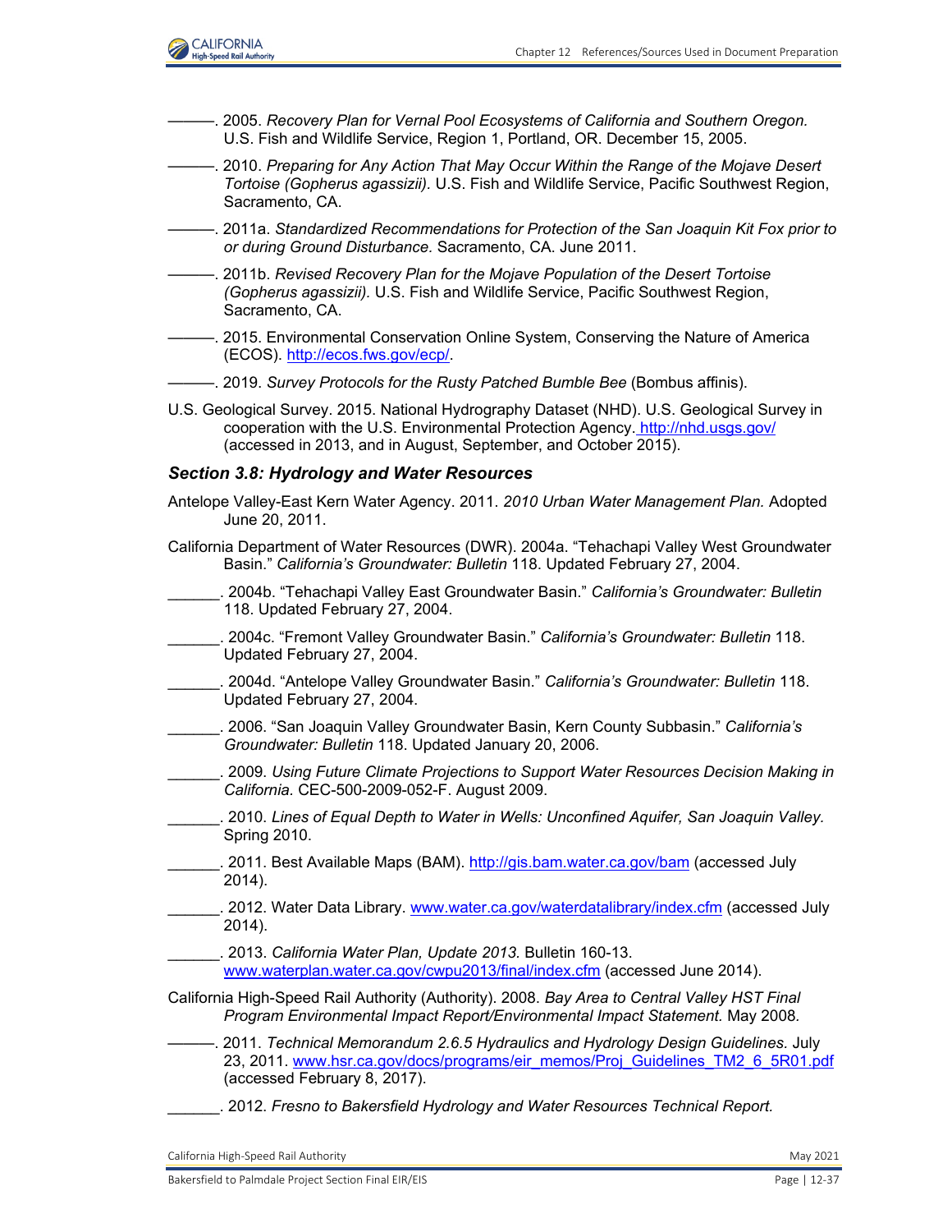———. 2005. *Recovery Plan for Vernal Pool Ecosystems of California and Southern Oregon.* U.S. Fish and Wildlife Service, Region 1, Portland, OR. December 15, 2005.

———. 2010. *Preparing for Any Action That May Occur Within the Range of the Mojave Desert Tortoise (Gopherus agassizii).* U.S. Fish and Wildlife Service, Pacific Southwest Region, Sacramento, CA.

———. 2011a. *Standardized Recommendations for Protection of the San Joaquin Kit Fox prior to or during Ground Disturbance.* Sacramento, CA. June 2011.

———. 2011b. *Revised Recovery Plan for the Mojave Population of the Desert Tortoise (Gopherus agassizii).* U.S. Fish and Wildlife Service, Pacific Southwest Region, Sacramento, CA.

———. 2015. Environmental Conservation Online System, Conserving the Nature of America (ECOS). http://ecos.fws.gov/ecp/.

———. 2019. *Survey Protocols for the Rusty Patched Bumble Bee* (Bombus affinis).

U.S. Geological Survey. 2015. National Hydrography Dataset (NHD). U.S. Geological Survey in cooperation with the U.S. Environmental Protection Agency. http://nhd.usgs.gov/ (accessed in 2013, and in August, September, and October 2015).

### *Section 3.8: Hydrology and Water Resources*

Antelope Valley-East Kern Water Agency. 2011. *2010 Urban Water Management Plan.* Adopted June 20, 2011.

California Department of Water Resources (DWR). 2004a. "Tehachapi Valley West Groundwater Basin." *California's Groundwater: Bulletin* 118. Updated February 27, 2004.

______. 2004b. "Tehachapi Valley East Groundwater Basin." *California's Groundwater: Bulletin* 118. Updated February 27, 2004.

______. 2004c. "Fremont Valley Groundwater Basin." *California's Groundwater: Bulletin* 118. Updated February 27, 2004.

______. 2004d. "Antelope Valley Groundwater Basin." *California's Groundwater: Bulletin* 118. Updated February 27, 2004.

______. 2006. "San Joaquin Valley Groundwater Basin, Kern County Subbasin." *California's Groundwater: Bulletin* 118. Updated January 20, 2006.

______. 2009. *Using Future Climate Projections to Support Water Resources Decision Making in California.* CEC-500-2009-052-F. August 2009.

______. 2010. *Lines of Equal Depth to Water in Wells: Unconfined Aquifer, San Joaquin Valley.* Spring 2010.

______. 2011. Best Available Maps (BAM). http://gis.bam.water.ca.gov/bam (accessed July 2014).

______. 2012. Water Data Library. www.water.ca.gov/waterdatalibrary/index.cfm (accessed July 2014).

______. 2013. *California Water Plan, Update 2013.* Bulletin 160-13. www.waterplan.water.ca.gov/cwpu2013/final/index.cfm (accessed June 2014).

California High-Speed Rail Authority (Authority). 2008. *Bay Area to Central Valley HST Final Program Environmental Impact Report/Environmental Impact Statement.* May 2008.

———. 2011. *Technical Memorandum 2.6.5 Hydraulics and Hydrology Design Guidelines.* July 23, 2011. www.hsr.ca.gov/docs/programs/eir_memos/Proj_Guidelines_TM2_6_5R01.pdf (accessed February 8, 2017).

______. 2012. *Fresno to Bakersfield Hydrology and Water Resources Technical Report.*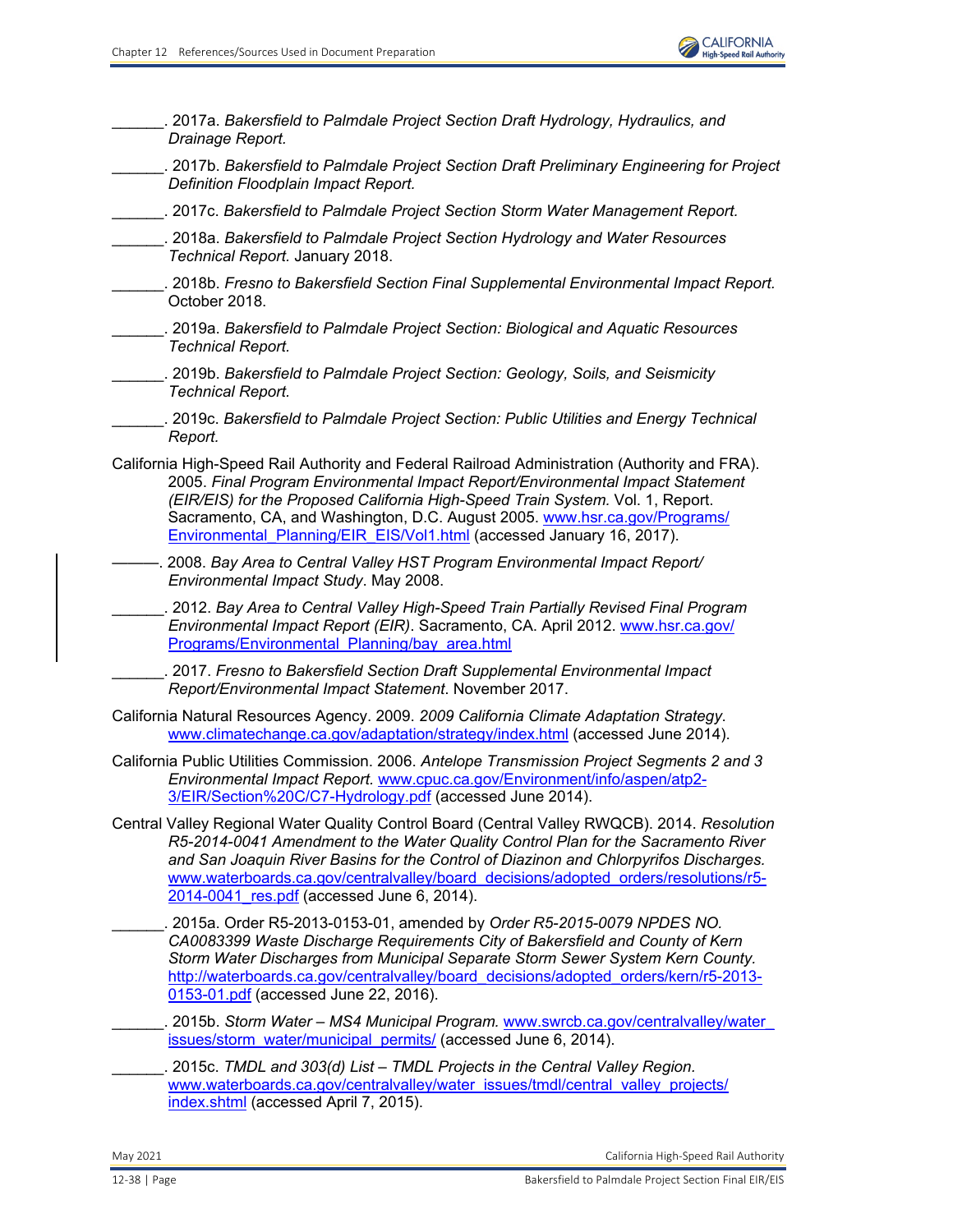______. 2017a. *Bakersfield to Palmdale Project Section Draft Hydrology, Hydraulics, and Drainage Report.*

______. 2017b. *Bakersfield to Palmdale Project Section Draft Preliminary Engineering for Project Definition Floodplain Impact Report.*

______. 2017c. *Bakersfield to Palmdale Project Section Storm Water Management Report.*

______. 2018a. *Bakersfield to Palmdale Project Section Hydrology and Water Resources Technical Report.* January 2018.

______. 2018b. *Fresno to Bakersfield Section Final Supplemental Environmental Impact Report.* October 2018.

______. 2019a. *Bakersfield to Palmdale Project Section: Biological and Aquatic Resources Technical Report.*

______. 2019b. *Bakersfield to Palmdale Project Section: Geology, Soils, and Seismicity Technical Report.*

______. 2019c. *Bakersfield to Palmdale Project Section: Public Utilities and Energy Technical Report.*

California High-Speed Rail Authority and Federal Railroad Administration (Authority and FRA). 2005. *Final Program Environmental Impact Report/Environmental Impact Statement (EIR/EIS) for the Proposed California High-Speed Train System.* Vol. 1, Report. Sacramento, CA, and Washington, D.C. August 2005. www.hsr.ca.gov/Programs/Environmental_Planning/EIR_EIS/Vol1.html (accessed January 16, 2017).

———. 2008. *Bay Area to Central Valley HST Program Environmental Impact Report/ Environmental Impact Study*. May 2008.

______. 2012. *Bay Area to Central Valley High-Speed Train Partially Revised Final Program Environmental Impact Report (EIR)*. Sacramento, CA. April 2012. www.hsr.ca.gov/Programs/Environmental_Planning/bay_area.html

______. 2017. *Fresno to Bakersfield Section Draft Supplemental Environmental Impact Report/Environmental Impact Statement*. November 2017.

California Natural Resources Agency. 2009. *2009 California Climate Adaptation Strategy*. www.climatechange.ca.gov/adaptation/strategy/index.html (accessed June 2014).

California Public Utilities Commission. 2006. *Antelope Transmission Project Segments 2 and 3 Environmental Impact Report.* www.cpuc.ca.gov/Environment/info/aspen/atp2-3/EIR/Section%20C/C7-Hydrology.pdf (accessed June 2014).

Central Valley Regional Water Quality Control Board (Central Valley RWQCB). 2014. *Resolution R5-2014-0041 Amendment to the Water Quality Control Plan for the Sacramento River and San Joaquin River Basins for the Control of Diazinon and Chlorpyrifos Discharges.* www.waterboards.ca.gov/centralvalley/board_decisions/adopted_orders/resolutions/r5-2014-0041_res.pdf (accessed June 6, 2014).

______. 2015a. Order R5-2013-0153-01, amended by *Order R5-2015-0079 NPDES NO. CA0083399 Waste Discharge Requirements City of Bakersfield and County of Kern Storm Water Discharges from Municipal Separate Storm Sewer System Kern County.* http://waterboards.ca.gov/centralvalley/board_decisions/adopted_orders/kern/r5-2013-0153-01.pdf (accessed June 22, 2016).

______. 2015b. *Storm Water – MS4 Municipal Program.* www.swrcb.ca.gov/centralvalley/water_issues/storm_water/municipal_permits/ (accessed June 6, 2014).

______. 2015c. *TMDL and 303(d) List – TMDL Projects in the Central Valley Region.* www.waterboards.ca.gov/centralvalley/water_issues/tmdl/central_valley_projects/index.shtml (accessed April 7, 2015).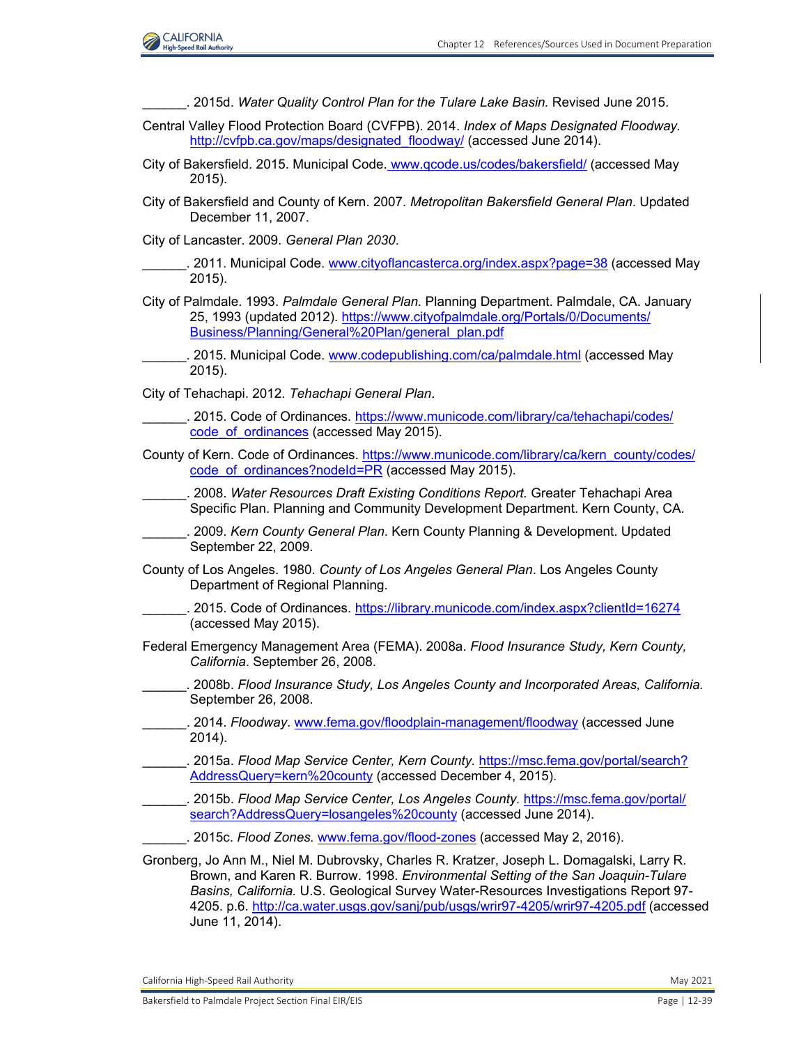______. 2015d. *Water Quality Control Plan for the Tulare Lake Basin.* Revised June 2015.

Central Valley Flood Protection Board (CVFPB). 2014. *Index of Maps Designated Floodway.* http://cvfpb.ca.gov/maps/designated_floodway/ (accessed June 2014).

City of Bakersfield. 2015. Municipal Code. www.qcode.us/codes/bakersfield/ (accessed May 2015).

City of Bakersfield and County of Kern. 2007. *Metropolitan Bakersfield General Plan*. Updated December 11, 2007.

City of Lancaster. 2009. *General Plan 2030*.

______. 2011. Municipal Code. www.cityoflancasterca.org/index.aspx?page=38 (accessed May 2015).

City of Palmdale. 1993. *Palmdale General Plan.* Planning Department. Palmdale, CA. January 25, 1993 (updated 2012). https://www.cityofpalmdale.org/Portals/0/Documents/Business/Planning/General%20Plan/general_plan.pdf

______. 2015. Municipal Code. www.codepublishing.com/ca/palmdale.html (accessed May 2015).

City of Tehachapi. 2012. *Tehachapi General Plan*.

______. 2015. Code of Ordinances. https://www.municode.com/library/ca/tehachapi/codes/code_of_ordinances (accessed May 2015).

County of Kern. Code of Ordinances. https://www.municode.com/library/ca/kern_county/codes/code_of_ordinances?nodeId=PR (accessed May 2015).

______. 2008. *Water Resources Draft Existing Conditions Report.* Greater Tehachapi Area Specific Plan. Planning and Community Development Department. Kern County, CA.

______. 2009. *Kern County General Plan*. Kern County Planning & Development. Updated September 22, 2009.

County of Los Angeles. 1980. *County of Los Angeles General Plan*. Los Angeles County Department of Regional Planning.

______. 2015. Code of Ordinances. https://library.municode.com/index.aspx?clientId=16274 (accessed May 2015).

Federal Emergency Management Area (FEMA). 2008a. *Flood Insurance Study, Kern County, California*. September 26, 2008.

______. 2008b. *Flood Insurance Study, Los Angeles County and Incorporated Areas, California.* September 26, 2008.

______. 2014. *Floodway*. www.fema.gov/floodplain-management/floodway (accessed June 2014).

______. 2015a. *Flood Map Service Center, Kern County.* https://msc.fema.gov/portal/search?AddressQuery=kern%20county (accessed December 4, 2015).

______. 2015b. *Flood Map Service Center, Los Angeles County.* https://msc.fema.gov/portal/search?AddressQuery=losangeles%20county (accessed June 2014).

______. 2015c. *Flood Zones.* www.fema.gov/flood-zones (accessed May 2, 2016).

Gronberg, Jo Ann M., Niel M. Dubrovsky, Charles R. Kratzer, Joseph L. Domagalski, Larry R. Brown, and Karen R. Burrow. 1998. *Environmental Setting of the San Joaquin-Tulare Basins, California.* U.S. Geological Survey Water-Resources Investigations Report 97-4205. p.6. http://ca.water.usgs.gov/sanj/pub/usgs/wrir97-4205/wrir97-4205.pdf (accessed June 11, 2014).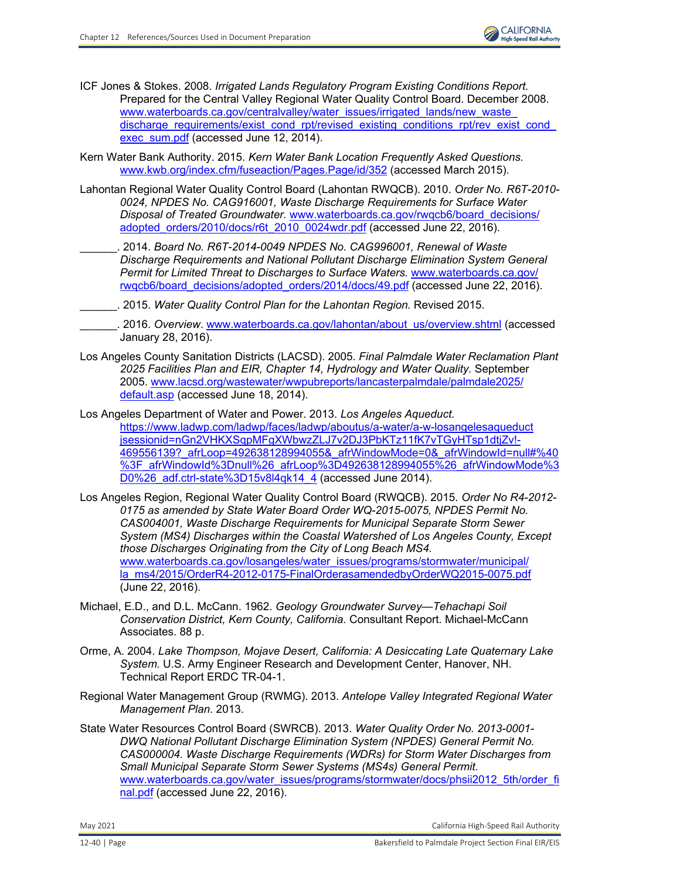ICF Jones & Stokes. 2008. *Irrigated Lands Regulatory Program Existing Conditions Report.* Prepared for the Central Valley Regional Water Quality Control Board. December 2008. www.waterboards.ca.gov/centralvalley/water_issues/irrigated_lands/new_waste_discharge_requirements/exist_cond_rpt/revised_existing_conditions_rpt/rev_exist_cond_exec_sum.pdf (accessed June 12, 2014).

Kern Water Bank Authority. 2015. *Kern Water Bank Location Frequently Asked Questions.* www.kwb.org/index.cfm/fuseaction/Pages.Page/id/352 (accessed March 2015).

Lahontan Regional Water Quality Control Board (Lahontan RWQCB). 2010. *Order No. R6T-2010-0024, NPDES No. CAG916001, Waste Discharge Requirements for Surface Water Disposal of Treated Groundwater*. www.waterboards.ca.gov/rwqcb6/board_decisions/adopted_orders/2010/docs/r6t_2010_0024wdr.pdf (accessed June 22, 2016).

______. 2014. *Board No. R6T-2014-0049 NPDES No. CAG996001, Renewal of Waste Discharge Requirements and National Pollutant Discharge Elimination System General Permit for Limited Threat to Discharges to Surface Waters.* www.waterboards.ca.gov/rwqcb6/board_decisions/adopted_orders/2014/docs/49.pdf (accessed June 22, 2016).

______. 2015. *Water Quality Control Plan for the Lahontan Region.* Revised 2015.

______. 2016. *Overview*. www.waterboards.ca.gov/lahontan/about_us/overview.shtml (accessed January 28, 2016).

Los Angeles County Sanitation Districts (LACSD). 2005. *Final Palmdale Water Reclamation Plant 2025 Facilities Plan and EIR, Chapter 14, Hydrology and Water Quality.* September 2005. www.lacsd.org/wastewater/wwpubreports/lancasterpalmdale/palmdale2025/default.asp (accessed June 18, 2014).

Los Angeles Department of Water and Power. 2013. *Los Angeles Aqueduct.* https://www.ladwp.com/ladwp/faces/ladwp/aboutus/a-water/a-w-losangelesaqueduct jsessionid=nGn2VHKXSqpMFgXWbwzZLJ7v2DJ3PbKTz11fK7vTGyHTsp1dtjZv!-469556139?_afrLoop=492638128994055&_afrWindowMode=0&_afrWindowId=null#%40%3F_afrWindowId%3Dnull%26_afrLoop%3D492638128994055%26_afrWindowMode%3D0%26_adf.ctrl-state%3D15v8l4qk14_4 (accessed June 2014).

Los Angeles Region, Regional Water Quality Control Board (RWQCB). 2015. *Order No R4-2012-0175 as amended by State Water Board Order WQ-2015-0075, NPDES Permit No. CAS004001, Waste Discharge Requirements for Municipal Separate Storm Sewer System (MS4) Discharges within the Coastal Watershed of Los Angeles County, Except those Discharges Originating from the City of Long Beach MS4.* www.waterboards.ca.gov/losangeles/water_issues/programs/stormwater/municipal/la_ms4/2015/OrderR4-2012-0175-FinalOrderasamendedbyOrderWQ2015-0075.pdf (June 22, 2016).

Michael, E.D., and D.L. McCann. 1962. *Geology Groundwater Survey—Tehachapi Soil Conservation District, Kern County, California.* Consultant Report. Michael-McCann Associates. 88 p.

Orme, A. 2004. *Lake Thompson, Mojave Desert, California: A Desiccating Late Quaternary Lake System.* U.S. Army Engineer Research and Development Center, Hanover, NH. Technical Report ERDC TR-04-1.

Regional Water Management Group (RWMG). 2013. *Antelope Valley Integrated Regional Water Management Plan.* 2013.

State Water Resources Control Board (SWRCB). 2013. *Water Quality Order No. 2013-0001-DWQ National Pollutant Discharge Elimination System (NPDES) General Permit No. CAS000004. Waste Discharge Requirements (WDRs) for Storm Water Discharges from Small Municipal Separate Storm Sewer Systems (MS4s) General Permit.* www.waterboards.ca.gov/water_issues/programs/stormwater/docs/phsii2012_5th/order_final.pdf (accessed June 22, 2016).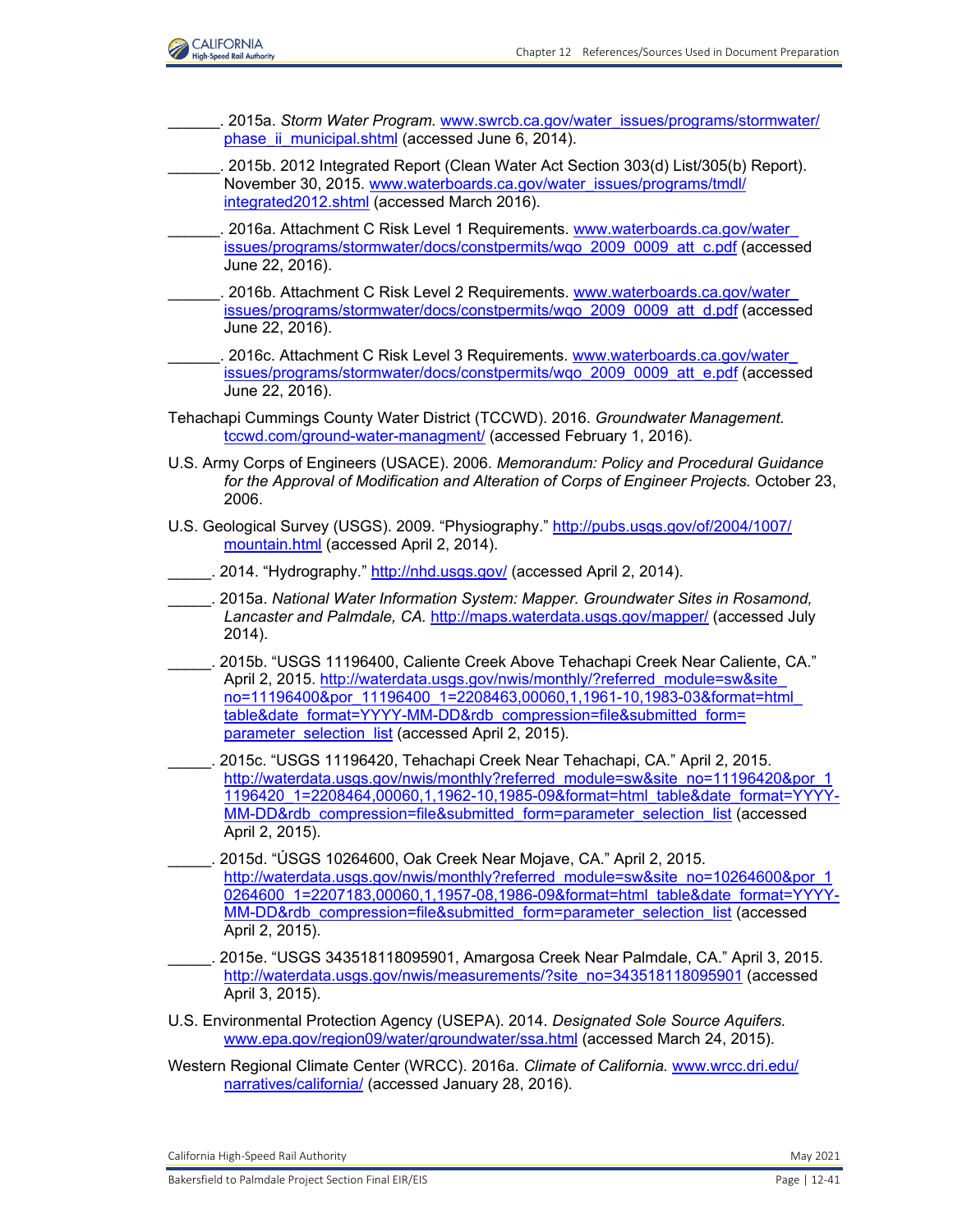______. 2015a. *Storm Water Program.* www.swrcb.ca.gov/water_issues/programs/stormwater/phase_ii_municipal.shtml (accessed June 6, 2014).

______. 2015b. 2012 Integrated Report (Clean Water Act Section 303(d) List/305(b) Report). November 30, 2015. www.waterboards.ca.gov/water_issues/programs/tmdl/integrated2012.shtml (accessed March 2016).

______. 2016a. Attachment C Risk Level 1 Requirements. www.waterboards.ca.gov/water_issues/programs/stormwater/docs/constpermits/wqo_2009_0009_att_c.pdf (accessed June 22, 2016).

______. 2016b. Attachment C Risk Level 2 Requirements. www.waterboards.ca.gov/water_issues/programs/stormwater/docs/constpermits/wqo_2009_0009_att_d.pdf (accessed June 22, 2016).

______. 2016c. Attachment C Risk Level 3 Requirements. www.waterboards.ca.gov/water_issues/programs/stormwater/docs/constpermits/wqo_2009_0009_att_e.pdf (accessed June 22, 2016).

Tehachapi Cummings County Water District (TCCWD). 2016. *Groundwater Management.* tccwd.com/ground-water-managment/ (accessed February 1, 2016).

U.S. Army Corps of Engineers (USACE). 2006. *Memorandum: Policy and Procedural Guidance for the Approval of Modification and Alteration of Corps of Engineer Projects.* October 23, 2006.

U.S. Geological Survey (USGS). 2009. "Physiography." http://pubs.usgs.gov/of/2004/1007/mountain.html (accessed April 2, 2014).

_____. 2014. "Hydrography." http://nhd.usgs.gov/ (accessed April 2, 2014).

_____. 2015a. *National Water Information System: Mapper. Groundwater Sites in Rosamond, Lancaster and Palmdale, CA.* http://maps.waterdata.usgs.gov/mapper/ (accessed July 2014).

_____. 2015b. "USGS 11196400, Caliente Creek Above Tehachapi Creek Near Caliente, CA." April 2, 2015. http://waterdata.usgs.gov/nwis/monthly/?referred_module=sw&site_no=11196400&por_11196400_1=2208463,00060,1,1961-10,1983-03&format=html_table&date_format=YYYY-MM-DD&rdb_compression=file&submitted_form=parameter_selection_list (accessed April 2, 2015).

_____. 2015c. "USGS 11196420, Tehachapi Creek Near Tehachapi, CA." April 2, 2015. http://waterdata.usgs.gov/nwis/monthly?referred_module=sw&site_no=11196420&por_11196420_1=2208464,00060,1,1962-10,1985-09&format=html_table&date_format=YYYY-MM-DD&rdb_compression=file&submitted_form=parameter_selection_list (accessed April 2, 2015).

_____. 2015d. "ÚSGS 10264600, Oak Creek Near Mojave, CA." April 2, 2015. http://waterdata.usgs.gov/nwis/monthly?referred_module=sw&site_no=10264600&por_10264600_1=2207183,00060,1,1957-08,1986-09&format=html_table&date_format=YYYY-MM-DD&rdb_compression=file&submitted_form=parameter_selection_list (accessed April 2, 2015).

_____. 2015e. "USGS 343518118095901, Amargosa Creek Near Palmdale, CA." April 3, 2015. http://waterdata.usgs.gov/nwis/measurements/?site_no=343518118095901 (accessed April 3, 2015).

U.S. Environmental Protection Agency (USEPA). 2014. *Designated Sole Source Aquifers.* www.epa.gov/region09/water/groundwater/ssa.html (accessed March 24, 2015).

Western Regional Climate Center (WRCC). 2016a. *Climate of California.* www.wrcc.dri.edu/narratives/california/ (accessed January 28, 2016).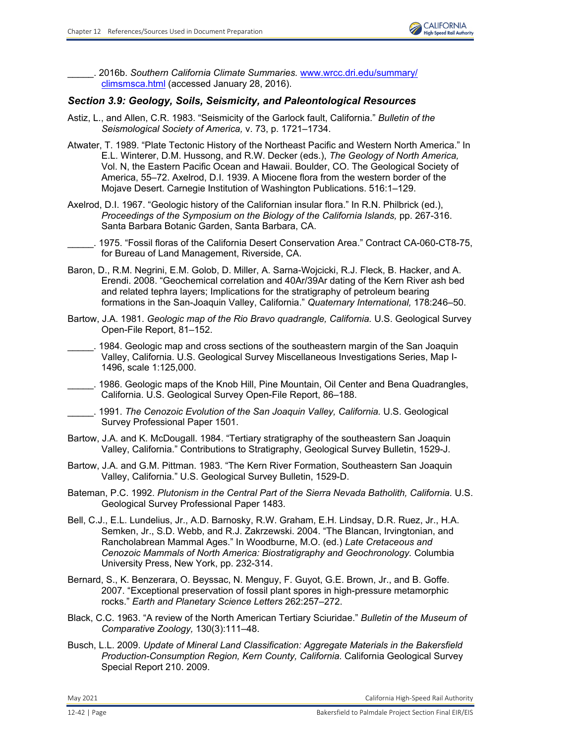_____. 2016b. *Southern California Climate Summaries.* [www.wrcc.dri.edu/summary/climsmsca.html](www.wrcc.dri.edu/summary/climsmsca.html) (accessed January 28, 2016).

### *Section 3.9: Geology, Soils, Seismicity, and Paleontological Resources*

Astiz, L., and Allen, C.R. 1983. "Seismicity of the Garlock fault, California." *Bulletin of the Seismological Society of America,* v. 73, p. 1721–1734.

Atwater, T. 1989. "Plate Tectonic History of the Northeast Pacific and Western North America." In E.L. Winterer, D.M. Hussong, and R.W. Decker (eds.), *The Geology of North America,* Vol. N, the Eastern Pacific Ocean and Hawaii. Boulder, CO. The Geological Society of America, 55–72. Axelrod, D.I. 1939. A Miocene flora from the western border of the Mojave Desert. Carnegie Institution of Washington Publications. 516:1–129.

Axelrod, D.I. 1967. "Geologic history of the Californian insular flora." In R.N. Philbrick (ed.), *Proceedings of the Symposium on the Biology of the California Islands,* pp. 267-316. Santa Barbara Botanic Garden, Santa Barbara, CA.

_____. 1975. "Fossil floras of the California Desert Conservation Area." Contract CA-060-CT8-75, for Bureau of Land Management, Riverside, CA.

Baron, D., R.M. Negrini, E.M. Golob, D. Miller, A. Sarna-Wojcicki, R.J. Fleck, B. Hacker, and A. Erendi. 2008. "Geochemical correlation and 40Ar/39Ar dating of the Kern River ash bed and related tephra layers; Implications for the stratigraphy of petroleum bearing formations in the San-Joaquin Valley, California." *Quaternary International,* 178:246–50.

Bartow, J.A. 1981. *Geologic map of the Rio Bravo quadrangle, California.* U.S. Geological Survey Open-File Report, 81–152.

_____. 1984. Geologic map and cross sections of the southeastern margin of the San Joaquin Valley, California. U.S. Geological Survey Miscellaneous Investigations Series, Map I-1496, scale 1:125,000.

_____. 1986. Geologic maps of the Knob Hill, Pine Mountain, Oil Center and Bena Quadrangles, California. U.S. Geological Survey Open-File Report, 86–188.

_____. 1991. *The Cenozoic Evolution of the San Joaquin Valley, California.* U.S. Geological Survey Professional Paper 1501.

Bartow, J.A. and K. McDougall. 1984. "Tertiary stratigraphy of the southeastern San Joaquin Valley, California." Contributions to Stratigraphy, Geological Survey Bulletin, 1529-J.

Bartow, J.A. and G.M. Pittman. 1983. "The Kern River Formation, Southeastern San Joaquin Valley, California." U.S. Geological Survey Bulletin, 1529-D.

Bateman, P.C. 1992. *Plutonism in the Central Part of the Sierra Nevada Batholith, California.* U.S. Geological Survey Professional Paper 1483.

Bell, C.J., E.L. Lundelius, Jr., A.D. Barnosky, R.W. Graham, E.H. Lindsay, D.R. Ruez, Jr., H.A. Semken, Jr., S.D. Webb, and R.J. Zakrzewski. 2004. "The Blancan, Irvingtonian, and Rancholabrean Mammal Ages." In Woodburne, M.O. (ed.) *Late Cretaceous and Cenozoic Mammals of North America: Biostratigraphy and Geochronology.* Columbia University Press, New York, pp. 232-314.

Bernard, S., K. Benzerara, O. Beyssac, N. Menguy, F. Guyot, G.E. Brown, Jr., and B. Goffe. 2007. "Exceptional preservation of fossil plant spores in high-pressure metamorphic rocks." *Earth and Planetary Science Letters* 262:257–272.

Black, C.C. 1963. "A review of the North American Tertiary Sciuridae." *Bulletin of the Museum of Comparative Zoology,* 130(3):111–48.

Busch, L.L. 2009. *Update of Mineral Land Classification: Aggregate Materials in the Bakersfield Production-Consumption Region, Kern County, California.* California Geological Survey Special Report 210. 2009.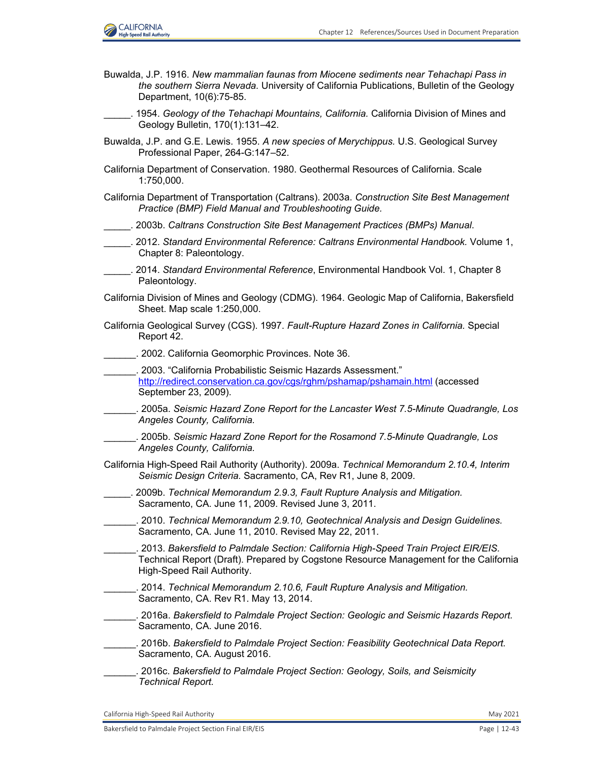Buwalda, J.P. 1916. *New mammalian faunas from Miocene sediments near Tehachapi Pass in the southern Sierra Nevada.* University of California Publications, Bulletin of the Geology Department, 10(6):75-85.

_____. 1954. *Geology of the Tehachapi Mountains, California.* California Division of Mines and Geology Bulletin, 170(1):131–42.

Buwalda, J.P. and G.E. Lewis. 1955. *A new species of Merychippus.* U.S. Geological Survey Professional Paper, 264-G:147–52.

California Department of Conservation. 1980. Geothermal Resources of California. Scale 1:750,000.

California Department of Transportation (Caltrans). 2003a. *Construction Site Best Management Practice (BMP) Field Manual and Troubleshooting Guide.*

_____. 2003b. *Caltrans Construction Site Best Management Practices (BMPs) Manual*.

_____. 2012. *Standard Environmental Reference: Caltrans Environmental Handbook.* Volume 1, Chapter 8: Paleontology.

_____. 2014. *Standard Environmental Reference*, Environmental Handbook Vol. 1, Chapter 8 Paleontology.

California Division of Mines and Geology (CDMG). 1964. Geologic Map of California, Bakersfield Sheet. Map scale 1:250,000.

California Geological Survey (CGS). 1997. *Fault-Rupture Hazard Zones in California.* Special Report 42.

______. 2002. California Geomorphic Provinces. Note 36.

______. 2003. "California Probabilistic Seismic Hazards Assessment." http://redirect.conservation.ca.gov/cgs/rghm/pshamap/pshamain.html (accessed September 23, 2009).

______. 2005a. *Seismic Hazard Zone Report for the Lancaster West 7.5-Minute Quadrangle, Los Angeles County, California.*

______. 2005b. *Seismic Hazard Zone Report for the Rosamond 7.5-Minute Quadrangle, Los Angeles County, California.*

California High-Speed Rail Authority (Authority). 2009a. *Technical Memorandum 2.10.4, Interim Seismic Design Criteria.* Sacramento, CA, Rev R1, June 8, 2009.

_____. 2009b. *Technical Memorandum 2.9.3, Fault Rupture Analysis and Mitigation.* Sacramento, CA. June 11, 2009. Revised June 3, 2011.

______. 2010. *Technical Memorandum 2.9.10, Geotechnical Analysis and Design Guidelines.* Sacramento, CA. June 11, 2010. Revised May 22, 2011.

______. 2013. *Bakersfield to Palmdale Section: California High-Speed Train Project EIR/EIS.* Technical Report (Draft). Prepared by Cogstone Resource Management for the California High-Speed Rail Authority.

______. 2014. *Technical Memorandum 2.10.6, Fault Rupture Analysis and Mitigation.* Sacramento, CA. Rev R1. May 13, 2014.

______. 2016a. *Bakersfield to Palmdale Project Section: Geologic and Seismic Hazards Report.* Sacramento, CA. June 2016.

______. 2016b. *Bakersfield to Palmdale Project Section: Feasibility Geotechnical Data Report.* Sacramento, CA. August 2016.

______. 2016c. *Bakersfield to Palmdale Project Section: Geology, Soils, and Seismicity Technical Report.*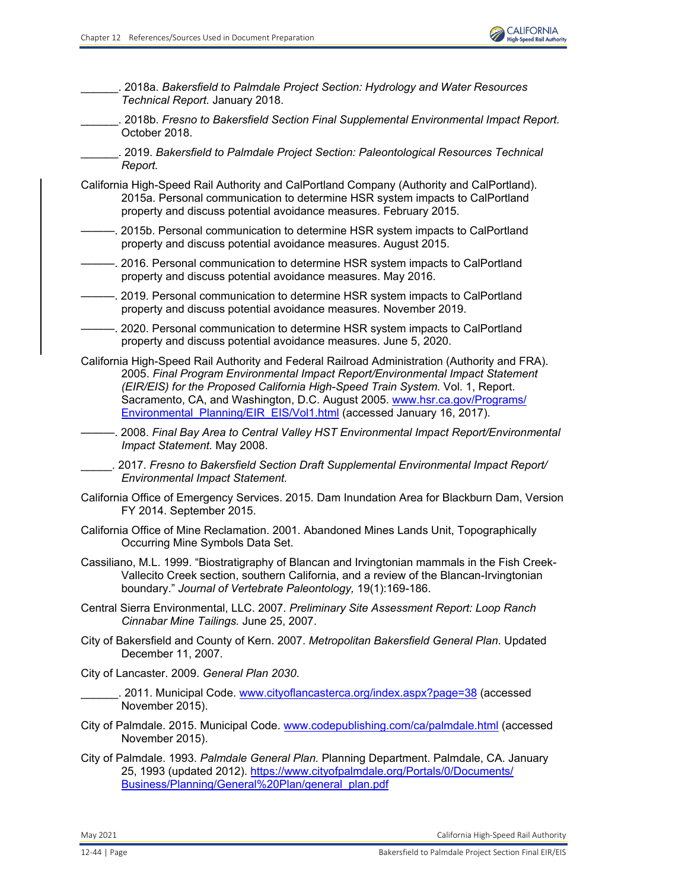______. 2018a. *Bakersfield to Palmdale Project Section: Hydrology and Water Resources Technical Report.* January 2018.

______. 2018b. *Fresno to Bakersfield Section Final Supplemental Environmental Impact Report.* October 2018.

______. 2019. *Bakersfield to Palmdale Project Section: Paleontological Resources Technical Report.*

California High-Speed Rail Authority and CalPortland Company (Authority and CalPortland). 2015a. Personal communication to determine HSR system impacts to CalPortland property and discuss potential avoidance measures. February 2015.

———. 2015b. Personal communication to determine HSR system impacts to CalPortland property and discuss potential avoidance measures. August 2015.

———. 2016. Personal communication to determine HSR system impacts to CalPortland property and discuss potential avoidance measures. May 2016.

———. 2019. Personal communication to determine HSR system impacts to CalPortland property and discuss potential avoidance measures. November 2019.

———. 2020. Personal communication to determine HSR system impacts to CalPortland property and discuss potential avoidance measures. June 5, 2020.

California High-Speed Rail Authority and Federal Railroad Administration (Authority and FRA). 2005. *Final Program Environmental Impact Report/Environmental Impact Statement (EIR/EIS) for the Proposed California High-Speed Train System.* Vol. 1, Report. Sacramento, CA, and Washington, D.C. August 2005. www.hsr.ca.gov/Programs/Environmental_Planning/EIR_EIS/Vol1.html (accessed January 16, 2017).

———. 2008. *Final Bay Area to Central Valley HST Environmental Impact Report/Environmental Impact Statement.* May 2008.

_____. 2017. *Fresno to Bakersfield Section Draft Supplemental Environmental Impact Report/ Environmental Impact Statement.*

California Office of Emergency Services. 2015. Dam Inundation Area for Blackburn Dam, Version FY 2014. September 2015.

California Office of Mine Reclamation. 2001. Abandoned Mines Lands Unit, Topographically Occurring Mine Symbols Data Set.

Cassiliano, M.L. 1999. "Biostratigraphy of Blancan and Irvingtonian mammals in the Fish Creek-Vallecito Creek section, southern California, and a review of the Blancan-Irvingtonian boundary." *Journal of Vertebrate Paleontology,* 19(1):169-186.

Central Sierra Environmental, LLC. 2007. *Preliminary Site Assessment Report: Loop Ranch Cinnabar Mine Tailings.* June 25, 2007.

City of Bakersfield and County of Kern. 2007. *Metropolitan Bakersfield General Plan*. Updated December 11, 2007.

City of Lancaster. 2009. *General Plan 2030*.

______. 2011. Municipal Code. www.cityoflancasterca.org/index.aspx?page=38 (accessed November 2015).

City of Palmdale. 2015. Municipal Code. www.codepublishing.com/ca/palmdale.html (accessed November 2015).

City of Palmdale. 1993. *Palmdale General Plan.* Planning Department. Palmdale, CA. January 25, 1993 (updated 2012). https://www.cityofpalmdale.org/Portals/0/Documents/Business/Planning/General%20Plan/general_plan.pdf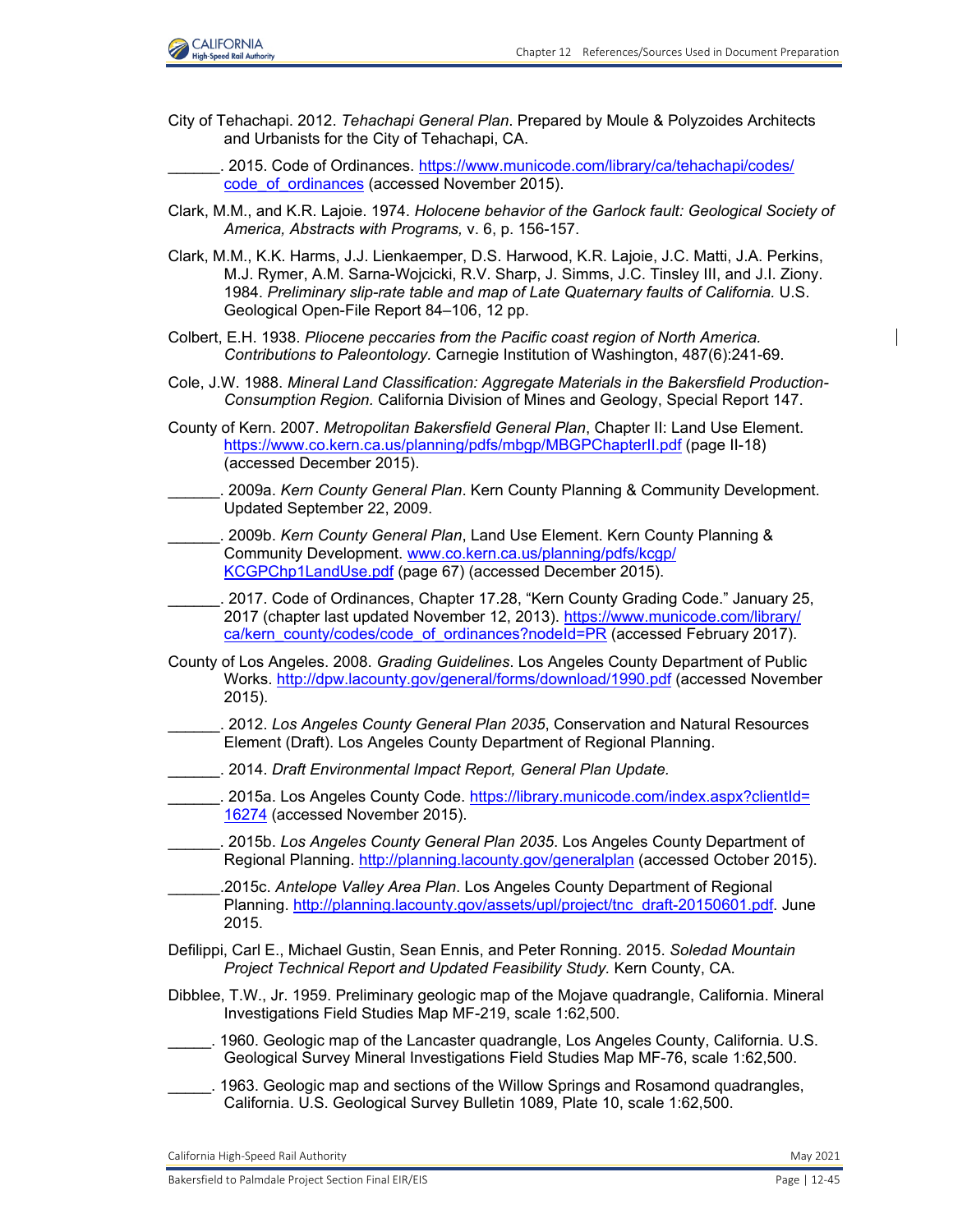City of Tehachapi. 2012. *Tehachapi General Plan*. Prepared by Moule & Polyzoides Architects and Urbanists for the City of Tehachapi, CA.

______. 2015. Code of Ordinances. https://www.municode.com/library/ca/tehachapi/codes/code_of_ordinances (accessed November 2015).

Clark, M.M., and K.R. Lajoie. 1974. *Holocene behavior of the Garlock fault: Geological Society of America, Abstracts with Programs,* v. 6, p. 156-157.

Clark, M.M., K.K. Harms, J.J. Lienkaemper, D.S. Harwood, K.R. Lajoie, J.C. Matti, J.A. Perkins, M.J. Rymer, A.M. Sarna-Wojcicki, R.V. Sharp, J. Simms, J.C. Tinsley III, and J.I. Ziony. 1984. *Preliminary slip-rate table and map of Late Quaternary faults of California.* U.S. Geological Open-File Report 84–106, 12 pp.

Colbert, E.H. 1938. *Pliocene peccaries from the Pacific coast region of North America. Contributions to Paleontology.* Carnegie Institution of Washington, 487(6):241-69.

Cole, J.W. 1988. *Mineral Land Classification: Aggregate Materials in the Bakersfield Production-Consumption Region.* California Division of Mines and Geology, Special Report 147.

County of Kern. 2007. *Metropolitan Bakersfield General Plan*, Chapter II: Land Use Element. https://www.co.kern.ca.us/planning/pdfs/mbgp/MBGPChapterII.pdf (page II-18) (accessed December 2015).

______. 2009a. *Kern County General Plan*. Kern County Planning & Community Development. Updated September 22, 2009.

______. 2009b. *Kern County General Plan*, Land Use Element. Kern County Planning & Community Development. www.co.kern.ca.us/planning/pdfs/kcgp/KCGPChp1LandUse.pdf (page 67) (accessed December 2015).

______. 2017. Code of Ordinances, Chapter 17.28, "Kern County Grading Code." January 25, 2017 (chapter last updated November 12, 2013). https://www.municode.com/library/ca/kern_county/codes/code_of_ordinances?nodeId=PR (accessed February 2017).

County of Los Angeles. 2008. *Grading Guidelines*. Los Angeles County Department of Public Works. http://dpw.lacounty.gov/general/forms/download/1990.pdf (accessed November 2015).

______. 2012. *Los Angeles County General Plan 2035*, Conservation and Natural Resources Element (Draft). Los Angeles County Department of Regional Planning.

______. 2014. *Draft Environmental Impact Report, General Plan Update.*

______. 2015a. Los Angeles County Code. https://library.municode.com/index.aspx?clientId=16274 (accessed November 2015).

______. 2015b. *Los Angeles County General Plan 2035*. Los Angeles County Department of Regional Planning. http://planning.lacounty.gov/generalplan (accessed October 2015).

______.2015c. *Antelope Valley Area Plan*. Los Angeles County Department of Regional Planning. http://planning.lacounty.gov/assets/upl/project/tnc_draft-20150601.pdf. June 2015.

Defilippi, Carl E., Michael Gustin, Sean Ennis, and Peter Ronning. 2015. *Soledad Mountain Project Technical Report and Updated Feasibility Study.* Kern County, CA.

Dibblee, T.W., Jr. 1959. Preliminary geologic map of the Mojave quadrangle, California. Mineral Investigations Field Studies Map MF-219, scale 1:62,500.

_____. 1960. Geologic map of the Lancaster quadrangle, Los Angeles County, California. U.S. Geological Survey Mineral Investigations Field Studies Map MF-76, scale 1:62,500.

_____. 1963. Geologic map and sections of the Willow Springs and Rosamond quadrangles, California. U.S. Geological Survey Bulletin 1089, Plate 10, scale 1:62,500.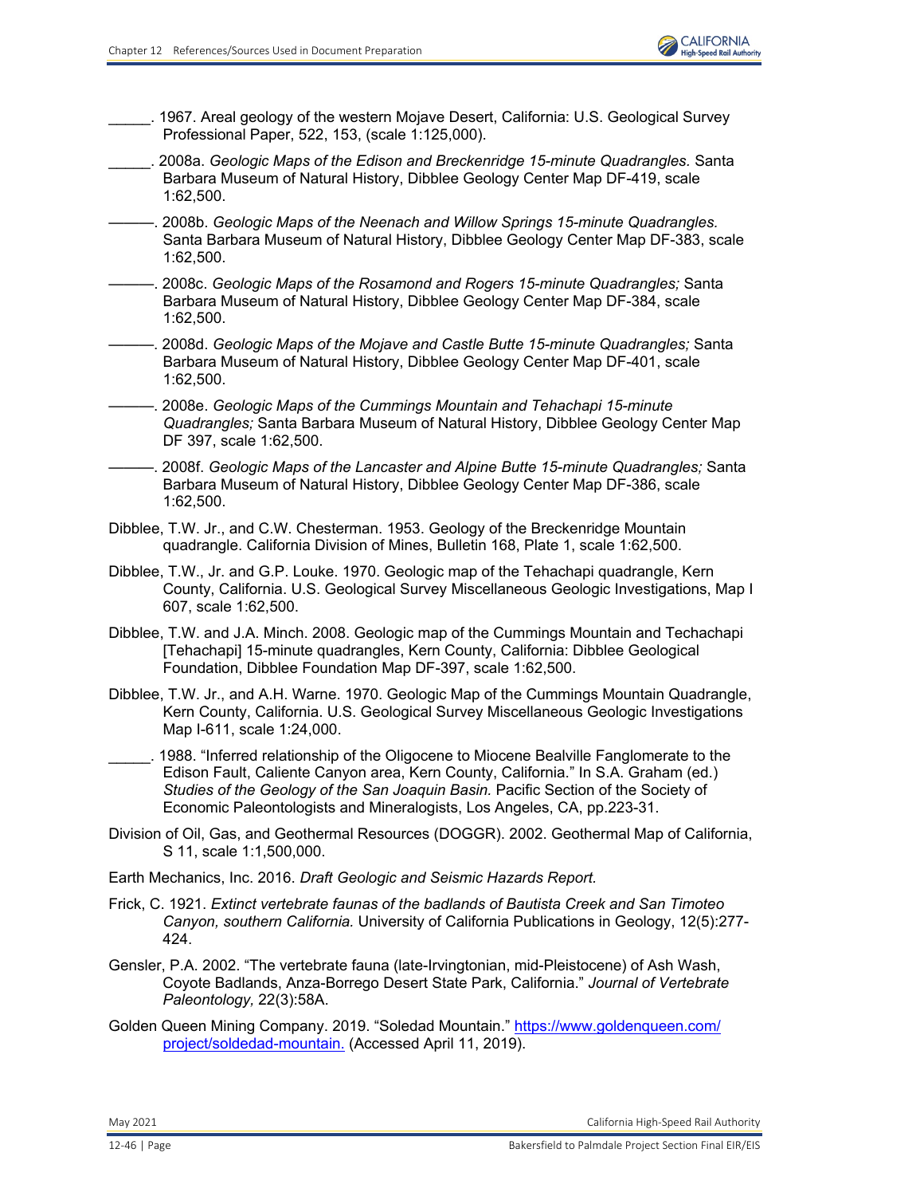_____. 1967. Areal geology of the western Mojave Desert, California: U.S. Geological Survey Professional Paper, 522, 153, (scale 1:125,000).

_____. 2008a. *Geologic Maps of the Edison and Breckenridge 15-minute Quadrangles.* Santa Barbara Museum of Natural History, Dibblee Geology Center Map DF-419, scale 1:62,500.

———. 2008b. *Geologic Maps of the Neenach and Willow Springs 15-minute Quadrangles.* Santa Barbara Museum of Natural History, Dibblee Geology Center Map DF-383, scale 1:62,500.

———. 2008c. *Geologic Maps of the Rosamond and Rogers 15-minute Quadrangles;* Santa Barbara Museum of Natural History, Dibblee Geology Center Map DF-384, scale 1:62,500.

———. 2008d. *Geologic Maps of the Mojave and Castle Butte 15-minute Quadrangles;* Santa Barbara Museum of Natural History, Dibblee Geology Center Map DF-401, scale 1:62,500.

———. 2008e. *Geologic Maps of the Cummings Mountain and Tehachapi 15-minute Quadrangles;* Santa Barbara Museum of Natural History, Dibblee Geology Center Map DF 397, scale 1:62,500.

———. 2008f. *Geologic Maps of the Lancaster and Alpine Butte 15-minute Quadrangles;* Santa Barbara Museum of Natural History, Dibblee Geology Center Map DF-386, scale 1:62,500.

Dibblee, T.W. Jr., and C.W. Chesterman. 1953. Geology of the Breckenridge Mountain quadrangle. California Division of Mines, Bulletin 168, Plate 1, scale 1:62,500.

Dibblee, T.W., Jr. and G.P. Louke. 1970. Geologic map of the Tehachapi quadrangle, Kern County, California. U.S. Geological Survey Miscellaneous Geologic Investigations, Map I 607, scale 1:62,500.

Dibblee, T.W. and J.A. Minch. 2008. Geologic map of the Cummings Mountain and Techachapi [Tehachapi] 15-minute quadrangles, Kern County, California: Dibblee Geological Foundation, Dibblee Foundation Map DF-397, scale 1:62,500.

Dibblee, T.W. Jr., and A.H. Warne. 1970. Geologic Map of the Cummings Mountain Quadrangle, Kern County, California. U.S. Geological Survey Miscellaneous Geologic Investigations Map I-611, scale 1:24,000.

_____. 1988. "Inferred relationship of the Oligocene to Miocene Bealville Fanglomerate to the Edison Fault, Caliente Canyon area, Kern County, California." In S.A. Graham (ed.) *Studies of the Geology of the San Joaquin Basin.* Pacific Section of the Society of Economic Paleontologists and Mineralogists, Los Angeles, CA, pp.223-31.

Division of Oil, Gas, and Geothermal Resources (DOGGR). 2002. Geothermal Map of California, S 11, scale 1:1,500,000.

Earth Mechanics, Inc. 2016. *Draft Geologic and Seismic Hazards Report.*

Frick, C. 1921. *Extinct vertebrate faunas of the badlands of Bautista Creek and San Timoteo Canyon, southern California.* University of California Publications in Geology, 12(5):277-424.

Gensler, P.A. 2002. "The vertebrate fauna (late-Irvingtonian, mid-Pleistocene) of Ash Wash, Coyote Badlands, Anza-Borrego Desert State Park, California." *Journal of Vertebrate Paleontology,* 22(3):58A.

Golden Queen Mining Company. 2019. "Soledad Mountain." https://www.goldenqueen.com/project/soldedad-mountain. (Accessed April 11, 2019).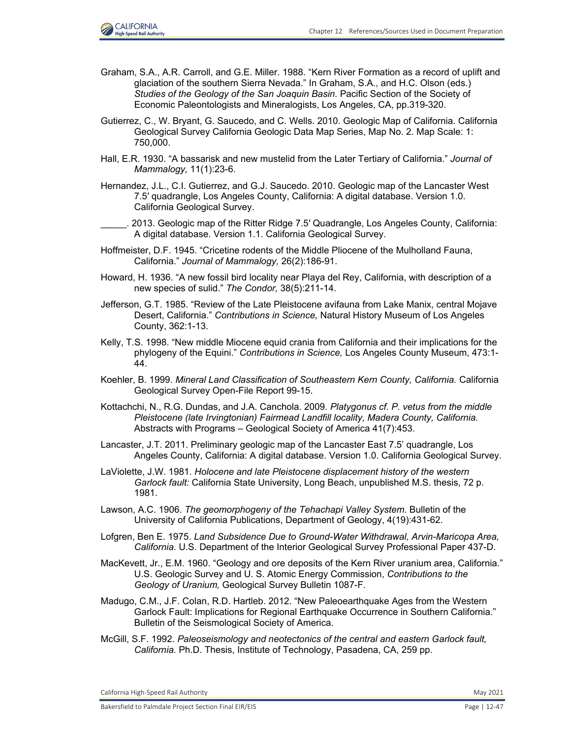Graham, S.A., A.R. Carroll, and G.E. Miller. 1988. "Kern River Formation as a record of uplift and glaciation of the southern Sierra Nevada." In Graham, S.A., and H.C. Olson (eds.) *Studies of the Geology of the San Joaquin Basin.* Pacific Section of the Society of Economic Paleontologists and Mineralogists, Los Angeles, CA, pp.319-320.

Gutierrez, C., W. Bryant, G. Saucedo, and C. Wells. 2010. Geologic Map of California. California Geological Survey California Geologic Data Map Series, Map No. 2. Map Scale: 1: 750,000.

Hall, E.R. 1930. "A bassarisk and new mustelid from the Later Tertiary of California." *Journal of Mammalogy,* 11(1):23-6.

Hernandez, J.L., C.I. Gutierrez, and G.J. Saucedo. 2010. Geologic map of the Lancaster West 7.5′ quadrangle, Los Angeles County, California: A digital database. Version 1.0. California Geological Survey.

_____. 2013. Geologic map of the Ritter Ridge 7.5′ Quadrangle, Los Angeles County, California: A digital database. Version 1.1. California Geological Survey.

Hoffmeister, D.F. 1945. "Cricetine rodents of the Middle Pliocene of the Mulholland Fauna, California." *Journal of Mammalogy,* 26(2):186-91.

Howard, H. 1936. "A new fossil bird locality near Playa del Rey, California, with description of a new species of sulid." *The Condor,* 38(5):211-14.

Jefferson, G.T. 1985. "Review of the Late Pleistocene avifauna from Lake Manix, central Mojave Desert, California." *Contributions in Science,* Natural History Museum of Los Angeles County, 362:1-13.

Kelly, T.S. 1998. "New middle Miocene equid crania from California and their implications for the phylogeny of the Equini." *Contributions in Science,* Los Angeles County Museum, 473:1-44.

Koehler, B. 1999. *Mineral Land Classification of Southeastern Kern County, California.* California Geological Survey Open-File Report 99-15.

Kottachchi, N., R.G. Dundas, and J.A. Canchola. 2009. *Platygonus cf. P. vetus from the middle Pleistocene (late Irvingtonian) Fairmead Landfill locality, Madera County, California.* Abstracts with Programs – Geological Society of America 41(7):453.

Lancaster, J.T. 2011. Preliminary geologic map of the Lancaster East 7.5' quadrangle, Los Angeles County, California: A digital database. Version 1.0. California Geological Survey.

LaViolette, J.W. 1981. *Holocene and late Pleistocene displacement history of the western Garlock fault:* California State University, Long Beach, unpublished M.S. thesis, 72 p. 1981.

Lawson, A.C. 1906. *The geomorphogeny of the Tehachapi Valley System.* Bulletin of the University of California Publications, Department of Geology, 4(19):431-62.

Lofgren, Ben E. 1975. *Land Subsidence Due to Ground-Water Withdrawal, Arvin-Maricopa Area, California.* U.S. Department of the Interior Geological Survey Professional Paper 437-D.

MacKevett, Jr., E.M. 1960. "Geology and ore deposits of the Kern River uranium area, California." U.S. Geologic Survey and U. S. Atomic Energy Commission, *Contributions to the Geology of Uranium,* Geological Survey Bulletin 1087-F.

Madugo, C.M., J.F. Colan, R.D. Hartleb. 2012. "New Paleoearthquake Ages from the Western Garlock Fault: Implications for Regional Earthquake Occurrence in Southern California." Bulletin of the Seismological Society of America.

McGill, S.F. 1992. *Paleoseismology and neotectonics of the central and eastern Garlock fault, California.* Ph.D. Thesis, Institute of Technology, Pasadena, CA, 259 pp.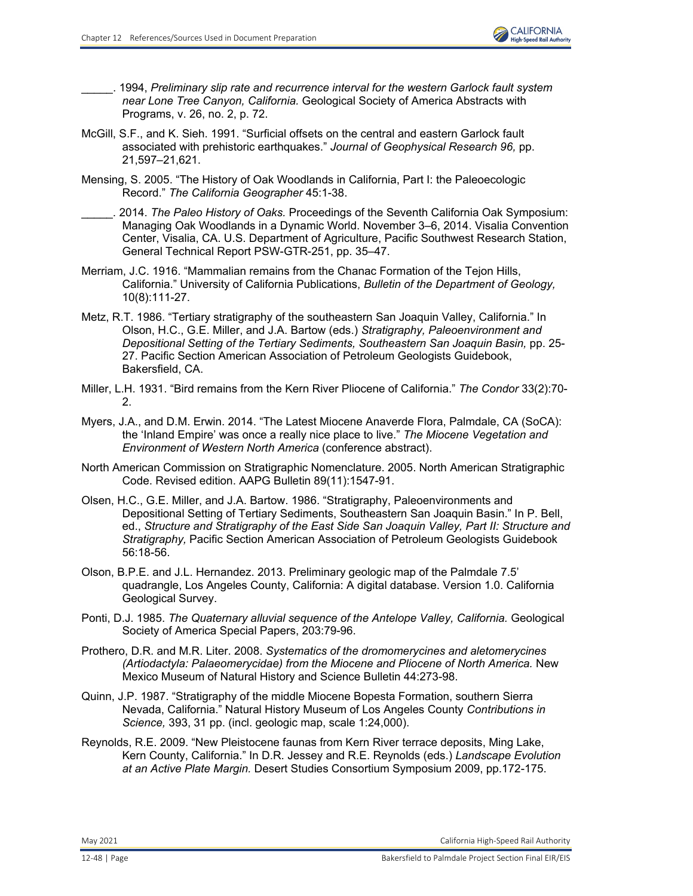_____. 1994, *Preliminary slip rate and recurrence interval for the western Garlock fault system near Lone Tree Canyon, California.* Geological Society of America Abstracts with Programs, v. 26, no. 2, p. 72.

McGill, S.F., and K. Sieh. 1991. "Surficial offsets on the central and eastern Garlock fault associated with prehistoric earthquakes." *Journal of Geophysical Research 96,* pp. 21,597–21,621.

Mensing, S. 2005. "The History of Oak Woodlands in California, Part I: the Paleoecologic Record." *The California Geographer* 45:1-38.

_____. 2014. *The Paleo History of Oaks.* Proceedings of the Seventh California Oak Symposium: Managing Oak Woodlands in a Dynamic World. November 3–6, 2014. Visalia Convention Center, Visalia, CA. U.S. Department of Agriculture, Pacific Southwest Research Station, General Technical Report PSW-GTR-251, pp. 35–47.

Merriam, J.C. 1916. "Mammalian remains from the Chanac Formation of the Tejon Hills, California." University of California Publications, *Bulletin of the Department of Geology,* 10(8):111-27.

Metz, R.T. 1986. "Tertiary stratigraphy of the southeastern San Joaquin Valley, California." In Olson, H.C., G.E. Miller, and J.A. Bartow (eds.) *Stratigraphy, Paleoenvironment and Depositional Setting of the Tertiary Sediments, Southeastern San Joaquin Basin,* pp. 25-27. Pacific Section American Association of Petroleum Geologists Guidebook, Bakersfield, CA.

Miller, L.H. 1931. "Bird remains from the Kern River Pliocene of California." *The Condor* 33(2):70-2.

Myers, J.A., and D.M. Erwin. 2014. "The Latest Miocene Anaverde Flora, Palmdale, CA (SoCA): the 'Inland Empire' was once a really nice place to live." *The Miocene Vegetation and Environment of Western North America* (conference abstract).

North American Commission on Stratigraphic Nomenclature. 2005. North American Stratigraphic Code. Revised edition. AAPG Bulletin 89(11):1547-91.

Olsen, H.C., G.E. Miller, and J.A. Bartow. 1986. "Stratigraphy, Paleoenvironments and Depositional Setting of Tertiary Sediments, Southeastern San Joaquin Basin." In P. Bell, ed., *Structure and Stratigraphy of the East Side San Joaquin Valley, Part II: Structure and Stratigraphy,* Pacific Section American Association of Petroleum Geologists Guidebook 56:18-56.

Olson, B.P.E. and J.L. Hernandez. 2013. Preliminary geologic map of the Palmdale 7.5' quadrangle, Los Angeles County, California: A digital database. Version 1.0. California Geological Survey.

Ponti, D.J. 1985. *The Quaternary alluvial sequence of the Antelope Valley, California.* Geological Society of America Special Papers, 203:79-96.

Prothero, D.R. and M.R. Liter. 2008. *Systematics of the dromomerycines and aletomerycines (Artiodactyla: Palaeomerycidae) from the Miocene and Pliocene of North America.* New Mexico Museum of Natural History and Science Bulletin 44:273-98.

Quinn, J.P. 1987. "Stratigraphy of the middle Miocene Bopesta Formation, southern Sierra Nevada, California." Natural History Museum of Los Angeles County *Contributions in Science,* 393, 31 pp. (incl. geologic map, scale 1:24,000).

Reynolds, R.E. 2009. "New Pleistocene faunas from Kern River terrace deposits, Ming Lake, Kern County, California." In D.R. Jessey and R.E. Reynolds (eds.) *Landscape Evolution at an Active Plate Margin.* Desert Studies Consortium Symposium 2009, pp.172-175.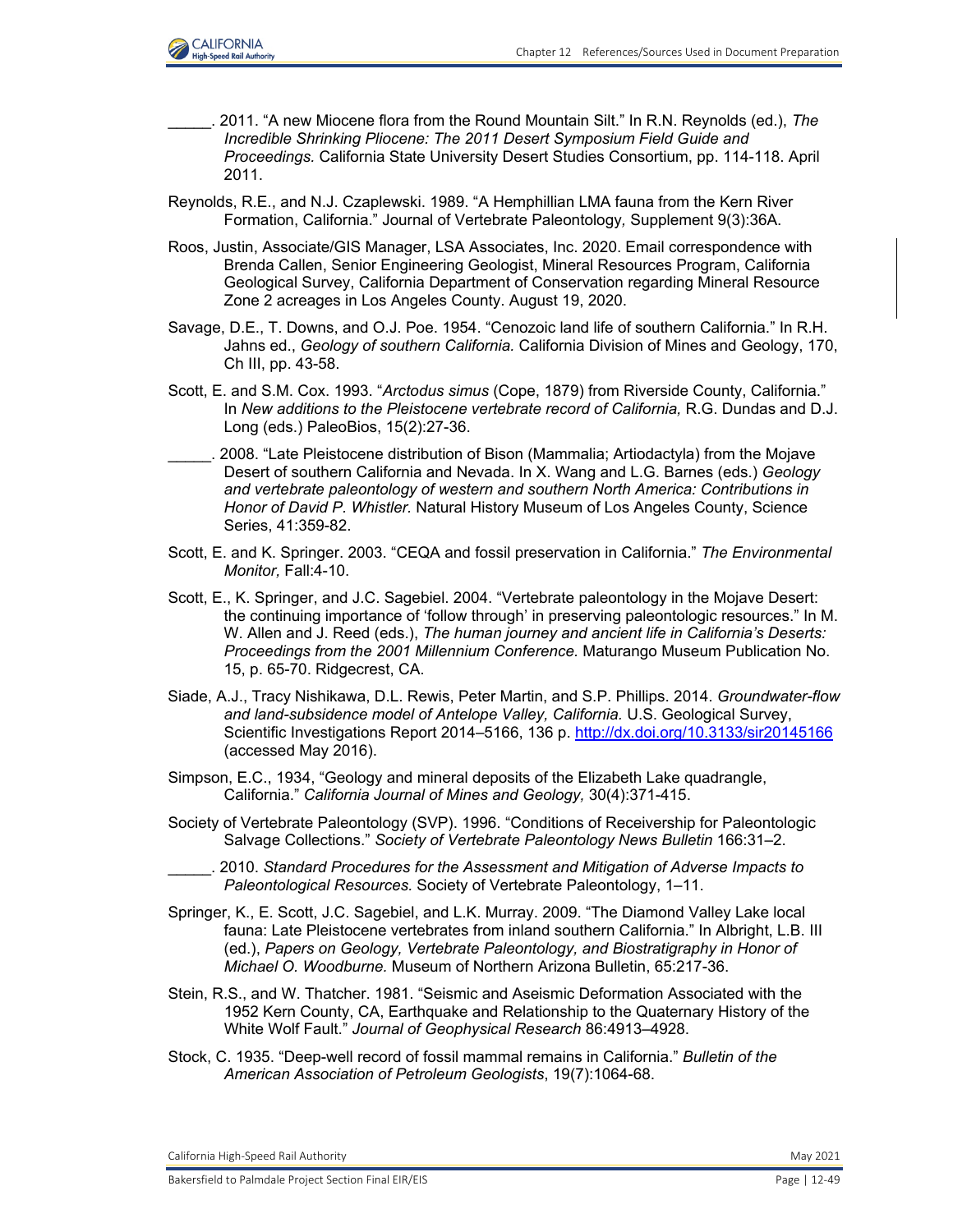_____. 2011. “A new Miocene flora from the Round Mountain Silt.” In R.N. Reynolds (ed.), *The Incredible Shrinking Pliocene: The 2011 Desert Symposium Field Guide and Proceedings.* California State University Desert Studies Consortium, pp. 114-118. April 2011.

Reynolds, R.E., and N.J. Czaplewski. 1989. “A Hemphillian LMA fauna from the Kern River Formation, California.” Journal of Vertebrate Paleontology*,* Supplement 9(3):36A.

Roos, Justin, Associate/GIS Manager, LSA Associates, Inc. 2020. Email correspondence with Brenda Callen, Senior Engineering Geologist, Mineral Resources Program, California Geological Survey, California Department of Conservation regarding Mineral Resource Zone 2 acreages in Los Angeles County. August 19, 2020.

Savage, D.E., T. Downs, and O.J. Poe. 1954. “Cenozoic land life of southern California.” In R.H. Jahns ed., *Geology of southern California.* California Division of Mines and Geology, 170, Ch III, pp. 43-58.

Scott, E. and S.M. Cox. 1993. “*Arctodus simus* (Cope, 1879) from Riverside County, California.” In *New additions to the Pleistocene vertebrate record of California,* R.G. Dundas and D.J. Long (eds.) PaleoBios, 15(2):27-36.

_____. 2008. “Late Pleistocene distribution of Bison (Mammalia; Artiodactyla) from the Mojave Desert of southern California and Nevada. In X. Wang and L.G. Barnes (eds.) *Geology and vertebrate paleontology of western and southern North America: Contributions in Honor of David P. Whistler.* Natural History Museum of Los Angeles County, Science Series, 41:359-82.

Scott, E. and K. Springer. 2003. “CEQA and fossil preservation in California.” *The Environmental Monitor,* Fall:4-10.

Scott, E., K. Springer, and J.C. Sagebiel. 2004. “Vertebrate paleontology in the Mojave Desert: the continuing importance of ‘follow through’ in preserving paleontologic resources.” In M. W. Allen and J. Reed (eds.), *The human journey and ancient life in California’s Deserts: Proceedings from the 2001 Millennium Conference.* Maturango Museum Publication No. 15, p. 65-70. Ridgecrest, CA.

Siade, A.J., Tracy Nishikawa, D.L. Rewis, Peter Martin, and S.P. Phillips. 2014. *Groundwater-flow and land-subsidence model of Antelope Valley, California.* U.S. Geological Survey, Scientific Investigations Report 2014–5166, 136 p. http://dx.doi.org/10.3133/sir20145166 (accessed May 2016).

Simpson, E.C., 1934, “Geology and mineral deposits of the Elizabeth Lake quadrangle, California.” *California Journal of Mines and Geology,* 30(4):371-415.

Society of Vertebrate Paleontology (SVP). 1996. “Conditions of Receivership for Paleontologic Salvage Collections.” *Society of Vertebrate Paleontology News Bulletin* 166:31–2.

_____. 2010. *Standard Procedures for the Assessment and Mitigation of Adverse Impacts to Paleontological Resources.* Society of Vertebrate Paleontology, 1–11.

Springer, K., E. Scott, J.C. Sagebiel, and L.K. Murray. 2009. “The Diamond Valley Lake local fauna: Late Pleistocene vertebrates from inland southern California.” In Albright, L.B. III (ed.), *Papers on Geology, Vertebrate Paleontology, and Biostratigraphy in Honor of Michael O. Woodburne.* Museum of Northern Arizona Bulletin, 65:217-36.

Stein, R.S., and W. Thatcher. 1981. “Seismic and Aseismic Deformation Associated with the 1952 Kern County, CA, Earthquake and Relationship to the Quaternary History of the White Wolf Fault.” *Journal of Geophysical Research* 86:4913–4928.

Stock, C. 1935. “Deep-well record of fossil mammal remains in California.” *Bulletin of the American Association of Petroleum Geologists*, 19(7):1064-68.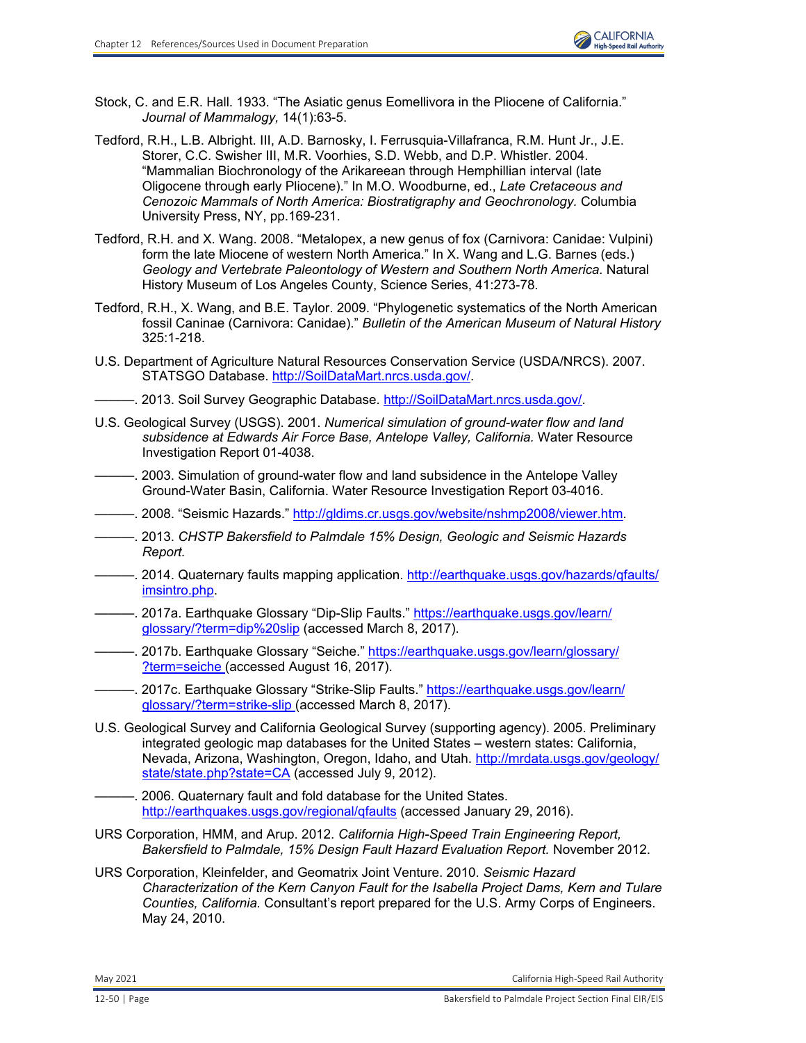Stock, C. and E.R. Hall. 1933. “The Asiatic genus Eomellivora in the Pliocene of California.” *Journal of Mammalogy,* 14(1):63-5.

Tedford, R.H., L.B. Albright. III, A.D. Barnosky, I. Ferrusquia-Villafranca, R.M. Hunt Jr., J.E. Storer, C.C. Swisher III, M.R. Voorhies, S.D. Webb, and D.P. Whistler. 2004. “Mammalian Biochronology of the Arikareean through Hemphillian interval (late Oligocene through early Pliocene).” In M.O. Woodburne, ed., *Late Cretaceous and Cenozoic Mammals of North America: Biostratigraphy and Geochronology.* Columbia University Press, NY, pp.169-231.

Tedford, R.H. and X. Wang. 2008. “Metalopex, a new genus of fox (Carnivora: Canidae: Vulpini) form the late Miocene of western North America.” In X. Wang and L.G. Barnes (eds.) *Geology and Vertebrate Paleontology of Western and Southern North America.* Natural History Museum of Los Angeles County, Science Series, 41:273-78.

Tedford, R.H., X. Wang, and B.E. Taylor. 2009. “Phylogenetic systematics of the North American fossil Caninae (Carnivora: Canidae).” *Bulletin of the American Museum of Natural History* 325:1-218.

U.S. Department of Agriculture Natural Resources Conservation Service (USDA/NRCS). 2007. STATSGO Database. http://SoilDataMart.nrcs.usda.gov/.

———. 2013. Soil Survey Geographic Database. http://SoilDataMart.nrcs.usda.gov/.

U.S. Geological Survey (USGS). 2001. *Numerical simulation of ground-water flow and land subsidence at Edwards Air Force Base, Antelope Valley, California.* Water Resource Investigation Report 01-4038.

———. 2003. Simulation of ground-water flow and land subsidence in the Antelope Valley Ground-Water Basin, California. Water Resource Investigation Report 03-4016.

———. 2008. “Seismic Hazards.” http://gldims.cr.usgs.gov/website/nshmp2008/viewer.htm.

———. 2013. *CHSTP Bakersfield to Palmdale 15% Design, Geologic and Seismic Hazards Report.*

———. 2014. Quaternary faults mapping application. http://earthquake.usgs.gov/hazards/qfaults/imsintro.php.

———. 2017a. Earthquake Glossary “Dip-Slip Faults.” https://earthquake.usgs.gov/learn/glossary/?term=dip%20slip (accessed March 8, 2017).

———. 2017b. Earthquake Glossary “Seiche.” https://earthquake.usgs.gov/learn/glossary/?term=seiche (accessed August 16, 2017).

———. 2017c. Earthquake Glossary “Strike-Slip Faults.” https://earthquake.usgs.gov/learn/glossary/?term=strike-slip (accessed March 8, 2017).

U.S. Geological Survey and California Geological Survey (supporting agency). 2005. Preliminary integrated geologic map databases for the United States – western states: California, Nevada, Arizona, Washington, Oregon, Idaho, and Utah. http://mrdata.usgs.gov/geology/state/state.php?state=CA (accessed July 9, 2012).

———. 2006. Quaternary fault and fold database for the United States. http://earthquakes.usgs.gov/regional/qfaults (accessed January 29, 2016).

URS Corporation, HMM, and Arup. 2012. *California High-Speed Train Engineering Report, Bakersfield to Palmdale, 15% Design Fault Hazard Evaluation Report.* November 2012.

URS Corporation, Kleinfelder, and Geomatrix Joint Venture. 2010. *Seismic Hazard Characterization of the Kern Canyon Fault for the Isabella Project Dams, Kern and Tulare Counties, California.* Consultant’s report prepared for the U.S. Army Corps of Engineers. May 24, 2010.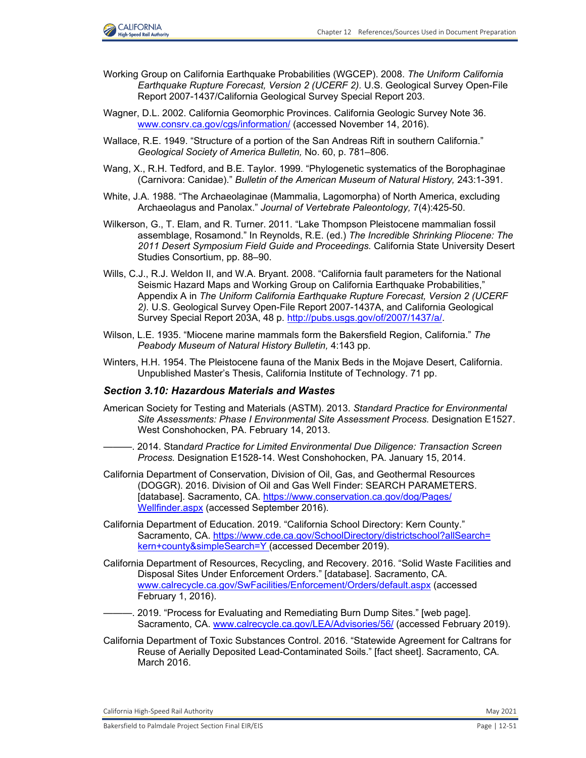Working Group on California Earthquake Probabilities (WGCEP). 2008. *The Uniform California Earthquake Rupture Forecast, Version 2 (UCERF 2).* U.S. Geological Survey Open-File Report 2007-1437/California Geological Survey Special Report 203.

Wagner, D.L. 2002. California Geomorphic Provinces. California Geologic Survey Note 36. www.consrv.ca.gov/cgs/information/ (accessed November 14, 2016).

Wallace, R.E. 1949. "Structure of a portion of the San Andreas Rift in southern California." *Geological Society of America Bulletin,* No. 60, p. 781–806.

Wang, X., R.H. Tedford, and B.E. Taylor. 1999. "Phylogenetic systematics of the Borophaginae (Carnivora: Canidae)." *Bulletin of the American Museum of Natural History,* 243:1-391.

White, J.A. 1988. "The Archaeolaginae (Mammalia, Lagomorpha) of North America, excluding Archaeolagus and Panolax." *Journal of Vertebrate Paleontology,* 7(4):425-50.

Wilkerson, G., T. Elam, and R. Turner. 2011. "Lake Thompson Pleistocene mammalian fossil assemblage, Rosamond." In Reynolds, R.E. (ed.) *The Incredible Shrinking Pliocene: The 2011 Desert Symposium Field Guide and Proceedings.* California State University Desert Studies Consortium, pp. 88–90.

Wills, C.J., R.J. Weldon II, and W.A. Bryant. 2008. "California fault parameters for the National Seismic Hazard Maps and Working Group on California Earthquake Probabilities," Appendix A in *The Uniform California Earthquake Rupture Forecast, Version 2 (UCERF 2).* U.S. Geological Survey Open-File Report 2007-1437A, and California Geological Survey Special Report 203A, 48 p. http://pubs.usgs.gov/of/2007/1437/a/.

Wilson, L.E. 1935. "Miocene marine mammals form the Bakersfield Region, California." *The Peabody Museum of Natural History Bulletin,* 4:143 pp.

Winters, H.H. 1954. The Pleistocene fauna of the Manix Beds in the Mojave Desert, California. Unpublished Master's Thesis, California Institute of Technology. 71 pp.

### *Section 3.10: Hazardous Materials and Wastes*

American Society for Testing and Materials (ASTM). 2013. *Standard Practice for Environmental Site Assessments: Phase I Environmental Site Assessment Process.* Designation E1527. West Conshohocken, PA. February 14, 2013.

———. 2014. *Standard Practice for Limited Environmental Due Diligence: Transaction Screen Process.* Designation E1528-14. West Conshohocken, PA. January 15, 2014.

California Department of Conservation, Division of Oil, Gas, and Geothermal Resources (DOGGR). 2016. Division of Oil and Gas Well Finder: SEARCH PARAMETERS. [database]. Sacramento, CA. https://www.conservation.ca.gov/dog/Pages/Wellfinder.aspx (accessed September 2016).

California Department of Education. 2019. "California School Directory: Kern County." Sacramento, CA. https://www.cde.ca.gov/SchoolDirectory/districtschool?allSearch=kern+county&simpleSearch=Y (accessed December 2019).

California Department of Resources, Recycling, and Recovery. 2016. "Solid Waste Facilities and Disposal Sites Under Enforcement Orders." [database]. Sacramento, CA. www.calrecycle.ca.gov/SwFacilities/Enforcement/Orders/default.aspx (accessed February 1, 2016).

———. 2019. "Process for Evaluating and Remediating Burn Dump Sites." [web page]. Sacramento, CA. www.calrecycle.ca.gov/LEA/Advisories/56/ (accessed February 2019).

California Department of Toxic Substances Control. 2016. "Statewide Agreement for Caltrans for Reuse of Aerially Deposited Lead-Contaminated Soils." [fact sheet]. Sacramento, CA. March 2016.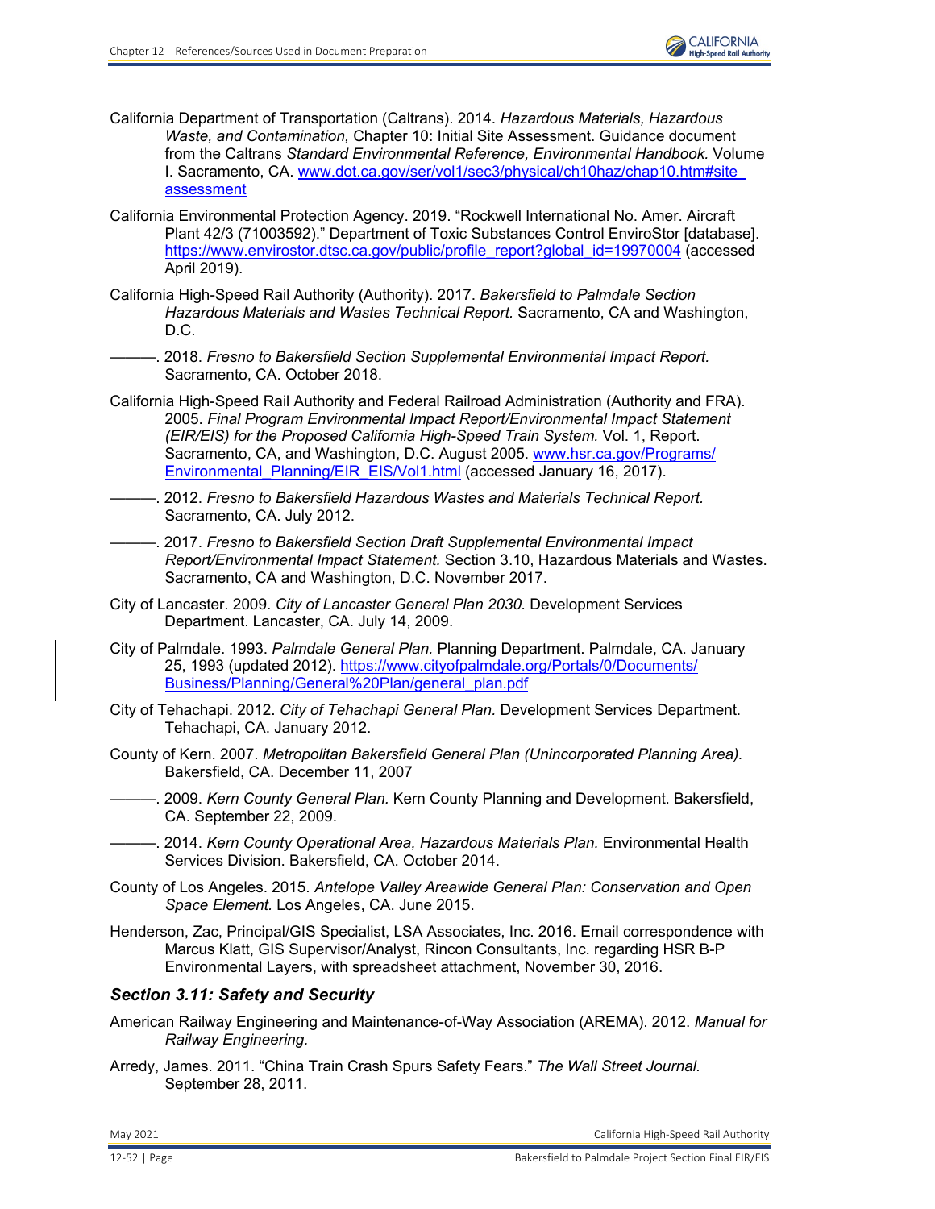California Department of Transportation (Caltrans). 2014. *Hazardous Materials, Hazardous Waste, and Contamination,* Chapter 10: Initial Site Assessment. Guidance document from the Caltrans *Standard Environmental Reference, Environmental Handbook.* Volume I. Sacramento, CA. [www.dot.ca.gov/ser/vol1/sec3/physical/ch10haz/chap10.htm#site_assessment](www.dot.ca.gov/ser/vol1/sec3/physical/ch10haz/chap10.htm#site_assessment)

California Environmental Protection Agency. 2019. "Rockwell International No. Amer. Aircraft Plant 42/3 (71003592)." Department of Toxic Substances Control EnviroStor [database]. [https://www.envirostor.dtsc.ca.gov/public/profile_report?global_id=19970004](https://www.envirostor.dtsc.ca.gov/public/profile_report?global_id=19970004) (accessed April 2019).

California High-Speed Rail Authority (Authority). 2017. *Bakersfield to Palmdale Section Hazardous Materials and Wastes Technical Report.* Sacramento, CA and Washington, D.C.

———. 2018. *Fresno to Bakersfield Section Supplemental Environmental Impact Report.* Sacramento, CA. October 2018.

California High-Speed Rail Authority and Federal Railroad Administration (Authority and FRA). 2005. *Final Program Environmental Impact Report/Environmental Impact Statement (EIR/EIS) for the Proposed California High-Speed Train System.* Vol. 1, Report. Sacramento, CA, and Washington, D.C. August 2005. [www.hsr.ca.gov/Programs/Environmental_Planning/EIR_EIS/Vol1.html](www.hsr.ca.gov/Programs/Environmental_Planning/EIR_EIS/Vol1.html) (accessed January 16, 2017).

———. 2012. *Fresno to Bakersfield Hazardous Wastes and Materials Technical Report.* Sacramento, CA. July 2012.

———. 2017. *Fresno to Bakersfield Section Draft Supplemental Environmental Impact Report/Environmental Impact Statement.* Section 3.10, Hazardous Materials and Wastes. Sacramento, CA and Washington, D.C. November 2017.

City of Lancaster. 2009. *City of Lancaster General Plan 2030.* Development Services Department. Lancaster, CA. July 14, 2009.

City of Palmdale. 1993. *Palmdale General Plan.* Planning Department. Palmdale, CA. January 25, 1993 (updated 2012). [https://www.cityofpalmdale.org/Portals/0/Documents/Business/Planning/General%20Plan/general_plan.pdf](https://www.cityofpalmdale.org/Portals/0/Documents/Business/Planning/General%20Plan/general_plan.pdf)

City of Tehachapi. 2012. *City of Tehachapi General Plan.* Development Services Department. Tehachapi, CA. January 2012.

County of Kern. 2007. *Metropolitan Bakersfield General Plan (Unincorporated Planning Area).* Bakersfield, CA. December 11, 2007

———. 2009. *Kern County General Plan.* Kern County Planning and Development. Bakersfield, CA. September 22, 2009.

———. 2014. *Kern County Operational Area, Hazardous Materials Plan.* Environmental Health Services Division. Bakersfield, CA. October 2014.

County of Los Angeles. 2015. *Antelope Valley Areawide General Plan: Conservation and Open Space Element.* Los Angeles, CA. June 2015.

Henderson, Zac, Principal/GIS Specialist, LSA Associates, Inc. 2016. Email correspondence with Marcus Klatt, GIS Supervisor/Analyst, Rincon Consultants, Inc. regarding HSR B-P Environmental Layers, with spreadsheet attachment, November 30, 2016.

### *Section 3.11: Safety and Security*

American Railway Engineering and Maintenance-of-Way Association (AREMA). 2012. *Manual for Railway Engineering.*

Arredy, James. 2011. "China Train Crash Spurs Safety Fears." *The Wall Street Journal.* September 28, 2011.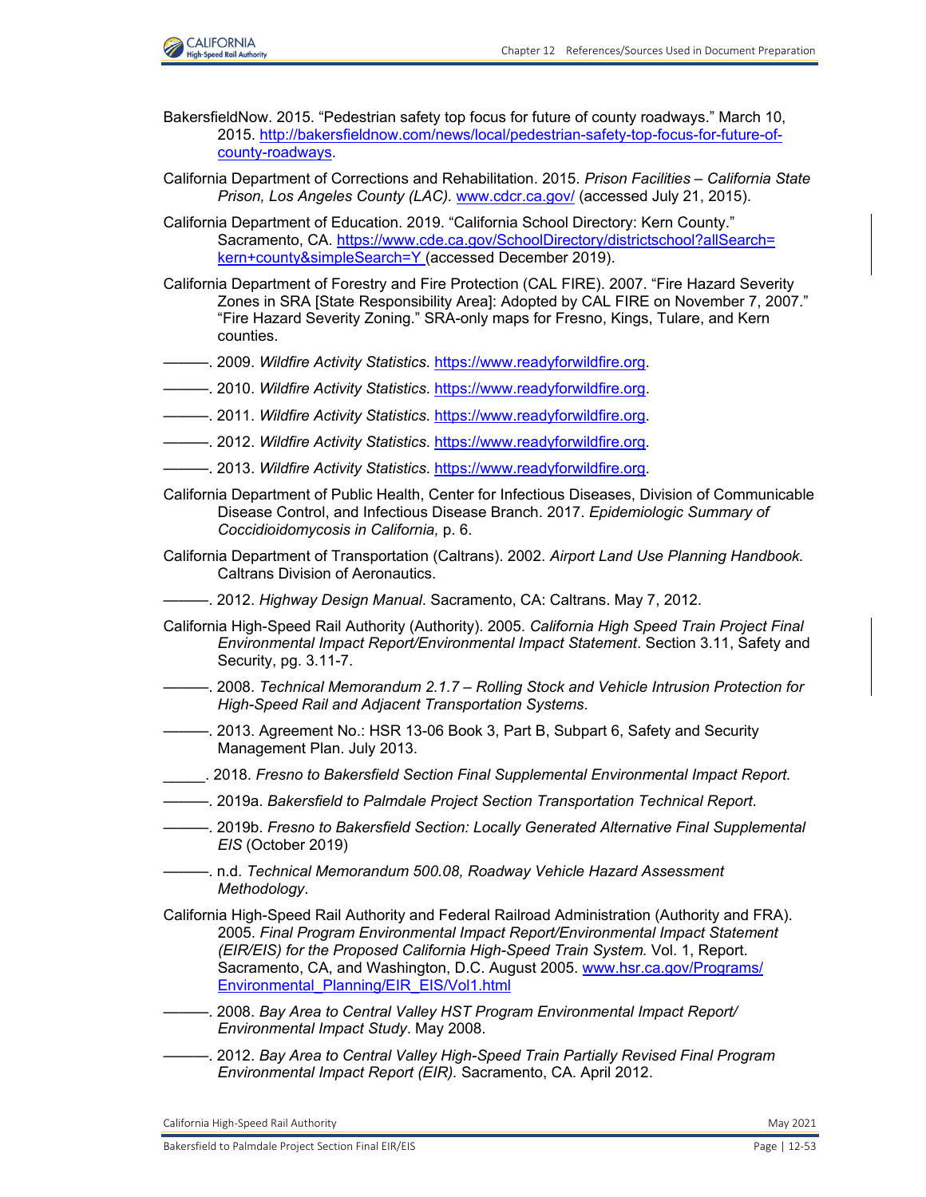BakersfieldNow. 2015. “Pedestrian safety top focus for future of county roadways.” March 10, 2015. http://bakersfieldnow.com/news/local/pedestrian-safety-top-focus-for-future-of-county-roadways.

California Department of Corrections and Rehabilitation. 2015. *Prison Facilities – California State Prison, Los Angeles County (LAC).* www.cdcr.ca.gov/ (accessed July 21, 2015).

California Department of Education. 2019. “California School Directory: Kern County.” Sacramento, CA. https://www.cde.ca.gov/SchoolDirectory/districtschool?allSearch=kern+county&simpleSearch=Y (accessed December 2019).

California Department of Forestry and Fire Protection (CAL FIRE). 2007. “Fire Hazard Severity Zones in SRA [State Responsibility Area]: Adopted by CAL FIRE on November 7, 2007.” “Fire Hazard Severity Zoning.” SRA-only maps for Fresno, Kings, Tulare, and Kern counties.

———. 2009. *Wildfire Activity Statistics.* https://www.readyforwildfire.org.

———. 2010. *Wildfire Activity Statistics.* https://www.readyforwildfire.org.

———. 2011. *Wildfire Activity Statistics.* https://www.readyforwildfire.org.

———. 2012. *Wildfire Activity Statistics.* https://www.readyforwildfire.org.

———. 2013. *Wildfire Activity Statistics.* https://www.readyforwildfire.org.

California Department of Public Health, Center for Infectious Diseases, Division of Communicable Disease Control, and Infectious Disease Branch. 2017. *Epidemiologic Summary of Coccidioidomycosis in California,* p. 6.

California Department of Transportation (Caltrans). 2002. *Airport Land Use Planning Handbook.* Caltrans Division of Aeronautics.

———. 2012. *Highway Design Manual*. Sacramento, CA: Caltrans. May 7, 2012.

California High-Speed Rail Authority (Authority). 2005. *California High Speed Train Project Final Environmental Impact Report/Environmental Impact Statement*. Section 3.11, Safety and Security, pg. 3.11-7.

———. 2008. *Technical Memorandum 2.1.7 – Rolling Stock and Vehicle Intrusion Protection for High-Speed Rail and Adjacent Transportation Systems*.

———. 2013. Agreement No.: HSR 13-06 Book 3, Part B, Subpart 6, Safety and Security Management Plan. July 2013.

_____. 2018. *Fresno to Bakersfield Section Final Supplemental Environmental Impact Report.*

———. 2019a. *Bakersfield to Palmdale Project Section Transportation Technical Report*.

———. 2019b. *Fresno to Bakersfield Section: Locally Generated Alternative Final Supplemental EIS* (October 2019)

———. n.d. *Technical Memorandum 500.08, Roadway Vehicle Hazard Assessment Methodology*.

California High-Speed Rail Authority and Federal Railroad Administration (Authority and FRA). 2005. *Final Program Environmental Impact Report/Environmental Impact Statement (EIR/EIS) for the Proposed California High-Speed Train System.* Vol. 1, Report. Sacramento, CA, and Washington, D.C. August 2005. www.hsr.ca.gov/Programs/Environmental_Planning/EIR_EIS/Vol1.html

———. 2008. *Bay Area to Central Valley HST Program Environmental Impact Report/Environmental Impact Study*. May 2008.

———. 2012. *Bay Area to Central Valley High-Speed Train Partially Revised Final Program Environmental Impact Report (EIR).* Sacramento, CA. April 2012.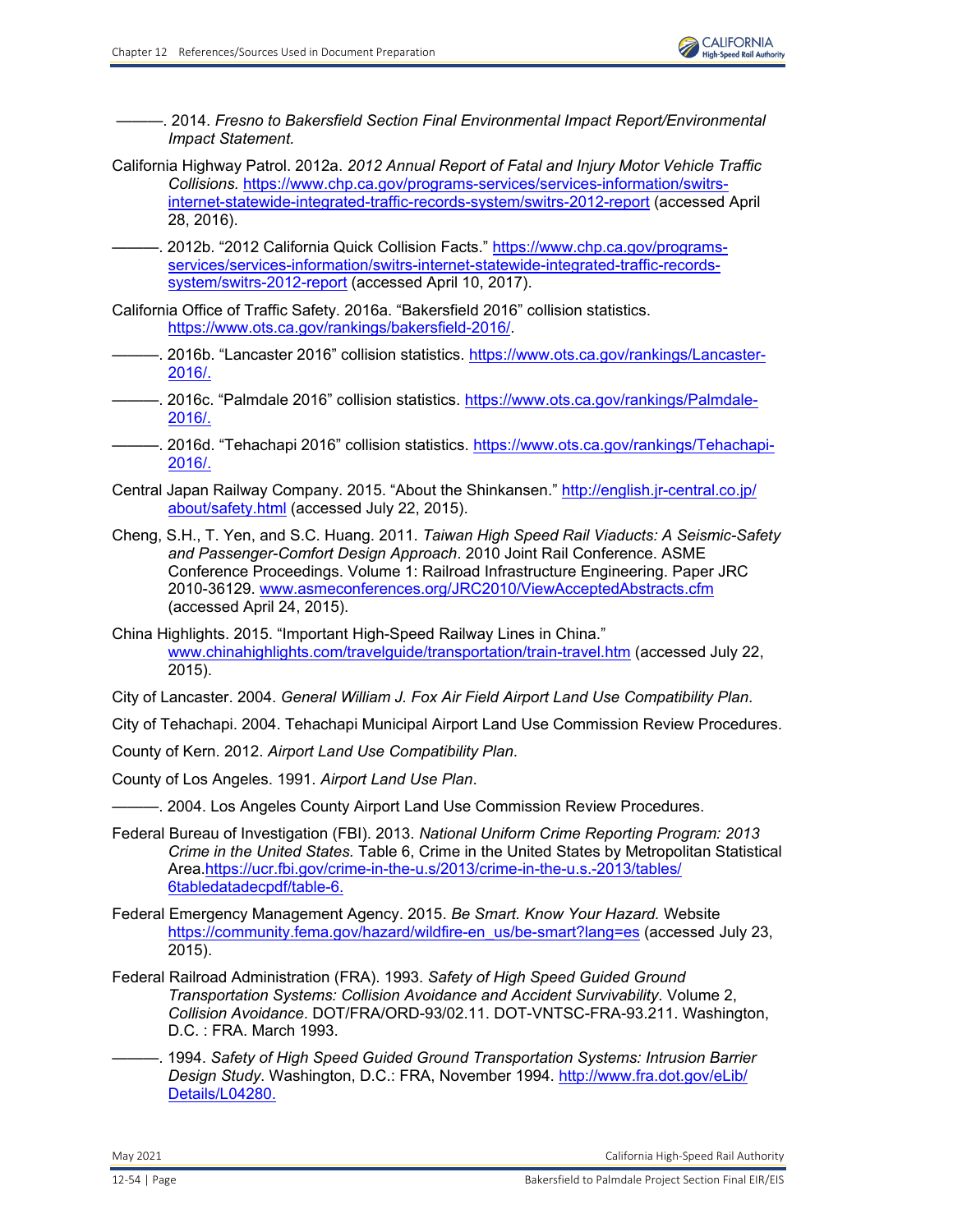———. 2014. *Fresno to Bakersfield Section Final Environmental Impact Report/Environmental Impact Statement.*

California Highway Patrol. 2012a. *2012 Annual Report of Fatal and Injury Motor Vehicle Traffic Collisions.* https://www.chp.ca.gov/programs/services/services-information/switrs-internet-statewide-integrated-traffic-records-system/switrs-2012-report (accessed April 28, 2016).

———. 2012b. "2012 California Quick Collision Facts." https://www.chp.ca.gov/programs-services/services-information/switrs-internet-statewide-integrated-traffic-records-system/switrs-2012-report (accessed April 10, 2017).

California Office of Traffic Safety. 2016a. "Bakersfield 2016" collision statistics. https://www.ots.ca.gov/rankings/bakersfield-2016/.

———. 2016b. "Lancaster 2016" collision statistics. https://www.ots.ca.gov/rankings/Lancaster-2016/.

———. 2016c. "Palmdale 2016" collision statistics. https://www.ots.ca.gov/rankings/Palmdale-2016/.

———. 2016d. "Tehachapi 2016" collision statistics. https://www.ots.ca.gov/rankings/Tehachapi-2016/.

Central Japan Railway Company. 2015. "About the Shinkansen." http://english.jr-central.co.jp/about/safety.html (accessed July 22, 2015).

Cheng, S.H., T. Yen, and S.C. Huang. 2011. *Taiwan High Speed Rail Viaducts: A Seismic-Safety and Passenger-Comfort Design Approach*. 2010 Joint Rail Conference. ASME Conference Proceedings. Volume 1: Railroad Infrastructure Engineering. Paper JRC 2010-36129. www.asmeconferences.org/JRC2010/ViewAcceptedAbstracts.cfm (accessed April 24, 2015).

China Highlights. 2015. "Important High-Speed Railway Lines in China." www.chinahighlights.com/travelguide/transportation/train-travel.htm (accessed July 22, 2015).

City of Lancaster. 2004. *General William J. Fox Air Field Airport Land Use Compatibility Plan*.

City of Tehachapi. 2004. Tehachapi Municipal Airport Land Use Commission Review Procedures.

County of Kern. 2012. *Airport Land Use Compatibility Plan*.

County of Los Angeles. 1991. *Airport Land Use Plan*.

———. 2004. Los Angeles County Airport Land Use Commission Review Procedures.

Federal Bureau of Investigation (FBI). 2013. *National Uniform Crime Reporting Program: 2013 Crime in the United States.* Table 6, Crime in the United States by Metropolitan Statistical Area.https://ucr.fbi.gov/crime-in-the-u.s/2013/crime-in-the-u.s.-2013/tables/6tabledatadecpdf/table-6.

Federal Emergency Management Agency. 2015. *Be Smart. Know Your Hazard.* Website https://community.fema.gov/hazard/wildfire-en_us/be-smart?lang=es (accessed July 23, 2015).

Federal Railroad Administration (FRA). 1993. *Safety of High Speed Guided Ground Transportation Systems: Collision Avoidance and Accident Survivability*. Volume 2, *Collision Avoidance*. DOT/FRA/ORD-93/02.11. DOT-VNTSC-FRA-93.211. Washington, D.C. : FRA. March 1993.

———. 1994. *Safety of High Speed Guided Ground Transportation Systems: Intrusion Barrier Design Study*. Washington, D.C.: FRA, November 1994. http://www.fra.dot.gov/eLib/Details/L04280.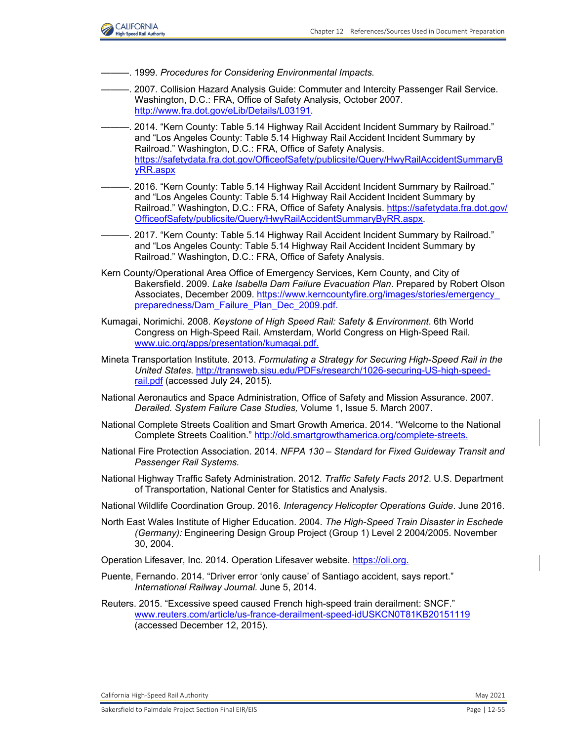———. 1999. *Procedures for Considering Environmental Impacts.*

———. 2007. Collision Hazard Analysis Guide: Commuter and Intercity Passenger Rail Service. Washington, D.C.: FRA, Office of Safety Analysis, October 2007. http://www.fra.dot.gov/eLib/Details/L03191.

———. 2014. "Kern County: Table 5.14 Highway Rail Accident Incident Summary by Railroad." and "Los Angeles County: Table 5.14 Highway Rail Accident Incident Summary by Railroad." Washington, D.C.: FRA, Office of Safety Analysis. https://safetydata.fra.dot.gov/OfficeofSafety/publicsite/Query/HwyRailAccidentSummaryByRR.aspx

———. 2016. "Kern County: Table 5.14 Highway Rail Accident Incident Summary by Railroad." and "Los Angeles County: Table 5.14 Highway Rail Accident Incident Summary by Railroad." Washington, D.C.: FRA, Office of Safety Analysis. https://safetydata.fra.dot.gov/OfficeofSafety/publicsite/Query/HwyRailAccidentSummaryByRR.aspx.

———. 2017. "Kern County: Table 5.14 Highway Rail Accident Incident Summary by Railroad." and "Los Angeles County: Table 5.14 Highway Rail Accident Incident Summary by Railroad." Washington, D.C.: FRA, Office of Safety Analysis.

Kern County/Operational Area Office of Emergency Services, Kern County, and City of Bakersfield. 2009. *Lake Isabella Dam Failure Evacuation Plan*. Prepared by Robert Olson Associates, December 2009. https://www.kerncountyfire.org/images/stories/emergency_preparedness/Dam_Failure_Plan_Dec_2009.pdf.

Kumagai, Norimichi. 2008. *Keystone of High Speed Rail: Safety & Environment*. 6th World Congress on High-Speed Rail. Amsterdam, World Congress on High-Speed Rail. www.uic.org/apps/presentation/kumagai.pdf.

Mineta Transportation Institute. 2013. *Formulating a Strategy for Securing High-Speed Rail in the United States*. http://transweb.sjsu.edu/PDFs/research/1026-securing-US-high-speed-rail.pdf (accessed July 24, 2015).

National Aeronautics and Space Administration, Office of Safety and Mission Assurance. 2007. *Derailed. System Failure Case Studies,* Volume 1, Issue 5. March 2007.

National Complete Streets Coalition and Smart Growth America. 2014. "Welcome to the National Complete Streets Coalition." http://old.smartgrowthamerica.org/complete-streets.

National Fire Protection Association. 2014. *NFPA 130 – Standard for Fixed Guideway Transit and Passenger Rail Systems.*

National Highway Traffic Safety Administration. 2012. *Traffic Safety Facts 2012*. U.S. Department of Transportation, National Center for Statistics and Analysis.

National Wildlife Coordination Group. 2016. *Interagency Helicopter Operations Guide*. June 2016.

North East Wales Institute of Higher Education. 2004. *The High-Speed Train Disaster in Eschede (Germany):* Engineering Design Group Project (Group 1) Level 2 2004/2005. November 30, 2004.

Operation Lifesaver, Inc. 2014. Operation Lifesaver website. https://oli.org.

Puente, Fernando. 2014. "Driver error 'only cause' of Santiago accident, says report." *International Railway Journal.* June 5, 2014.

Reuters. 2015. "Excessive speed caused French high-speed train derailment: SNCF." www.reuters.com/article/us-france-derailment-speed-idUSKCN0T81KB20151119 (accessed December 12, 2015).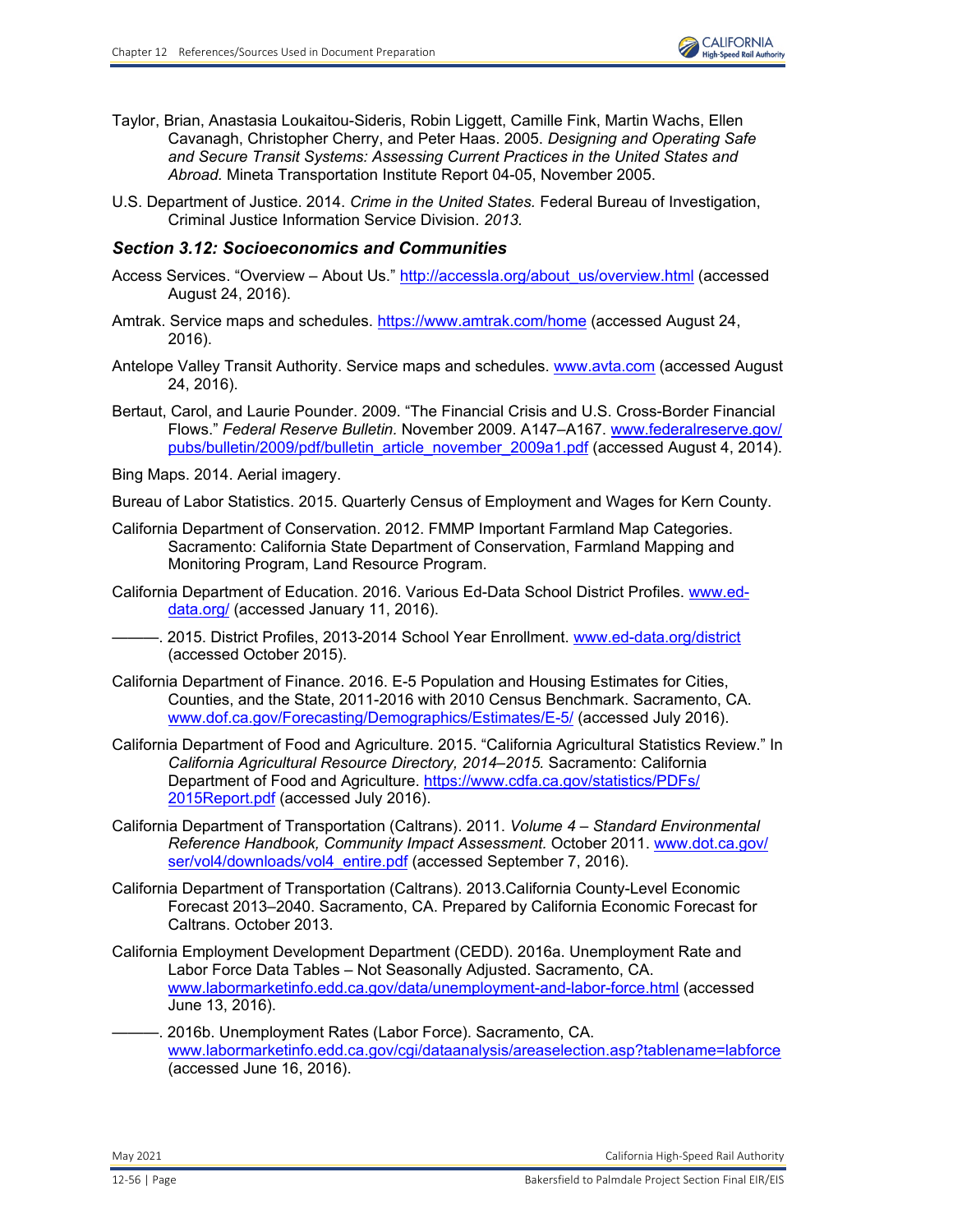Taylor, Brian, Anastasia Loukaitou-Sideris, Robin Liggett, Camille Fink, Martin Wachs, Ellen Cavanagh, Christopher Cherry, and Peter Haas. 2005. *Designing and Operating Safe and Secure Transit Systems: Assessing Current Practices in the United States and Abroad.* Mineta Transportation Institute Report 04-05, November 2005.

U.S. Department of Justice. 2014. *Crime in the United States.* Federal Bureau of Investigation, Criminal Justice Information Service Division. *2013.*

### Section 3.12: Socioeconomics and Communities

Access Services. "Overview – About Us." http://accessla.org/about_us/overview.html (accessed August 24, 2016).

Amtrak. Service maps and schedules. https://www.amtrak.com/home (accessed August 24, 2016).

Antelope Valley Transit Authority. Service maps and schedules. www.avta.com (accessed August 24, 2016).

Bertaut, Carol, and Laurie Pounder. 2009. "The Financial Crisis and U.S. Cross-Border Financial Flows." *Federal Reserve Bulletin.* November 2009. A147–A167. www.federalreserve.gov/pubs/bulletin/2009/pdf/bulletin_article_november_2009a1.pdf (accessed August 4, 2014).

Bing Maps. 2014. Aerial imagery.

Bureau of Labor Statistics. 2015. Quarterly Census of Employment and Wages for Kern County.

California Department of Conservation. 2012. FMMP Important Farmland Map Categories. Sacramento: California State Department of Conservation, Farmland Mapping and Monitoring Program, Land Resource Program.

California Department of Education. 2016. Various Ed-Data School District Profiles. www.ed-data.org/ (accessed January 11, 2016).

———. 2015. District Profiles, 2013-2014 School Year Enrollment. www.ed-data.org/district (accessed October 2015).

California Department of Finance. 2016. E-5 Population and Housing Estimates for Cities, Counties, and the State, 2011-2016 with 2010 Census Benchmark. Sacramento, CA. www.dof.ca.gov/Forecasting/Demographics/Estimates/E-5/ (accessed July 2016).

California Department of Food and Agriculture. 2015. "California Agricultural Statistics Review." In *California Agricultural Resource Directory, 2014–2015.* Sacramento: California Department of Food and Agriculture. https://www.cdfa.ca.gov/statistics/PDFs/2015Report.pdf (accessed July 2016).

California Department of Transportation (Caltrans). 2011. *Volume 4 – Standard Environmental Reference Handbook, Community Impact Assessment.* October 2011. www.dot.ca.gov/ser/vol4/downloads/vol4_entire.pdf (accessed September 7, 2016).

California Department of Transportation (Caltrans). 2013.California County-Level Economic Forecast 2013–2040. Sacramento, CA. Prepared by California Economic Forecast for Caltrans. October 2013.

California Employment Development Department (CEDD). 2016a. Unemployment Rate and Labor Force Data Tables – Not Seasonally Adjusted. Sacramento, CA. www.labormarketinfo.edd.ca.gov/data/unemployment-and-labor-force.html (accessed June 13, 2016).

———. 2016b. Unemployment Rates (Labor Force). Sacramento, CA. www.labormarketinfo.edd.ca.gov/cgi/dataanalysis/areaselection.asp?tablename=labforce (accessed June 16, 2016).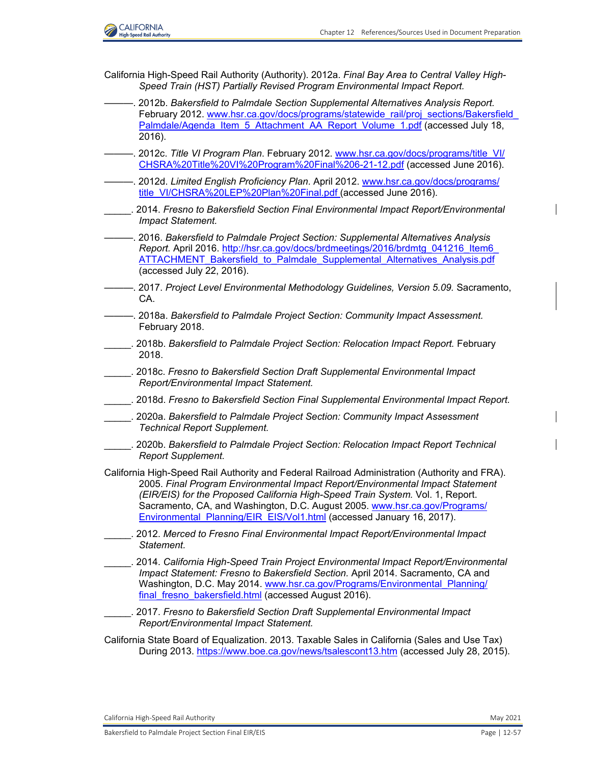California High-Speed Rail Authority (Authority). 2012a. *Final Bay Area to Central Valley High-Speed Train (HST) Partially Revised Program Environmental Impact Report.*

———. 2012b. *Bakersfield to Palmdale Section Supplemental Alternatives Analysis Report.* February 2012. www.hsr.ca.gov/docs/programs/statewide_rail/proj_sections/Bakersfield_Palmdale/Agenda_Item_5_Attachment_AA_Report_Volume_1.pdf (accessed July 18, 2016).

———. 2012c. *Title VI Program Plan*. February 2012. www.hsr.ca.gov/docs/programs/title_VI/CHSRA%20Title%20VI%20Program%20Final%206-21-12.pdf (accessed June 2016).

———. 2012d. *Limited English Proficiency Plan*. April 2012. www.hsr.ca.gov/docs/programs/title_VI/CHSRA%20LEP%20Plan%20Final.pdf (accessed June 2016).

_____. 2014. *Fresno to Bakersfield Section Final Environmental Impact Report/Environmental Impact Statement.*

———. 2016. *Bakersfield to Palmdale Project Section: Supplemental Alternatives Analysis Report.* April 2016. http://hsr.ca.gov/docs/brdmeetings/2016/brdmtg_041216_Item6_ATTACHMENT_Bakersfield_to_Palmdale_Supplemental_Alternatives_Analysis.pdf (accessed July 22, 2016).

———. 2017. *Project Level Environmental Methodology Guidelines, Version 5.09.* Sacramento, CA.

———. 2018a. *Bakersfield to Palmdale Project Section: Community Impact Assessment.* February 2018.

_____. 2018b. *Bakersfield to Palmdale Project Section: Relocation Impact Report.* February 2018.

_____. 2018c. *Fresno to Bakersfield Section Draft Supplemental Environmental Impact Report/Environmental Impact Statement.*

_____. 2018d. *Fresno to Bakersfield Section Final Supplemental Environmental Impact Report.*

_____. 2020a. *Bakersfield to Palmdale Project Section: Community Impact Assessment Technical Report Supplement.*

_____. 2020b. *Bakersfield to Palmdale Project Section: Relocation Impact Report Technical Report Supplement.*

California High-Speed Rail Authority and Federal Railroad Administration (Authority and FRA). 2005. *Final Program Environmental Impact Report/Environmental Impact Statement (EIR/EIS) for the Proposed California High-Speed Train System.* Vol. 1, Report. Sacramento, CA, and Washington, D.C. August 2005. www.hsr.ca.gov/Programs/Environmental_Planning/EIR_EIS/Vol1.html (accessed January 16, 2017).

_____. 2012. *Merced to Fresno Final Environmental Impact Report/Environmental Impact Statement.*

_____. 2014. *California High-Speed Train Project Environmental Impact Report/Environmental Impact Statement: Fresno to Bakersfield Section.* April 2014. Sacramento, CA and Washington, D.C. May 2014. www.hsr.ca.gov/Programs/Environmental_Planning/final_fresno_bakersfield.html (accessed August 2016).

_____. 2017. *Fresno to Bakersfield Section Draft Supplemental Environmental Impact Report/Environmental Impact Statement.*

California State Board of Equalization. 2013. Taxable Sales in California (Sales and Use Tax) During 2013. https://www.boe.ca.gov/news/tsalescont13.htm (accessed July 28, 2015).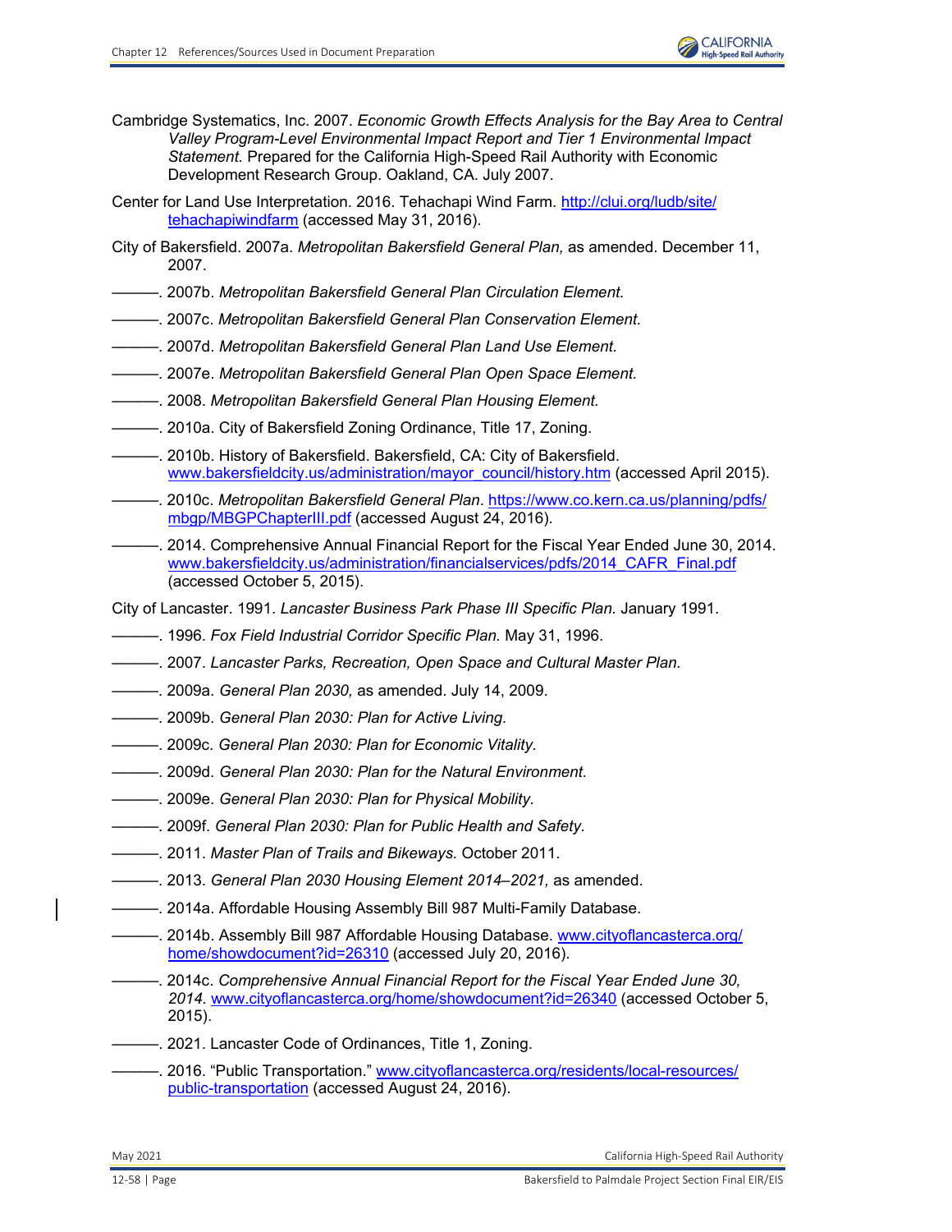Cambridge Systematics, Inc. 2007. *Economic Growth Effects Analysis for the Bay Area to Central Valley Program-Level Environmental Impact Report and Tier 1 Environmental Impact Statement.* Prepared for the California High-Speed Rail Authority with Economic Development Research Group. Oakland, CA. July 2007.

Center for Land Use Interpretation. 2016. Tehachapi Wind Farm. http://clui.org/ludb/site/tehachapiwindfarm (accessed May 31, 2016).

City of Bakersfield. 2007a. *Metropolitan Bakersfield General Plan,* as amended. December 11, 2007.

———. 2007b. *Metropolitan Bakersfield General Plan Circulation Element.*

———. 2007c. *Metropolitan Bakersfield General Plan Conservation Element.*

———. 2007d. *Metropolitan Bakersfield General Plan Land Use Element.*

———. 2007e. *Metropolitan Bakersfield General Plan Open Space Element.*

———. 2008. *Metropolitan Bakersfield General Plan Housing Element.*

———. 2010a. City of Bakersfield Zoning Ordinance, Title 17, Zoning.

———. 2010b. History of Bakersfield. Bakersfield, CA: City of Bakersfield. www.bakersfieldcity.us/administration/mayor_council/history.htm (accessed April 2015).

———. 2010c. *Metropolitan Bakersfield General Plan*. https://www.co.kern.ca.us/planning/pdfs/mbgp/MBGPChapterIII.pdf (accessed August 24, 2016).

———. 2014. Comprehensive Annual Financial Report for the Fiscal Year Ended June 30, 2014. www.bakersfieldcity.us/administration/financialservices/pdfs/2014_CAFR_Final.pdf (accessed October 5, 2015).

City of Lancaster. 1991. *Lancaster Business Park Phase III Specific Plan.* January 1991.

———. 1996. *Fox Field Industrial Corridor Specific Plan.* May 31, 1996.

———. 2007. *Lancaster Parks, Recreation, Open Space and Cultural Master Plan.*

———. 2009a. *General Plan 2030,* as amended. July 14, 2009.

———. 2009b. *General Plan 2030: Plan for Active Living.*

———. 2009c. *General Plan 2030: Plan for Economic Vitality.*

———. 2009d. *General Plan 2030: Plan for the Natural Environment.*

———. 2009e. *General Plan 2030: Plan for Physical Mobility.*

———. 2009f. *General Plan 2030: Plan for Public Health and Safety.*

———. 2011. *Master Plan of Trails and Bikeways.* October 2011.

———. 2013. *General Plan 2030 Housing Element 2014–2021,* as amended.

———. 2014a. Affordable Housing Assembly Bill 987 Multi-Family Database.

———. 2014b. Assembly Bill 987 Affordable Housing Database. www.cityoflancasterca.org/home/showdocument?id=26310 (accessed July 20, 2016).

———. 2014c. *Comprehensive Annual Financial Report for the Fiscal Year Ended June 30, 2014*. www.cityoflancasterca.org/home/showdocument?id=26340 (accessed October 5, 2015).

———. 2021. Lancaster Code of Ordinances, Title 1, Zoning.

———. 2016. "Public Transportation." www.cityoflancasterca.org/residents/local-resources/public-transportation (accessed August 24, 2016).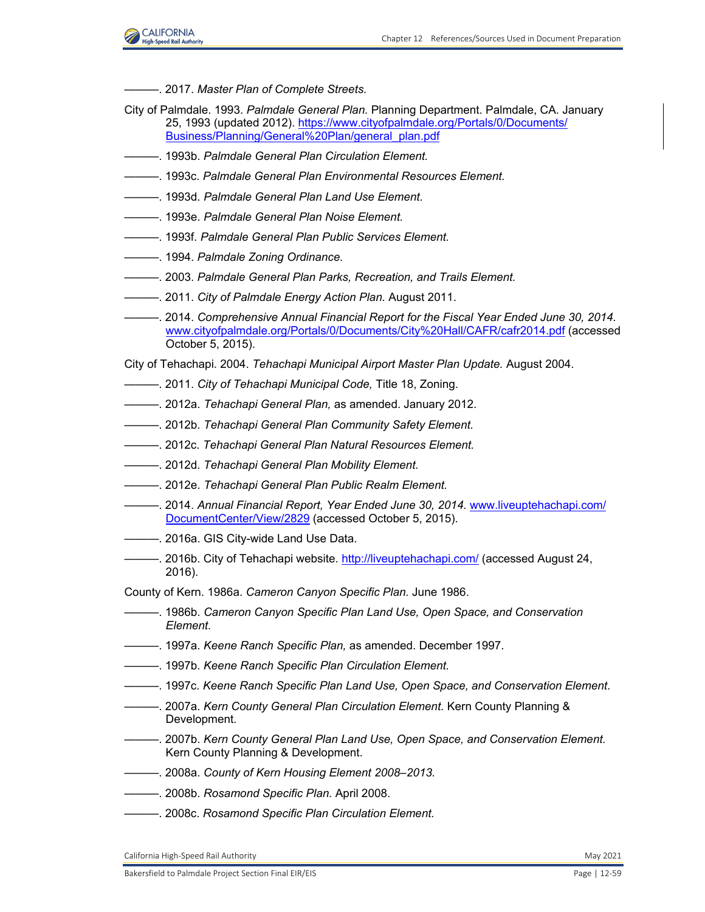———. 2017. *Master Plan of Complete Streets.*

City of Palmdale. 1993. *Palmdale General Plan.* Planning Department. Palmdale, CA. January 25, 1993 (updated 2012). https://www.cityofpalmdale.org/Portals/0/Documents/Business/Planning/General%20Plan/general_plan.pdf

———. 1993b. *Palmdale General Plan Circulation Element.*

———. 1993c. *Palmdale General Plan Environmental Resources Element.*

———. 1993d. *Palmdale General Plan Land Use Element.*

———. 1993e. *Palmdale General Plan Noise Element.*

———. 1993f. *Palmdale General Plan Public Services Element.*

———. 1994. *Palmdale Zoning Ordinance.*

———. 2003. *Palmdale General Plan Parks, Recreation, and Trails Element.*

———. 2011. *City of Palmdale Energy Action Plan.* August 2011.

———. 2014. *Comprehensive Annual Financial Report for the Fiscal Year Ended June 30, 2014.* www.cityofpalmdale.org/Portals/0/Documents/City%20Hall/CAFR/cafr2014.pdf (accessed October 5, 2015).

City of Tehachapi. 2004. *Tehachapi Municipal Airport Master Plan Update.* August 2004.

———. 2011. *City of Tehachapi Municipal Code,* Title 18, Zoning.

———. 2012a. *Tehachapi General Plan,* as amended. January 2012.

———. 2012b. *Tehachapi General Plan Community Safety Element.*

———. 2012c. *Tehachapi General Plan Natural Resources Element.*

———. 2012d. *Tehachapi General Plan Mobility Element.*

———. 2012e. *Tehachapi General Plan Public Realm Element.*

———. 2014. *Annual Financial Report, Year Ended June 30, 2014.* www.liveuptehachapi.com/DocumentCenter/View/2829 (accessed October 5, 2015).

———. 2016a. GIS City-wide Land Use Data.

———. 2016b. City of Tehachapi website. http://liveuptehachapi.com/ (accessed August 24, 2016).

County of Kern. 1986a. *Cameron Canyon Specific Plan.* June 1986.

———. 1986b. *Cameron Canyon Specific Plan Land Use, Open Space, and Conservation Element.*

———. 1997a. *Keene Ranch Specific Plan,* as amended. December 1997.

———. 1997b. *Keene Ranch Specific Plan Circulation Element.*

———. 1997c. *Keene Ranch Specific Plan Land Use, Open Space, and Conservation Element*.

———. 2007a. *Kern County General Plan Circulation Element.* Kern County Planning & Development.

———. 2007b. *Kern County General Plan Land Use, Open Space, and Conservation Element.* Kern County Planning & Development.

———. 2008a. *County of Kern Housing Element 2008–2013.*

———. 2008b. *Rosamond Specific Plan.* April 2008.

———. 2008c. *Rosamond Specific Plan Circulation Element.*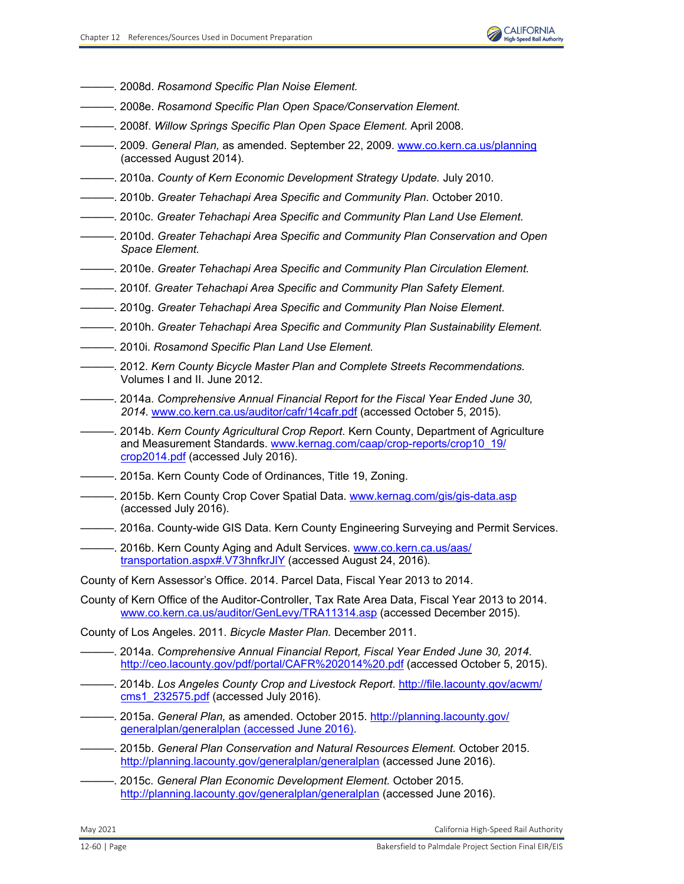———. 2008d. *Rosamond Specific Plan Noise Element.*

———. 2008e. *Rosamond Specific Plan Open Space/Conservation Element.*

———. 2008f. *Willow Springs Specific Plan Open Space Element.* April 2008.

———. 2009. *General Plan,* as amended. September 22, 2009. www.co.kern.ca.us/planning (accessed August 2014).

———. 2010a. *County of Kern Economic Development Strategy Update.* July 2010.

———. 2010b. *Greater Tehachapi Area Specific and Community Plan.* October 2010.

———. 2010c. *Greater Tehachapi Area Specific and Community Plan Land Use Element.*

———. 2010d. *Greater Tehachapi Area Specific and Community Plan Conservation and Open Space Element.*

———. 2010e. *Greater Tehachapi Area Specific and Community Plan Circulation Element.*

———. 2010f. *Greater Tehachapi Area Specific and Community Plan Safety Element.*

———. 2010g. *Greater Tehachapi Area Specific and Community Plan Noise Element.*

———. 2010h. *Greater Tehachapi Area Specific and Community Plan Sustainability Element.*

———. 2010i. *Rosamond Specific Plan Land Use Element.*

———. 2012. *Kern County Bicycle Master Plan and Complete Streets Recommendations.* Volumes I and II. June 2012.

———. 2014a. *Comprehensive Annual Financial Report for the Fiscal Year Ended June 30, 2014.* www.co.kern.ca.us/auditor/cafr/14cafr.pdf (accessed October 5, 2015).

———. 2014b. *Kern County Agricultural Crop Report.* Kern County, Department of Agriculture and Measurement Standards. www.kernag.com/caap/crop-reports/crop10_19/crop2014.pdf (accessed July 2016).

———. 2015a. Kern County Code of Ordinances, Title 19, Zoning.

———. 2015b. Kern County Crop Cover Spatial Data. www.kernag.com/gis/gis-data.asp (accessed July 2016).

———. 2016a. County-wide GIS Data. Kern County Engineering Surveying and Permit Services.

———. 2016b. Kern County Aging and Adult Services. www.co.kern.ca.us/aas/transportation.aspx#.V73hnfkrJlY (accessed August 24, 2016).

County of Kern Assessor's Office. 2014. Parcel Data, Fiscal Year 2013 to 2014.

County of Kern Office of the Auditor-Controller, Tax Rate Area Data, Fiscal Year 2013 to 2014. www.co.kern.ca.us/auditor/GenLevy/TRA11314.asp (accessed December 2015).

County of Los Angeles. 2011. *Bicycle Master Plan.* December 2011.

———. 2014a. *Comprehensive Annual Financial Report, Fiscal Year Ended June 30, 2014.* http://ceo.lacounty.gov/pdf/portal/CAFR%202014%20.pdf (accessed October 5, 2015).

———. 2014b. *Los Angeles County Crop and Livestock Report.* http://file.lacounty.gov/acwm/cms1_232575.pdf (accessed July 2016).

———. 2015a. *General Plan,* as amended. October 2015. http://planning.lacounty.gov/generalplan/generalplan (accessed June 2016).

———. 2015b. *General Plan Conservation and Natural Resources Element.* October 2015. http://planning.lacounty.gov/generalplan/generalplan (accessed June 2016).

———. 2015c. *General Plan Economic Development Element.* October 2015. http://planning.lacounty.gov/generalplan/generalplan (accessed June 2016).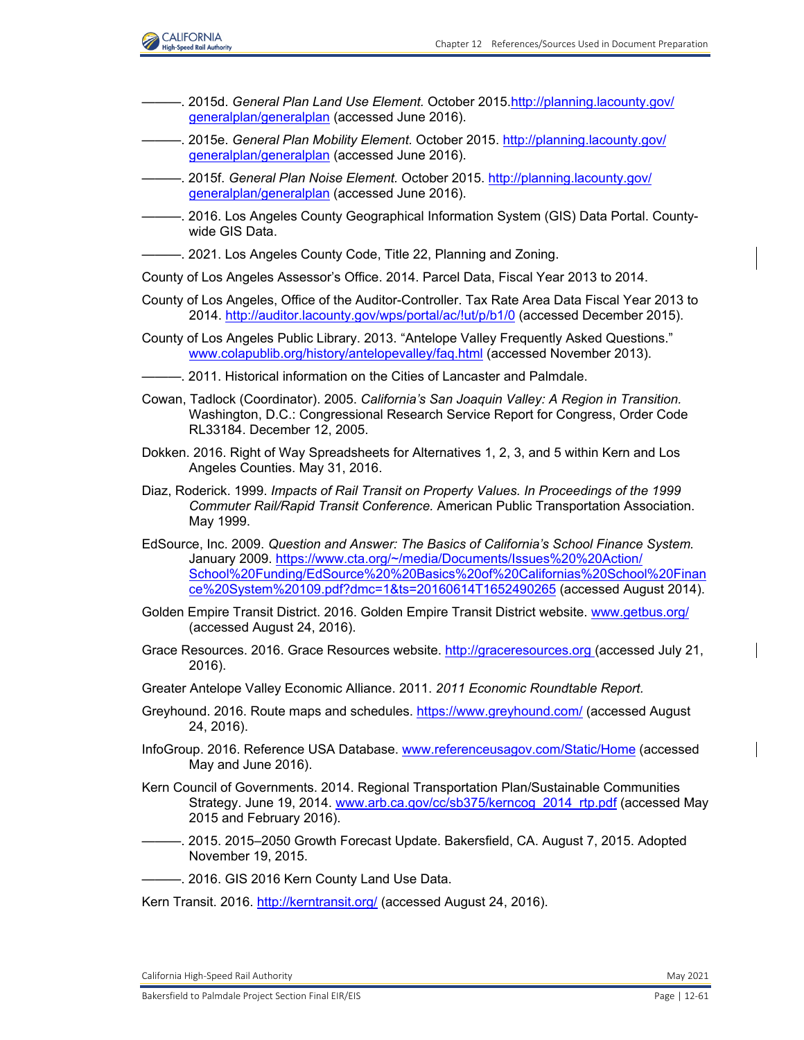———. 2015d. *General Plan Land Use Element.* October 2015.http://planning.lacounty.gov/generalplan/generalplan (accessed June 2016).

———. 2015e. *General Plan Mobility Element.* October 2015. http://planning.lacounty.gov/generalplan/generalplan (accessed June 2016).

———. 2015f. *General Plan Noise Element.* October 2015. http://planning.lacounty.gov/generalplan/generalplan (accessed June 2016).

———. 2016. Los Angeles County Geographical Information System (GIS) Data Portal. County-wide GIS Data.

———. 2021. Los Angeles County Code, Title 22, Planning and Zoning.

County of Los Angeles Assessor's Office. 2014. Parcel Data, Fiscal Year 2013 to 2014.

County of Los Angeles, Office of the Auditor-Controller. Tax Rate Area Data Fiscal Year 2013 to 2014. http://auditor.lacounty.gov/wps/portal/ac/!ut/p/b1/0 (accessed December 2015).

County of Los Angeles Public Library. 2013. "Antelope Valley Frequently Asked Questions." www.colapublib.org/history/antelopevalley/faq.html (accessed November 2013).

———. 2011. Historical information on the Cities of Lancaster and Palmdale.

Cowan, Tadlock (Coordinator). 2005. *California's San Joaquin Valley: A Region in Transition.* Washington, D.C.: Congressional Research Service Report for Congress, Order Code RL33184. December 12, 2005.

Dokken. 2016. Right of Way Spreadsheets for Alternatives 1, 2, 3, and 5 within Kern and Los Angeles Counties. May 31, 2016.

Diaz, Roderick. 1999. *Impacts of Rail Transit on Property Values. In Proceedings of the 1999 Commuter Rail/Rapid Transit Conference.* American Public Transportation Association. May 1999.

EdSource, Inc. 2009. *Question and Answer: The Basics of California's School Finance System.* January 2009. https://www.cta.org/~/media/Documents/Issues%20%20Action/School%20Funding/EdSource%20%20Basics%20of%20Californias%20School%20Finance%20System%20109.pdf?dmc=1&ts=20160614T1652490265 (accessed August 2014).

Golden Empire Transit District. 2016. Golden Empire Transit District website. www.getbus.org/ (accessed August 24, 2016).

Grace Resources. 2016. Grace Resources website. http://graceresources.org (accessed July 21, 2016).

Greater Antelope Valley Economic Alliance. 2011. *2011 Economic Roundtable Report.*

Greyhound. 2016. Route maps and schedules. https://www.greyhound.com/ (accessed August 24, 2016).

InfoGroup. 2016. Reference USA Database. www.referenceusagov.com/Static/Home (accessed May and June 2016).

Kern Council of Governments. 2014. Regional Transportation Plan/Sustainable Communities Strategy. June 19, 2014. www.arb.ca.gov/cc/sb375/kerncog_2014_rtp.pdf (accessed May 2015 and February 2016).

———. 2015. 2015–2050 Growth Forecast Update. Bakersfield, CA. August 7, 2015. Adopted November 19, 2015.

———. 2016. GIS 2016 Kern County Land Use Data.

Kern Transit. 2016. http://kerntransit.org/ (accessed August 24, 2016).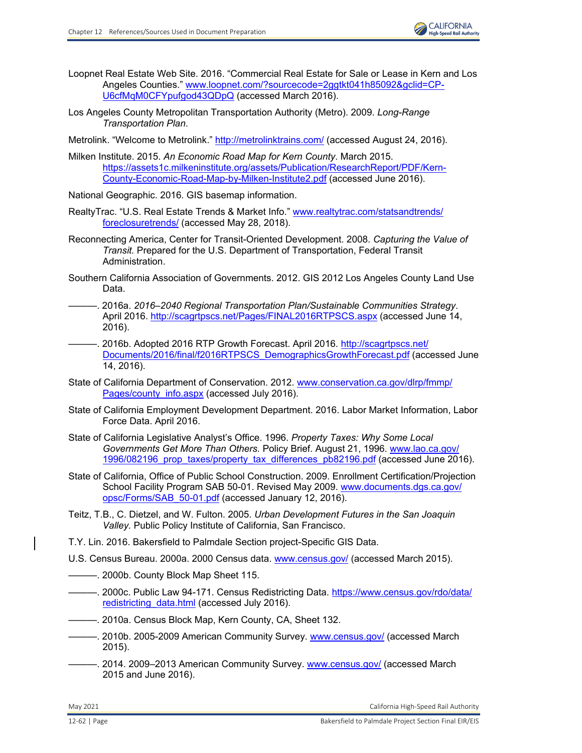Loopnet Real Estate Web Site. 2016. "Commercial Real Estate for Sale or Lease in Kern and Los Angeles Counties." www.loopnet.com/?sourcecode=2ggtkt041h85092&gclid=CP-U6cfMqM0CFYpufgod43QDpQ (accessed March 2016).

Los Angeles County Metropolitan Transportation Authority (Metro). 2009. *Long-Range Transportation Plan*.

Metrolink. "Welcome to Metrolink." http://metrolinktrains.com/ (accessed August 24, 2016).

Milken Institute. 2015. *An Economic Road Map for Kern County*. March 2015. https://assets1c.milkeninstitute.org/assets/Publication/ResearchReport/PDF/Kern-County-Economic-Road-Map-by-Milken-Institute2.pdf (accessed June 2016).

National Geographic. 2016. GIS basemap information.

RealtyTrac. "U.S. Real Estate Trends & Market Info." www.realtytrac.com/statsandtrends/foreclosuretrends/ (accessed May 28, 2018).

Reconnecting America, Center for Transit-Oriented Development. 2008. *Capturing the Value of Transit.* Prepared for the U.S. Department of Transportation, Federal Transit Administration.

Southern California Association of Governments. 2012. GIS 2012 Los Angeles County Land Use Data.

———. 2016a. *2016–2040 Regional Transportation Plan/Sustainable Communities Strategy*. April 2016. http://scagrtpscs.net/Pages/FINAL2016RTPSCS.aspx (accessed June 14, 2016).

———. 2016b. Adopted 2016 RTP Growth Forecast. April 2016. http://scagrtpscs.net/Documents/2016/final/f2016RTPSCS_DemographicsGrowthForecast.pdf (accessed June 14, 2016).

State of California Department of Conservation. 2012. www.conservation.ca.gov/dlrp/fmmp/Pages/county_info.aspx (accessed July 2016).

State of California Employment Development Department. 2016. Labor Market Information, Labor Force Data. April 2016.

State of California Legislative Analyst's Office. 1996. *Property Taxes: Why Some Local Governments Get More Than Others.* Policy Brief. August 21, 1996. www.lao.ca.gov/1996/082196_prop_taxes/property_tax_differences_pb82196.pdf (accessed June 2016).

State of California, Office of Public School Construction. 2009. Enrollment Certification/Projection School Facility Program SAB 50-01. Revised May 2009. www.documents.dgs.ca.gov/opsc/Forms/SAB_50-01.pdf (accessed January 12, 2016).

Teitz, T.B., C. Dietzel, and W. Fulton. 2005. *Urban Development Futures in the San Joaquin Valley.* Public Policy Institute of California, San Francisco.

T.Y. Lin. 2016. Bakersfield to Palmdale Section project-Specific GIS Data.

U.S. Census Bureau. 2000a. 2000 Census data. www.census.gov/ (accessed March 2015).

———. 2000b. County Block Map Sheet 115.

———. 2000c. Public Law 94-171. Census Redistricting Data. https://www.census.gov/rdo/data/redistricting_data.html (accessed July 2016).

———. 2010a. Census Block Map, Kern County, CA, Sheet 132.

———. 2010b. 2005-2009 American Community Survey. www.census.gov/ (accessed March 2015).

———. 2014. 2009–2013 American Community Survey. www.census.gov/ (accessed March 2015 and June 2016).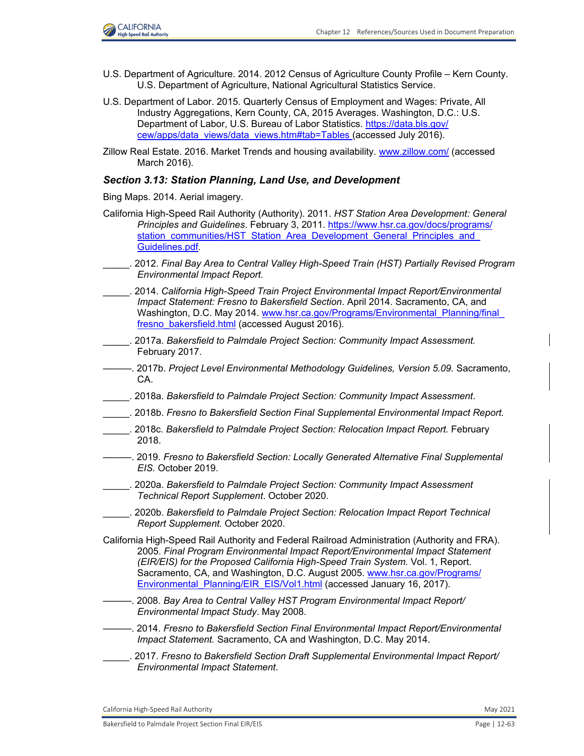U.S. Department of Agriculture. 2014. 2012 Census of Agriculture County Profile – Kern County. U.S. Department of Agriculture, National Agricultural Statistics Service.

U.S. Department of Labor. 2015. Quarterly Census of Employment and Wages: Private, All Industry Aggregations, Kern County, CA, 2015 Averages. Washington, D.C.: U.S. Department of Labor, U.S. Bureau of Labor Statistics. https://data.bls.gov/cew/apps/data_views/data_views.htm#tab=Tables (accessed July 2016).

Zillow Real Estate. 2016. Market Trends and housing availability. www.zillow.com/ (accessed March 2016).

### *Section 3.13: Station Planning, Land Use, and Development*

Bing Maps. 2014. Aerial imagery.

California High-Speed Rail Authority (Authority). 2011. *HST Station Area Development: General Principles and Guidelines*. February 3, 2011. https://www.hsr.ca.gov/docs/programs/station_communities/HST_Station_Area_Development_General_Principles_and_Guidelines.pdf.

_____. 2012. *Final Bay Area to Central Valley High-Speed Train (HST) Partially Revised Program Environmental Impact Report.*

_____. 2014. *California High-Speed Train Project Environmental Impact Report/Environmental Impact Statement: Fresno to Bakersfield Section*. April 2014. Sacramento, CA, and Washington, D.C. May 2014. www.hsr.ca.gov/Programs/Environmental_Planning/final_fresno_bakersfield.html (accessed August 2016).

_____. 2017a. *Bakersfield to Palmdale Project Section: Community Impact Assessment.* February 2017.

———. 2017b. *Project Level Environmental Methodology Guidelines, Version 5.09.* Sacramento, CA.

_____. 2018a. *Bakersfield to Palmdale Project Section: Community Impact Assessment*.

_____. 2018b. *Fresno to Bakersfield Section Final Supplemental Environmental Impact Report.*

_____. 2018c. *Bakersfield to Palmdale Project Section: Relocation Impact Report.* February 2018.

———. 2019. *Fresno to Bakersfield Section: Locally Generated Alternative Final Supplemental EIS.* October 2019.

_____. 2020a. *Bakersfield to Palmdale Project Section: Community Impact Assessment Technical Report Supplement*. October 2020.

_____. 2020b. *Bakersfield to Palmdale Project Section: Relocation Impact Report Technical Report Supplement.* October 2020.

California High-Speed Rail Authority and Federal Railroad Administration (Authority and FRA). 2005. *Final Program Environmental Impact Report/Environmental Impact Statement (EIR/EIS) for the Proposed California High-Speed Train System.* Vol. 1, Report. Sacramento, CA, and Washington, D.C. August 2005. www.hsr.ca.gov/Programs/Environmental_Planning/EIR_EIS/Vol1.html (accessed January 16, 2017).

———. 2008. *Bay Area to Central Valley HST Program Environmental Impact Report/Environmental Impact Study*. May 2008.

———. 2014. *Fresno to Bakersfield Section Final Environmental Impact Report/Environmental Impact Statement.* Sacramento, CA and Washington, D.C. May 2014.

_____. 2017. *Fresno to Bakersfield Section Draft Supplemental Environmental Impact Report/Environmental Impact Statement*.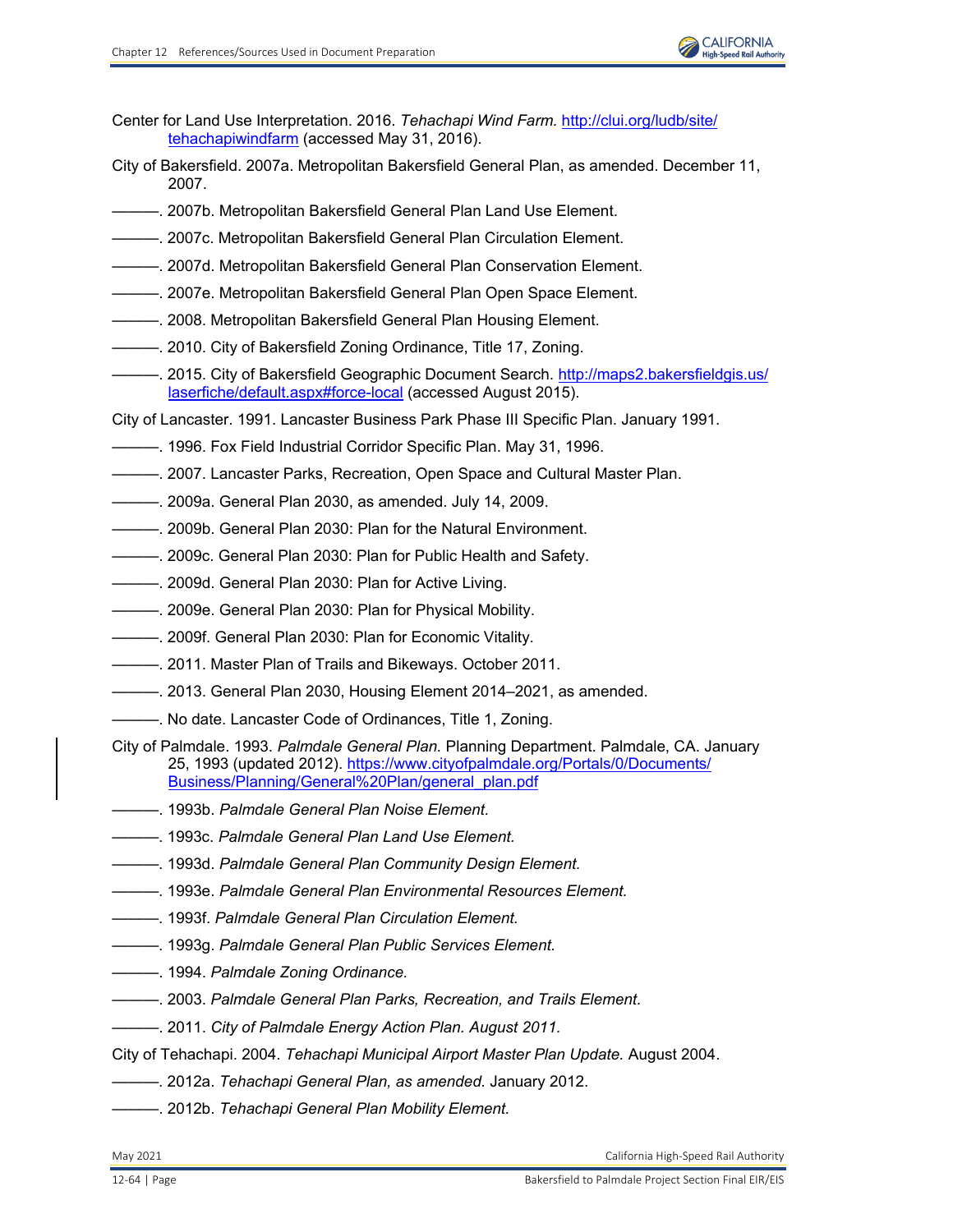Center for Land Use Interpretation. 2016. *Tehachapi Wind Farm.* http://clui.org/ludb/site/tehachapiwindfarm (accessed May 31, 2016).

City of Bakersfield. 2007a. Metropolitan Bakersfield General Plan, as amended. December 11, 2007.

———. 2007b. Metropolitan Bakersfield General Plan Land Use Element.

———. 2007c. Metropolitan Bakersfield General Plan Circulation Element.

———. 2007d. Metropolitan Bakersfield General Plan Conservation Element.

———. 2007e. Metropolitan Bakersfield General Plan Open Space Element.

———. 2008. Metropolitan Bakersfield General Plan Housing Element.

———. 2010. City of Bakersfield Zoning Ordinance, Title 17, Zoning.

———. 2015. City of Bakersfield Geographic Document Search. http://maps2.bakersfieldgis.us/laserfiche/default.aspx#force-local (accessed August 2015).

City of Lancaster. 1991. Lancaster Business Park Phase III Specific Plan. January 1991.

———. 1996. Fox Field Industrial Corridor Specific Plan. May 31, 1996.

———. 2007. Lancaster Parks, Recreation, Open Space and Cultural Master Plan.

———. 2009a. General Plan 2030, as amended. July 14, 2009.

———. 2009b. General Plan 2030: Plan for the Natural Environment.

———. 2009c. General Plan 2030: Plan for Public Health and Safety.

———. 2009d. General Plan 2030: Plan for Active Living.

———. 2009e. General Plan 2030: Plan for Physical Mobility.

———. 2009f. General Plan 2030: Plan for Economic Vitality.

———. 2011. Master Plan of Trails and Bikeways. October 2011.

———. 2013. General Plan 2030, Housing Element 2014–2021, as amended.

———. No date. Lancaster Code of Ordinances, Title 1, Zoning.

City of Palmdale. 1993. *Palmdale General Plan.* Planning Department. Palmdale, CA. January 25, 1993 (updated 2012). https://www.cityofpalmdale.org/Portals/0/Documents/Business/Planning/General%20Plan/general_plan.pdf

———. 1993b. *Palmdale General Plan Noise Element.*

———. 1993c. *Palmdale General Plan Land Use Element.*

———. 1993d. *Palmdale General Plan Community Design Element.*

———. 1993e. *Palmdale General Plan Environmental Resources Element.*

———. 1993f. *Palmdale General Plan Circulation Element.*

———. 1993g. *Palmdale General Plan Public Services Element.*

———. 1994. *Palmdale Zoning Ordinance.*

———. 2003. *Palmdale General Plan Parks, Recreation, and Trails Element.*

———. 2011. *City of Palmdale Energy Action Plan. August 2011.*

City of Tehachapi. 2004. *Tehachapi Municipal Airport Master Plan Update.* August 2004.

———. 2012a. *Tehachapi General Plan, as amended.* January 2012.

———. 2012b. *Tehachapi General Plan Mobility Element.*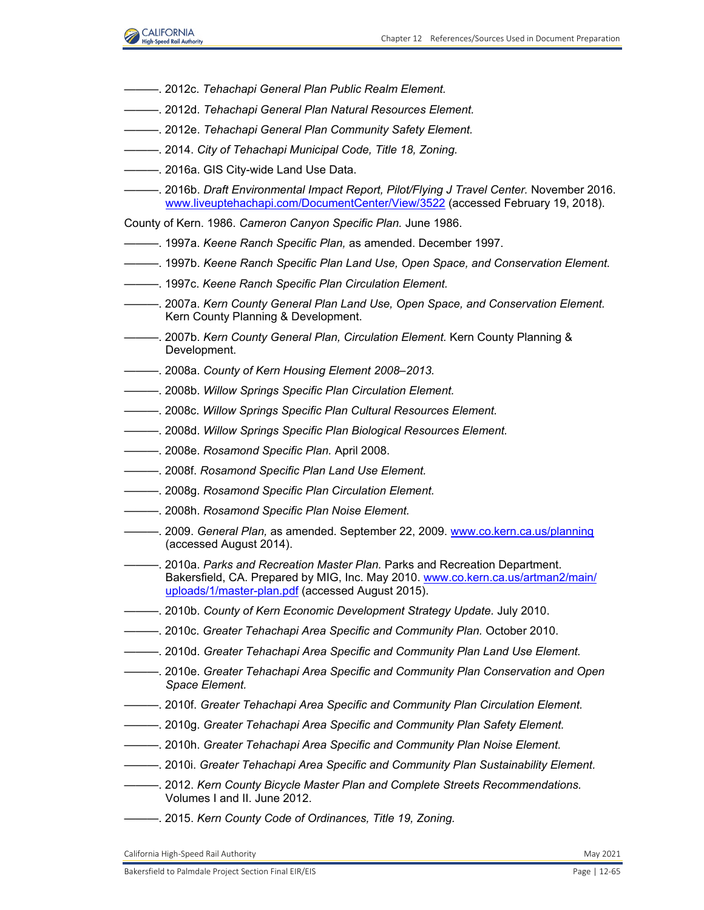———. 2012c. *Tehachapi General Plan Public Realm Element.*

———. 2012d. *Tehachapi General Plan Natural Resources Element.*

———. 2012e. *Tehachapi General Plan Community Safety Element.*

———. 2014. *City of Tehachapi Municipal Code, Title 18, Zoning.*

———. 2016a. GIS City-wide Land Use Data.

———. 2016b. *Draft Environmental Impact Report, Pilot/Flying J Travel Center.* November 2016. www.liveuptehachapi.com/DocumentCenter/View/3522 (accessed February 19, 2018).

County of Kern. 1986. *Cameron Canyon Specific Plan.* June 1986.

———. 1997a. *Keene Ranch Specific Plan,* as amended. December 1997.

———. 1997b. *Keene Ranch Specific Plan Land Use, Open Space, and Conservation Element.*

———. 1997c. *Keene Ranch Specific Plan Circulation Element.*

———. 2007a. *Kern County General Plan Land Use, Open Space, and Conservation Element.* Kern County Planning & Development.

———. 2007b. *Kern County General Plan, Circulation Element.* Kern County Planning & Development.

———. 2008a. *County of Kern Housing Element 2008–2013.*

———. 2008b. *Willow Springs Specific Plan Circulation Element.*

———. 2008c. *Willow Springs Specific Plan Cultural Resources Element.*

———. 2008d. *Willow Springs Specific Plan Biological Resources Element.*

———. 2008e. *Rosamond Specific Plan.* April 2008.

———. 2008f. *Rosamond Specific Plan Land Use Element.*

———. 2008g. *Rosamond Specific Plan Circulation Element.*

———. 2008h. *Rosamond Specific Plan Noise Element.*

———. 2009. *General Plan,* as amended. September 22, 2009. www.co.kern.ca.us/planning (accessed August 2014).

———. 2010a. *Parks and Recreation Master Plan.* Parks and Recreation Department. Bakersfield, CA. Prepared by MIG, Inc. May 2010. www.co.kern.ca.us/artman2/main/uploads/1/master-plan.pdf (accessed August 2015).

———. 2010b. *County of Kern Economic Development Strategy Update.* July 2010.

———. 2010c. *Greater Tehachapi Area Specific and Community Plan.* October 2010.

———. 2010d. *Greater Tehachapi Area Specific and Community Plan Land Use Element.*

———. 2010e. *Greater Tehachapi Area Specific and Community Plan Conservation and Open Space Element.*

———. 2010f. *Greater Tehachapi Area Specific and Community Plan Circulation Element.*

———. 2010g. *Greater Tehachapi Area Specific and Community Plan Safety Element.*

———. 2010h. *Greater Tehachapi Area Specific and Community Plan Noise Element.*

———. 2010i. *Greater Tehachapi Area Specific and Community Plan Sustainability Element.*

———. 2012. *Kern County Bicycle Master Plan and Complete Streets Recommendations.* Volumes I and II. June 2012.

———. 2015. *Kern County Code of Ordinances, Title 19, Zoning.*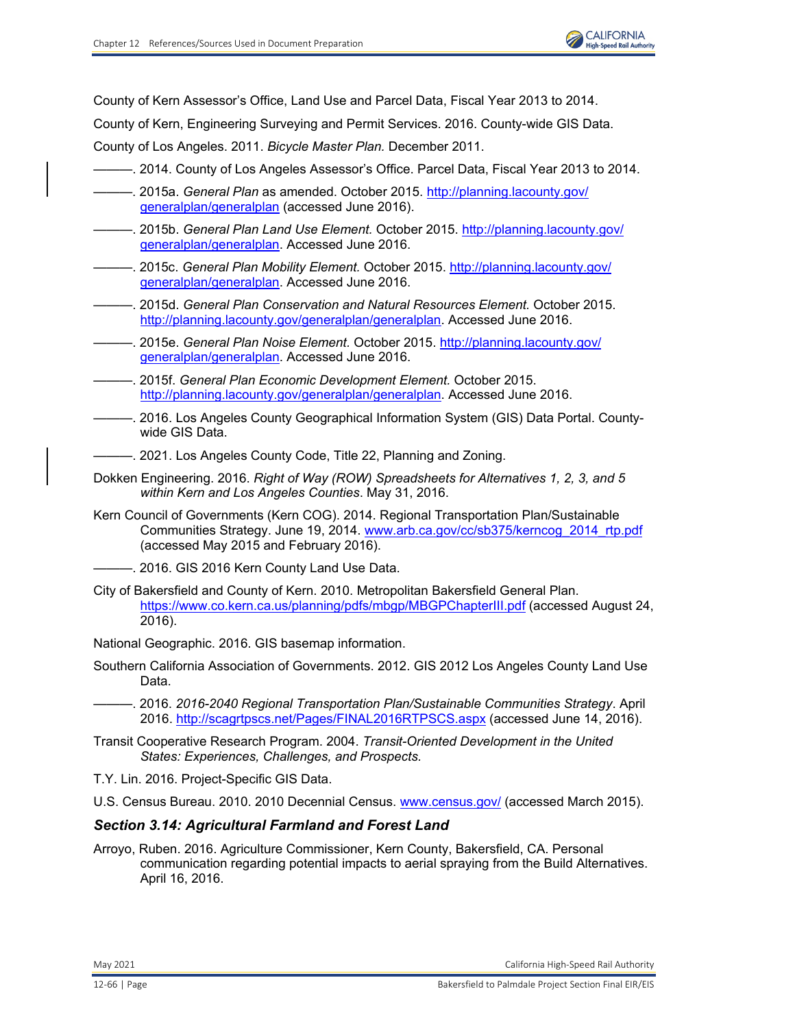County of Kern Assessor's Office, Land Use and Parcel Data, Fiscal Year 2013 to 2014.

County of Kern, Engineering Surveying and Permit Services. 2016. County-wide GIS Data.

County of Los Angeles. 2011. *Bicycle Master Plan.* December 2011.

———. 2014. County of Los Angeles Assessor's Office. Parcel Data, Fiscal Year 2013 to 2014.

———. 2015a. *General Plan* as amended. October 2015. http://planning.lacounty.gov/generalplan/generalplan (accessed June 2016).

———. 2015b. *General Plan Land Use Element.* October 2015. http://planning.lacounty.gov/generalplan/generalplan. Accessed June 2016.

———. 2015c. *General Plan Mobility Element.* October 2015. http://planning.lacounty.gov/generalplan/generalplan. Accessed June 2016.

———. 2015d. *General Plan Conservation and Natural Resources Element.* October 2015. http://planning.lacounty.gov/generalplan/generalplan. Accessed June 2016.

———. 2015e. *General Plan Noise Element.* October 2015. http://planning.lacounty.gov/generalplan/generalplan. Accessed June 2016.

———. 2015f. *General Plan Economic Development Element.* October 2015. http://planning.lacounty.gov/generalplan/generalplan. Accessed June 2016.

———. 2016. Los Angeles County Geographical Information System (GIS) Data Portal. County-wide GIS Data.

———. 2021. Los Angeles County Code, Title 22, Planning and Zoning.

Dokken Engineering. 2016. *Right of Way (ROW) Spreadsheets for Alternatives 1, 2, 3, and 5 within Kern and Los Angeles Counties*. May 31, 2016.

Kern Council of Governments (Kern COG). 2014. Regional Transportation Plan/Sustainable Communities Strategy. June 19, 2014. www.arb.ca.gov/cc/sb375/kerncog_2014_rtp.pdf (accessed May 2015 and February 2016).

———. 2016. GIS 2016 Kern County Land Use Data.

City of Bakersfield and County of Kern. 2010. Metropolitan Bakersfield General Plan. https://www.co.kern.ca.us/planning/pdfs/mbgp/MBGPChapterIII.pdf (accessed August 24, 2016).

National Geographic. 2016. GIS basemap information.

Southern California Association of Governments. 2012. GIS 2012 Los Angeles County Land Use Data.

———. 2016. *2016-2040 Regional Transportation Plan/Sustainable Communities Strategy*. April 2016. http://scagrtpscs.net/Pages/FINAL2016RTPSCS.aspx (accessed June 14, 2016).

Transit Cooperative Research Program. 2004. *Transit-Oriented Development in the United States: Experiences, Challenges, and Prospects.*

T.Y. Lin. 2016. Project-Specific GIS Data.

U.S. Census Bureau. 2010. 2010 Decennial Census. www.census.gov/ (accessed March 2015).

### *Section 3.14: Agricultural Farmland and Forest Land*

Arroyo, Ruben. 2016. Agriculture Commissioner, Kern County, Bakersfield, CA. Personal communication regarding potential impacts to aerial spraying from the Build Alternatives. April 16, 2016.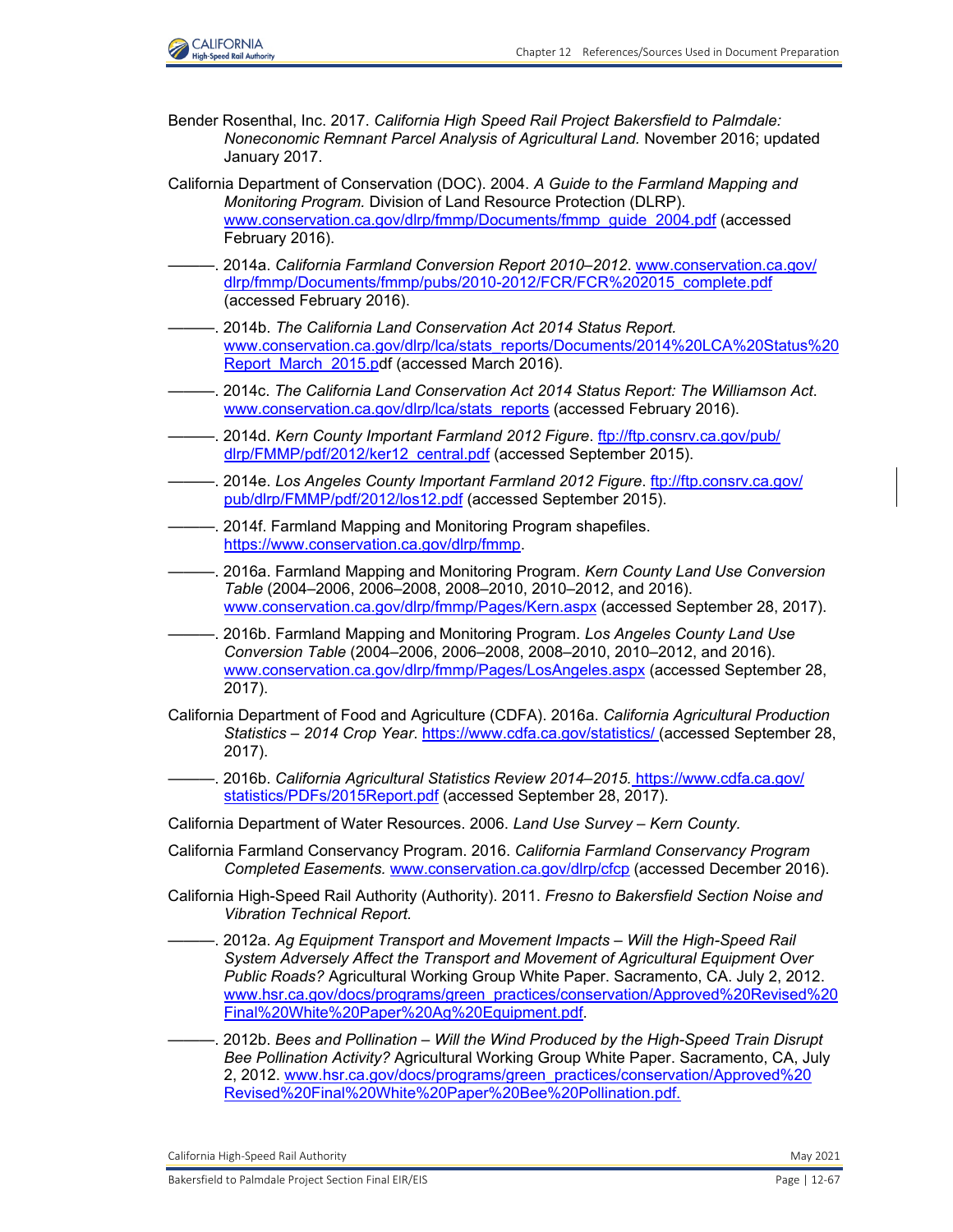Bender Rosenthal, Inc. 2017. *California High Speed Rail Project Bakersfield to Palmdale: Noneconomic Remnant Parcel Analysis of Agricultural Land.* November 2016; updated January 2017.

California Department of Conservation (DOC). 2004. *A Guide to the Farmland Mapping and Monitoring Program.* Division of Land Resource Protection (DLRP). www.conservation.ca.gov/dlrp/fmmp/Documents/fmmp_guide_2004.pdf (accessed February 2016).

———. 2014a. *California Farmland Conversion Report 2010–2012*. www.conservation.ca.gov/dlrp/fmmp/Documents/fmmp/pubs/2010-2012/FCR/FCR%202015_complete.pdf (accessed February 2016).

———. 2014b. *The California Land Conservation Act 2014 Status Report.* www.conservation.ca.gov/dlrp/lca/stats_reports/Documents/2014%20LCA%20Status%20Report_March_2015.pdf (accessed March 2016).

———. 2014c. *The California Land Conservation Act 2014 Status Report: The Williamson Act*. www.conservation.ca.gov/dlrp/lca/stats_reports (accessed February 2016).

———. 2014d. *Kern County Important Farmland 2012 Figure*. ftp://ftp.consrv.ca.gov/pub/dlrp/FMMP/pdf/2012/ker12_central.pdf (accessed September 2015).

———. 2014e. *Los Angeles County Important Farmland 2012 Figure*. ftp://ftp.consrv.ca.gov/pub/dlrp/FMMP/pdf/2012/los12.pdf (accessed September 2015).

———. 2014f. Farmland Mapping and Monitoring Program shapefiles. https://www.conservation.ca.gov/dlrp/fmmp.

———. 2016a. Farmland Mapping and Monitoring Program. *Kern County Land Use Conversion Table* (2004–2006, 2006–2008, 2008–2010, 2010–2012, and 2016). www.conservation.ca.gov/dlrp/fmmp/Pages/Kern.aspx (accessed September 28, 2017).

———. 2016b. Farmland Mapping and Monitoring Program. *Los Angeles County Land Use Conversion Table* (2004–2006, 2006–2008, 2008–2010, 2010–2012, and 2016). www.conservation.ca.gov/dlrp/fmmp/Pages/LosAngeles.aspx (accessed September 28, 2017).

California Department of Food and Agriculture (CDFA). 2016a. *California Agricultural Production Statistics – 2014 Crop Year*. https://www.cdfa.ca.gov/statistics/ (accessed September 28, 2017).

———. 2016b. *California Agricultural Statistics Review 2014–2015.* https://www.cdfa.ca.gov/statistics/PDFs/2015Report.pdf (accessed September 28, 2017).

California Department of Water Resources. 2006. *Land Use Survey – Kern County.*

California Farmland Conservancy Program. 2016. *California Farmland Conservancy Program Completed Easements.* www.conservation.ca.gov/dlrp/cfcp (accessed December 2016).

California High-Speed Rail Authority (Authority). 2011. *Fresno to Bakersfield Section Noise and Vibration Technical Report.*

———. 2012a. *Ag Equipment Transport and Movement Impacts – Will the High-Speed Rail System Adversely Affect the Transport and Movement of Agricultural Equipment Over Public Roads?* Agricultural Working Group White Paper. Sacramento, CA. July 2, 2012. www.hsr.ca.gov/docs/programs/green_practices/conservation/Approved%20Revised%20Final%20White%20Paper%20Ag%20Equipment.pdf.

———. 2012b. *Bees and Pollination – Will the Wind Produced by the High-Speed Train Disrupt Bee Pollination Activity?* Agricultural Working Group White Paper. Sacramento, CA, July 2, 2012. www.hsr.ca.gov/docs/programs/green_practices/conservation/Approved%20Revised%20Final%20White%20Paper%20Bee%20Pollination.pdf.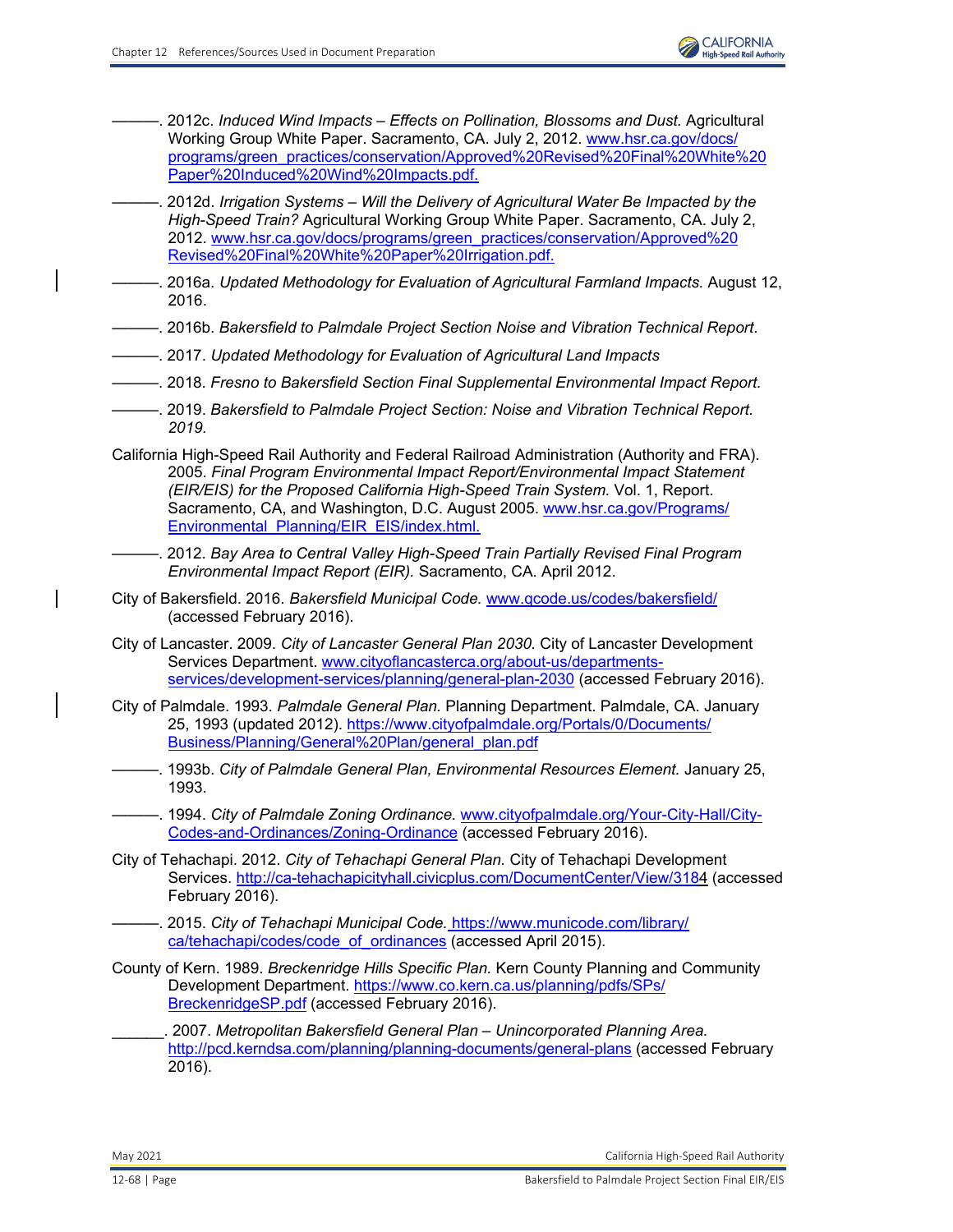———. 2012c. *Induced Wind Impacts – Effects on Pollination, Blossoms and Dust.* Agricultural Working Group White Paper. Sacramento, CA. July 2, 2012. www.hsr.ca.gov/docs/programs/green_practices/conservation/Approved%20Revised%20Final%20White%20Paper%20Induced%20Wind%20Impacts.pdf.

———. 2012d. *Irrigation Systems – Will the Delivery of Agricultural Water Be Impacted by the High-Speed Train?* Agricultural Working Group White Paper. Sacramento, CA. July 2, 2012. www.hsr.ca.gov/docs/programs/green_practices/conservation/Approved%20Revised%20Final%20White%20Paper%20Irrigation.pdf.

———. 2016a. *Updated Methodology for Evaluation of Agricultural Farmland Impacts.* August 12, 2016.

———. 2016b. *Bakersfield to Palmdale Project Section Noise and Vibration Technical Report*.

———. 2017. *Updated Methodology for Evaluation of Agricultural Land Impacts*

———. 2018. *Fresno to Bakersfield Section Final Supplemental Environmental Impact Report.*

———. 2019. *Bakersfield to Palmdale Project Section: Noise and Vibration Technical Report. 2019.*

California High-Speed Rail Authority and Federal Railroad Administration (Authority and FRA). 2005. *Final Program Environmental Impact Report/Environmental Impact Statement (EIR/EIS) for the Proposed California High-Speed Train System.* Vol. 1, Report. Sacramento, CA, and Washington, D.C. August 2005. www.hsr.ca.gov/Programs/Environmental_Planning/EIR_EIS/index.html.

———. 2012. *Bay Area to Central Valley High-Speed Train Partially Revised Final Program Environmental Impact Report (EIR).* Sacramento, CA. April 2012.

City of Bakersfield. 2016. *Bakersfield Municipal Code.* www.qcode.us/codes/bakersfield/ (accessed February 2016).

City of Lancaster. 2009. *City of Lancaster General Plan 2030.* City of Lancaster Development Services Department. www.cityoflancasterca.org/about-us/departments-services/development-services/planning/general-plan-2030 (accessed February 2016).

City of Palmdale. 1993. *Palmdale General Plan.* Planning Department. Palmdale, CA. January 25, 1993 (updated 2012). https://www.cityofpalmdale.org/Portals/0/Documents/Business/Planning/General%20Plan/general_plan.pdf

———. 1993b. *City of Palmdale General Plan, Environmental Resources Element.* January 25, 1993.

———. 1994. *City of Palmdale Zoning Ordinance.* www.cityofpalmdale.org/Your-City-Hall/City-Codes-and-Ordinances/Zoning-Ordinance (accessed February 2016).

City of Tehachapi. 2012. *City of Tehachapi General Plan.* City of Tehachapi Development Services. http://ca-tehachapicityhall.civicplus.com/DocumentCenter/View/3184 (accessed February 2016).

———. 2015. *City of Tehachapi Municipal Code.* https://www.municode.com/library/ca/tehachapi/codes/code_of_ordinances (accessed April 2015).

County of Kern. 1989. *Breckenridge Hills Specific Plan.* Kern County Planning and Community Development Department. https://www.co.kern.ca.us/planning/pdfs/SPs/BreckenridgeSP.pdf (accessed February 2016).

______. 2007. *Metropolitan Bakersfield General Plan – Unincorporated Planning Area.* http://pcd.kerndsa.com/planning/planning-documents/general-plans (accessed February 2016).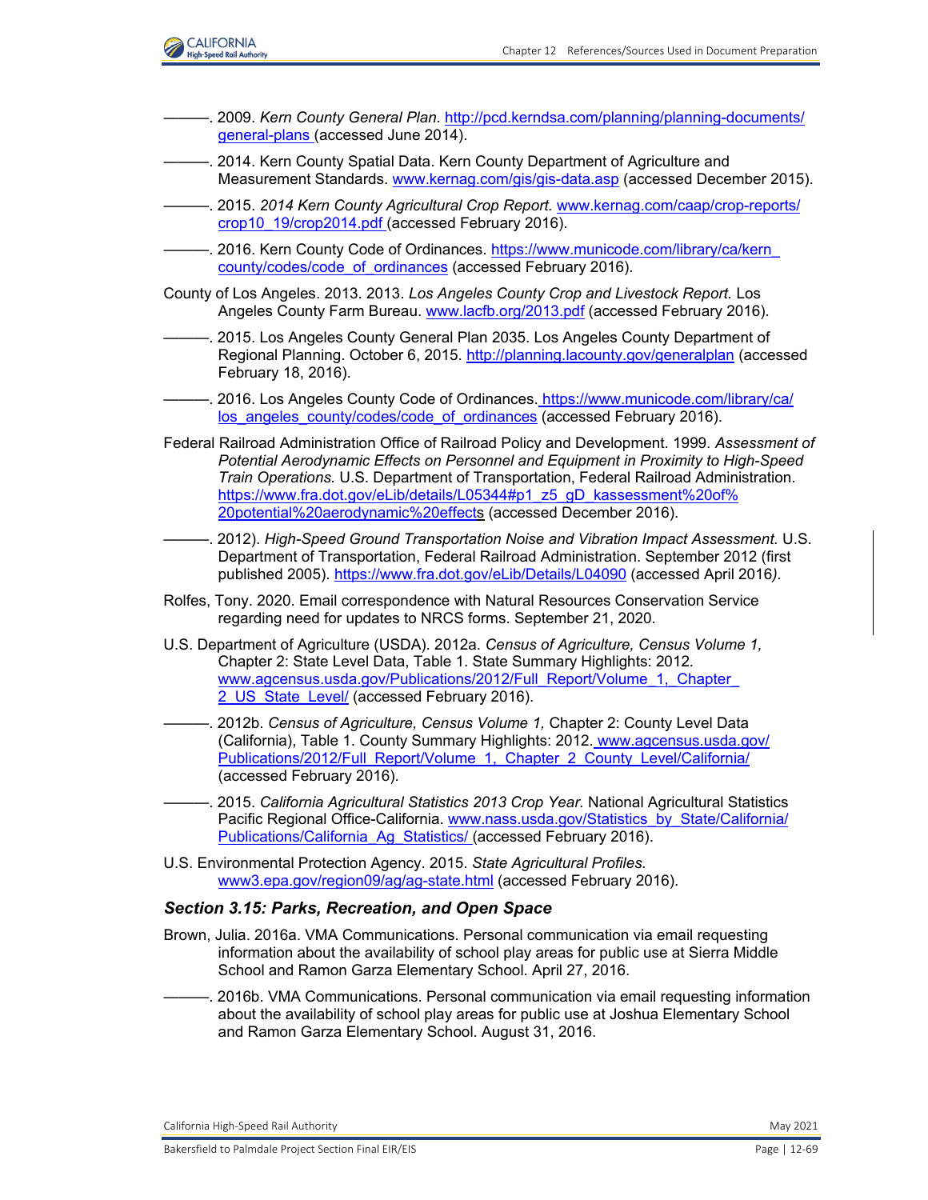———. 2009. *Kern County General Plan.* http://pcd.kerndsa.com/planning/planning-documents/general-plans (accessed June 2014).

———. 2014. Kern County Spatial Data. Kern County Department of Agriculture and Measurement Standards. www.kernag.com/gis/gis-data.asp (accessed December 2015).

———. 2015. *2014 Kern County Agricultural Crop Report.* www.kernag.com/caap/crop-reports/crop10_19/crop2014.pdf (accessed February 2016).

———. 2016. Kern County Code of Ordinances. https://www.municode.com/library/ca/kern_county/codes/code_of_ordinances (accessed February 2016).

County of Los Angeles. 2013. 2013. *Los Angeles County Crop and Livestock Report.* Los Angeles County Farm Bureau. www.lacfb.org/2013.pdf (accessed February 2016).

———. 2015. Los Angeles County General Plan 2035. Los Angeles County Department of Regional Planning. October 6, 2015. http://planning.lacounty.gov/generalplan (accessed February 18, 2016).

———. 2016. Los Angeles County Code of Ordinances. https://www.municode.com/library/ca/los_angeles_county/codes/code_of_ordinances (accessed February 2016).

Federal Railroad Administration Office of Railroad Policy and Development. 1999. *Assessment of Potential Aerodynamic Effects on Personnel and Equipment in Proximity to High-Speed Train Operations.* U.S. Department of Transportation, Federal Railroad Administration. https://www.fra.dot.gov/eLib/details/L05344#p1_z5_gD_kassessment%20of%20potential%20aerodynamic%20effects (accessed December 2016).

———. 2012). *High-Speed Ground Transportation Noise and Vibration Impact Assessment.* U.S. Department of Transportation, Federal Railroad Administration. September 2012 (first published 2005). https://www.fra.dot.gov/eLib/Details/L04090 (accessed April 2016).

Rolfes, Tony. 2020. Email correspondence with Natural Resources Conservation Service regarding need for updates to NRCS forms. September 21, 2020.

U.S. Department of Agriculture (USDA). 2012a. *Census of Agriculture, Census Volume 1,* Chapter 2: State Level Data, Table 1. State Summary Highlights: 2012. www.agcensus.usda.gov/Publications/2012/Full_Report/Volume_1,_Chapter_2_US_State_Level/ (accessed February 2016).

———. 2012b. *Census of Agriculture, Census Volume 1,* Chapter 2: County Level Data (California), Table 1. County Summary Highlights: 2012. www.agcensus.usda.gov/Publications/2012/Full_Report/Volume_1,_Chapter_2_County_Level/California/ (accessed February 2016).

———. 2015. *California Agricultural Statistics 2013 Crop Year.* National Agricultural Statistics Pacific Regional Office-California. www.nass.usda.gov/Statistics_by_State/California/Publications/California_Ag_Statistics/ (accessed February 2016).

U.S. Environmental Protection Agency. 2015. *State Agricultural Profiles.* www3.epa.gov/region09/ag/ag-state.html (accessed February 2016).

### *Section 3.15: Parks, Recreation, and Open Space*

Brown, Julia. 2016a. VMA Communications. Personal communication via email requesting information about the availability of school play areas for public use at Sierra Middle School and Ramon Garza Elementary School. April 27, 2016.

———. 2016b. VMA Communications. Personal communication via email requesting information about the availability of school play areas for public use at Joshua Elementary School and Ramon Garza Elementary School. August 31, 2016.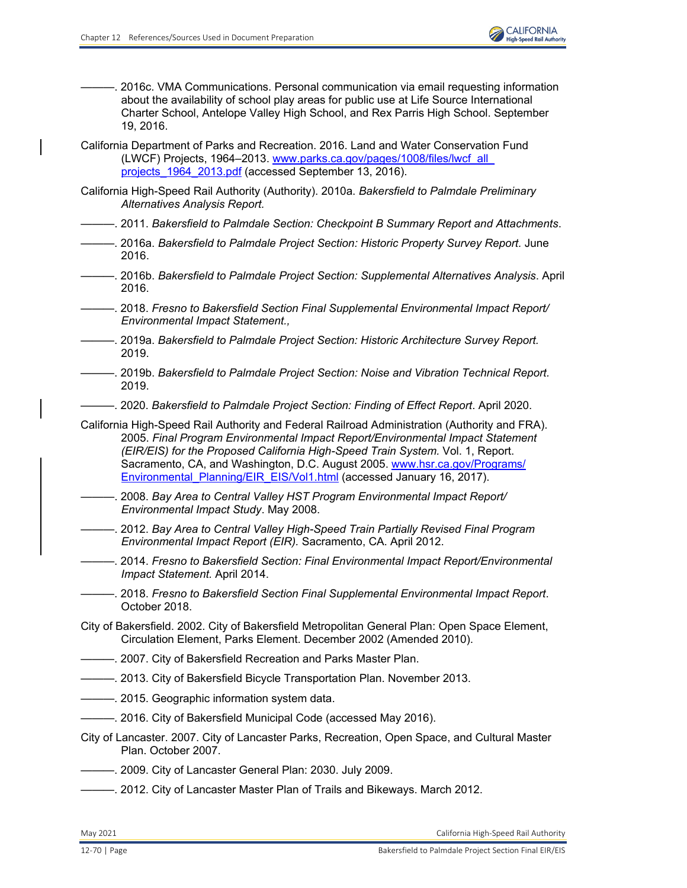———. 2016c. VMA Communications. Personal communication via email requesting information about the availability of school play areas for public use at Life Source International Charter School, Antelope Valley High School, and Rex Parris High School. September 19, 2016.

California Department of Parks and Recreation. 2016. Land and Water Conservation Fund (LWCF) Projects, 1964–2013. [www.parks.ca.gov/pages/1008/files/lwcf_all_projects_1964_2013.pdf](www.parks.ca.gov/pages/1008/files/lwcf_all_projects_1964_2013.pdf) (accessed September 13, 2016).

California High-Speed Rail Authority (Authority). 2010a. *Bakersfield to Palmdale Preliminary Alternatives Analysis Report.*

———. 2011. *Bakersfield to Palmdale Section: Checkpoint B Summary Report and Attachments*.

———. 2016a. *Bakersfield to Palmdale Project Section: Historic Property Survey Report.* June 2016.

———. 2016b. *Bakersfield to Palmdale Project Section: Supplemental Alternatives Analysis*. April 2016.

———. 2018. *Fresno to Bakersfield Section Final Supplemental Environmental Impact Report/ Environmental Impact Statement.,*

———. 2019a. *Bakersfield to Palmdale Project Section: Historic Architecture Survey Report.* 2019.

———. 2019b. *Bakersfield to Palmdale Project Section: Noise and Vibration Technical Report.* 2019.

———. 2020. *Bakersfield to Palmdale Project Section: Finding of Effect Report*. April 2020.

California High-Speed Rail Authority and Federal Railroad Administration (Authority and FRA). 2005. *Final Program Environmental Impact Report/Environmental Impact Statement (EIR/EIS) for the Proposed California High-Speed Train System.* Vol. 1, Report. Sacramento, CA, and Washington, D.C. August 2005. [www.hsr.ca.gov/Programs/Environmental_Planning/EIR_EIS/Vol1.html](www.hsr.ca.gov/Programs/Environmental_Planning/EIR_EIS/Vol1.html) (accessed January 16, 2017).

———. 2008. *Bay Area to Central Valley HST Program Environmental Impact Report/ Environmental Impact Study*. May 2008.

———. 2012. *Bay Area to Central Valley High-Speed Train Partially Revised Final Program Environmental Impact Report (EIR).* Sacramento, CA. April 2012.

———. 2014. *Fresno to Bakersfield Section: Final Environmental Impact Report/Environmental Impact Statement.* April 2014.

———. 2018. *Fresno to Bakersfield Section Final Supplemental Environmental Impact Report*. October 2018.

City of Bakersfield. 2002. City of Bakersfield Metropolitan General Plan: Open Space Element, Circulation Element, Parks Element. December 2002 (Amended 2010).

———. 2007. City of Bakersfield Recreation and Parks Master Plan.

———. 2013. City of Bakersfield Bicycle Transportation Plan. November 2013.

———. 2015. Geographic information system data.

———. 2016. City of Bakersfield Municipal Code (accessed May 2016).

City of Lancaster. 2007. City of Lancaster Parks, Recreation, Open Space, and Cultural Master Plan. October 2007.

———. 2009. City of Lancaster General Plan: 2030. July 2009.

———. 2012. City of Lancaster Master Plan of Trails and Bikeways. March 2012.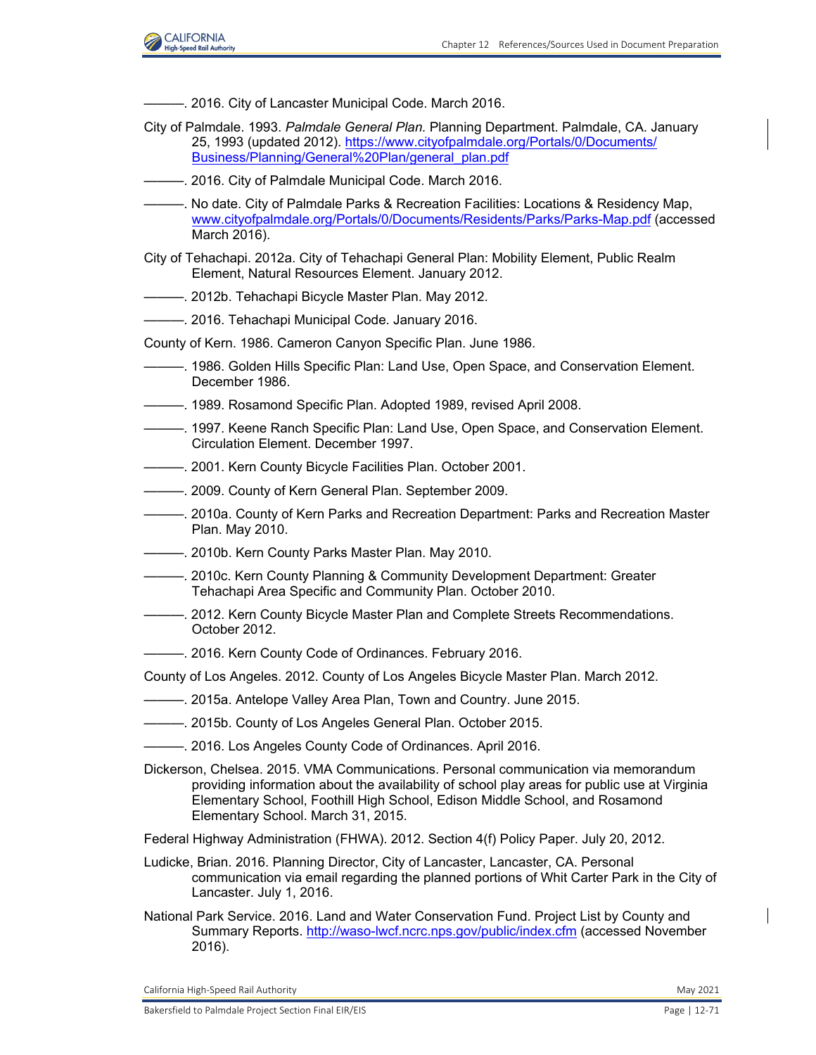———. 2016. City of Lancaster Municipal Code. March 2016.

City of Palmdale. 1993. *Palmdale General Plan.* Planning Department. Palmdale, CA. January 25, 1993 (updated 2012). https://www.cityofpalmdale.org/Portals/0/Documents/Business/Planning/General%20Plan/general_plan.pdf

———. 2016. City of Palmdale Municipal Code. March 2016.

———. No date. City of Palmdale Parks & Recreation Facilities: Locations & Residency Map, www.cityofpalmdale.org/Portals/0/Documents/Residents/Parks/Parks-Map.pdf (accessed March 2016).

City of Tehachapi. 2012a. City of Tehachapi General Plan: Mobility Element, Public Realm Element, Natural Resources Element. January 2012.

———. 2012b. Tehachapi Bicycle Master Plan. May 2012.

———. 2016. Tehachapi Municipal Code. January 2016.

County of Kern. 1986. Cameron Canyon Specific Plan. June 1986.

———. 1986. Golden Hills Specific Plan: Land Use, Open Space, and Conservation Element. December 1986.

———. 1989. Rosamond Specific Plan. Adopted 1989, revised April 2008.

———. 1997. Keene Ranch Specific Plan: Land Use, Open Space, and Conservation Element. Circulation Element. December 1997.

———. 2001. Kern County Bicycle Facilities Plan. October 2001.

———. 2009. County of Kern General Plan. September 2009.

———. 2010a. County of Kern Parks and Recreation Department: Parks and Recreation Master Plan. May 2010.

———. 2010b. Kern County Parks Master Plan. May 2010.

———. 2010c. Kern County Planning & Community Development Department: Greater Tehachapi Area Specific and Community Plan. October 2010.

———. 2012. Kern County Bicycle Master Plan and Complete Streets Recommendations. October 2012.

———. 2016. Kern County Code of Ordinances. February 2016.

County of Los Angeles. 2012. County of Los Angeles Bicycle Master Plan. March 2012.

———. 2015a. Antelope Valley Area Plan, Town and Country. June 2015.

———. 2015b. County of Los Angeles General Plan. October 2015.

———. 2016. Los Angeles County Code of Ordinances. April 2016.

Dickerson, Chelsea. 2015. VMA Communications. Personal communication via memorandum providing information about the availability of school play areas for public use at Virginia Elementary School, Foothill High School, Edison Middle School, and Rosamond Elementary School. March 31, 2015.

Federal Highway Administration (FHWA). 2012. Section 4(f) Policy Paper. July 20, 2012.

Ludicke, Brian. 2016. Planning Director, City of Lancaster, Lancaster, CA. Personal communication via email regarding the planned portions of Whit Carter Park in the City of Lancaster. July 1, 2016.

National Park Service. 2016. Land and Water Conservation Fund. Project List by County and Summary Reports. http://waso-lwcf.ncrc.nps.gov/public/index.cfm (accessed November 2016).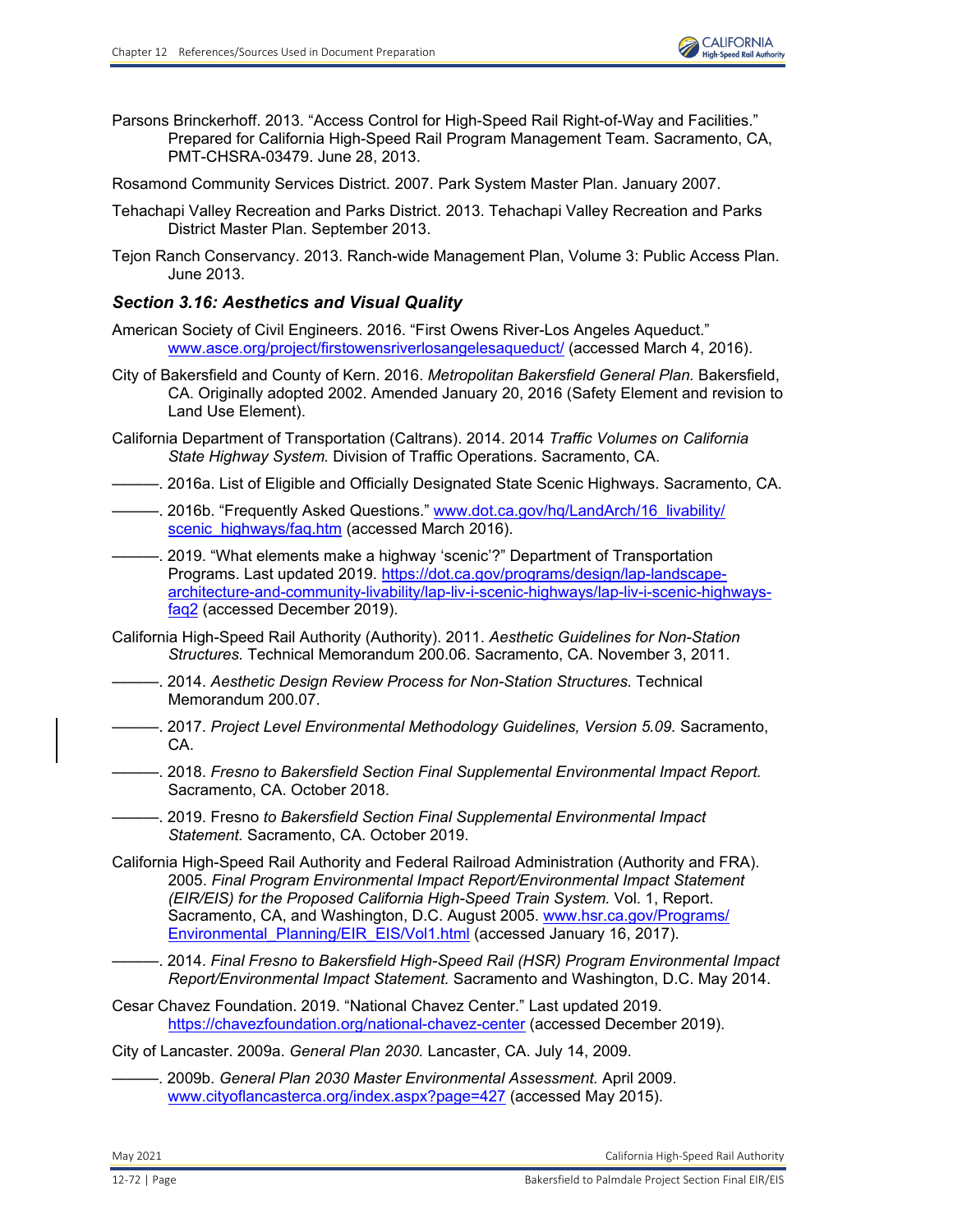Parsons Brinckerhoff. 2013. "Access Control for High-Speed Rail Right-of-Way and Facilities." Prepared for California High-Speed Rail Program Management Team. Sacramento, CA, PMT-CHSRA-03479. June 28, 2013.

Rosamond Community Services District. 2007. Park System Master Plan. January 2007.

Tehachapi Valley Recreation and Parks District. 2013. Tehachapi Valley Recreation and Parks District Master Plan. September 2013.

Tejon Ranch Conservancy. 2013. Ranch-wide Management Plan, Volume 3: Public Access Plan. June 2013.

### *Section 3.16: Aesthetics and Visual Quality*

American Society of Civil Engineers. 2016. "First Owens River-Los Angeles Aqueduct." www.asce.org/project/firstowensriverlosangelesaqueduct/ (accessed March 4, 2016).

City of Bakersfield and County of Kern. 2016. *Metropolitan Bakersfield General Plan.* Bakersfield, CA. Originally adopted 2002. Amended January 20, 2016 (Safety Element and revision to Land Use Element).

California Department of Transportation (Caltrans). 2014. 2014 *Traffic Volumes on California State Highway System.* Division of Traffic Operations. Sacramento, CA.

———. 2016a. List of Eligible and Officially Designated State Scenic Highways. Sacramento, CA.

———. 2016b. "Frequently Asked Questions." www.dot.ca.gov/hq/LandArch/16_livability/scenic_highways/faq.htm (accessed March 2016).

———. 2019. "What elements make a highway 'scenic'?" Department of Transportation Programs. Last updated 2019. https://dot.ca.gov/programs/design/lap-landscape-architecture-and-community-livability/lap-liv-i-scenic-highways/lap-liv-i-scenic-highways-faq2 (accessed December 2019).

California High-Speed Rail Authority (Authority). 2011. *Aesthetic Guidelines for Non-Station Structures.* Technical Memorandum 200.06. Sacramento, CA. November 3, 2011.

———. 2014. *Aesthetic Design Review Process for Non-Station Structures.* Technical Memorandum 200.07.

———. 2017. *Project Level Environmental Methodology Guidelines, Version 5.09.* Sacramento, CA.

———. 2018. *Fresno to Bakersfield Section Final Supplemental Environmental Impact Report.* Sacramento, CA. October 2018.

———. 2019. Fresno *to Bakersfield Section Final Supplemental Environmental Impact Statement.* Sacramento, CA. October 2019.

California High-Speed Rail Authority and Federal Railroad Administration (Authority and FRA). 2005. *Final Program Environmental Impact Report/Environmental Impact Statement (EIR/EIS) for the Proposed California High-Speed Train System.* Vol. 1, Report. Sacramento, CA, and Washington, D.C. August 2005. www.hsr.ca.gov/Programs/Environmental_Planning/EIR_EIS/Vol1.html (accessed January 16, 2017).

———. 2014. *Final Fresno to Bakersfield High-Speed Rail (HSR) Program Environmental Impact Report/Environmental Impact Statement.* Sacramento and Washington, D.C. May 2014.

Cesar Chavez Foundation. 2019. "National Chavez Center." Last updated 2019. https://chavezfoundation.org/national-chavez-center (accessed December 2019).

City of Lancaster. 2009a. *General Plan 2030.* Lancaster, CA. July 14, 2009.

———. 2009b. *General Plan 2030 Master Environmental Assessment.* April 2009. www.cityoflancasterca.org/index.aspx?page=427 (accessed May 2015).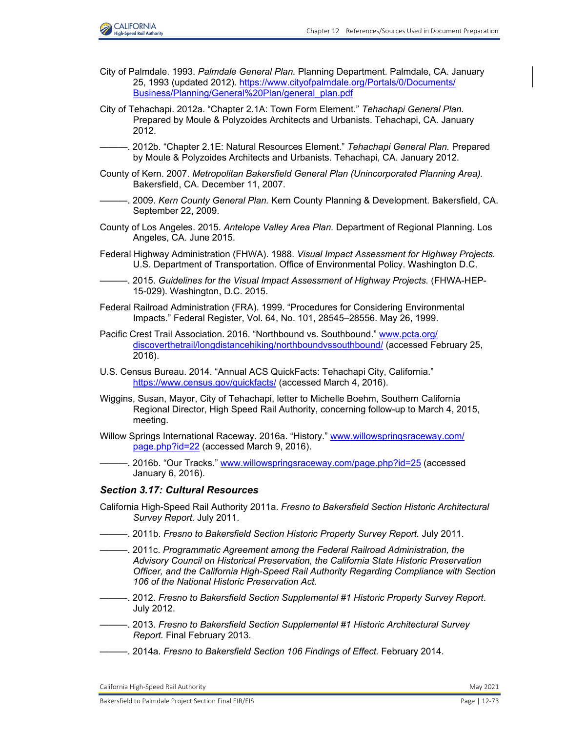City of Palmdale. 1993. *Palmdale General Plan.* Planning Department. Palmdale, CA. January 25, 1993 (updated 2012). https://www.cityofpalmdale.org/Portals/0/Documents/Business/Planning/General%20Plan/general_plan.pdf

City of Tehachapi. 2012a. "Chapter 2.1A: Town Form Element." *Tehachapi General Plan.* Prepared by Moule & Polyzoides Architects and Urbanists. Tehachapi, CA. January 2012.

———. 2012b. "Chapter 2.1E: Natural Resources Element." *Tehachapi General Plan.* Prepared by Moule & Polyzoides Architects and Urbanists. Tehachapi, CA. January 2012.

County of Kern. 2007. *Metropolitan Bakersfield General Plan (Unincorporated Planning Area).* Bakersfield, CA. December 11, 2007.

———. 2009. *Kern County General Plan.* Kern County Planning & Development. Bakersfield, CA. September 22, 2009.

County of Los Angeles. 2015. *Antelope Valley Area Plan.* Department of Regional Planning. Los Angeles, CA. June 2015.

Federal Highway Administration (FHWA). 1988. *Visual Impact Assessment for Highway Projects.* U.S. Department of Transportation. Office of Environmental Policy. Washington D.C.

———. 2015. *Guidelines for the Visual Impact Assessment of Highway Projects.* (FHWA-HEP-15-029). Washington, D.C. 2015.

Federal Railroad Administration (FRA). 1999. "Procedures for Considering Environmental Impacts." Federal Register, Vol. 64, No. 101, 28545–28556. May 26, 1999.

Pacific Crest Trail Association. 2016. "Northbound vs. Southbound." www.pcta.org/discoverthetrail/longdistancehiking/northboundvssouthbound/ (accessed February 25, 2016).

U.S. Census Bureau. 2014. "Annual ACS QuickFacts: Tehachapi City, California." https://www.census.gov/quickfacts/ (accessed March 4, 2016).

Wiggins, Susan, Mayor, City of Tehachapi, letter to Michelle Boehm, Southern California Regional Director, High Speed Rail Authority, concerning follow-up to March 4, 2015, meeting.

Willow Springs International Raceway. 2016a. "History." www.willowspringsraceway.com/page.php?id=22 (accessed March 9, 2016).

———. 2016b. "Our Tracks." www.willowspringsraceway.com/page.php?id=25 (accessed January 6, 2016).

### *Section 3.17: Cultural Resources*

California High-Speed Rail Authority 2011a. *Fresno to Bakersfield Section Historic Architectural Survey Report.* July 2011.

———. 2011b. *Fresno to Bakersfield Section Historic Property Survey Report.* July 2011.

———. 2011c. *Programmatic Agreement among the Federal Railroad Administration, the Advisory Council on Historical Preservation, the California State Historic Preservation Officer, and the California High-Speed Rail Authority Regarding Compliance with Section 106 of the National Historic Preservation Act.*

———. 2012. *Fresno to Bakersfield Section Supplemental #1 Historic Property Survey Report*. July 2012.

———. 2013. *Fresno to Bakersfield Section Supplemental #1 Historic Architectural Survey Report.* Final February 2013.

———. 2014a. *Fresno to Bakersfield Section 106 Findings of Effect.* February 2014.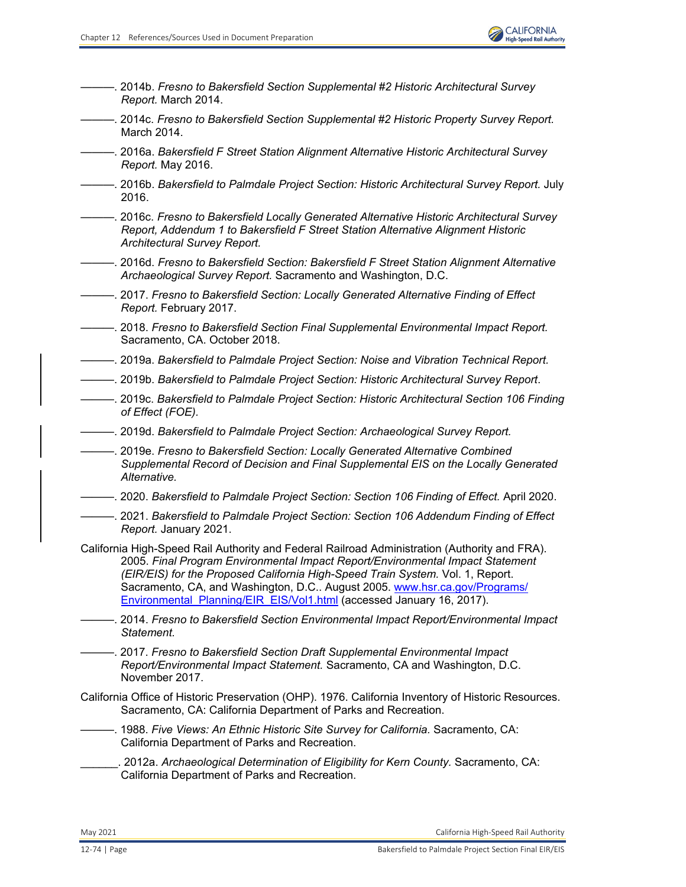———. 2014b. *Fresno to Bakersfield Section Supplemental #2 Historic Architectural Survey Report.* March 2014.

———. 2014c. *Fresno to Bakersfield Section Supplemental #2 Historic Property Survey Report.* March 2014.

———. 2016a. *Bakersfield F Street Station Alignment Alternative Historic Architectural Survey Report.* May 2016.

———. 2016b. *Bakersfield to Palmdale Project Section: Historic Architectural Survey Report.* July 2016.

———. 2016c. *Fresno to Bakersfield Locally Generated Alternative Historic Architectural Survey Report, Addendum 1 to Bakersfield F Street Station Alternative Alignment Historic Architectural Survey Report.*

———. 2016d. *Fresno to Bakersfield Section: Bakersfield F Street Station Alignment Alternative Archaeological Survey Report.* Sacramento and Washington, D.C.

———. 2017. *Fresno to Bakersfield Section: Locally Generated Alternative Finding of Effect Report.* February 2017.

———. 2018. *Fresno to Bakersfield Section Final Supplemental Environmental Impact Report.* Sacramento, CA. October 2018.

———. 2019a. *Bakersfield to Palmdale Project Section: Noise and Vibration Technical Report.*

———. 2019b. *Bakersfield to Palmdale Project Section: Historic Architectural Survey Report*.

———. 2019c. *Bakersfield to Palmdale Project Section: Historic Architectural Section 106 Finding of Effect (FOE).*

———. 2019d. *Bakersfield to Palmdale Project Section: Archaeological Survey Report.*

———. 2019e. *Fresno to Bakersfield Section: Locally Generated Alternative Combined Supplemental Record of Decision and Final Supplemental EIS on the Locally Generated Alternative.*

———. 2020. *Bakersfield to Palmdale Project Section: Section 106 Finding of Effect.* April 2020.

———. 2021. *Bakersfield to Palmdale Project Section: Section 106 Addendum Finding of Effect Report.* January 2021.

California High-Speed Rail Authority and Federal Railroad Administration (Authority and FRA). 2005. *Final Program Environmental Impact Report/Environmental Impact Statement (EIR/EIS) for the Proposed California High-Speed Train System.* Vol. 1, Report. Sacramento, CA, and Washington, D.C.. August 2005. www.hsr.ca.gov/Programs/Environmental_Planning/EIR_EIS/Vol1.html (accessed January 16, 2017).

———. 2014. *Fresno to Bakersfield Section Environmental Impact Report/Environmental Impact Statement.*

———. 2017. *Fresno to Bakersfield Section Draft Supplemental Environmental Impact Report/Environmental Impact Statement.* Sacramento, CA and Washington, D.C. November 2017.

California Office of Historic Preservation (OHP). 1976. California Inventory of Historic Resources. Sacramento, CA: California Department of Parks and Recreation.

———. 1988. *Five Views: An Ethnic Historic Site Survey for California.* Sacramento, CA: California Department of Parks and Recreation.

______. 2012a. *Archaeological Determination of Eligibility for Kern County.* Sacramento, CA: California Department of Parks and Recreation.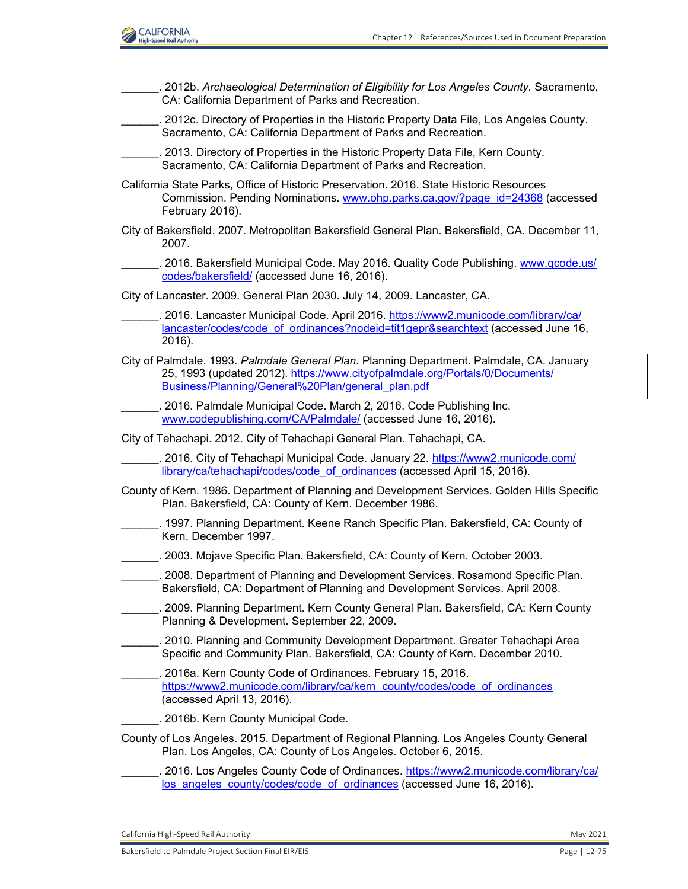______. 2012b. *Archaeological Determination of Eligibility for Los Angeles County*. Sacramento, CA: California Department of Parks and Recreation.

______. 2012c. Directory of Properties in the Historic Property Data File, Los Angeles County. Sacramento, CA: California Department of Parks and Recreation.

______. 2013. Directory of Properties in the Historic Property Data File, Kern County. Sacramento, CA: California Department of Parks and Recreation.

California State Parks, Office of Historic Preservation. 2016. State Historic Resources Commission. Pending Nominations. www.ohp.parks.ca.gov/?page_id=24368 (accessed February 2016).

City of Bakersfield. 2007. Metropolitan Bakersfield General Plan. Bakersfield, CA. December 11, 2007.

______. 2016. Bakersfield Municipal Code. May 2016. Quality Code Publishing. www.qcode.us/codes/bakersfield/ (accessed June 16, 2016).

City of Lancaster. 2009. General Plan 2030. July 14, 2009. Lancaster, CA.

______. 2016. Lancaster Municipal Code. April 2016. https://www2.municode.com/library/ca/lancaster/codes/code_of_ordinances?nodeid=tit1gepr&searchtext (accessed June 16, 2016).

City of Palmdale. 1993. *Palmdale General Plan*. Planning Department. Palmdale, CA. January 25, 1993 (updated 2012). https://www.cityofpalmdale.org/Portals/0/Documents/Business/Planning/General%20Plan/general_plan.pdf

______. 2016. Palmdale Municipal Code. March 2, 2016. Code Publishing Inc. www.codepublishing.com/CA/Palmdale/ (accessed June 16, 2016).

City of Tehachapi. 2012. City of Tehachapi General Plan. Tehachapi, CA.

______. 2016. City of Tehachapi Municipal Code. January 22. https://www2.municode.com/library/ca/tehachapi/codes/code_of_ordinances (accessed April 15, 2016).

County of Kern. 1986. Department of Planning and Development Services. Golden Hills Specific Plan. Bakersfield, CA: County of Kern. December 1986.

______. 1997. Planning Department. Keene Ranch Specific Plan. Bakersfield, CA: County of Kern. December 1997.

______. 2003. Mojave Specific Plan. Bakersfield, CA: County of Kern. October 2003.

______. 2008. Department of Planning and Development Services. Rosamond Specific Plan. Bakersfield, CA: Department of Planning and Development Services. April 2008.

______. 2009. Planning Department. Kern County General Plan. Bakersfield, CA: Kern County Planning & Development. September 22, 2009.

______. 2010. Planning and Community Development Department. Greater Tehachapi Area Specific and Community Plan. Bakersfield, CA: County of Kern. December 2010.

______. 2016a. Kern County Code of Ordinances. February 15, 2016. https://www2.municode.com/library/ca/kern_county/codes/code_of_ordinances (accessed April 13, 2016).

______. 2016b. Kern County Municipal Code.

County of Los Angeles. 2015. Department of Regional Planning. Los Angeles County General Plan. Los Angeles, CA: County of Los Angeles. October 6, 2015.

______. 2016. Los Angeles County Code of Ordinances. https://www2.municode.com/library/ca/los_angeles_county/codes/code_of_ordinances (accessed June 16, 2016).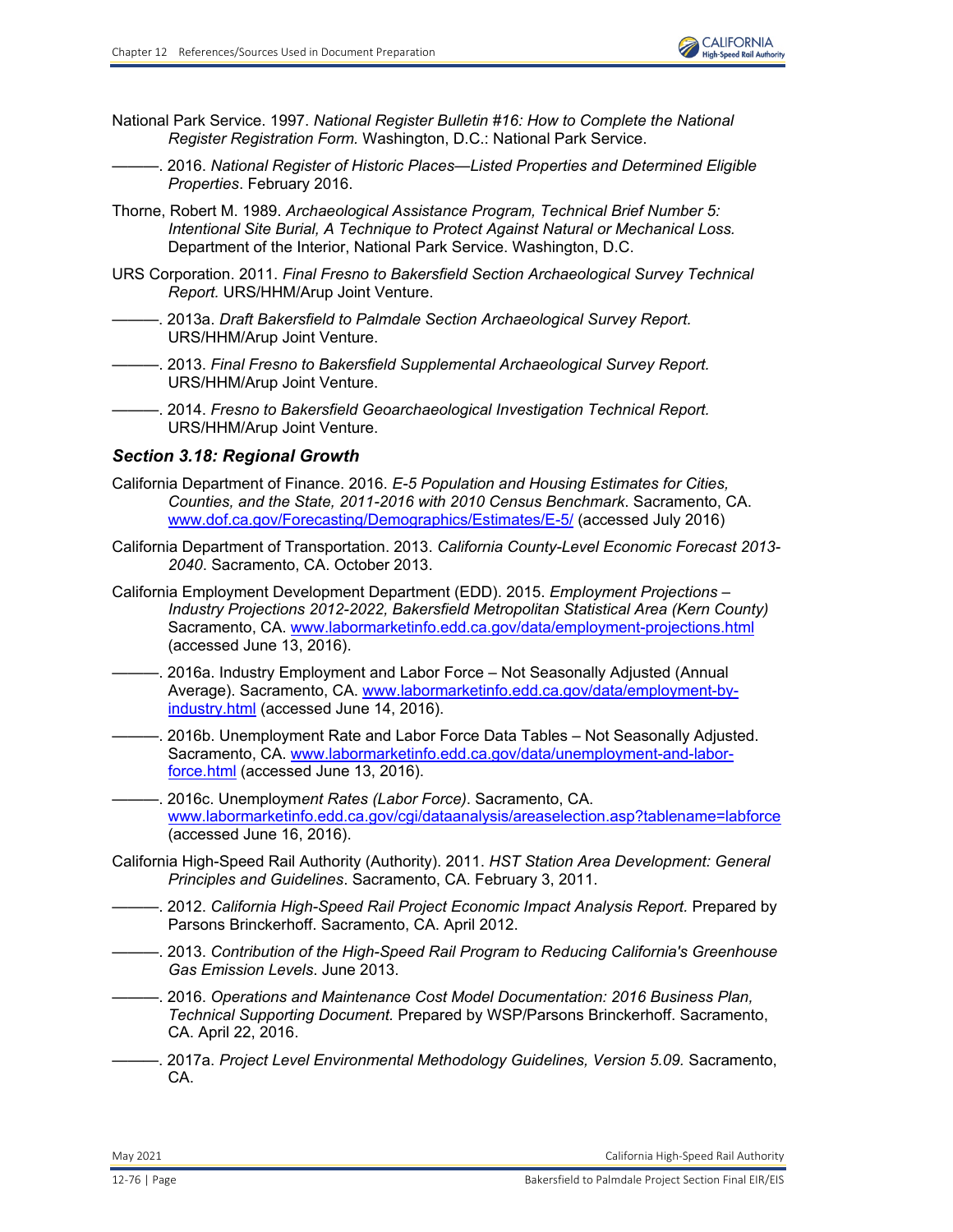National Park Service. 1997. *National Register Bulletin #16: How to Complete the National Register Registration Form.* Washington, D.C.: National Park Service.

———. 2016. *National Register of Historic Places—Listed Properties and Determined Eligible Properties*. February 2016.

Thorne, Robert M. 1989. *Archaeological Assistance Program, Technical Brief Number 5: Intentional Site Burial, A Technique to Protect Against Natural or Mechanical Loss.* Department of the Interior, National Park Service. Washington, D.C.

URS Corporation. 2011. *Final Fresno to Bakersfield Section Archaeological Survey Technical Report.* URS/HHM/Arup Joint Venture.

———. 2013a. *Draft Bakersfield to Palmdale Section Archaeological Survey Report.* URS/HHM/Arup Joint Venture.

———. 2013. *Final Fresno to Bakersfield Supplemental Archaeological Survey Report.* URS/HHM/Arup Joint Venture.

———. 2014. *Fresno to Bakersfield Geoarchaeological Investigation Technical Report.* URS/HHM/Arup Joint Venture.

### *Section 3.18: Regional Growth*

California Department of Finance. 2016. *E-5 Population and Housing Estimates for Cities, Counties, and the State, 2011-2016 with 2010 Census Benchmark*. Sacramento, CA. www.dof.ca.gov/Forecasting/Demographics/Estimates/E-5/ (accessed July 2016)

California Department of Transportation. 2013. *California County-Level Economic Forecast 2013-2040*. Sacramento, CA. October 2013.

California Employment Development Department (EDD). 2015. *Employment Projections – Industry Projections 2012-2022, Bakersfield Metropolitan Statistical Area (Kern County)* Sacramento, CA. www.labormarketinfo.edd.ca.gov/data/employment-projections.html (accessed June 13, 2016).

———. 2016a. Industry Employment and Labor Force – Not Seasonally Adjusted (Annual Average). Sacramento, CA. www.labormarketinfo.edd.ca.gov/data/employment-by-industry.html (accessed June 14, 2016).

———. 2016b. Unemployment Rate and Labor Force Data Tables – Not Seasonally Adjusted. Sacramento, CA. www.labormarketinfo.edd.ca.gov/data/unemployment-and-labor-force.html (accessed June 13, 2016).

———. 2016c. Unemploym*ent Rates (Labor Force)*. Sacramento, CA. www.labormarketinfo.edd.ca.gov/cgi/dataanalysis/areaselection.asp?tablename=labforce (accessed June 16, 2016).

California High-Speed Rail Authority (Authority). 2011. *HST Station Area Development: General Principles and Guidelines*. Sacramento, CA. February 3, 2011.

———. 2012. *California High-Speed Rail Project Economic Impact Analysis Report*. Prepared by Parsons Brinckerhoff. Sacramento, CA. April 2012.

———. 2013. *Contribution of the High-Speed Rail Program to Reducing California's Greenhouse Gas Emission Levels*. June 2013.

———. 2016. *Operations and Maintenance Cost Model Documentation: 2016 Business Plan, Technical Supporting Document.* Prepared by WSP/Parsons Brinckerhoff. Sacramento, CA. April 22, 2016.

———. 2017a. *Project Level Environmental Methodology Guidelines, Version 5.09.* Sacramento, CA.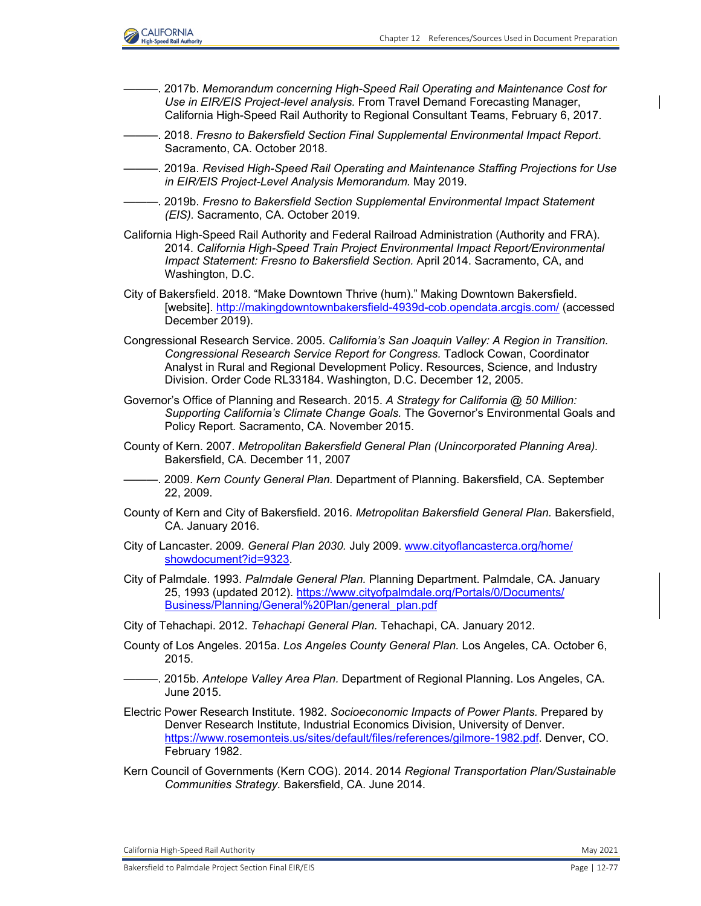———. 2017b. *Memorandum concerning High-Speed Rail Operating and Maintenance Cost for Use in EIR/EIS Project-level analysis.* From Travel Demand Forecasting Manager, California High-Speed Rail Authority to Regional Consultant Teams, February 6, 2017.

———. 2018. *Fresno to Bakersfield Section Final Supplemental Environmental Impact Report*. Sacramento, CA. October 2018.

———. 2019a. *Revised High-Speed Rail Operating and Maintenance Staffing Projections for Use in EIR/EIS Project-Level Analysis Memorandum.* May 2019.

———. 2019b. *Fresno to Bakersfield Section Supplemental Environmental Impact Statement (EIS).* Sacramento, CA. October 2019.

California High-Speed Rail Authority and Federal Railroad Administration (Authority and FRA). 2014. *California High-Speed Train Project Environmental Impact Report/Environmental Impact Statement: Fresno to Bakersfield Section.* April 2014. Sacramento, CA, and Washington, D.C.

City of Bakersfield. 2018. “Make Downtown Thrive (hum).” Making Downtown Bakersfield. [website]. http://makingdowntownbakersfield-4939d-cob.opendata.arcgis.com/ (accessed December 2019).

Congressional Research Service. 2005. *California’s San Joaquin Valley: A Region in Transition. Congressional Research Service Report for Congress.* Tadlock Cowan, Coordinator Analyst in Rural and Regional Development Policy. Resources, Science, and Industry Division. Order Code RL33184. Washington, D.C. December 12, 2005.

Governor’s Office of Planning and Research. 2015. *A Strategy for California @ 50 Million: Supporting California’s Climate Change Goals.* The Governor’s Environmental Goals and Policy Report. Sacramento, CA. November 2015.

County of Kern. 2007. *Metropolitan Bakersfield General Plan (Unincorporated Planning Area).* Bakersfield, CA. December 11, 2007

———. 2009. *Kern County General Plan.* Department of Planning. Bakersfield, CA. September 22, 2009.

County of Kern and City of Bakersfield. 2016. *Metropolitan Bakersfield General Plan.* Bakersfield, CA. January 2016.

City of Lancaster. 2009. *General Plan 2030.* July 2009. www.cityoflancasterca.org/home/showdocument?id=9323.

City of Palmdale. 1993. *Palmdale General Plan.* Planning Department. Palmdale, CA. January 25, 1993 (updated 2012). https://www.cityofpalmdale.org/Portals/0/Documents/Business/Planning/General%20Plan/general_plan.pdf

City of Tehachapi. 2012. *Tehachapi General Plan.* Tehachapi, CA. January 2012.

County of Los Angeles. 2015a. *Los Angeles County General Plan.* Los Angeles, CA. October 6, 2015.

———. 2015b. *Antelope Valley Area Plan.* Department of Regional Planning. Los Angeles, CA. June 2015.

Electric Power Research Institute. 1982. *Socioeconomic Impacts of Power Plants.* Prepared by Denver Research Institute, Industrial Economics Division, University of Denver. https://www.rosemonteis.us/sites/default/files/references/gilmore-1982.pdf. Denver, CO. February 1982.

Kern Council of Governments (Kern COG). 2014. 2014 *Regional Transportation Plan/Sustainable Communities Strategy.* Bakersfield, CA. June 2014.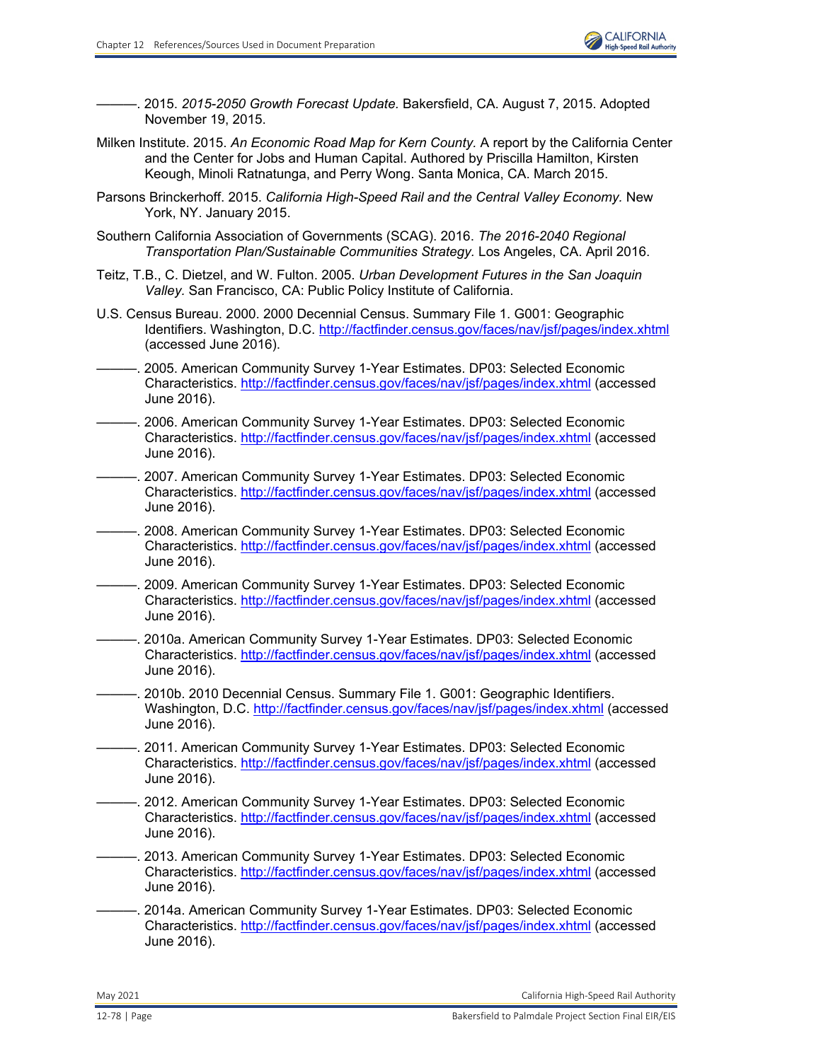———. 2015. *2015-2050 Growth Forecast Update.* Bakersfield, CA. August 7, 2015. Adopted November 19, 2015.

Milken Institute. 2015. *An Economic Road Map for Kern County.* A report by the California Center and the Center for Jobs and Human Capital. Authored by Priscilla Hamilton, Kirsten Keough, Minoli Ratnatunga, and Perry Wong. Santa Monica, CA. March 2015.

Parsons Brinckerhoff. 2015. *California High-Speed Rail and the Central Valley Economy.* New York, NY. January 2015.

Southern California Association of Governments (SCAG). 2016. *The 2016-2040 Regional Transportation Plan/Sustainable Communities Strategy.* Los Angeles, CA. April 2016.

Teitz, T.B., C. Dietzel, and W. Fulton. 2005. *Urban Development Futures in the San Joaquin Valley.* San Francisco, CA: Public Policy Institute of California.

U.S. Census Bureau. 2000. 2000 Decennial Census. Summary File 1. G001: Geographic Identifiers. Washington, D.C. http://factfinder.census.gov/faces/nav/jsf/pages/index.xhtml (accessed June 2016).

———. 2005. American Community Survey 1-Year Estimates. DP03: Selected Economic Characteristics. http://factfinder.census.gov/faces/nav/jsf/pages/index.xhtml (accessed June 2016).

———. 2006. American Community Survey 1-Year Estimates. DP03: Selected Economic Characteristics. http://factfinder.census.gov/faces/nav/jsf/pages/index.xhtml (accessed June 2016).

———. 2007. American Community Survey 1-Year Estimates. DP03: Selected Economic Characteristics. http://factfinder.census.gov/faces/nav/jsf/pages/index.xhtml (accessed June 2016).

———. 2008. American Community Survey 1-Year Estimates. DP03: Selected Economic Characteristics. http://factfinder.census.gov/faces/nav/jsf/pages/index.xhtml (accessed June 2016).

———. 2009. American Community Survey 1-Year Estimates. DP03: Selected Economic Characteristics. http://factfinder.census.gov/faces/nav/jsf/pages/index.xhtml (accessed June 2016).

———. 2010a. American Community Survey 1-Year Estimates. DP03: Selected Economic Characteristics. http://factfinder.census.gov/faces/nav/jsf/pages/index.xhtml (accessed June 2016).

———. 2010b. 2010 Decennial Census. Summary File 1. G001: Geographic Identifiers. Washington, D.C. http://factfinder.census.gov/faces/nav/jsf/pages/index.xhtml (accessed June 2016).

———. 2011. American Community Survey 1-Year Estimates. DP03: Selected Economic Characteristics. http://factfinder.census.gov/faces/nav/jsf/pages/index.xhtml (accessed June 2016).

———. 2012. American Community Survey 1-Year Estimates. DP03: Selected Economic Characteristics. http://factfinder.census.gov/faces/nav/jsf/pages/index.xhtml (accessed June 2016).

———. 2013. American Community Survey 1-Year Estimates. DP03: Selected Economic Characteristics. http://factfinder.census.gov/faces/nav/jsf/pages/index.xhtml (accessed June 2016).

———. 2014a. American Community Survey 1-Year Estimates. DP03: Selected Economic Characteristics. http://factfinder.census.gov/faces/nav/jsf/pages/index.xhtml (accessed June 2016).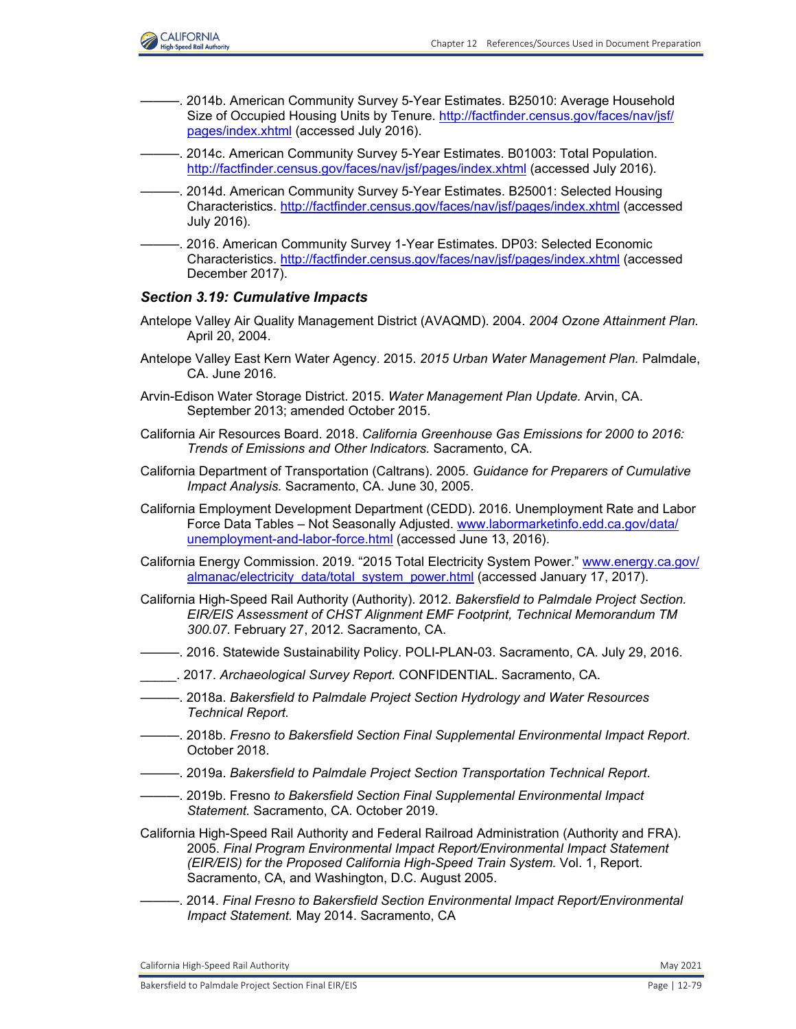———. 2014b. American Community Survey 5-Year Estimates. B25010: Average Household Size of Occupied Housing Units by Tenure. http://factfinder.census.gov/faces/nav/jsf/pages/index.xhtml (accessed July 2016).

———. 2014c. American Community Survey 5-Year Estimates. B01003: Total Population. http://factfinder.census.gov/faces/nav/jsf/pages/index.xhtml (accessed July 2016).

———. 2014d. American Community Survey 5-Year Estimates. B25001: Selected Housing Characteristics. http://factfinder.census.gov/faces/nav/jsf/pages/index.xhtml (accessed July 2016).

———. 2016. American Community Survey 1-Year Estimates. DP03: Selected Economic Characteristics. http://factfinder.census.gov/faces/nav/jsf/pages/index.xhtml (accessed December 2017).

### *Section 3.19: Cumulative Impacts*

Antelope Valley Air Quality Management District (AVAQMD). 2004. *2004 Ozone Attainment Plan.* April 20, 2004.

Antelope Valley East Kern Water Agency. 2015. *2015 Urban Water Management Plan.* Palmdale, CA. June 2016.

Arvin-Edison Water Storage District. 2015. *Water Management Plan Update.* Arvin, CA. September 2013; amended October 2015.

California Air Resources Board. 2018. *California Greenhouse Gas Emissions for 2000 to 2016: Trends of Emissions and Other Indicators.* Sacramento, CA.

California Department of Transportation (Caltrans). 2005. *Guidance for Preparers of Cumulative Impact Analysis.* Sacramento, CA. June 30, 2005.

California Employment Development Department (CEDD). 2016. Unemployment Rate and Labor Force Data Tables – Not Seasonally Adjusted. www.labormarketinfo.edd.ca.gov/data/unemployment-and-labor-force.html (accessed June 13, 2016).

California Energy Commission. 2019. "2015 Total Electricity System Power." www.energy.ca.gov/almanac/electricity_data/total_system_power.html (accessed January 17, 2017).

California High-Speed Rail Authority (Authority). 2012. *Bakersfield to Palmdale Project Section. EIR/EIS Assessment of CHST Alignment EMF Footprint, Technical Memorandum TM 300.07.* February 27, 2012. Sacramento, CA.

———. 2016. Statewide Sustainability Policy. POLI-PLAN-03. Sacramento, CA. July 29, 2016.

_____. 2017. *Archaeological Survey Report.* CONFIDENTIAL. Sacramento, CA.

———. 2018a. *Bakersfield to Palmdale Project Section Hydrology and Water Resources Technical Report.*

———. 2018b. *Fresno to Bakersfield Section Final Supplemental Environmental Impact Report*. October 2018.

———. 2019a. *Bakersfield to Palmdale Project Section Transportation Technical Report*.

———. 2019b. Fresno *to Bakersfield Section Final Supplemental Environmental Impact Statement.* Sacramento, CA. October 2019.

California High-Speed Rail Authority and Federal Railroad Administration (Authority and FRA). 2005. *Final Program Environmental Impact Report/Environmental Impact Statement (EIR/EIS) for the Proposed California High-Speed Train System.* Vol. 1, Report. Sacramento, CA, and Washington, D.C. August 2005.

———. 2014. *Final Fresno to Bakersfield Section Environmental Impact Report/Environmental Impact Statement.* May 2014. Sacramento, CA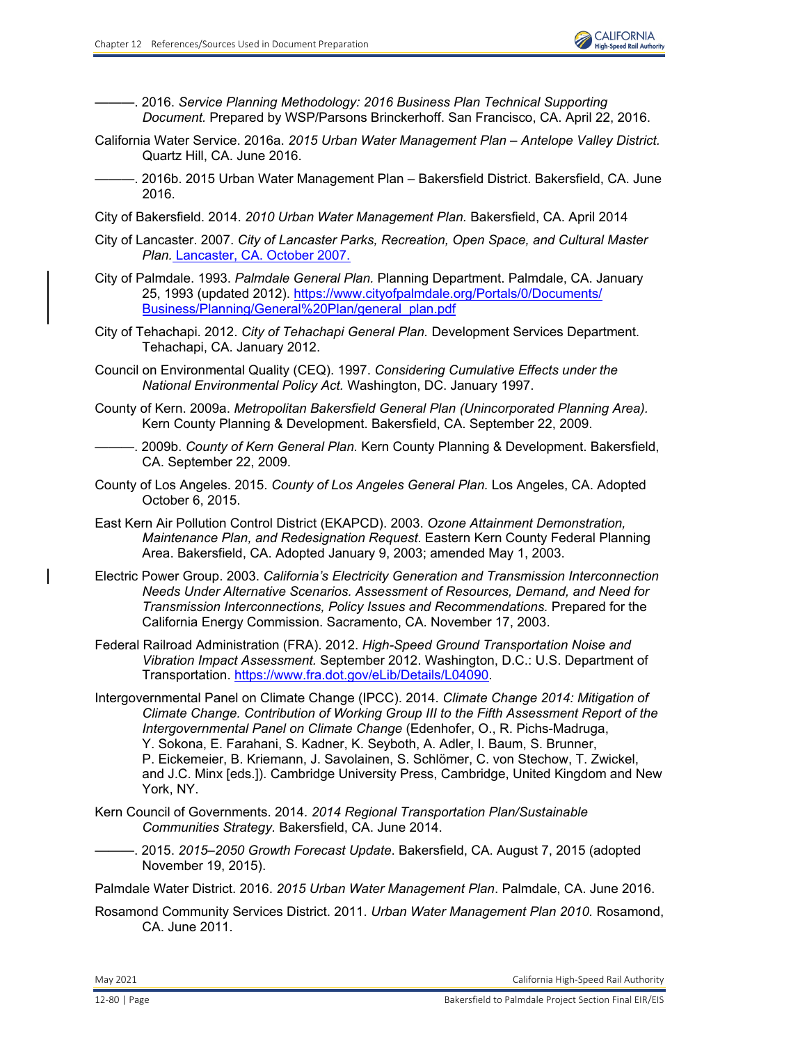———. 2016. *Service Planning Methodology: 2016 Business Plan Technical Supporting Document.* Prepared by WSP/Parsons Brinckerhoff. San Francisco, CA. April 22, 2016.

California Water Service. 2016a. *2015 Urban Water Management Plan – Antelope Valley District.* Quartz Hill, CA. June 2016.

———. 2016b. 2015 Urban Water Management Plan – Bakersfield District. Bakersfield, CA. June 2016.

City of Bakersfield. 2014. *2010 Urban Water Management Plan.* Bakersfield, CA. April 2014

City of Lancaster. 2007. *City of Lancaster Parks, Recreation, Open Space, and Cultural Master Plan.* Lancaster, CA. October 2007.

City of Palmdale. 1993. *Palmdale General Plan.* Planning Department. Palmdale, CA. January 25, 1993 (updated 2012). https://www.cityofpalmdale.org/Portals/0/Documents/Business/Planning/General%20Plan/general_plan.pdf

City of Tehachapi. 2012. *City of Tehachapi General Plan.* Development Services Department. Tehachapi, CA. January 2012.

Council on Environmental Quality (CEQ). 1997. *Considering Cumulative Effects under the National Environmental Policy Act.* Washington, DC. January 1997.

County of Kern. 2009a. *Metropolitan Bakersfield General Plan (Unincorporated Planning Area).* Kern County Planning & Development. Bakersfield, CA. September 22, 2009.

———. 2009b. *County of Kern General Plan.* Kern County Planning & Development. Bakersfield, CA. September 22, 2009.

County of Los Angeles. 2015. *County of Los Angeles General Plan.* Los Angeles, CA. Adopted October 6, 2015.

East Kern Air Pollution Control District (EKAPCD). 2003. *Ozone Attainment Demonstration, Maintenance Plan, and Redesignation Request*. Eastern Kern County Federal Planning Area. Bakersfield, CA. Adopted January 9, 2003; amended May 1, 2003.

Electric Power Group. 2003. *California's Electricity Generation and Transmission Interconnection Needs Under Alternative Scenarios. Assessment of Resources, Demand, and Need for Transmission Interconnections, Policy Issues and Recommendations.* Prepared for the California Energy Commission. Sacramento, CA. November 17, 2003.

Federal Railroad Administration (FRA). 2012. *High-Speed Ground Transportation Noise and Vibration Impact Assessment.* September 2012. Washington, D.C.: U.S. Department of Transportation. https://www.fra.dot.gov/eLib/Details/L04090.

Intergovernmental Panel on Climate Change (IPCC). 2014. *Climate Change 2014: Mitigation of Climate Change. Contribution of Working Group III to the Fifth Assessment Report of the Intergovernmental Panel on Climate Change* (Edenhofer, O., R. Pichs-Madruga, Y. Sokona, E. Farahani, S. Kadner, K. Seyboth, A. Adler, I. Baum, S. Brunner, P. Eickemeier, B. Kriemann, J. Savolainen, S. Schlömer, C. von Stechow, T. Zwickel, and J.C. Minx [eds.]). Cambridge University Press, Cambridge, United Kingdom and New York, NY.

Kern Council of Governments. 2014. *2014 Regional Transportation Plan/Sustainable Communities Strategy*. Bakersfield, CA. June 2014.

———. 2015. *2015–2050 Growth Forecast Update*. Bakersfield, CA. August 7, 2015 (adopted November 19, 2015).

Palmdale Water District. 2016. *2015 Urban Water Management Plan*. Palmdale, CA. June 2016.

Rosamond Community Services District. 2011. *Urban Water Management Plan 2010.* Rosamond, CA. June 2011.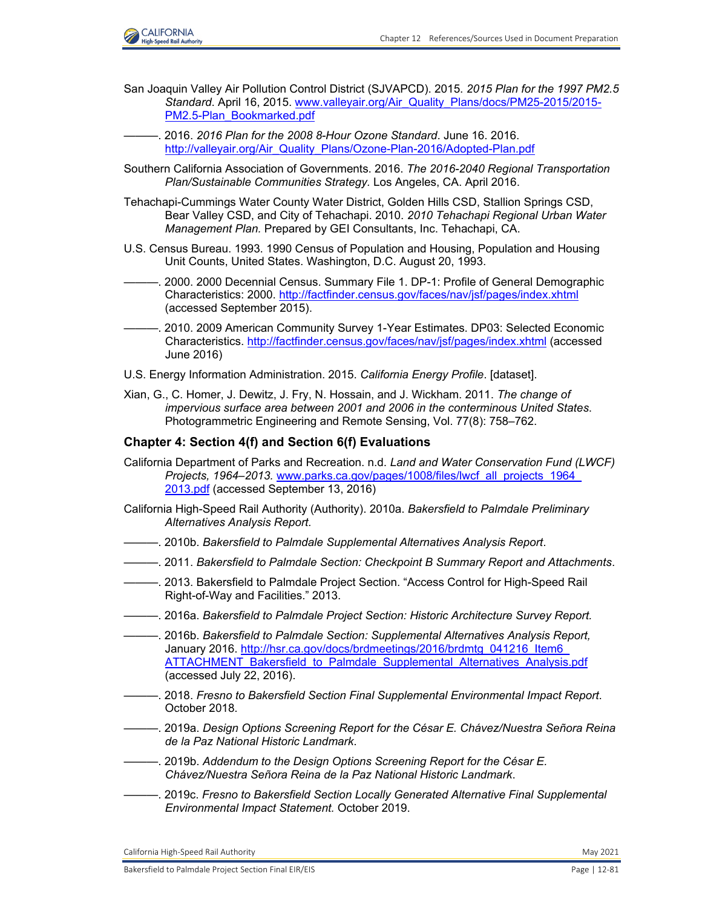San Joaquin Valley Air Pollution Control District (SJVAPCD). 2015. *2015 Plan for the 1997 PM2.5 Standard*. April 16, 2015. www.valleyair.org/Air_Quality_Plans/docs/PM25-2015/2015-PM2.5-Plan_Bookmarked.pdf

———. 2016. *2016 Plan for the 2008 8-Hour Ozone Standard*. June 16. 2016. http://valleyair.org/Air_Quality_Plans/Ozone-Plan-2016/Adopted-Plan.pdf

Southern California Association of Governments. 2016. *The 2016-2040 Regional Transportation Plan/Sustainable Communities Strategy.* Los Angeles, CA. April 2016.

Tehachapi-Cummings Water County Water District, Golden Hills CSD, Stallion Springs CSD, Bear Valley CSD, and City of Tehachapi. 2010. *2010 Tehachapi Regional Urban Water Management Plan.* Prepared by GEI Consultants, Inc. Tehachapi, CA.

U.S. Census Bureau. 1993. 1990 Census of Population and Housing, Population and Housing Unit Counts, United States. Washington, D.C. August 20, 1993.

———. 2000. 2000 Decennial Census. Summary File 1. DP-1: Profile of General Demographic Characteristics: 2000. http://factfinder.census.gov/faces/nav/jsf/pages/index.xhtml (accessed September 2015).

———. 2010. 2009 American Community Survey 1-Year Estimates. DP03: Selected Economic Characteristics. http://factfinder.census.gov/faces/nav/jsf/pages/index.xhtml (accessed June 2016)

U.S. Energy Information Administration. 2015. *California Energy Profile*. [dataset].

Xian, G., C. Homer, J. Dewitz, J. Fry, N. Hossain, and J. Wickham. 2011. *The change of impervious surface area between 2001 and 2006 in the conterminous United States*. Photogrammetric Engineering and Remote Sensing, Vol. 77(8): 758–762.

### Chapter 4: Section 4(f) and Section 6(f) Evaluations

California Department of Parks and Recreation. n.d. *Land and Water Conservation Fund (LWCF) Projects, 1964–2013.* www.parks.ca.gov/pages/1008/files/lwcf_all_projects_1964_2013.pdf (accessed September 13, 2016)

California High-Speed Rail Authority (Authority). 2010a. *Bakersfield to Palmdale Preliminary Alternatives Analysis Report*.

———. 2010b. *Bakersfield to Palmdale Supplemental Alternatives Analysis Report*.

———. 2011. *Bakersfield to Palmdale Section: Checkpoint B Summary Report and Attachments*.

———. 2013. Bakersfield to Palmdale Project Section. "Access Control for High-Speed Rail Right-of-Way and Facilities." 2013.

———. 2016a. *Bakersfield to Palmdale Project Section: Historic Architecture Survey Report.*

———. 2016b. *Bakersfield to Palmdale Section: Supplemental Alternatives Analysis Report,* January 2016. http://hsr.ca.gov/docs/brdmeetings/2016/brdmtg_041216_Item6_ATTACHMENT_Bakersfield_to_Palmdale_Supplemental_Alternatives_Analysis.pdf (accessed July 22, 2016).

———. 2018. *Fresno to Bakersfield Section Final Supplemental Environmental Impact Report*. October 2018.

———. 2019a. *Design Options Screening Report for the César E. Chávez/Nuestra Señora Reina de la Paz National Historic Landmark*.

———. 2019b. *Addendum to the Design Options Screening Report for the César E. Chávez/Nuestra Señora Reina de la Paz National Historic Landmark*.

———. 2019c. *Fresno to Bakersfield Section Locally Generated Alternative Final Supplemental Environmental Impact Statement.* October 2019.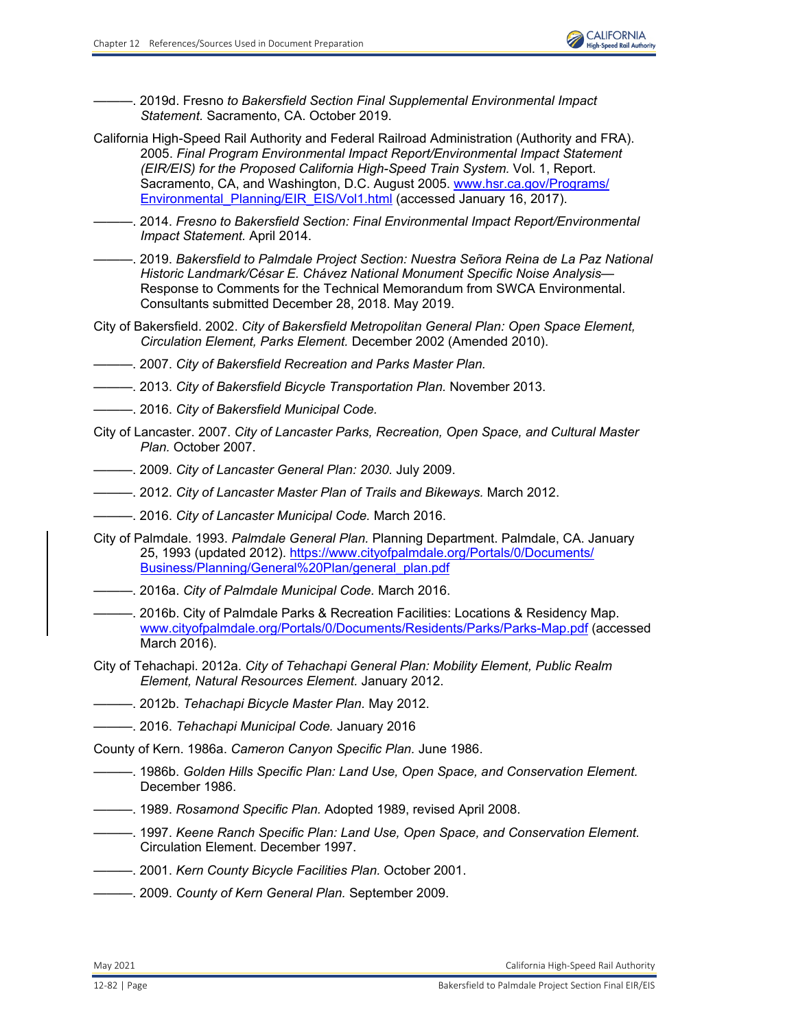———. 2019d. Fresno *to Bakersfield Section Final Supplemental Environmental Impact Statement.* Sacramento, CA. October 2019.

California High-Speed Rail Authority and Federal Railroad Administration (Authority and FRA). 2005. *Final Program Environmental Impact Report/Environmental Impact Statement (EIR/EIS) for the Proposed California High-Speed Train System.* Vol. 1, Report. Sacramento, CA, and Washington, D.C. August 2005. [www.hsr.ca.gov/Programs/Environmental_Planning/EIR_EIS/Vol1.html](www.hsr.ca.gov/Programs/Environmental_Planning/EIR_EIS/Vol1.html) (accessed January 16, 2017).

———. 2014. *Fresno to Bakersfield Section: Final Environmental Impact Report/Environmental Impact Statement.* April 2014.

———. 2019. *Bakersfield to Palmdale Project Section: Nuestra Señora Reina de La Paz National Historic Landmark/César E. Chávez National Monument Specific Noise Analysis*—Response to Comments for the Technical Memorandum from SWCA Environmental. Consultants submitted December 28, 2018. May 2019.

City of Bakersfield. 2002. *City of Bakersfield Metropolitan General Plan: Open Space Element, Circulation Element, Parks Element.* December 2002 (Amended 2010).

———. 2007. *City of Bakersfield Recreation and Parks Master Plan.*

———. 2013. *City of Bakersfield Bicycle Transportation Plan.* November 2013.

———. 2016. *City of Bakersfield Municipal Code.*

City of Lancaster. 2007. *City of Lancaster Parks, Recreation, Open Space, and Cultural Master Plan.* October 2007.

———. 2009. *City of Lancaster General Plan: 2030*. July 2009.

———. 2012. *City of Lancaster Master Plan of Trails and Bikeways.* March 2012.

———. 2016. *City of Lancaster Municipal Code.* March 2016.

City of Palmdale. 1993. *Palmdale General Plan.* Planning Department. Palmdale, CA. January 25, 1993 (updated 2012). [https://www.cityofpalmdale.org/Portals/0/Documents/Business/Planning/General%20Plan/general_plan.pdf](https://www.cityofpalmdale.org/Portals/0/Documents/Business/Planning/General%20Plan/general_plan.pdf)

———. 2016a. *City of Palmdale Municipal Code.* March 2016.

———. 2016b. City of Palmdale Parks & Recreation Facilities: Locations & Residency Map. [www.cityofpalmdale.org/Portals/0/Documents/Residents/Parks/Parks-Map.pdf](www.cityofpalmdale.org/Portals/0/Documents/Residents/Parks/Parks-Map.pdf) (accessed March 2016).

City of Tehachapi. 2012a. *City of Tehachapi General Plan: Mobility Element, Public Realm Element, Natural Resources Element.* January 2012.

———. 2012b. *Tehachapi Bicycle Master Plan.* May 2012.

———. 2016. *Tehachapi Municipal Code.* January 2016

County of Kern. 1986a. *Cameron Canyon Specific Plan.* June 1986.

———. 1986b. *Golden Hills Specific Plan: Land Use, Open Space, and Conservation Element.* December 1986.

———. 1989. *Rosamond Specific Plan.* Adopted 1989, revised April 2008.

———. 1997. *Keene Ranch Specific Plan: Land Use, Open Space, and Conservation Element.* Circulation Element. December 1997.

———. 2001. *Kern County Bicycle Facilities Plan.* October 2001.

———. 2009. *County of Kern General Plan.* September 2009.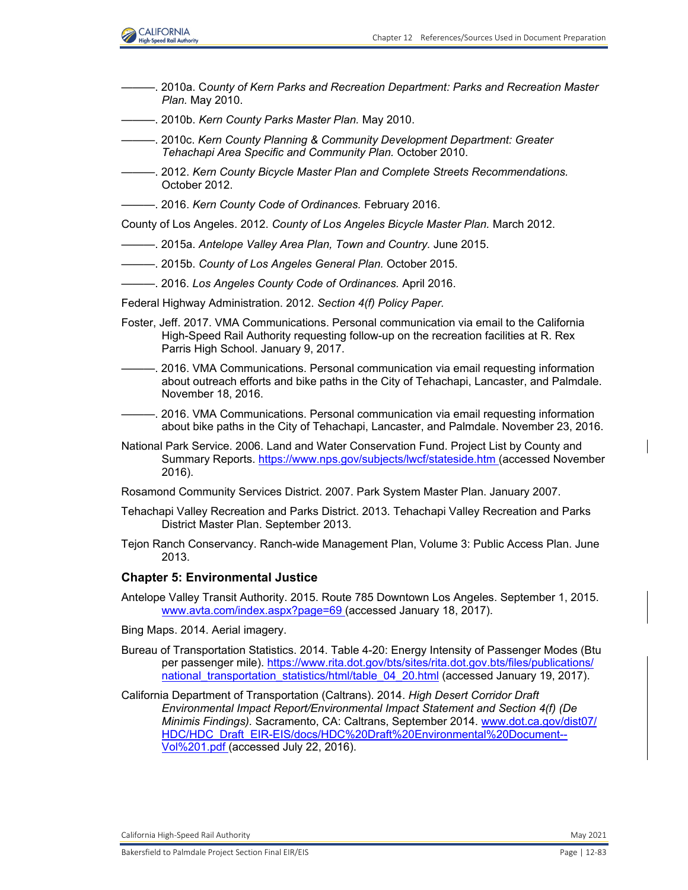———. 2010a. *County of Kern Parks and Recreation Department: Parks and Recreation Master Plan.* May 2010.

———. 2010b. *Kern County Parks Master Plan.* May 2010.

———. 2010c. *Kern County Planning & Community Development Department: Greater Tehachapi Area Specific and Community Plan.* October 2010.

———. 2012. *Kern County Bicycle Master Plan and Complete Streets Recommendations.* October 2012.

———. 2016. *Kern County Code of Ordinances.* February 2016.

County of Los Angeles. 2012. *County of Los Angeles Bicycle Master Plan.* March 2012.

———. 2015a. *Antelope Valley Area Plan, Town and Country.* June 2015.

———. 2015b. *County of Los Angeles General Plan.* October 2015.

———. 2016. *Los Angeles County Code of Ordinances.* April 2016.

Federal Highway Administration. 2012. *Section 4(f) Policy Paper.*

Foster, Jeff. 2017. VMA Communications. Personal communication via email to the California High-Speed Rail Authority requesting follow-up on the recreation facilities at R. Rex Parris High School. January 9, 2017.

———. 2016. VMA Communications. Personal communication via email requesting information about outreach efforts and bike paths in the City of Tehachapi, Lancaster, and Palmdale. November 18, 2016.

———. 2016. VMA Communications. Personal communication via email requesting information about bike paths in the City of Tehachapi, Lancaster, and Palmdale. November 23, 2016.

National Park Service. 2006. Land and Water Conservation Fund. Project List by County and Summary Reports. https://www.nps.gov/subjects/lwcf/stateside.htm (accessed November 2016).

Rosamond Community Services District. 2007. Park System Master Plan. January 2007.

Tehachapi Valley Recreation and Parks District. 2013. Tehachapi Valley Recreation and Parks District Master Plan. September 2013.

Tejon Ranch Conservancy. Ranch-wide Management Plan, Volume 3: Public Access Plan. June 2013.

### Chapter 5: Environmental Justice

Antelope Valley Transit Authority. 2015. Route 785 Downtown Los Angeles. September 1, 2015. www.avta.com/index.aspx?page=69 (accessed January 18, 2017).

Bing Maps. 2014. Aerial imagery.

Bureau of Transportation Statistics. 2014. Table 4-20: Energy Intensity of Passenger Modes (Btu per passenger mile). https://www.rita.dot.gov/bts/sites/rita.dot.gov.bts/files/publications/national_transportation_statistics/html/table_04_20.html (accessed January 19, 2017).

California Department of Transportation (Caltrans). 2014. *High Desert Corridor Draft Environmental Impact Report/Environmental Impact Statement and Section 4(f) (De Minimis Findings).* Sacramento, CA: Caltrans, September 2014. www.dot.ca.gov/dist07/HDC/HDC_Draft_EIR-EIS/docs/HDC%20Draft%20Environmental%20Document--Vol%201.pdf (accessed July 22, 2016).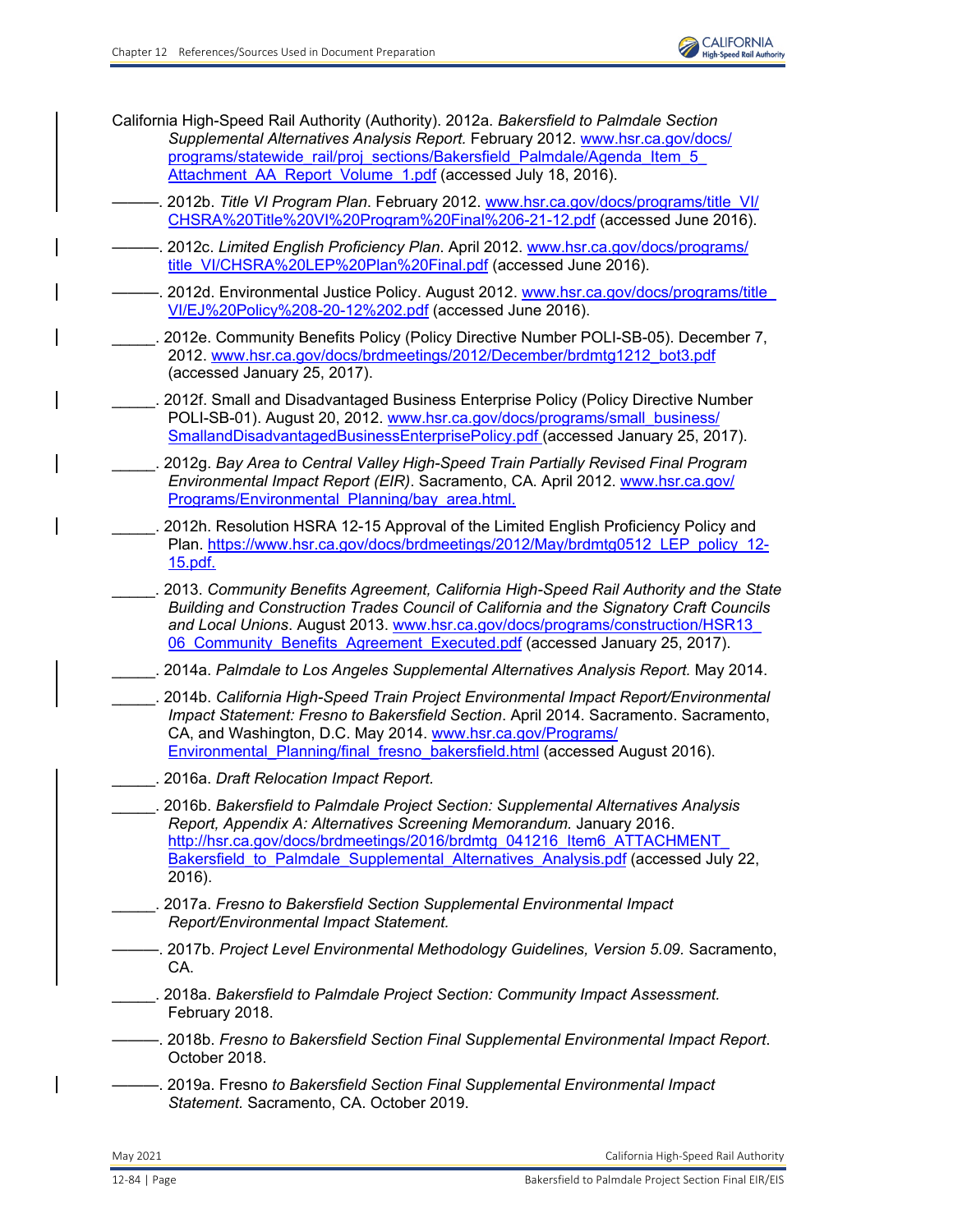California High-Speed Rail Authority (Authority). 2012a. *Bakersfield to Palmdale Section Supplemental Alternatives Analysis Report.* February 2012. www.hsr.ca.gov/docs/programs/statewide_rail/proj_sections/Bakersfield_Palmdale/Agenda_Item_5_Attachment_AA_Report_Volume_1.pdf (accessed July 18, 2016).

———. 2012b. *Title VI Program Plan*. February 2012. www.hsr.ca.gov/docs/programs/title_VI/CHSRA%20Title%20VI%20Program%20Final%206-21-12.pdf (accessed June 2016).

———. 2012c. *Limited English Proficiency Plan*. April 2012. www.hsr.ca.gov/docs/programs/title_VI/CHSRA%20LEP%20Plan%20Final.pdf (accessed June 2016).

———. 2012d. Environmental Justice Policy. August 2012. www.hsr.ca.gov/docs/programs/title_VI/EJ%20Policy%208-20-12%202.pdf (accessed June 2016).

_____. 2012e. Community Benefits Policy (Policy Directive Number POLI-SB-05). December 7, 2012. www.hsr.ca.gov/docs/brdmeetings/2012/December/brdmtg1212_bot3.pdf (accessed January 25, 2017).

_____. 2012f. Small and Disadvantaged Business Enterprise Policy (Policy Directive Number POLI-SB-01). August 20, 2012. www.hsr.ca.gov/docs/programs/small_business/SmallandDisadvantagedBusinessEnterprisePolicy.pdf (accessed January 25, 2017).

_____. 2012g. *Bay Area to Central Valley High-Speed Train Partially Revised Final Program Environmental Impact Report (EIR)*. Sacramento, CA. April 2012. www.hsr.ca.gov/Programs/Environmental_Planning/bay_area.html.

_____. 2012h. Resolution HSRA 12-15 Approval of the Limited English Proficiency Policy and Plan. https://www.hsr.ca.gov/docs/brdmeetings/2012/May/brdmtg0512_LEP_policy_12-15.pdf.

_____. 2013. *Community Benefits Agreement, California High-Speed Rail Authority and the State Building and Construction Trades Council of California and the Signatory Craft Councils and Local Unions*. August 2013. www.hsr.ca.gov/docs/programs/construction/HSR13_06_Community_Benefits_Agreement_Executed.pdf (accessed January 25, 2017).

_____. 2014a. *Palmdale to Los Angeles Supplemental Alternatives Analysis Report.* May 2014.

_____. 2014b. *California High-Speed Train Project Environmental Impact Report/Environmental Impact Statement: Fresno to Bakersfield Section*. April 2014. Sacramento. Sacramento, CA, and Washington, D.C. May 2014. www.hsr.ca.gov/Programs/Environmental_Planning/final_fresno_bakersfield.html (accessed August 2016).

_____. 2016a. *Draft Relocation Impact Report*.

_____. 2016b. *Bakersfield to Palmdale Project Section: Supplemental Alternatives Analysis Report, Appendix A: Alternatives Screening Memorandum.* January 2016. http://hsr.ca.gov/docs/brdmeetings/2016/brdmtg_041216_Item6_ATTACHMENT_Bakersfield_to_Palmdale_Supplemental_Alternatives_Analysis.pdf (accessed July 22, 2016).

_____. 2017a. *Fresno to Bakersfield Section Supplemental Environmental Impact Report/Environmental Impact Statement.*

———. 2017b. *Project Level Environmental Methodology Guidelines, Version 5.09.* Sacramento, CA.

_____. 2018a. *Bakersfield to Palmdale Project Section: Community Impact Assessment.* February 2018.

———. 2018b. *Fresno to Bakersfield Section Final Supplemental Environmental Impact Report*. October 2018.

———. 2019a. Fresno *to Bakersfield Section Final Supplemental Environmental Impact Statement.* Sacramento, CA. October 2019.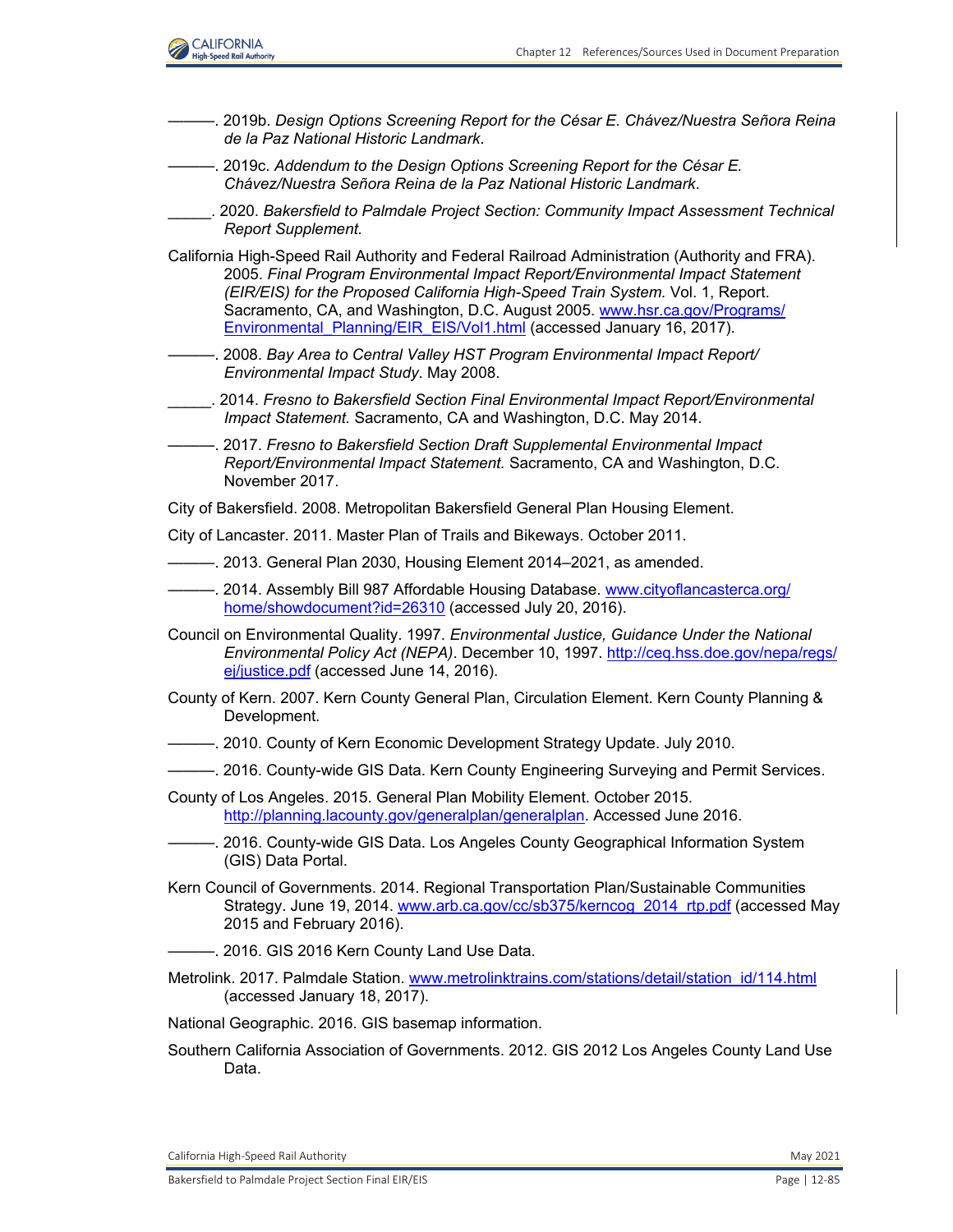———. 2019b. *Design Options Screening Report for the César E. Chávez/Nuestra Señora Reina de la Paz National Historic Landmark*.

———. 2019c. *Addendum to the Design Options Screening Report for the César E. Chávez/Nuestra Señora Reina de la Paz National Historic Landmark*.

_____. 2020. *Bakersfield to Palmdale Project Section: Community Impact Assessment Technical Report Supplement.*

California High-Speed Rail Authority and Federal Railroad Administration (Authority and FRA). 2005. *Final Program Environmental Impact Report/Environmental Impact Statement (EIR/EIS) for the Proposed California High-Speed Train System.* Vol. 1, Report. Sacramento, CA, and Washington, D.C. August 2005. www.hsr.ca.gov/Programs/Environmental_Planning/EIR_EIS/Vol1.html (accessed January 16, 2017).

———. 2008. *Bay Area to Central Valley HST Program Environmental Impact Report/ Environmental Impact Study*. May 2008.

_____. 2014. *Fresno to Bakersfield Section Final Environmental Impact Report/Environmental Impact Statement.* Sacramento, CA and Washington, D.C. May 2014.

———. 2017. *Fresno to Bakersfield Section Draft Supplemental Environmental Impact Report/Environmental Impact Statement.* Sacramento, CA and Washington, D.C. November 2017.

City of Bakersfield. 2008. Metropolitan Bakersfield General Plan Housing Element.

City of Lancaster. 2011. Master Plan of Trails and Bikeways. October 2011.

———. 2013. General Plan 2030, Housing Element 2014–2021, as amended.

———. 2014. Assembly Bill 987 Affordable Housing Database. www.cityoflancasterca.org/home/showdocument?id=26310 (accessed July 20, 2016).

Council on Environmental Quality. 1997. *Environmental Justice, Guidance Under the National Environmental Policy Act (NEPA)*. December 10, 1997. http://ceq.hss.doe.gov/nepa/regs/ej/justice.pdf (accessed June 14, 2016).

County of Kern. 2007. Kern County General Plan, Circulation Element. Kern County Planning & Development.

———. 2010. County of Kern Economic Development Strategy Update. July 2010.

———. 2016. County-wide GIS Data. Kern County Engineering Surveying and Permit Services.

County of Los Angeles. 2015. General Plan Mobility Element. October 2015. http://planning.lacounty.gov/generalplan/generalplan. Accessed June 2016.

———. 2016. County-wide GIS Data. Los Angeles County Geographical Information System (GIS) Data Portal.

Kern Council of Governments. 2014. Regional Transportation Plan/Sustainable Communities Strategy. June 19, 2014. www.arb.ca.gov/cc/sb375/kerncog_2014_rtp.pdf (accessed May 2015 and February 2016).

———. 2016. GIS 2016 Kern County Land Use Data.

Metrolink. 2017. Palmdale Station. www.metrolinktrains.com/stations/detail/station_id/114.html (accessed January 18, 2017).

National Geographic. 2016. GIS basemap information.

Southern California Association of Governments. 2012. GIS 2012 Los Angeles County Land Use Data.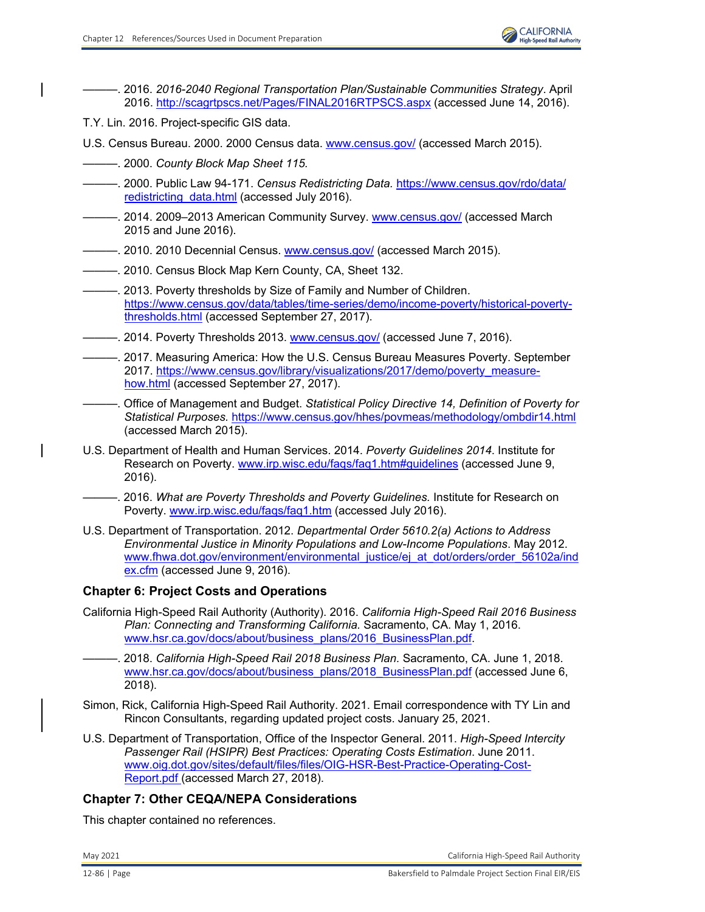———. 2016. *2016-2040 Regional Transportation Plan/Sustainable Communities Strategy*. April 2016. http://scagrtpscs.net/Pages/FINAL2016RTPSCS.aspx (accessed June 14, 2016).

T.Y. Lin. 2016. Project-specific GIS data.

U.S. Census Bureau. 2000. 2000 Census data. www.census.gov/ (accessed March 2015).

———. 2000. *County Block Map Sheet 115.*

———. 2000. Public Law 94-171. *Census Redistricting Data.* https://www.census.gov/rdo/data/redistricting_data.html (accessed July 2016).

———. 2014. 2009–2013 American Community Survey. www.census.gov/ (accessed March 2015 and June 2016).

———. 2010. 2010 Decennial Census. www.census.gov/ (accessed March 2015).

———. 2010. Census Block Map Kern County, CA, Sheet 132.

———. 2013. Poverty thresholds by Size of Family and Number of Children. https://www.census.gov/data/tables/time-series/demo/income-poverty/historical-poverty-thresholds.html (accessed September 27, 2017).

———. 2014. Poverty Thresholds 2013. www.census.gov/ (accessed June 7, 2016).

———. 2017. Measuring America: How the U.S. Census Bureau Measures Poverty. September 2017. https://www.census.gov/library/visualizations/2017/demo/poverty_measure-how.html (accessed September 27, 2017).

———. Office of Management and Budget. *Statistical Policy Directive 14, Definition of Poverty for Statistical Purposes.* https://www.census.gov/hhes/povmeas/methodology/ombdir14.html (accessed March 2015).

U.S. Department of Health and Human Services. 2014. *Poverty Guidelines 2014*. Institute for Research on Poverty. www.irp.wisc.edu/faqs/faq1.htm#guidelines (accessed June 9, 2016).

———. 2016. *What are Poverty Thresholds and Poverty Guidelines.* Institute for Research on Poverty. www.irp.wisc.edu/faqs/faq1.htm (accessed July 2016).

U.S. Department of Transportation. 2012. *Departmental Order 5610.2(a) Actions to Address Environmental Justice in Minority Populations and Low-Income Populations*. May 2012. www.fhwa.dot.gov/environment/environmental_justice/ej_at_dot/orders/order_56102a/index.cfm (accessed June 9, 2016).

### Chapter 6: Project Costs and Operations

California High-Speed Rail Authority (Authority). 2016. *California High-Speed Rail 2016 Business Plan: Connecting and Transforming California.* Sacramento, CA. May 1, 2016. www.hsr.ca.gov/docs/about/business_plans/2016_BusinessPlan.pdf.

———. 2018. *California High-Speed Rail 2018 Business Plan.* Sacramento, CA. June 1, 2018. www.hsr.ca.gov/docs/about/business_plans/2018_BusinessPlan.pdf (accessed June 6, 2018).

Simon, Rick, California High-Speed Rail Authority. 2021. Email correspondence with TY Lin and Rincon Consultants, regarding updated project costs. January 25, 2021.

U.S. Department of Transportation, Office of the Inspector General. 2011. *High-Speed Intercity Passenger Rail (HSIPR) Best Practices: Operating Costs Estimation*. June 2011. www.oig.dot.gov/sites/default/files/files/OIG-HSR-Best-Practice-Operating-Cost-Report.pdf (accessed March 27, 2018).

### Chapter 7: Other CEQA/NEPA Considerations

This chapter contained no references.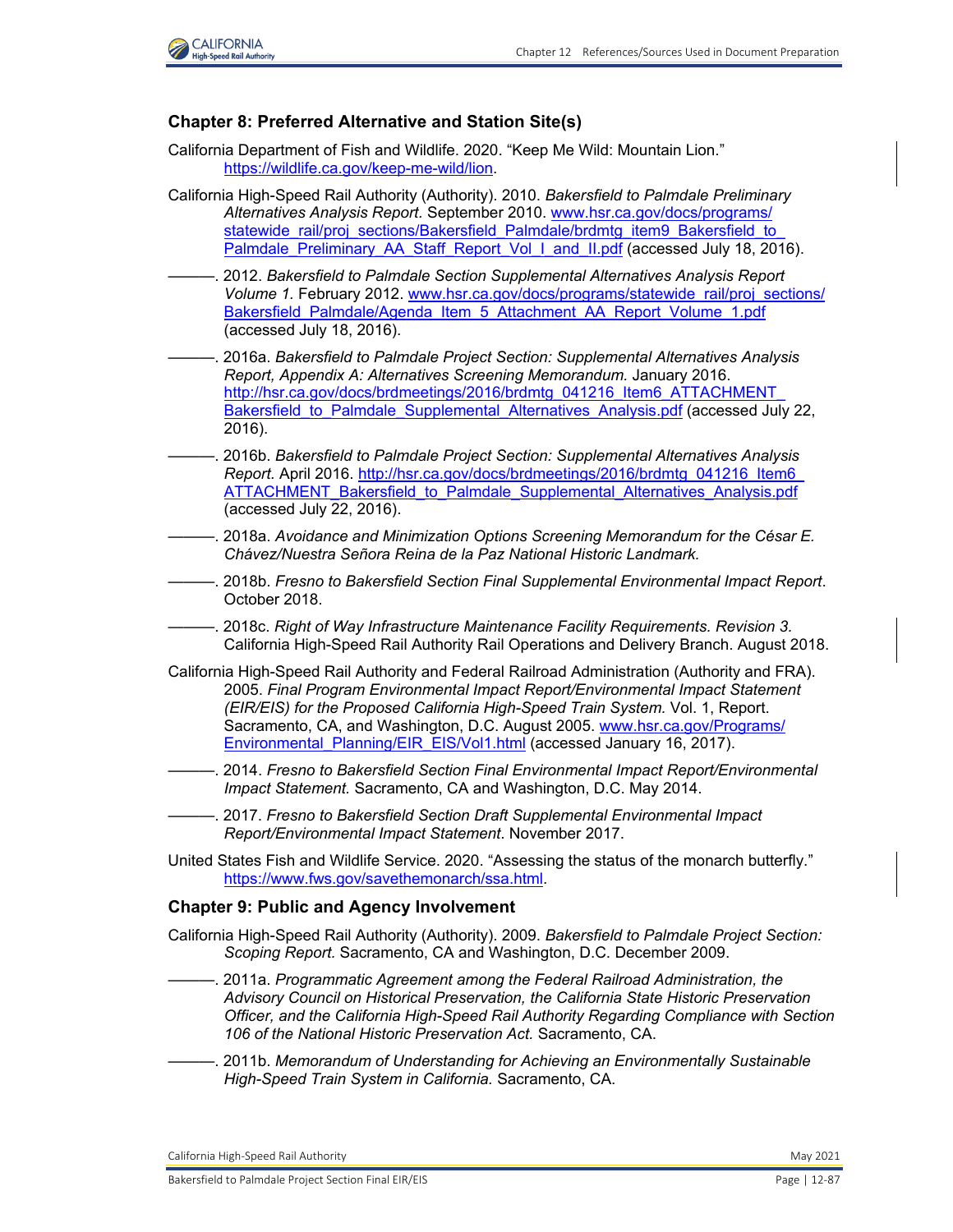### Chapter 8: Preferred Alternative and Station Site(s)

California Department of Fish and Wildlife. 2020. "Keep Me Wild: Mountain Lion." https://wildlife.ca.gov/keep-me-wild/lion.

California High-Speed Rail Authority (Authority). 2010. *Bakersfield to Palmdale Preliminary Alternatives Analysis Report.* September 2010. www.hsr.ca.gov/docs/programs/statewide_rail/proj_sections/Bakersfield_Palmdale/brdmtg_item9_Bakersfield_to_Palmdale_Preliminary_AA_Staff_Report_Vol_I_and_II.pdf (accessed July 18, 2016).

———. 2012. *Bakersfield to Palmdale Section Supplemental Alternatives Analysis Report Volume 1.* February 2012. www.hsr.ca.gov/docs/programs/statewide_rail/proj_sections/Bakersfield_Palmdale/Agenda_Item_5_Attachment_AA_Report_Volume_1.pdf (accessed July 18, 2016).

———. 2016a. *Bakersfield to Palmdale Project Section: Supplemental Alternatives Analysis Report, Appendix A: Alternatives Screening Memorandum.* January 2016. http://hsr.ca.gov/docs/brdmeetings/2016/brdmtg_041216_Item6_ATTACHMENT_Bakersfield_to_Palmdale_Supplemental_Alternatives_Analysis.pdf (accessed July 22, 2016).

———. 2016b. *Bakersfield to Palmdale Project Section: Supplemental Alternatives Analysis Report.* April 2016. http://hsr.ca.gov/docs/brdmeetings/2016/brdmtg_041216_Item6_ATTACHMENT_Bakersfield_to_Palmdale_Supplemental_Alternatives_Analysis.pdf (accessed July 22, 2016).

———. 2018a. *Avoidance and Minimization Options Screening Memorandum for the César E. Chávez/Nuestra Señora Reina de la Paz National Historic Landmark.*

———. 2018b. *Fresno to Bakersfield Section Final Supplemental Environmental Impact Report*. October 2018.

———. 2018c. *Right of Way Infrastructure Maintenance Facility Requirements. Revision 3.* California High-Speed Rail Authority Rail Operations and Delivery Branch. August 2018.

California High-Speed Rail Authority and Federal Railroad Administration (Authority and FRA). 2005. *Final Program Environmental Impact Report/Environmental Impact Statement (EIR/EIS) for the Proposed California High-Speed Train System.* Vol. 1, Report. Sacramento, CA, and Washington, D.C. August 2005. www.hsr.ca.gov/Programs/Environmental_Planning/EIR_EIS/Vol1.html (accessed January 16, 2017).

———. 2014. *Fresno to Bakersfield Section Final Environmental Impact Report/Environmental Impact Statement.* Sacramento, CA and Washington, D.C. May 2014.

———. 2017. *Fresno to Bakersfield Section Draft Supplemental Environmental Impact Report/Environmental Impact Statement*. November 2017.

United States Fish and Wildlife Service. 2020. "Assessing the status of the monarch butterfly." https://www.fws.gov/savethemonarch/ssa.html.

### Chapter 9: Public and Agency Involvement

California High-Speed Rail Authority (Authority). 2009. *Bakersfield to Palmdale Project Section: Scoping Report.* Sacramento, CA and Washington, D.C. December 2009.

———. 2011a. *Programmatic Agreement among the Federal Railroad Administration, the Advisory Council on Historical Preservation, the California State Historic Preservation Officer, and the California High-Speed Rail Authority Regarding Compliance with Section 106 of the National Historic Preservation Act.* Sacramento, CA.

———. 2011b. *Memorandum of Understanding for Achieving an Environmentally Sustainable High-Speed Train System in California.* Sacramento, CA.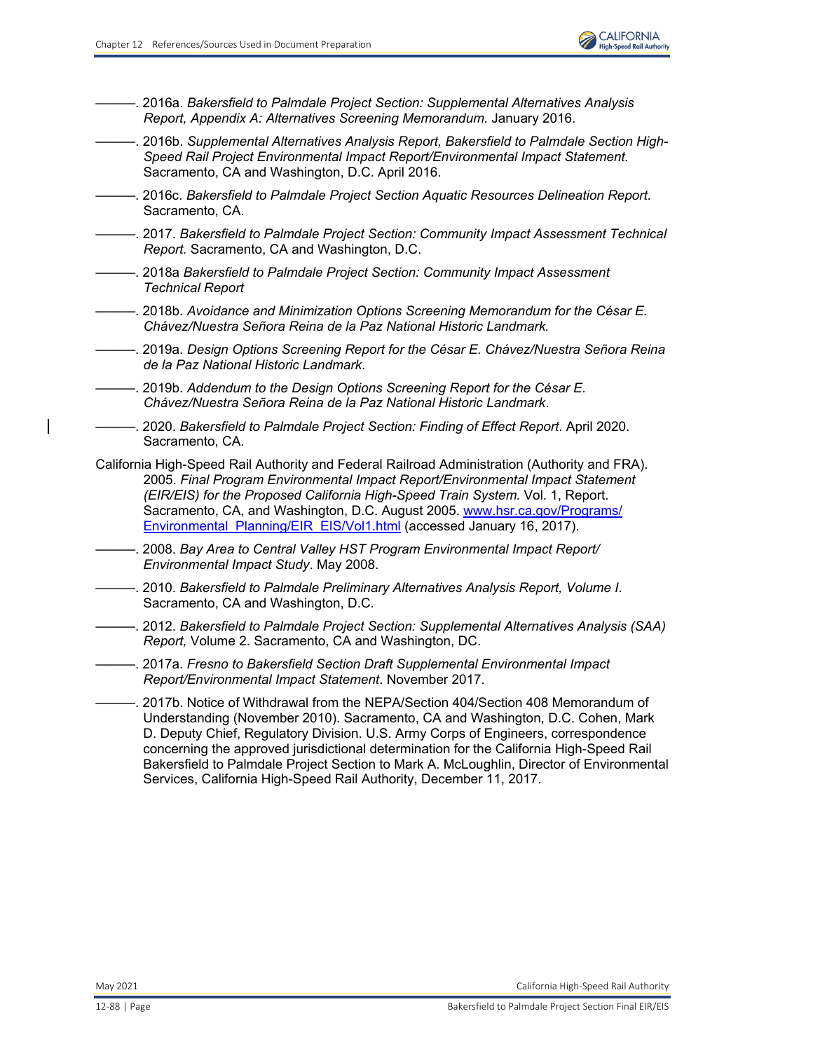———. 2016a. *Bakersfield to Palmdale Project Section: Supplemental Alternatives Analysis Report, Appendix A: Alternatives Screening Memorandum*. January 2016.

———. 2016b. *Supplemental Alternatives Analysis Report, Bakersfield to Palmdale Section High-Speed Rail Project Environmental Impact Report/Environmental Impact Statement.* Sacramento, CA and Washington, D.C. April 2016.

———. 2016c. *Bakersfield to Palmdale Project Section Aquatic Resources Delineation Report*. Sacramento, CA.

———. 2017. *Bakersfield to Palmdale Project Section: Community Impact Assessment Technical Report.* Sacramento, CA and Washington, D.C.

———. 2018a *Bakersfield to Palmdale Project Section: Community Impact Assessment Technical Report*

———. 2018b. *Avoidance and Minimization Options Screening Memorandum for the César E. Chávez/Nuestra Señora Reina de la Paz National Historic Landmark.*

———. 2019a. *Design Options Screening Report for the César E. Chávez/Nuestra Señora Reina de la Paz National Historic Landmark*.

———. 2019b. *Addendum to the Design Options Screening Report for the César E. Chávez/Nuestra Señora Reina de la Paz National Historic Landmark*.

———. 2020. *Bakersfield to Palmdale Project Section: Finding of Effect Report*. April 2020. Sacramento, CA.

California High-Speed Rail Authority and Federal Railroad Administration (Authority and FRA). 2005. *Final Program Environmental Impact Report/Environmental Impact Statement (EIR/EIS) for the Proposed California High-Speed Train System.* Vol. 1, Report. Sacramento, CA, and Washington, D.C. August 2005. www.hsr.ca.gov/Programs/Environmental_Planning/EIR_EIS/Vol1.html (accessed January 16, 2017).

———. 2008. *Bay Area to Central Valley HST Program Environmental Impact Report/ Environmental Impact Study*. May 2008.

———. 2010. *Bakersfield to Palmdale Preliminary Alternatives Analysis Report, Volume I*. Sacramento, CA and Washington, D.C.

———. 2012. *Bakersfield to Palmdale Project Section: Supplemental Alternatives Analysis (SAA) Report,* Volume 2. Sacramento, CA and Washington, DC.

———. 2017a. *Fresno to Bakersfield Section Draft Supplemental Environmental Impact Report/Environmental Impact Statement*. November 2017.

———. 2017b. Notice of Withdrawal from the NEPA/Section 404/Section 408 Memorandum of Understanding (November 2010). Sacramento, CA and Washington, D.C. Cohen, Mark D. Deputy Chief, Regulatory Division. U.S. Army Corps of Engineers, correspondence concerning the approved jurisdictional determination for the California High-Speed Rail Bakersfield to Palmdale Project Section to Mark A. McLoughlin, Director of Environmental Services, California High-Speed Rail Authority, December 11, 2017.